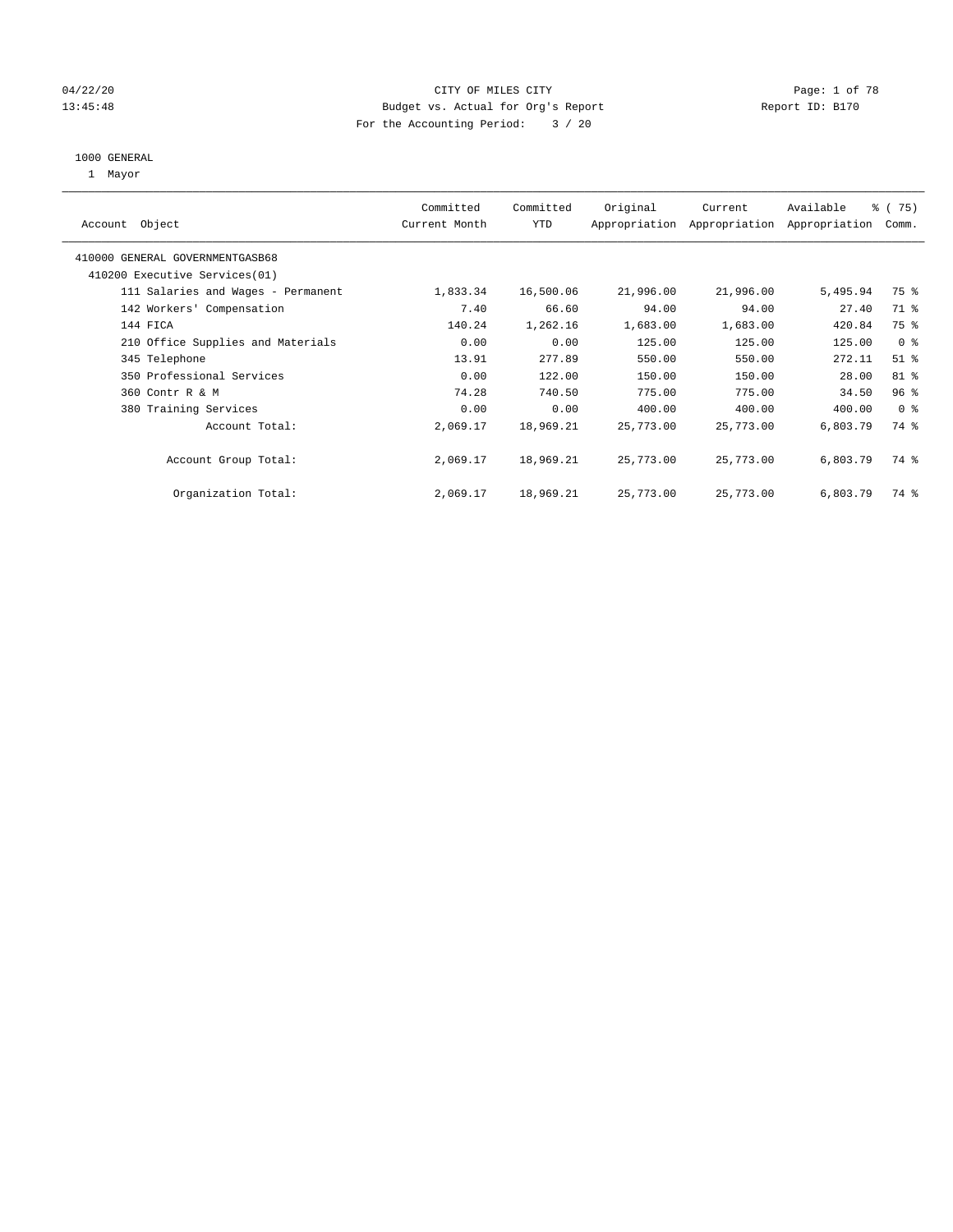04/22/20 CITY OF MILES CITY
13:45:48 Budget vs. Actual for Org's Report Report ID: B170
For the Accounting Period: 3 / 20

1000 GENERAL
1 Mayor

| Account Object | Committed Current Month | Committed YTD | Original Appropriation | Current Appropriation | Available Appropriation | % ( 75) Comm. |
|---|---|---|---|---|---|---|
| 410000 GENERAL GOVERNMENTGASB68 | | | | | | |
| 410200 Executive Services(01) | | | | | | |
| 111 Salaries and Wages - Permanent | 1,833.34 | 16,500.06 | 21,996.00 | 21,996.00 | 5,495.94 | 75 % |
| 142 Workers' Compensation | 7.40 | 66.60 | 94.00 | 94.00 | 27.40 | 71 % |
| 144 FICA | 140.24 | 1,262.16 | 1,683.00 | 1,683.00 | 420.84 | 75 % |
| 210 Office Supplies and Materials | 0.00 | 0.00 | 125.00 | 125.00 | 125.00 | 0 % |
| 345 Telephone | 13.91 | 277.89 | 550.00 | 550.00 | 272.11 | 51 % |
| 350 Professional Services | 0.00 | 122.00 | 150.00 | 150.00 | 28.00 | 81 % |
| 360 Contr R & M | 74.28 | 740.50 | 775.00 | 775.00 | 34.50 | 96 % |
| 380 Training Services | 0.00 | 0.00 | 400.00 | 400.00 | 400.00 | 0 % |
| Account Total: | 2,069.17 | 18,969.21 | 25,773.00 | 25,773.00 | 6,803.79 | 74 % |
| Account Group Total: | 2,069.17 | 18,969.21 | 25,773.00 | 25,773.00 | 6,803.79 | 74 % |
| Organization Total: | 2,069.17 | 18,969.21 | 25,773.00 | 25,773.00 | 6,803.79 | 74 % |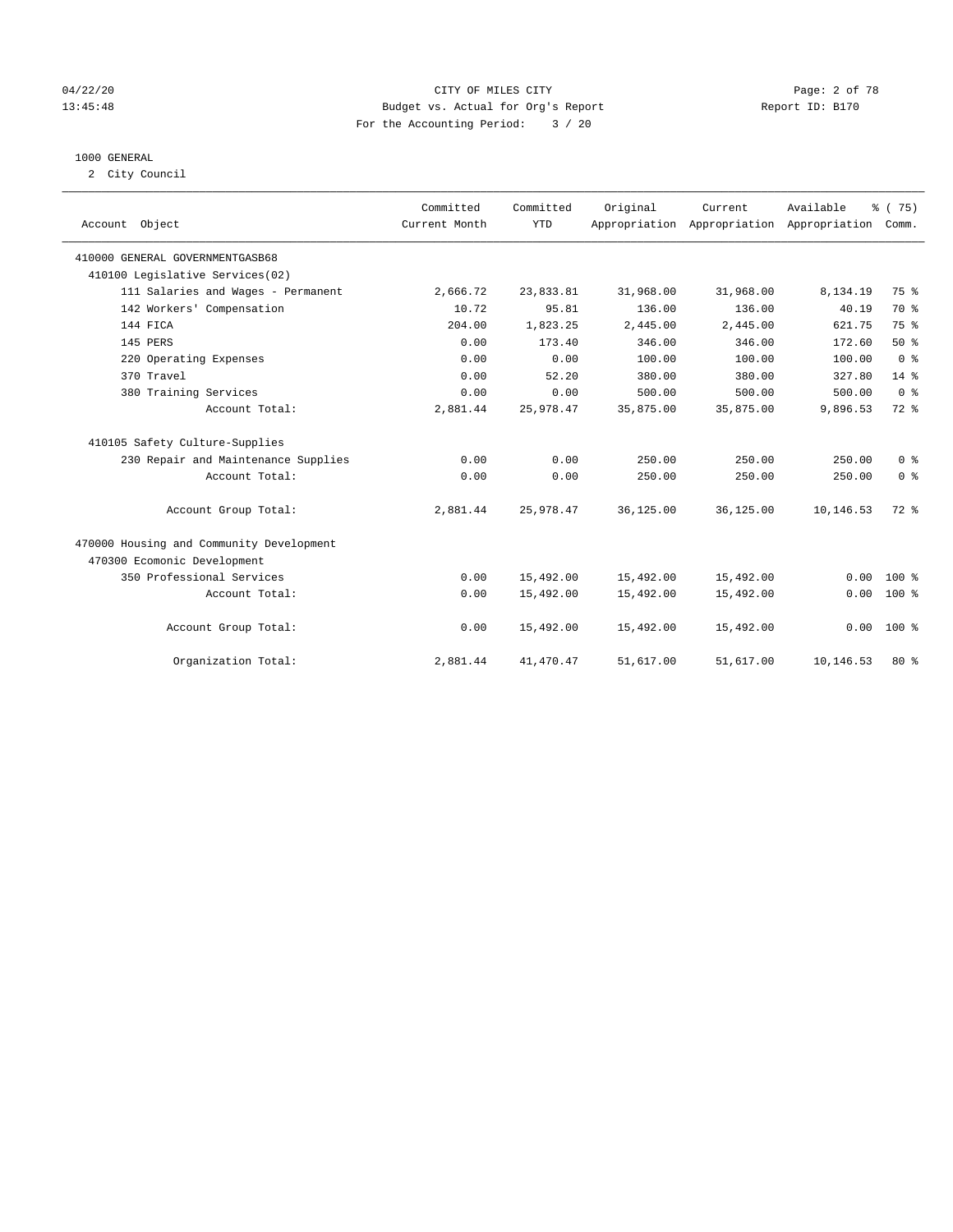CITY OF MILES CITY
Budget vs. Actual for Org's Report
For the Accounting Period: 3 / 20

04/22/20
13:45:48

Report ID: B170

## 1000 GENERAL

2 City Council

| Account Object | Committed Current Month | Committed YTD | Original Appropriation | Current Appropriation | Available Appropriation | % ( 75) Comm. |
|---|---|---|---|---|---|---|
| 410000 GENERAL GOVERNMENTGASB68 | | | | | | |
| 410100 Legislative Services(02) | | | | | | |
| 111 Salaries and Wages - Permanent | 2,666.72 | 23,833.81 | 31,968.00 | 31,968.00 | 8,134.19 | 75 % |
| 142 Workers' Compensation | 10.72 | 95.81 | 136.00 | 136.00 | 40.19 | 70 % |
| 144 FICA | 204.00 | 1,823.25 | 2,445.00 | 2,445.00 | 621.75 | 75 % |
| 145 PERS | 0.00 | 173.40 | 346.00 | 346.00 | 172.60 | 50 % |
| 220 Operating Expenses | 0.00 | 0.00 | 100.00 | 100.00 | 100.00 | 0 % |
| 370 Travel | 0.00 | 52.20 | 380.00 | 380.00 | 327.80 | 14 % |
| 380 Training Services | 0.00 | 0.00 | 500.00 | 500.00 | 500.00 | 0 % |
| Account Total: | 2,881.44 | 25,978.47 | 35,875.00 | 35,875.00 | 9,896.53 | 72 % |
| 410105 Safety Culture-Supplies | | | | | | |
| 230 Repair and Maintenance Supplies | 0.00 | 0.00 | 250.00 | 250.00 | 250.00 | 0 % |
| Account Total: | 0.00 | 0.00 | 250.00 | 250.00 | 250.00 | 0 % |
| Account Group Total: | 2,881.44 | 25,978.47 | 36,125.00 | 36,125.00 | 10,146.53 | 72 % |
| 470000 Housing and Community Development | | | | | | |
| 470300 Ecomonic Development | | | | | | |
| 350 Professional Services | 0.00 | 15,492.00 | 15,492.00 | 15,492.00 | 0.00 | 100 % |
| Account Total: | 0.00 | 15,492.00 | 15,492.00 | 15,492.00 | 0.00 | 100 % |
| Account Group Total: | 0.00 | 15,492.00 | 15,492.00 | 15,492.00 | 0.00 | 100 % |
| Organization Total: | 2,881.44 | 41,470.47 | 51,617.00 | 51,617.00 | 10,146.53 | 80 % |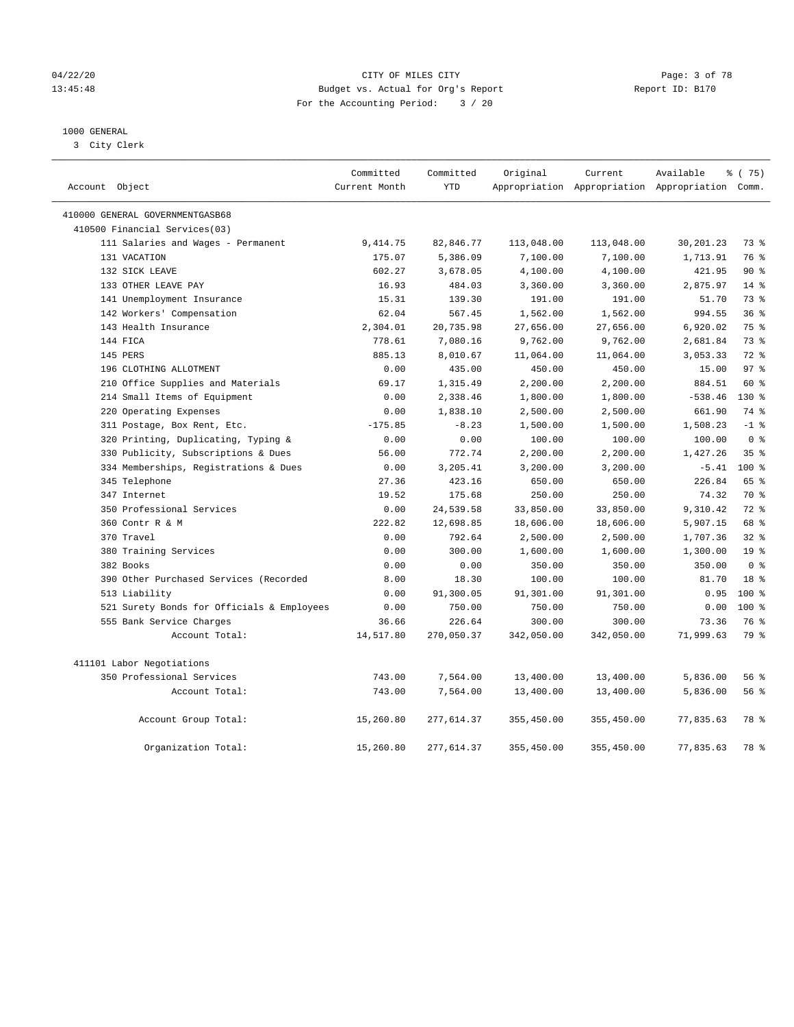CITY OF MILES CITY
Budget vs. Actual for Org's Report
For the Accounting Period: 3 / 20

04/22/20
13:45:48

Report ID: B170

1000 GENERAL
3 City Clerk

| Account Object | Committed Current Month | Committed YTD | Original Appropriation | Current Appropriation | Available Appropriation | % ( 75) Comm. |
|---|---|---|---|---|---|---|
| 410000 GENERAL GOVERNMENTGASB68 | | | | | | |
| 410500 Financial Services(03) | | | | | | |
| 111 Salaries and Wages - Permanent | 9,414.75 | 82,846.77 | 113,048.00 | 113,048.00 | 30,201.23 | 73 % |
| 131 VACATION | 175.07 | 5,386.09 | 7,100.00 | 7,100.00 | 1,713.91 | 76 % |
| 132 SICK LEAVE | 602.27 | 3,678.05 | 4,100.00 | 4,100.00 | 421.95 | 90 % |
| 133 OTHER LEAVE PAY | 16.93 | 484.03 | 3,360.00 | 3,360.00 | 2,875.97 | 14 % |
| 141 Unemployment Insurance | 15.31 | 139.30 | 191.00 | 191.00 | 51.70 | 73 % |
| 142 Workers' Compensation | 62.04 | 567.45 | 1,562.00 | 1,562.00 | 994.55 | 36 % |
| 143 Health Insurance | 2,304.01 | 20,735.98 | 27,656.00 | 27,656.00 | 6,920.02 | 75 % |
| 144 FICA | 778.61 | 7,080.16 | 9,762.00 | 9,762.00 | 2,681.84 | 73 % |
| 145 PERS | 885.13 | 8,010.67 | 11,064.00 | 11,064.00 | 3,053.33 | 72 % |
| 196 CLOTHING ALLOTMENT | 0.00 | 435.00 | 450.00 | 450.00 | 15.00 | 97 % |
| 210 Office Supplies and Materials | 69.17 | 1,315.49 | 2,200.00 | 2,200.00 | 884.51 | 60 % |
| 214 Small Items of Equipment | 0.00 | 2,338.46 | 1,800.00 | 1,800.00 | -538.46 | 130 % |
| 220 Operating Expenses | 0.00 | 1,838.10 | 2,500.00 | 2,500.00 | 661.90 | 74 % |
| 311 Postage, Box Rent, Etc. | -175.85 | -8.23 | 1,500.00 | 1,500.00 | 1,508.23 | -1 % |
| 320 Printing, Duplicating, Typing & | 0.00 | 0.00 | 100.00 | 100.00 | 100.00 | 0 % |
| 330 Publicity, Subscriptions & Dues | 56.00 | 772.74 | 2,200.00 | 2,200.00 | 1,427.26 | 35 % |
| 334 Memberships, Registrations & Dues | 0.00 | 3,205.41 | 3,200.00 | 3,200.00 | -5.41 | 100 % |
| 345 Telephone | 27.36 | 423.16 | 650.00 | 650.00 | 226.84 | 65 % |
| 347 Internet | 19.52 | 175.68 | 250.00 | 250.00 | 74.32 | 70 % |
| 350 Professional Services | 0.00 | 24,539.58 | 33,850.00 | 33,850.00 | 9,310.42 | 72 % |
| 360 Contr R & M | 222.82 | 12,698.85 | 18,606.00 | 18,606.00 | 5,907.15 | 68 % |
| 370 Travel | 0.00 | 792.64 | 2,500.00 | 2,500.00 | 1,707.36 | 32 % |
| 380 Training Services | 0.00 | 300.00 | 1,600.00 | 1,600.00 | 1,300.00 | 19 % |
| 382 Books | 0.00 | 0.00 | 350.00 | 350.00 | 350.00 | 0 % |
| 390 Other Purchased Services (Recorded | 8.00 | 18.30 | 100.00 | 100.00 | 81.70 | 18 % |
| 513 Liability | 0.00 | 91,300.05 | 91,301.00 | 91,301.00 | 0.95 | 100 % |
| 521 Surety Bonds for Officials & Employees | 0.00 | 750.00 | 750.00 | 750.00 | 0.00 | 100 % |
| 555 Bank Service Charges | 36.66 | 226.64 | 300.00 | 300.00 | 73.36 | 76 % |
| Account Total: | 14,517.80 | 270,050.37 | 342,050.00 | 342,050.00 | 71,999.63 | 79 % |
| 411101 Labor Negotiations | | | | | | |
| 350 Professional Services | 743.00 | 7,564.00 | 13,400.00 | 13,400.00 | 5,836.00 | 56 % |
| Account Total: | 743.00 | 7,564.00 | 13,400.00 | 13,400.00 | 5,836.00 | 56 % |
| Account Group Total: | 15,260.80 | 277,614.37 | 355,450.00 | 355,450.00 | 77,835.63 | 78 % |
| Organization Total: | 15,260.80 | 277,614.37 | 355,450.00 | 355,450.00 | 77,835.63 | 78 % |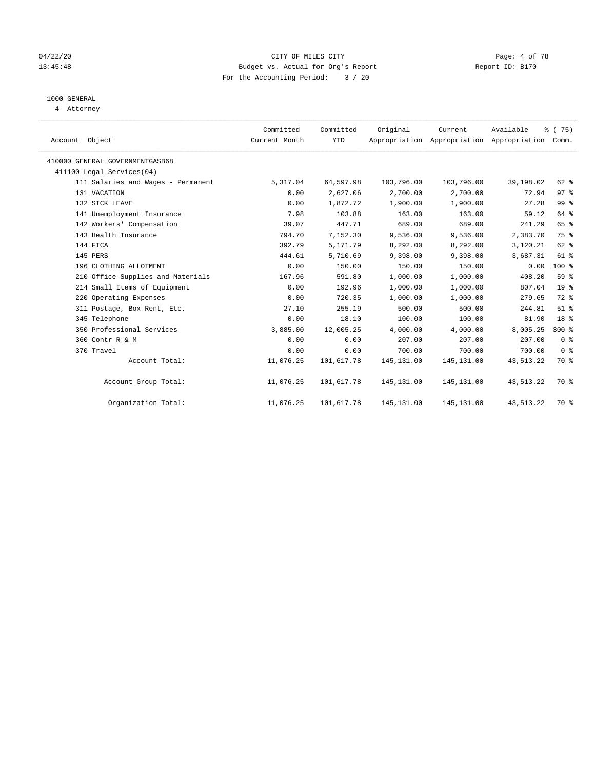CITY OF MILES CITY
Budget vs. Actual for Org's Report
For the Accounting Period: 3 / 20

04/22/20
13:45:48

Report ID: B170

1000 GENERAL
4 Attorney

| Account Object | Committed Current Month | Committed YTD | Original Appropriation | Current Appropriation | Available Appropriation | % ( 75) Comm. |
|---|---|---|---|---|---|---|
| 410000 GENERAL GOVERNMENTGASB68 | | | | | | |
| 411100 Legal Services(04) | | | | | | |
| 111 Salaries and Wages - Permanent | 5,317.04 | 64,597.98 | 103,796.00 | 103,796.00 | 39,198.02 | 62 % |
| 131 VACATION | 0.00 | 2,627.06 | 2,700.00 | 2,700.00 | 72.94 | 97 % |
| 132 SICK LEAVE | 0.00 | 1,872.72 | 1,900.00 | 1,900.00 | 27.28 | 99 % |
| 141 Unemployment Insurance | 7.98 | 103.88 | 163.00 | 163.00 | 59.12 | 64 % |
| 142 Workers' Compensation | 39.07 | 447.71 | 689.00 | 689.00 | 241.29 | 65 % |
| 143 Health Insurance | 794.70 | 7,152.30 | 9,536.00 | 9,536.00 | 2,383.70 | 75 % |
| 144 FICA | 392.79 | 5,171.79 | 8,292.00 | 8,292.00 | 3,120.21 | 62 % |
| 145 PERS | 444.61 | 5,710.69 | 9,398.00 | 9,398.00 | 3,687.31 | 61 % |
| 196 CLOTHING ALLOTMENT | 0.00 | 150.00 | 150.00 | 150.00 | 0.00 | 100 % |
| 210 Office Supplies and Materials | 167.96 | 591.80 | 1,000.00 | 1,000.00 | 408.20 | 59 % |
| 214 Small Items of Equipment | 0.00 | 192.96 | 1,000.00 | 1,000.00 | 807.04 | 19 % |
| 220 Operating Expenses | 0.00 | 720.35 | 1,000.00 | 1,000.00 | 279.65 | 72 % |
| 311 Postage, Box Rent, Etc. | 27.10 | 255.19 | 500.00 | 500.00 | 244.81 | 51 % |
| 345 Telephone | 0.00 | 18.10 | 100.00 | 100.00 | 81.90 | 18 % |
| 350 Professional Services | 3,885.00 | 12,005.25 | 4,000.00 | 4,000.00 | -8,005.25 | 300 % |
| 360 Contr R & M | 0.00 | 0.00 | 207.00 | 207.00 | 207.00 | 0 % |
| 370 Travel | 0.00 | 0.00 | 700.00 | 700.00 | 700.00 | 0 % |
| Account Total: | 11,076.25 | 101,617.78 | 145,131.00 | 145,131.00 | 43,513.22 | 70 % |
| Account Group Total: | 11,076.25 | 101,617.78 | 145,131.00 | 145,131.00 | 43,513.22 | 70 % |
| Organization Total: | 11,076.25 | 101,617.78 | 145,131.00 | 145,131.00 | 43,513.22 | 70 % |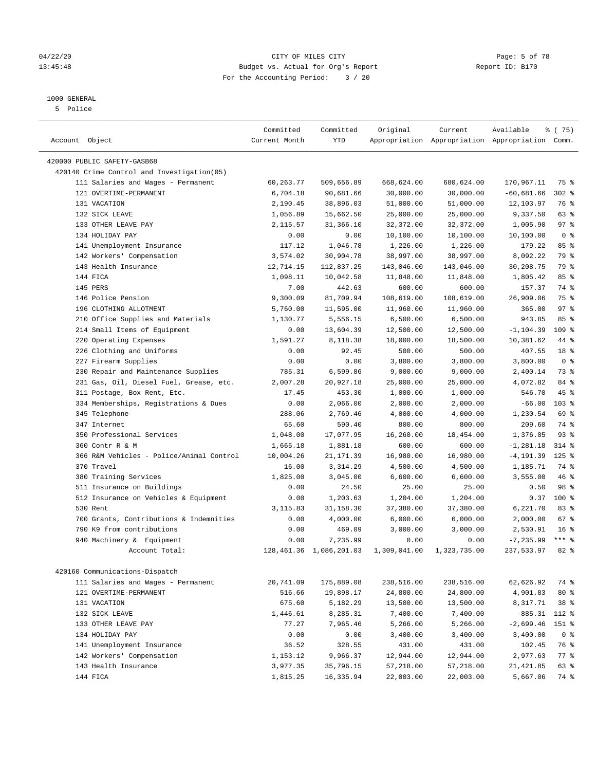CITY OF MILES CITY
Budget vs. Actual for Org's Report
For the Accounting Period: 3 / 20

04/22/20 13:45:48 — Report ID: B170

1000 GENERAL
5 Police

| Account Object | Committed Current Month | Committed YTD | Original Appropriation | Current Appropriation | Available Appropriation | % ( 75) Comm. |
|---|---|---|---|---|---|---|
| 420000 PUBLIC SAFETY-GASB68 | | | | | | |
| 420140 Crime Control and Investigation(05) | | | | | | |
| 111 Salaries and Wages - Permanent | 60,263.77 | 509,656.89 | 668,624.00 | 680,624.00 | 170,967.11 | 75 % |
| 121 OVERTIME-PERMANENT | 6,704.18 | 90,681.66 | 30,000.00 | 30,000.00 | -60,681.66 | 302 % |
| 131 VACATION | 2,190.45 | 38,896.03 | 51,000.00 | 51,000.00 | 12,103.97 | 76 % |
| 132 SICK LEAVE | 1,056.89 | 15,662.50 | 25,000.00 | 25,000.00 | 9,337.50 | 63 % |
| 133 OTHER LEAVE PAY | 2,115.57 | 31,366.10 | 32,372.00 | 32,372.00 | 1,005.90 | 97 % |
| 134 HOLIDAY PAY | 0.00 | 0.00 | 10,100.00 | 10,100.00 | 10,100.00 | 0 % |
| 141 Unemployment Insurance | 117.12 | 1,046.78 | 1,226.00 | 1,226.00 | 179.22 | 85 % |
| 142 Workers' Compensation | 3,574.02 | 30,904.78 | 38,997.00 | 38,997.00 | 8,092.22 | 79 % |
| 143 Health Insurance | 12,714.15 | 112,837.25 | 143,046.00 | 143,046.00 | 30,208.75 | 79 % |
| 144 FICA | 1,098.11 | 10,042.58 | 11,848.00 | 11,848.00 | 1,805.42 | 85 % |
| 145 PERS | 7.00 | 442.63 | 600.00 | 600.00 | 157.37 | 74 % |
| 146 Police Pension | 9,300.09 | 81,709.94 | 108,619.00 | 108,619.00 | 26,909.06 | 75 % |
| 196 CLOTHING ALLOTMENT | 5,760.00 | 11,595.00 | 11,960.00 | 11,960.00 | 365.00 | 97 % |
| 210 Office Supplies and Materials | 1,130.77 | 5,556.15 | 6,500.00 | 6,500.00 | 943.85 | 85 % |
| 214 Small Items of Equipment | 0.00 | 13,604.39 | 12,500.00 | 12,500.00 | -1,104.39 | 109 % |
| 220 Operating Expenses | 1,591.27 | 8,118.38 | 18,000.00 | 18,500.00 | 10,381.62 | 44 % |
| 226 Clothing and Uniforms | 0.00 | 92.45 | 500.00 | 500.00 | 407.55 | 18 % |
| 227 Firearm Supplies | 0.00 | 0.00 | 3,800.00 | 3,800.00 | 3,800.00 | 0 % |
| 230 Repair and Maintenance Supplies | 785.31 | 6,599.86 | 9,000.00 | 9,000.00 | 2,400.14 | 73 % |
| 231 Gas, Oil, Diesel Fuel, Grease, etc. | 2,007.28 | 20,927.18 | 25,000.00 | 25,000.00 | 4,072.82 | 84 % |
| 311 Postage, Box Rent, Etc. | 17.45 | 453.30 | 1,000.00 | 1,000.00 | 546.70 | 45 % |
| 334 Memberships, Registrations & Dues | 0.00 | 2,066.00 | 2,000.00 | 2,000.00 | -66.00 | 103 % |
| 345 Telephone | 288.06 | 2,769.46 | 4,000.00 | 4,000.00 | 1,230.54 | 69 % |
| 347 Internet | 65.60 | 590.40 | 800.00 | 800.00 | 209.60 | 74 % |
| 350 Professional Services | 1,048.00 | 17,077.95 | 16,260.00 | 18,454.00 | 1,376.05 | 93 % |
| 360 Contr R & M | 1,665.18 | 1,881.18 | 600.00 | 600.00 | -1,281.18 | 314 % |
| 366 R&M Vehicles - Police/Animal Control | 10,004.26 | 21,171.39 | 16,980.00 | 16,980.00 | -4,191.39 | 125 % |
| 370 Travel | 16.00 | 3,314.29 | 4,500.00 | 4,500.00 | 1,185.71 | 74 % |
| 380 Training Services | 1,825.00 | 3,045.00 | 6,600.00 | 6,600.00 | 3,555.00 | 46 % |
| 511 Insurance on Buildings | 0.00 | 24.50 | 25.00 | 25.00 | 0.50 | 98 % |
| 512 Insurance on Vehicles & Equipment | 0.00 | 1,203.63 | 1,204.00 | 1,204.00 | 0.37 | 100 % |
| 530 Rent | 3,115.83 | 31,158.30 | 37,380.00 | 37,380.00 | 6,221.70 | 83 % |
| 700 Grants, Contributions & Indemnities | 0.00 | 4,000.00 | 6,000.00 | 6,000.00 | 2,000.00 | 67 % |
| 790 K9 from contributions | 0.00 | 469.09 | 3,000.00 | 3,000.00 | 2,530.91 | 16 % |
| 940 Machinery & Equipment | 0.00 | 7,235.99 | 0.00 | 0.00 | -7,235.99 | *** % |
| Account Total: | 128,461.36 | 1,086,201.03 | 1,309,041.00 | 1,323,735.00 | 237,533.97 | 82 % |
| 420160 Communications-Dispatch | | | | | | |
| 111 Salaries and Wages - Permanent | 20,741.09 | 175,889.08 | 238,516.00 | 238,516.00 | 62,626.92 | 74 % |
| 121 OVERTIME-PERMANENT | 516.66 | 19,898.17 | 24,800.00 | 24,800.00 | 4,901.83 | 80 % |
| 131 VACATION | 675.60 | 5,182.29 | 13,500.00 | 13,500.00 | 8,317.71 | 38 % |
| 132 SICK LEAVE | 1,446.61 | 8,285.31 | 7,400.00 | 7,400.00 | -885.31 | 112 % |
| 133 OTHER LEAVE PAY | 77.27 | 7,965.46 | 5,266.00 | 5,266.00 | -2,699.46 | 151 % |
| 134 HOLIDAY PAY | 0.00 | 0.00 | 3,400.00 | 3,400.00 | 3,400.00 | 0 % |
| 141 Unemployment Insurance | 36.52 | 328.55 | 431.00 | 431.00 | 102.45 | 76 % |
| 142 Workers' Compensation | 1,153.12 | 9,966.37 | 12,944.00 | 12,944.00 | 2,977.63 | 77 % |
| 143 Health Insurance | 3,977.35 | 35,796.15 | 57,218.00 | 57,218.00 | 21,421.85 | 63 % |
| 144 FICA | 1,815.25 | 16,335.94 | 22,003.00 | 22,003.00 | 5,667.06 | 74 % |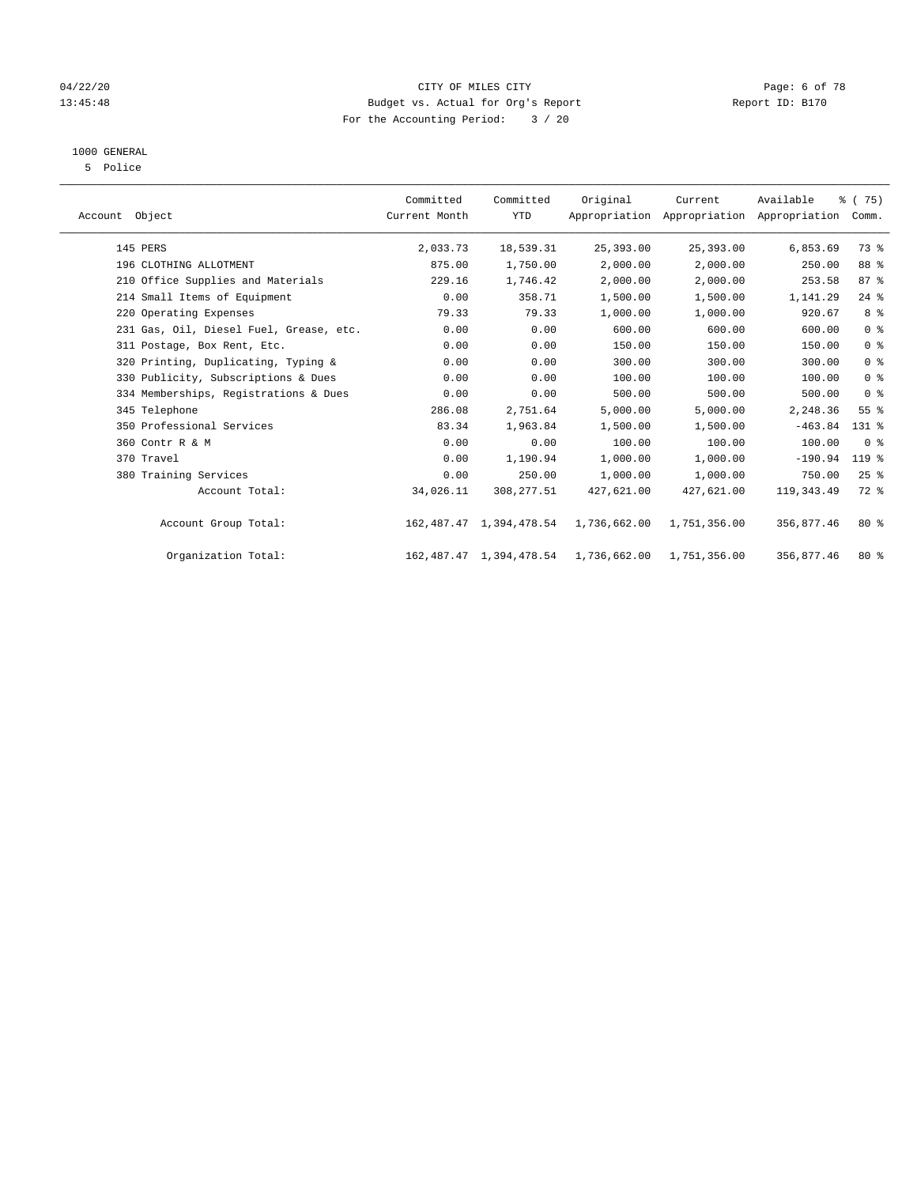04/22/20 CITY OF MILES CITY
13:45:48 Budget vs. Actual for Org's Report Report ID: B170
For the Accounting Period: 3 / 20

1000 GENERAL
5 Police

| Account Object | Committed Current Month | Committed YTD | Original Appropriation | Current Appropriation | Available Appropriation | % ( 75) Comm. |
|---|---|---|---|---|---|---|
| 145 PERS | 2,033.73 | 18,539.31 | 25,393.00 | 25,393.00 | 6,853.69 | 73 % |
| 196 CLOTHING ALLOTMENT | 875.00 | 1,750.00 | 2,000.00 | 2,000.00 | 250.00 | 88 % |
| 210 Office Supplies and Materials | 229.16 | 1,746.42 | 2,000.00 | 2,000.00 | 253.58 | 87 % |
| 214 Small Items of Equipment | 0.00 | 358.71 | 1,500.00 | 1,500.00 | 1,141.29 | 24 % |
| 220 Operating Expenses | 79.33 | 79.33 | 1,000.00 | 1,000.00 | 920.67 | 8 % |
| 231 Gas, Oil, Diesel Fuel, Grease, etc. | 0.00 | 0.00 | 600.00 | 600.00 | 600.00 | 0 % |
| 311 Postage, Box Rent, Etc. | 0.00 | 0.00 | 150.00 | 150.00 | 150.00 | 0 % |
| 320 Printing, Duplicating, Typing & | 0.00 | 0.00 | 300.00 | 300.00 | 300.00 | 0 % |
| 330 Publicity, Subscriptions & Dues | 0.00 | 0.00 | 100.00 | 100.00 | 100.00 | 0 % |
| 334 Memberships, Registrations & Dues | 0.00 | 0.00 | 500.00 | 500.00 | 500.00 | 0 % |
| 345 Telephone | 286.08 | 2,751.64 | 5,000.00 | 5,000.00 | 2,248.36 | 55 % |
| 350 Professional Services | 83.34 | 1,963.84 | 1,500.00 | 1,500.00 | -463.84 | 131 % |
| 360 Contr R & M | 0.00 | 0.00 | 100.00 | 100.00 | 100.00 | 0 % |
| 370 Travel | 0.00 | 1,190.94 | 1,000.00 | 1,000.00 | -190.94 | 119 % |
| 380 Training Services | 0.00 | 250.00 | 1,000.00 | 1,000.00 | 750.00 | 25 % |
| Account Total: | 34,026.11 | 308,277.51 | 427,621.00 | 427,621.00 | 119,343.49 | 72 % |
| Account Group Total: | 162,487.47 | 1,394,478.54 | 1,736,662.00 | 1,751,356.00 | 356,877.46 | 80 % |
| Organization Total: | 162,487.47 | 1,394,478.54 | 1,736,662.00 | 1,751,356.00 | 356,877.46 | 80 % |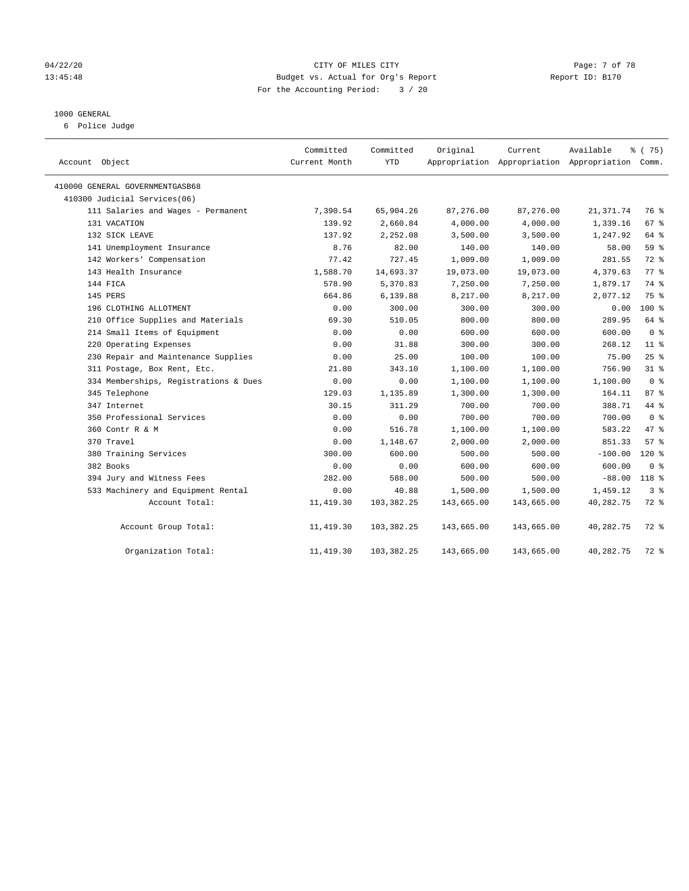CITY OF MILES CITY
Budget vs. Actual for Org's Report
For the Accounting Period: 3 / 20

04/22/20
13:45:48

Report ID: B170

1000 GENERAL
6 Police Judge

| Account Object | Committed Current Month | Committed YTD | Original Appropriation | Current Appropriation | Available Appropriation | % ( 75) Comm. |
|---|---|---|---|---|---|---|
| 410000 GENERAL GOVERNMENTGASB68 | | | | | | |
| 410300 Judicial Services(06) | | | | | | |
| 111 Salaries and Wages - Permanent | 7,390.54 | 65,904.26 | 87,276.00 | 87,276.00 | 21,371.74 | 76 % |
| 131 VACATION | 139.92 | 2,660.84 | 4,000.00 | 4,000.00 | 1,339.16 | 67 % |
| 132 SICK LEAVE | 137.92 | 2,252.08 | 3,500.00 | 3,500.00 | 1,247.92 | 64 % |
| 141 Unemployment Insurance | 8.76 | 82.00 | 140.00 | 140.00 | 58.00 | 59 % |
| 142 Workers' Compensation | 77.42 | 727.45 | 1,009.00 | 1,009.00 | 281.55 | 72 % |
| 143 Health Insurance | 1,588.70 | 14,693.37 | 19,073.00 | 19,073.00 | 4,379.63 | 77 % |
| 144 FICA | 578.90 | 5,370.83 | 7,250.00 | 7,250.00 | 1,879.17 | 74 % |
| 145 PERS | 664.86 | 6,139.88 | 8,217.00 | 8,217.00 | 2,077.12 | 75 % |
| 196 CLOTHING ALLOTMENT | 0.00 | 300.00 | 300.00 | 300.00 | 0.00 | 100 % |
| 210 Office Supplies and Materials | 69.30 | 510.05 | 800.00 | 800.00 | 289.95 | 64 % |
| 214 Small Items of Equipment | 0.00 | 0.00 | 600.00 | 600.00 | 600.00 | 0 % |
| 220 Operating Expenses | 0.00 | 31.88 | 300.00 | 300.00 | 268.12 | 11 % |
| 230 Repair and Maintenance Supplies | 0.00 | 25.00 | 100.00 | 100.00 | 75.00 | 25 % |
| 311 Postage, Box Rent, Etc. | 21.80 | 343.10 | 1,100.00 | 1,100.00 | 756.90 | 31 % |
| 334 Memberships, Registrations & Dues | 0.00 | 0.00 | 1,100.00 | 1,100.00 | 1,100.00 | 0 % |
| 345 Telephone | 129.03 | 1,135.89 | 1,300.00 | 1,300.00 | 164.11 | 87 % |
| 347 Internet | 30.15 | 311.29 | 700.00 | 700.00 | 388.71 | 44 % |
| 350 Professional Services | 0.00 | 0.00 | 700.00 | 700.00 | 700.00 | 0 % |
| 360 Contr R & M | 0.00 | 516.78 | 1,100.00 | 1,100.00 | 583.22 | 47 % |
| 370 Travel | 0.00 | 1,148.67 | 2,000.00 | 2,000.00 | 851.33 | 57 % |
| 380 Training Services | 300.00 | 600.00 | 500.00 | 500.00 | -100.00 | 120 % |
| 382 Books | 0.00 | 0.00 | 600.00 | 600.00 | 600.00 | 0 % |
| 394 Jury and Witness Fees | 282.00 | 588.00 | 500.00 | 500.00 | -88.00 | 118 % |
| 533 Machinery and Equipment Rental | 0.00 | 40.88 | 1,500.00 | 1,500.00 | 1,459.12 | 3 % |
| Account Total: | 11,419.30 | 103,382.25 | 143,665.00 | 143,665.00 | 40,282.75 | 72 % |
| Account Group Total: | 11,419.30 | 103,382.25 | 143,665.00 | 143,665.00 | 40,282.75 | 72 % |
| Organization Total: | 11,419.30 | 103,382.25 | 143,665.00 | 143,665.00 | 40,282.75 | 72 % |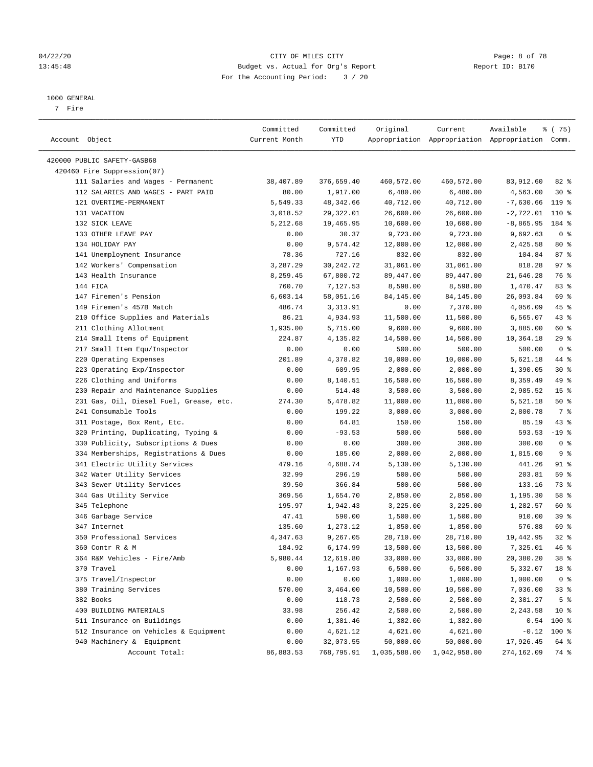CITY OF MILES CITY
Budget vs. Actual for Org's Report
For the Accounting Period: 3 / 20

04/22/20
13:45:48

Report ID: B170

1000 GENERAL
7 Fire

| Account Object | Committed Current Month | Committed YTD | Original Appropriation | Current Appropriation | Available Appropriation | % ( 75) Comm. |
|---|---|---|---|---|---|---|
| 420000 PUBLIC SAFETY-GASB68 | | | | | | |
| 420460 Fire Suppression(07) | | | | | | |
| 111 Salaries and Wages - Permanent | 38,407.89 | 376,659.40 | 460,572.00 | 460,572.00 | 83,912.60 | 82 % |
| 112 SALARIES AND WAGES - PART PAID | 80.00 | 1,917.00 | 6,480.00 | 6,480.00 | 4,563.00 | 30 % |
| 121 OVERTIME-PERMANENT | 5,549.33 | 48,342.66 | 40,712.00 | 40,712.00 | -7,630.66 | 119 % |
| 131 VACATION | 3,018.52 | 29,322.01 | 26,600.00 | 26,600.00 | -2,722.01 | 110 % |
| 132 SICK LEAVE | 5,212.68 | 19,465.95 | 10,600.00 | 10,600.00 | -8,865.95 | 184 % |
| 133 OTHER LEAVE PAY | 0.00 | 30.37 | 9,723.00 | 9,723.00 | 9,692.63 | 0 % |
| 134 HOLIDAY PAY | 0.00 | 9,574.42 | 12,000.00 | 12,000.00 | 2,425.58 | 80 % |
| 141 Unemployment Insurance | 78.36 | 727.16 | 832.00 | 832.00 | 104.84 | 87 % |
| 142 Workers' Compensation | 3,287.29 | 30,242.72 | 31,061.00 | 31,061.00 | 818.28 | 97 % |
| 143 Health Insurance | 8,259.45 | 67,800.72 | 89,447.00 | 89,447.00 | 21,646.28 | 76 % |
| 144 FICA | 760.70 | 7,127.53 | 8,598.00 | 8,598.00 | 1,470.47 | 83 % |
| 147 Firemen's Pension | 6,603.14 | 58,051.16 | 84,145.00 | 84,145.00 | 26,093.84 | 69 % |
| 149 Firemen's 457B Match | 486.74 | 3,313.91 | 0.00 | 7,370.00 | 4,056.09 | 45 % |
| 210 Office Supplies and Materials | 86.21 | 4,934.93 | 11,500.00 | 11,500.00 | 6,565.07 | 43 % |
| 211 Clothing Allotment | 1,935.00 | 5,715.00 | 9,600.00 | 9,600.00 | 3,885.00 | 60 % |
| 214 Small Items of Equipment | 224.87 | 4,135.82 | 14,500.00 | 14,500.00 | 10,364.18 | 29 % |
| 217 Small Item Equ/Inspector | 0.00 | 0.00 | 500.00 | 500.00 | 500.00 | 0 % |
| 220 Operating Expenses | 201.89 | 4,378.82 | 10,000.00 | 10,000.00 | 5,621.18 | 44 % |
| 223 Operating Exp/Inspector | 0.00 | 609.95 | 2,000.00 | 2,000.00 | 1,390.05 | 30 % |
| 226 Clothing and Uniforms | 0.00 | 8,140.51 | 16,500.00 | 16,500.00 | 8,359.49 | 49 % |
| 230 Repair and Maintenance Supplies | 0.00 | 514.48 | 3,500.00 | 3,500.00 | 2,985.52 | 15 % |
| 231 Gas, Oil, Diesel Fuel, Grease, etc. | 274.30 | 5,478.82 | 11,000.00 | 11,000.00 | 5,521.18 | 50 % |
| 241 Consumable Tools | 0.00 | 199.22 | 3,000.00 | 3,000.00 | 2,800.78 | 7 % |
| 311 Postage, Box Rent, Etc. | 0.00 | 64.81 | 150.00 | 150.00 | 85.19 | 43 % |
| 320 Printing, Duplicating, Typing & | 0.00 | -93.53 | 500.00 | 500.00 | 593.53 | -19 % |
| 330 Publicity, Subscriptions & Dues | 0.00 | 0.00 | 300.00 | 300.00 | 300.00 | 0 % |
| 334 Memberships, Registrations & Dues | 0.00 | 185.00 | 2,000.00 | 2,000.00 | 1,815.00 | 9 % |
| 341 Electric Utility Services | 479.16 | 4,688.74 | 5,130.00 | 5,130.00 | 441.26 | 91 % |
| 342 Water Utility Services | 32.99 | 296.19 | 500.00 | 500.00 | 203.81 | 59 % |
| 343 Sewer Utility Services | 39.50 | 366.84 | 500.00 | 500.00 | 133.16 | 73 % |
| 344 Gas Utility Service | 369.56 | 1,654.70 | 2,850.00 | 2,850.00 | 1,195.30 | 58 % |
| 345 Telephone | 195.97 | 1,942.43 | 3,225.00 | 3,225.00 | 1,282.57 | 60 % |
| 346 Garbage Service | 47.41 | 590.00 | 1,500.00 | 1,500.00 | 910.00 | 39 % |
| 347 Internet | 135.60 | 1,273.12 | 1,850.00 | 1,850.00 | 576.88 | 69 % |
| 350 Professional Services | 4,347.63 | 9,267.05 | 28,710.00 | 28,710.00 | 19,442.95 | 32 % |
| 360 Contr R & M | 184.92 | 6,174.99 | 13,500.00 | 13,500.00 | 7,325.01 | 46 % |
| 364 R&M Vehicles - Fire/Amb | 5,980.44 | 12,619.80 | 33,000.00 | 33,000.00 | 20,380.20 | 38 % |
| 370 Travel | 0.00 | 1,167.93 | 6,500.00 | 6,500.00 | 5,332.07 | 18 % |
| 375 Travel/Inspector | 0.00 | 0.00 | 1,000.00 | 1,000.00 | 1,000.00 | 0 % |
| 380 Training Services | 570.00 | 3,464.00 | 10,500.00 | 10,500.00 | 7,036.00 | 33 % |
| 382 Books | 0.00 | 118.73 | 2,500.00 | 2,500.00 | 2,381.27 | 5 % |
| 400 BUILDING MATERIALS | 33.98 | 256.42 | 2,500.00 | 2,500.00 | 2,243.58 | 10 % |
| 511 Insurance on Buildings | 0.00 | 1,381.46 | 1,382.00 | 1,382.00 | 0.54 | 100 % |
| 512 Insurance on Vehicles & Equipment | 0.00 | 4,621.12 | 4,621.00 | 4,621.00 | -0.12 | 100 % |
| 940 Machinery & Equipment | 0.00 | 32,073.55 | 50,000.00 | 50,000.00 | 17,926.45 | 64 % |
| Account Total: | 86,883.53 | 768,795.91 | 1,035,588.00 | 1,042,958.00 | 274,162.09 | 74 % |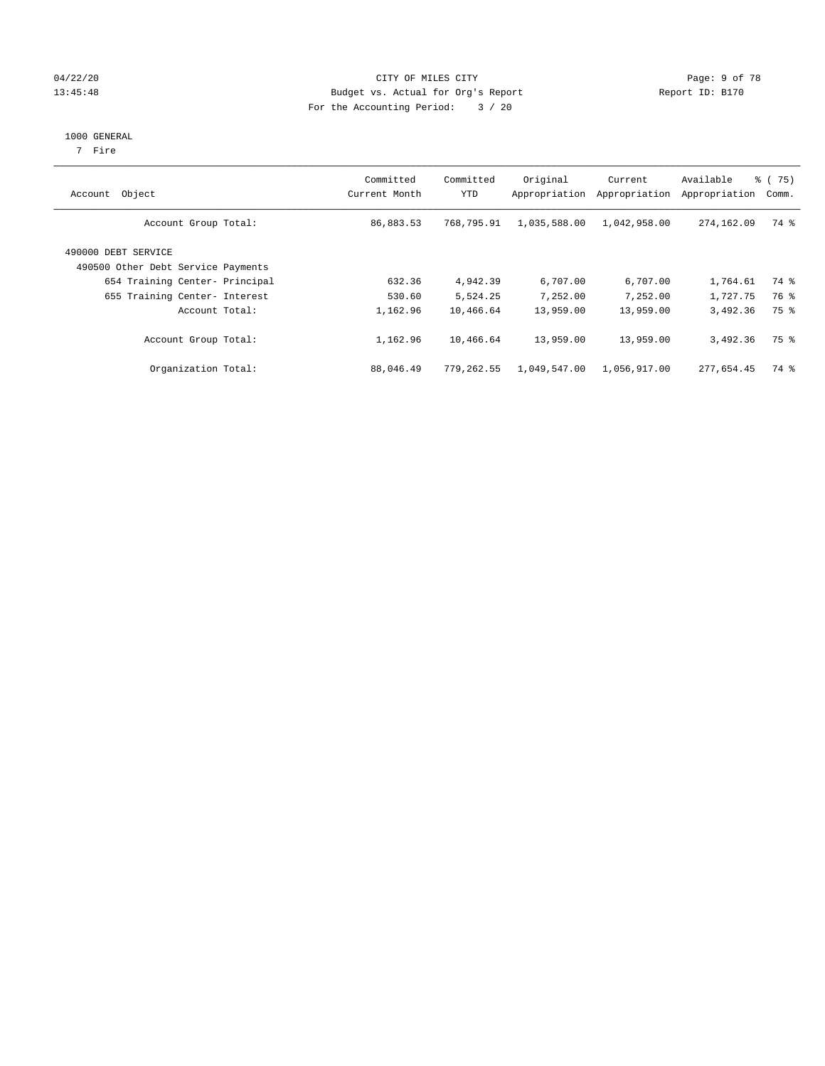CITY OF MILES CITY

Budget vs. Actual for Org's Report

For the Accounting Period: 3 / 20

1000 GENERAL

7 Fire

| Account Object | Committed Current Month | Committed YTD | Original Appropriation | Current Appropriation | Available Appropriation | % ( 75) Comm. |
|---|---|---|---|---|---|---|
| Account Group Total: | 86,883.53 | 768,795.91 | 1,035,588.00 | 1,042,958.00 | 274,162.09 | 74 % |
| 490000 DEBT SERVICE | | | | | | |
| 490500 Other Debt Service Payments | | | | | | |
| 654 Training Center- Principal | 632.36 | 4,942.39 | 6,707.00 | 6,707.00 | 1,764.61 | 74 % |
| 655 Training Center- Interest | 530.60 | 5,524.25 | 7,252.00 | 7,252.00 | 1,727.75 | 76 % |
| Account Total: | 1,162.96 | 10,466.64 | 13,959.00 | 13,959.00 | 3,492.36 | 75 % |
| Account Group Total: | 1,162.96 | 10,466.64 | 13,959.00 | 13,959.00 | 3,492.36 | 75 % |
| Organization Total: | 88,046.49 | 779,262.55 | 1,049,547.00 | 1,056,917.00 | 277,654.45 | 74 % |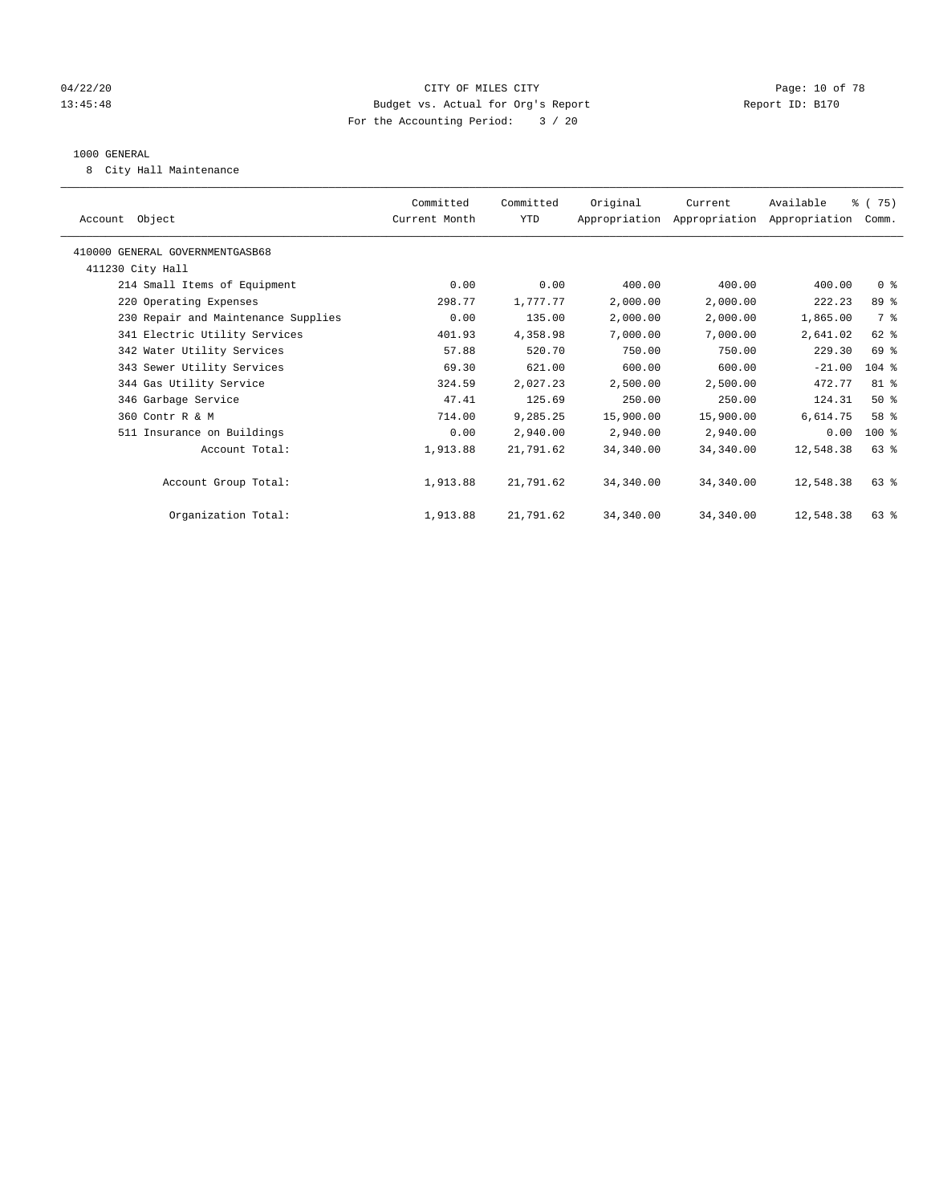CITY OF MILES CITY
Budget vs. Actual for Org's Report
For the Accounting Period: 3 / 20

1000 GENERAL

8 City Hall Maintenance

| Account Object | Committed Current Month | Committed YTD | Original Appropriation | Current Appropriation | Available Appropriation | % ( 75) Comm. |
|---|---|---|---|---|---|---|
| 410000 GENERAL GOVERNMENTGASB68 | | | | | | |
| 411230 City Hall | | | | | | |
| 214 Small Items of Equipment | 0.00 | 0.00 | 400.00 | 400.00 | 400.00 | 0 % |
| 220 Operating Expenses | 298.77 | 1,777.77 | 2,000.00 | 2,000.00 | 222.23 | 89 % |
| 230 Repair and Maintenance Supplies | 0.00 | 135.00 | 2,000.00 | 2,000.00 | 1,865.00 | 7 % |
| 341 Electric Utility Services | 401.93 | 4,358.98 | 7,000.00 | 7,000.00 | 2,641.02 | 62 % |
| 342 Water Utility Services | 57.88 | 520.70 | 750.00 | 750.00 | 229.30 | 69 % |
| 343 Sewer Utility Services | 69.30 | 621.00 | 600.00 | 600.00 | -21.00 | 104 % |
| 344 Gas Utility Service | 324.59 | 2,027.23 | 2,500.00 | 2,500.00 | 472.77 | 81 % |
| 346 Garbage Service | 47.41 | 125.69 | 250.00 | 250.00 | 124.31 | 50 % |
| 360 Contr R & M | 714.00 | 9,285.25 | 15,900.00 | 15,900.00 | 6,614.75 | 58 % |
| 511 Insurance on Buildings | 0.00 | 2,940.00 | 2,940.00 | 2,940.00 | 0.00 | 100 % |
| Account Total: | 1,913.88 | 21,791.62 | 34,340.00 | 34,340.00 | 12,548.38 | 63 % |
| Account Group Total: | 1,913.88 | 21,791.62 | 34,340.00 | 34,340.00 | 12,548.38 | 63 % |
| Organization Total: | 1,913.88 | 21,791.62 | 34,340.00 | 34,340.00 | 12,548.38 | 63 % |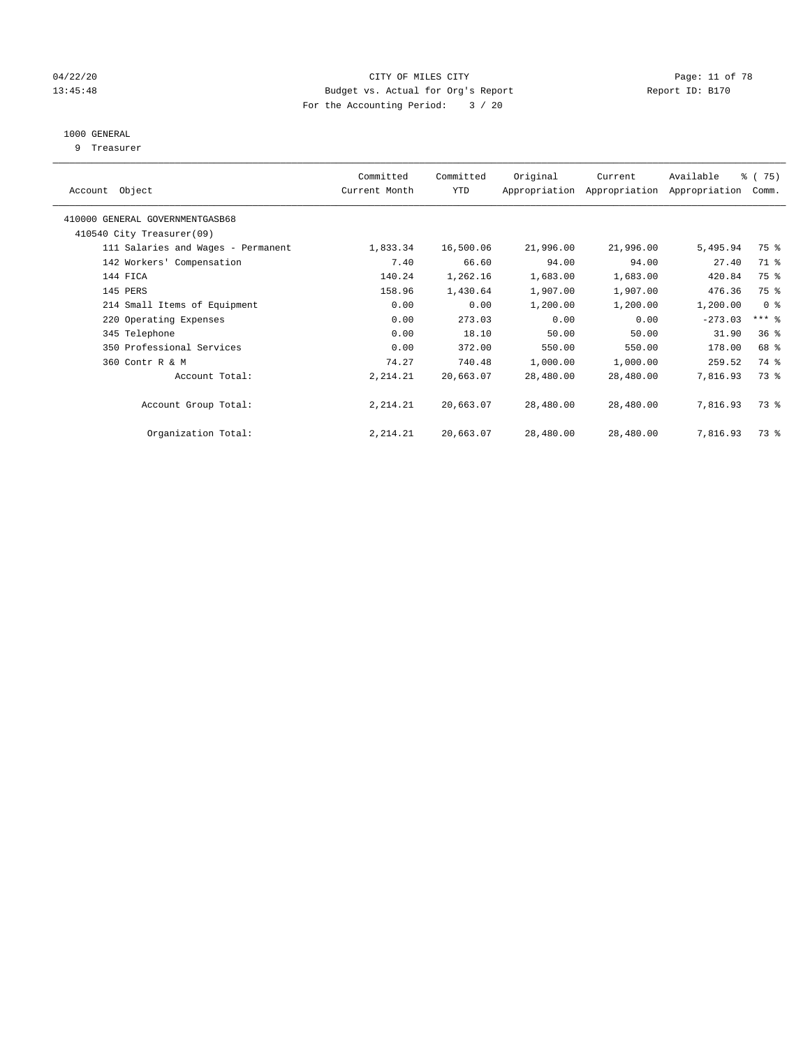CITY OF MILES CITY
Budget vs. Actual for Org's Report
For the Accounting Period: 3 / 20

1000 GENERAL
9 Treasurer

| Account Object | Committed Current Month | Committed YTD | Original Appropriation | Current Appropriation | Available Appropriation | % ( 75) Comm. |
|---|---|---|---|---|---|---|
| 410000 GENERAL GOVERNMENTGASB68 | | | | | | |
| 410540 City Treasurer(09) | | | | | | |
| 111 Salaries and Wages - Permanent | 1,833.34 | 16,500.06 | 21,996.00 | 21,996.00 | 5,495.94 | 75 % |
| 142 Workers' Compensation | 7.40 | 66.60 | 94.00 | 94.00 | 27.40 | 71 % |
| 144 FICA | 140.24 | 1,262.16 | 1,683.00 | 1,683.00 | 420.84 | 75 % |
| 145 PERS | 158.96 | 1,430.64 | 1,907.00 | 1,907.00 | 476.36 | 75 % |
| 214 Small Items of Equipment | 0.00 | 0.00 | 1,200.00 | 1,200.00 | 1,200.00 | 0 % |
| 220 Operating Expenses | 0.00 | 273.03 | 0.00 | 0.00 | -273.03 | *** % |
| 345 Telephone | 0.00 | 18.10 | 50.00 | 50.00 | 31.90 | 36 % |
| 350 Professional Services | 0.00 | 372.00 | 550.00 | 550.00 | 178.00 | 68 % |
| 360 Contr R & M | 74.27 | 740.48 | 1,000.00 | 1,000.00 | 259.52 | 74 % |
| Account Total: | 2,214.21 | 20,663.07 | 28,480.00 | 28,480.00 | 7,816.93 | 73 % |
| Account Group Total: | 2,214.21 | 20,663.07 | 28,480.00 | 28,480.00 | 7,816.93 | 73 % |
| Organization Total: | 2,214.21 | 20,663.07 | 28,480.00 | 28,480.00 | 7,816.93 | 73 % |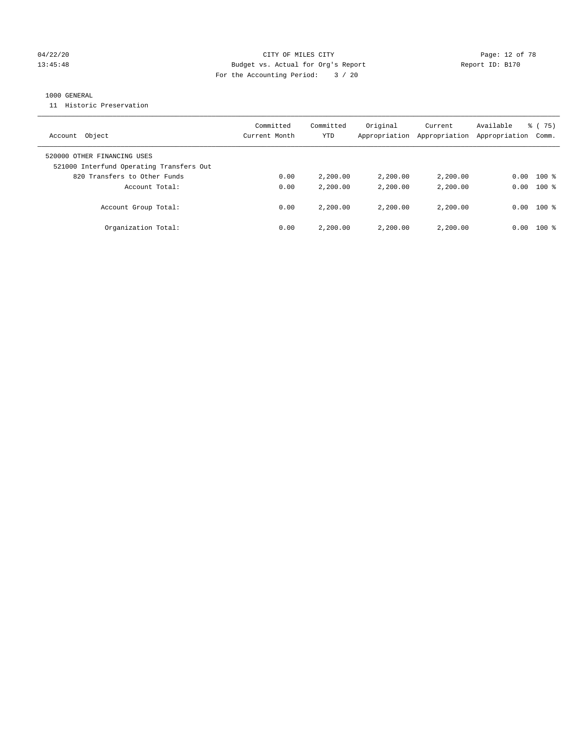CITY OF MILES CITY
Budget vs. Actual for Org's Report
For the Accounting Period: 3 / 20

04/22/20
13:45:48

Report ID: B170

1000 GENERAL
11 Historic Preservation

| Account Object | Committed Current Month | Committed YTD | Original Appropriation | Current Appropriation | Available Appropriation | % ( 75) Comm. |
|---|---|---|---|---|---|---|
| 520000 OTHER FINANCING USES | | | | | | |
| 521000 Interfund Operating Transfers Out | | | | | | |
| 820 Transfers to Other Funds | 0.00 | 2,200.00 | 2,200.00 | 2,200.00 | 0.00 | 100 % |
| Account Total: | 0.00 | 2,200.00 | 2,200.00 | 2,200.00 | 0.00 | 100 % |
| Account Group Total: | 0.00 | 2,200.00 | 2,200.00 | 2,200.00 | 0.00 | 100 % |
| Organization Total: | 0.00 | 2,200.00 | 2,200.00 | 2,200.00 | 0.00 | 100 % |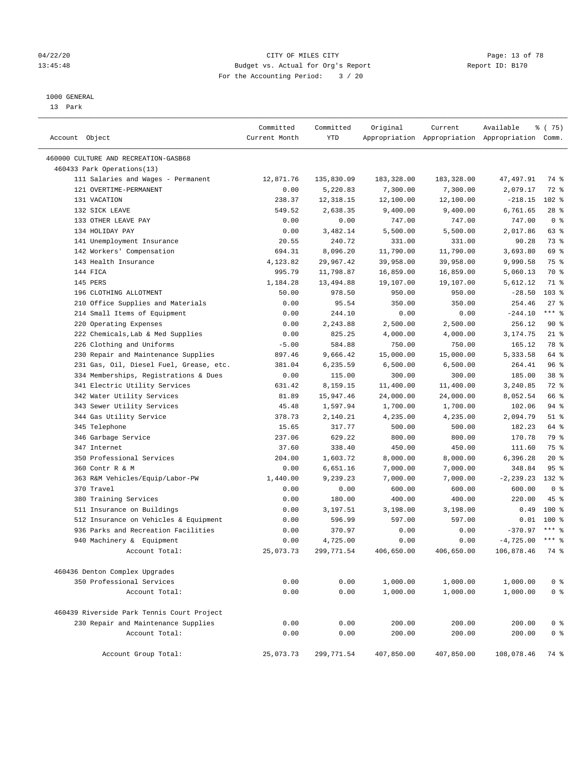CITY OF MILES CITY
Budget vs. Actual for Org's Report
For the Accounting Period: 3 / 20

04/22/20
13:45:48

Report ID: B170

1000 GENERAL
13 Park

| Account Object | Committed Current Month | Committed YTD | Original Appropriation | Current Appropriation | Available Appropriation | % ( 75) Comm. |
|---|---|---|---|---|---|---|
| 460000 CULTURE AND RECREATION-GASB68 | | | | | | |
| 460433 Park Operations(13) | | | | | | |
| 111 Salaries and Wages - Permanent | 12,871.76 | 135,830.09 | 183,328.00 | 183,328.00 | 47,497.91 | 74 % |
| 121 OVERTIME-PERMANENT | 0.00 | 5,220.83 | 7,300.00 | 7,300.00 | 2,079.17 | 72 % |
| 131 VACATION | 238.37 | 12,318.15 | 12,100.00 | 12,100.00 | -218.15 | 102 % |
| 132 SICK LEAVE | 549.52 | 2,638.35 | 9,400.00 | 9,400.00 | 6,761.65 | 28 % |
| 133 OTHER LEAVE PAY | 0.00 | 0.00 | 747.00 | 747.00 | 747.00 | 0 % |
| 134 HOLIDAY PAY | 0.00 | 3,482.14 | 5,500.00 | 5,500.00 | 2,017.86 | 63 % |
| 141 Unemployment Insurance | 20.55 | 240.72 | 331.00 | 331.00 | 90.28 | 73 % |
| 142 Workers' Compensation | 694.31 | 8,096.20 | 11,790.00 | 11,790.00 | 3,693.80 | 69 % |
| 143 Health Insurance | 4,123.82 | 29,967.42 | 39,958.00 | 39,958.00 | 9,990.58 | 75 % |
| 144 FICA | 995.79 | 11,798.87 | 16,859.00 | 16,859.00 | 5,060.13 | 70 % |
| 145 PERS | 1,184.28 | 13,494.88 | 19,107.00 | 19,107.00 | 5,612.12 | 71 % |
| 196 CLOTHING ALLOTMENT | 50.00 | 978.50 | 950.00 | 950.00 | -28.50 | 103 % |
| 210 Office Supplies and Materials | 0.00 | 95.54 | 350.00 | 350.00 | 254.46 | 27 % |
| 214 Small Items of Equipment | 0.00 | 244.10 | 0.00 | 0.00 | -244.10 | *** % |
| 220 Operating Expenses | 0.00 | 2,243.88 | 2,500.00 | 2,500.00 | 256.12 | 90 % |
| 222 Chemicals,Lab & Med Supplies | 0.00 | 825.25 | 4,000.00 | 4,000.00 | 3,174.75 | 21 % |
| 226 Clothing and Uniforms | -5.00 | 584.88 | 750.00 | 750.00 | 165.12 | 78 % |
| 230 Repair and Maintenance Supplies | 897.46 | 9,666.42 | 15,000.00 | 15,000.00 | 5,333.58 | 64 % |
| 231 Gas, Oil, Diesel Fuel, Grease, etc. | 381.04 | 6,235.59 | 6,500.00 | 6,500.00 | 264.41 | 96 % |
| 334 Memberships, Registrations & Dues | 0.00 | 115.00 | 300.00 | 300.00 | 185.00 | 38 % |
| 341 Electric Utility Services | 631.42 | 8,159.15 | 11,400.00 | 11,400.00 | 3,240.85 | 72 % |
| 342 Water Utility Services | 81.89 | 15,947.46 | 24,000.00 | 24,000.00 | 8,052.54 | 66 % |
| 343 Sewer Utility Services | 45.48 | 1,597.94 | 1,700.00 | 1,700.00 | 102.06 | 94 % |
| 344 Gas Utility Service | 378.73 | 2,140.21 | 4,235.00 | 4,235.00 | 2,094.79 | 51 % |
| 345 Telephone | 15.65 | 317.77 | 500.00 | 500.00 | 182.23 | 64 % |
| 346 Garbage Service | 237.06 | 629.22 | 800.00 | 800.00 | 170.78 | 79 % |
| 347 Internet | 37.60 | 338.40 | 450.00 | 450.00 | 111.60 | 75 % |
| 350 Professional Services | 204.00 | 1,603.72 | 8,000.00 | 8,000.00 | 6,396.28 | 20 % |
| 360 Contr R & M | 0.00 | 6,651.16 | 7,000.00 | 7,000.00 | 348.84 | 95 % |
| 363 R&M Vehicles/Equip/Labor-PW | 1,440.00 | 9,239.23 | 7,000.00 | 7,000.00 | -2,239.23 | 132 % |
| 370 Travel | 0.00 | 0.00 | 600.00 | 600.00 | 600.00 | 0 % |
| 380 Training Services | 0.00 | 180.00 | 400.00 | 400.00 | 220.00 | 45 % |
| 511 Insurance on Buildings | 0.00 | 3,197.51 | 3,198.00 | 3,198.00 | 0.49 | 100 % |
| 512 Insurance on Vehicles & Equipment | 0.00 | 596.99 | 597.00 | 597.00 | 0.01 | 100 % |
| 936 Parks and Recreation Facilities | 0.00 | 370.97 | 0.00 | 0.00 | -370.97 | *** % |
| 940 Machinery & Equipment | 0.00 | 4,725.00 | 0.00 | 0.00 | -4,725.00 | *** % |
| Account Total: | 25,073.73 | 299,771.54 | 406,650.00 | 406,650.00 | 106,878.46 | 74 % |
| 460436 Denton Complex Upgrades | | | | | | |
| 350 Professional Services | 0.00 | 0.00 | 1,000.00 | 1,000.00 | 1,000.00 | 0 % |
| Account Total: | 0.00 | 0.00 | 1,000.00 | 1,000.00 | 1,000.00 | 0 % |
| 460439 Riverside Park Tennis Court Project | | | | | | |
| 230 Repair and Maintenance Supplies | 0.00 | 0.00 | 200.00 | 200.00 | 200.00 | 0 % |
| Account Total: | 0.00 | 0.00 | 200.00 | 200.00 | 200.00 | 0 % |
| Account Group Total: | 25,073.73 | 299,771.54 | 407,850.00 | 407,850.00 | 108,078.46 | 74 % |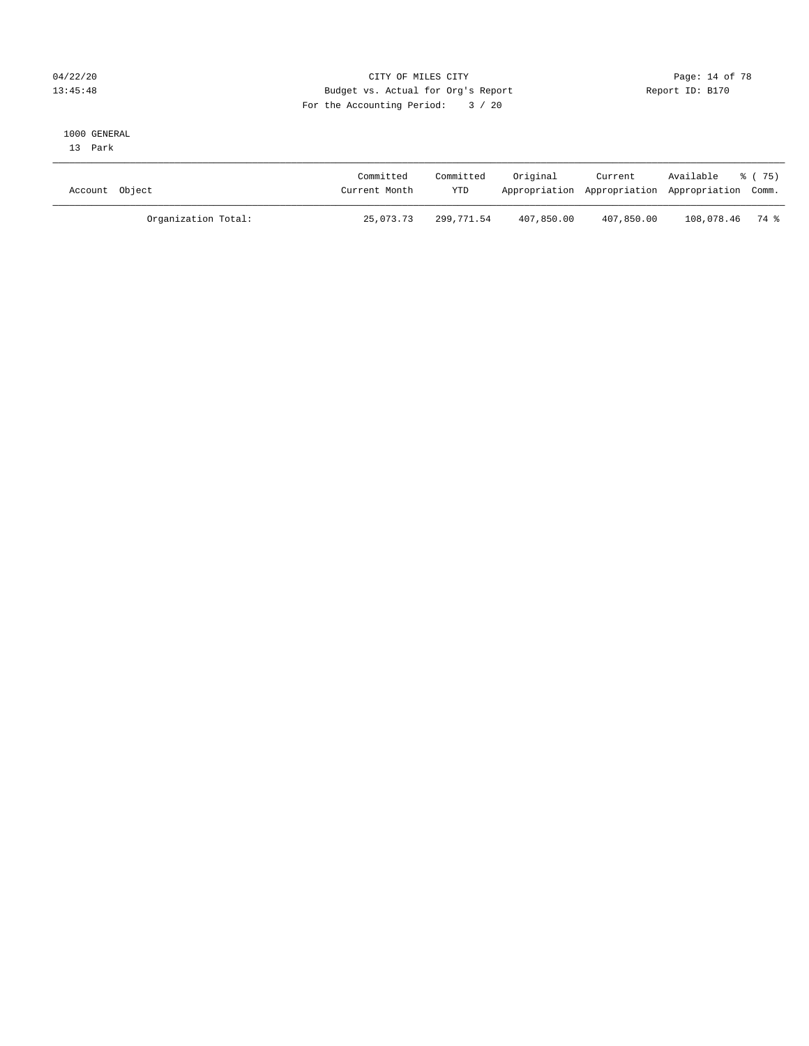CITY OF MILES CITY
Budget vs. Actual for Org's Report
For the Accounting Period: 3 / 20

04/22/20
13:45:48

Report ID: B170

1000 GENERAL
13 Park

| Account Object | Committed Current Month | Committed YTD | Original Appropriation | Current Appropriation | Available Appropriation | % ( 75) Comm. |
|---|---|---|---|---|---|---|
| Organization Total: | 25,073.73 | 299,771.54 | 407,850.00 | 407,850.00 | 108,078.46 | 74 % |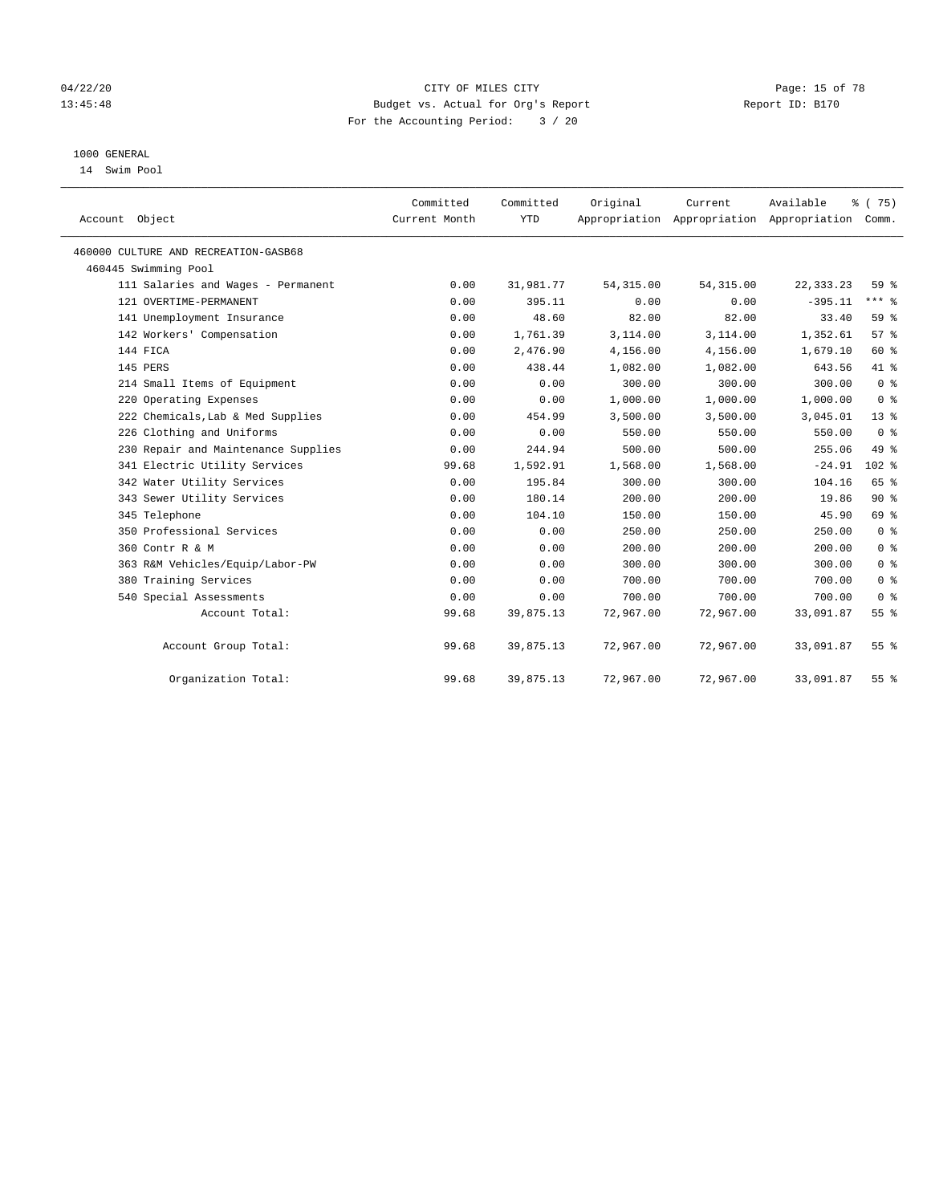04/22/20 CITY OF MILES CITY
13:45:48 Budget vs. Actual for Org's Report Report ID: B170
For the Accounting Period: 3 / 20

1000 GENERAL
14 Swim Pool

| Account Object | Committed Current Month | Committed YTD | Original Appropriation | Current Appropriation | Available Appropriation | % ( 75) Comm. |
|---|---|---|---|---|---|---|
| 460000 CULTURE AND RECREATION-GASB68 | | | | | | |
| 460445 Swimming Pool | | | | | | |
| 111 Salaries and Wages - Permanent | 0.00 | 31,981.77 | 54,315.00 | 54,315.00 | 22,333.23 | 59 % |
| 121 OVERTIME-PERMANENT | 0.00 | 395.11 | 0.00 | 0.00 | -395.11 | *** % |
| 141 Unemployment Insurance | 0.00 | 48.60 | 82.00 | 82.00 | 33.40 | 59 % |
| 142 Workers' Compensation | 0.00 | 1,761.39 | 3,114.00 | 3,114.00 | 1,352.61 | 57 % |
| 144 FICA | 0.00 | 2,476.90 | 4,156.00 | 4,156.00 | 1,679.10 | 60 % |
| 145 PERS | 0.00 | 438.44 | 1,082.00 | 1,082.00 | 643.56 | 41 % |
| 214 Small Items of Equipment | 0.00 | 0.00 | 300.00 | 300.00 | 300.00 | 0 % |
| 220 Operating Expenses | 0.00 | 0.00 | 1,000.00 | 1,000.00 | 1,000.00 | 0 % |
| 222 Chemicals,Lab & Med Supplies | 0.00 | 454.99 | 3,500.00 | 3,500.00 | 3,045.01 | 13 % |
| 226 Clothing and Uniforms | 0.00 | 0.00 | 550.00 | 550.00 | 550.00 | 0 % |
| 230 Repair and Maintenance Supplies | 0.00 | 244.94 | 500.00 | 500.00 | 255.06 | 49 % |
| 341 Electric Utility Services | 99.68 | 1,592.91 | 1,568.00 | 1,568.00 | -24.91 | 102 % |
| 342 Water Utility Services | 0.00 | 195.84 | 300.00 | 300.00 | 104.16 | 65 % |
| 343 Sewer Utility Services | 0.00 | 180.14 | 200.00 | 200.00 | 19.86 | 90 % |
| 345 Telephone | 0.00 | 104.10 | 150.00 | 150.00 | 45.90 | 69 % |
| 350 Professional Services | 0.00 | 0.00 | 250.00 | 250.00 | 250.00 | 0 % |
| 360 Contr R & M | 0.00 | 0.00 | 200.00 | 200.00 | 200.00 | 0 % |
| 363 R&M Vehicles/Equip/Labor-PW | 0.00 | 0.00 | 300.00 | 300.00 | 300.00 | 0 % |
| 380 Training Services | 0.00 | 0.00 | 700.00 | 700.00 | 700.00 | 0 % |
| 540 Special Assessments | 0.00 | 0.00 | 700.00 | 700.00 | 700.00 | 0 % |
| Account Total: | 99.68 | 39,875.13 | 72,967.00 | 72,967.00 | 33,091.87 | 55 % |
| Account Group Total: | 99.68 | 39,875.13 | 72,967.00 | 72,967.00 | 33,091.87 | 55 % |
| Organization Total: | 99.68 | 39,875.13 | 72,967.00 | 72,967.00 | 33,091.87 | 55 % |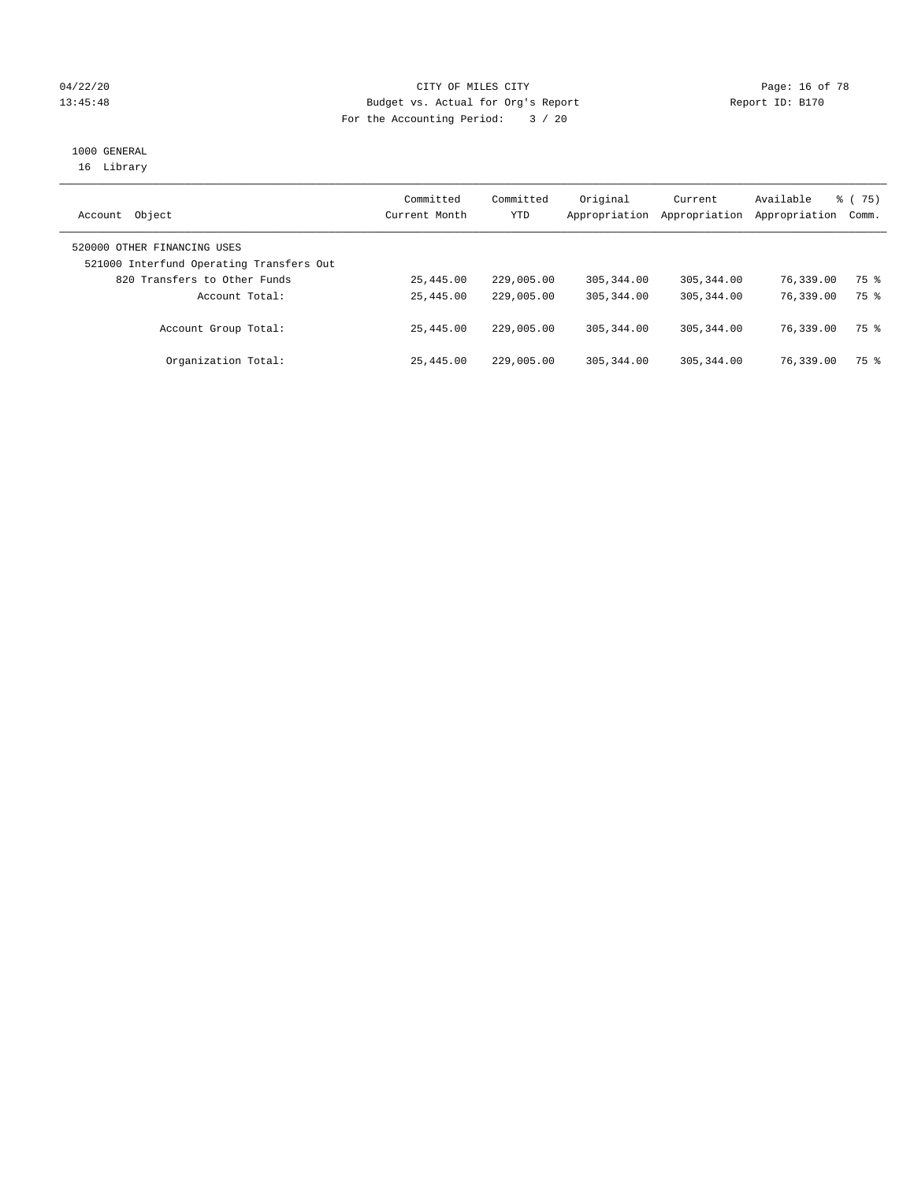CITY OF MILES CITY
Budget vs. Actual for Org's Report
For the Accounting Period: 3 / 20

04/22/20
13:45:48

Report ID: B170

1000 GENERAL
16 Library

| Account Object | Committed Current Month | Committed YTD | Original Appropriation | Current Appropriation | Available Appropriation | % ( 75) Comm. |
|---|---|---|---|---|---|---|
| 520000 OTHER FINANCING USES | | | | | | |
| 521000 Interfund Operating Transfers Out | | | | | | |
| 820 Transfers to Other Funds | 25,445.00 | 229,005.00 | 305,344.00 | 305,344.00 | 76,339.00 | 75 % |
| Account Total: | 25,445.00 | 229,005.00 | 305,344.00 | 305,344.00 | 76,339.00 | 75 % |
| Account Group Total: | 25,445.00 | 229,005.00 | 305,344.00 | 305,344.00 | 76,339.00 | 75 % |
| Organization Total: | 25,445.00 | 229,005.00 | 305,344.00 | 305,344.00 | 76,339.00 | 75 % |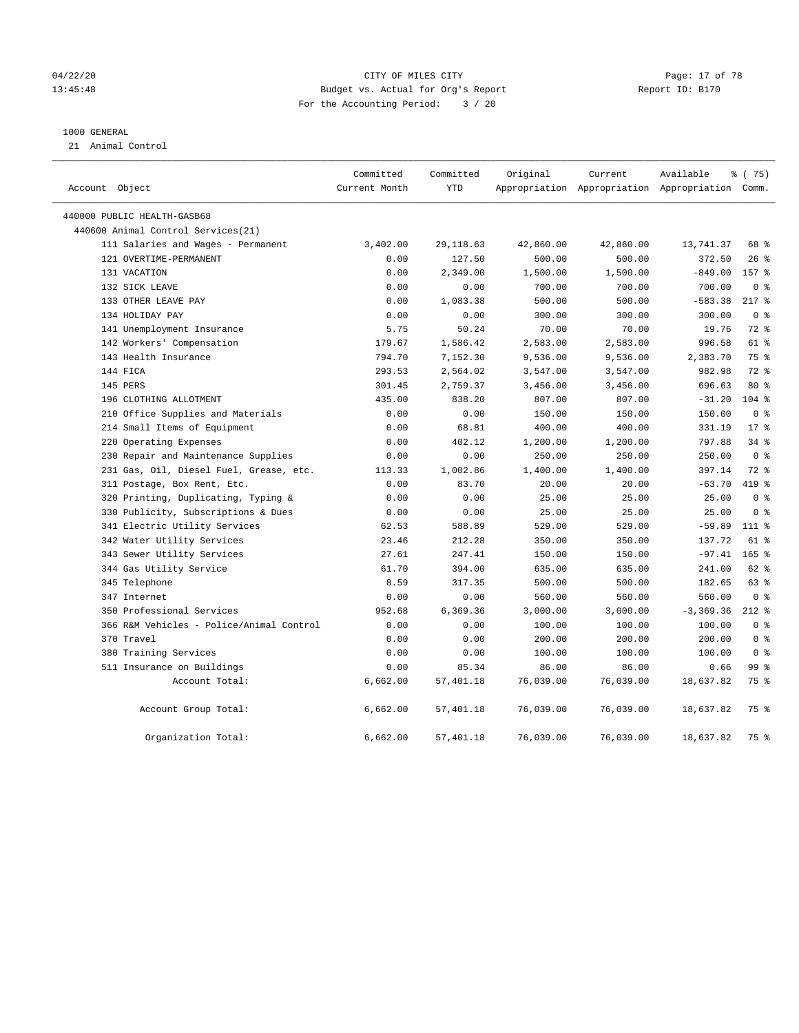CITY OF MILES CITY
Budget vs. Actual for Org's Report
For the Accounting Period: 3 / 20

1000 GENERAL
21 Animal Control

| Account Object | Committed Current Month | Committed YTD | Original Appropriation | Current Appropriation | Available Appropriation | % ( 75) Comm. |
|---|---|---|---|---|---|---|
| 440000 PUBLIC HEALTH-GASB68 | | | | | | |
| 440600 Animal Control Services(21) | | | | | | |
| 111 Salaries and Wages - Permanent | 3,402.00 | 29,118.63 | 42,860.00 | 42,860.00 | 13,741.37 | 68 % |
| 121 OVERTIME-PERMANENT | 0.00 | 127.50 | 500.00 | 500.00 | 372.50 | 26 % |
| 131 VACATION | 0.00 | 2,349.00 | 1,500.00 | 1,500.00 | -849.00 | 157 % |
| 132 SICK LEAVE | 0.00 | 0.00 | 700.00 | 700.00 | 700.00 | 0 % |
| 133 OTHER LEAVE PAY | 0.00 | 1,083.38 | 500.00 | 500.00 | -583.38 | 217 % |
| 134 HOLIDAY PAY | 0.00 | 0.00 | 300.00 | 300.00 | 300.00 | 0 % |
| 141 Unemployment Insurance | 5.75 | 50.24 | 70.00 | 70.00 | 19.76 | 72 % |
| 142 Workers' Compensation | 179.67 | 1,586.42 | 2,583.00 | 2,583.00 | 996.58 | 61 % |
| 143 Health Insurance | 794.70 | 7,152.30 | 9,536.00 | 9,536.00 | 2,383.70 | 75 % |
| 144 FICA | 293.53 | 2,564.02 | 3,547.00 | 3,547.00 | 982.98 | 72 % |
| 145 PERS | 301.45 | 2,759.37 | 3,456.00 | 3,456.00 | 696.63 | 80 % |
| 196 CLOTHING ALLOTMENT | 435.00 | 838.20 | 807.00 | 807.00 | -31.20 | 104 % |
| 210 Office Supplies and Materials | 0.00 | 0.00 | 150.00 | 150.00 | 150.00 | 0 % |
| 214 Small Items of Equipment | 0.00 | 68.81 | 400.00 | 400.00 | 331.19 | 17 % |
| 220 Operating Expenses | 0.00 | 402.12 | 1,200.00 | 1,200.00 | 797.88 | 34 % |
| 230 Repair and Maintenance Supplies | 0.00 | 0.00 | 250.00 | 250.00 | 250.00 | 0 % |
| 231 Gas, Oil, Diesel Fuel, Grease, etc. | 113.33 | 1,002.86 | 1,400.00 | 1,400.00 | 397.14 | 72 % |
| 311 Postage, Box Rent, Etc. | 0.00 | 83.70 | 20.00 | 20.00 | -63.70 | 419 % |
| 320 Printing, Duplicating, Typing & | 0.00 | 0.00 | 25.00 | 25.00 | 25.00 | 0 % |
| 330 Publicity, Subscriptions & Dues | 0.00 | 0.00 | 25.00 | 25.00 | 25.00 | 0 % |
| 341 Electric Utility Services | 62.53 | 588.89 | 529.00 | 529.00 | -59.89 | 111 % |
| 342 Water Utility Services | 23.46 | 212.28 | 350.00 | 350.00 | 137.72 | 61 % |
| 343 Sewer Utility Services | 27.61 | 247.41 | 150.00 | 150.00 | -97.41 | 165 % |
| 344 Gas Utility Service | 61.70 | 394.00 | 635.00 | 635.00 | 241.00 | 62 % |
| 345 Telephone | 8.59 | 317.35 | 500.00 | 500.00 | 182.65 | 63 % |
| 347 Internet | 0.00 | 0.00 | 560.00 | 560.00 | 560.00 | 0 % |
| 350 Professional Services | 952.68 | 6,369.36 | 3,000.00 | 3,000.00 | -3,369.36 | 212 % |
| 366 R&M Vehicles - Police/Animal Control | 0.00 | 0.00 | 100.00 | 100.00 | 100.00 | 0 % |
| 370 Travel | 0.00 | 0.00 | 200.00 | 200.00 | 200.00 | 0 % |
| 380 Training Services | 0.00 | 0.00 | 100.00 | 100.00 | 100.00 | 0 % |
| 511 Insurance on Buildings | 0.00 | 85.34 | 86.00 | 86.00 | 0.66 | 99 % |
| Account Total: | 6,662.00 | 57,401.18 | 76,039.00 | 76,039.00 | 18,637.82 | 75 % |
| Account Group Total: | 6,662.00 | 57,401.18 | 76,039.00 | 76,039.00 | 18,637.82 | 75 % |
| Organization Total: | 6,662.00 | 57,401.18 | 76,039.00 | 76,039.00 | 18,637.82 | 75 % |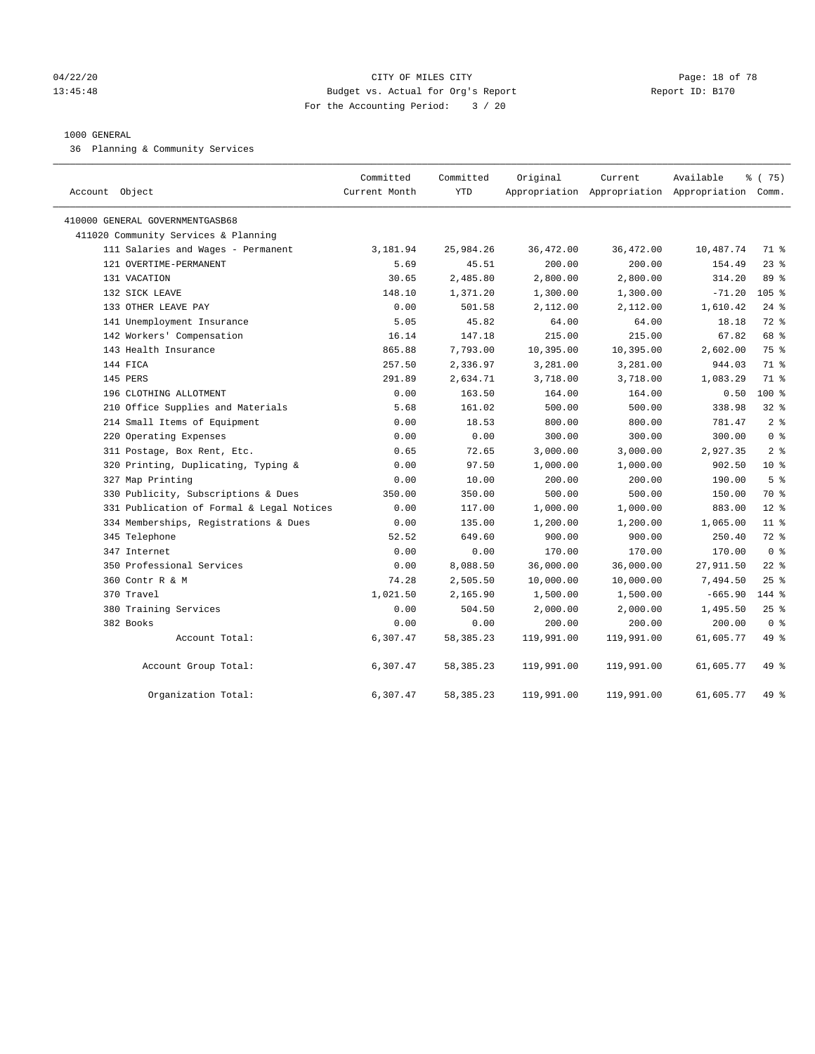CITY OF MILES CITY
Budget vs. Actual for Org's Report
For the Accounting Period: 3 / 20

04/22/20
13:45:48

Report ID: B170

1000 GENERAL

36 Planning & Community Services

| Account Object | Committed Current Month | Committed YTD | Original Appropriation | Current Appropriation | Available Appropriation | % ( 75) Comm. |
|---|---|---|---|---|---|---|
| 410000 GENERAL GOVERNMENTGASB68 | | | | | | |
| 411020 Community Services & Planning | | | | | | |
| 111 Salaries and Wages - Permanent | 3,181.94 | 25,984.26 | 36,472.00 | 36,472.00 | 10,487.74 | 71 % |
| 121 OVERTIME-PERMANENT | 5.69 | 45.51 | 200.00 | 200.00 | 154.49 | 23 % |
| 131 VACATION | 30.65 | 2,485.80 | 2,800.00 | 2,800.00 | 314.20 | 89 % |
| 132 SICK LEAVE | 148.10 | 1,371.20 | 1,300.00 | 1,300.00 | -71.20 | 105 % |
| 133 OTHER LEAVE PAY | 0.00 | 501.58 | 2,112.00 | 2,112.00 | 1,610.42 | 24 % |
| 141 Unemployment Insurance | 5.05 | 45.82 | 64.00 | 64.00 | 18.18 | 72 % |
| 142 Workers' Compensation | 16.14 | 147.18 | 215.00 | 215.00 | 67.82 | 68 % |
| 143 Health Insurance | 865.88 | 7,793.00 | 10,395.00 | 10,395.00 | 2,602.00 | 75 % |
| 144 FICA | 257.50 | 2,336.97 | 3,281.00 | 3,281.00 | 944.03 | 71 % |
| 145 PERS | 291.89 | 2,634.71 | 3,718.00 | 3,718.00 | 1,083.29 | 71 % |
| 196 CLOTHING ALLOTMENT | 0.00 | 163.50 | 164.00 | 164.00 | 0.50 | 100 % |
| 210 Office Supplies and Materials | 5.68 | 161.02 | 500.00 | 500.00 | 338.98 | 32 % |
| 214 Small Items of Equipment | 0.00 | 18.53 | 800.00 | 800.00 | 781.47 | 2 % |
| 220 Operating Expenses | 0.00 | 0.00 | 300.00 | 300.00 | 300.00 | 0 % |
| 311 Postage, Box Rent, Etc. | 0.65 | 72.65 | 3,000.00 | 3,000.00 | 2,927.35 | 2 % |
| 320 Printing, Duplicating, Typing & | 0.00 | 97.50 | 1,000.00 | 1,000.00 | 902.50 | 10 % |
| 327 Map Printing | 0.00 | 10.00 | 200.00 | 200.00 | 190.00 | 5 % |
| 330 Publicity, Subscriptions & Dues | 350.00 | 350.00 | 500.00 | 500.00 | 150.00 | 70 % |
| 331 Publication of Formal & Legal Notices | 0.00 | 117.00 | 1,000.00 | 1,000.00 | 883.00 | 12 % |
| 334 Memberships, Registrations & Dues | 0.00 | 135.00 | 1,200.00 | 1,200.00 | 1,065.00 | 11 % |
| 345 Telephone | 52.52 | 649.60 | 900.00 | 900.00 | 250.40 | 72 % |
| 347 Internet | 0.00 | 0.00 | 170.00 | 170.00 | 170.00 | 0 % |
| 350 Professional Services | 0.00 | 8,088.50 | 36,000.00 | 36,000.00 | 27,911.50 | 22 % |
| 360 Contr R & M | 74.28 | 2,505.50 | 10,000.00 | 10,000.00 | 7,494.50 | 25 % |
| 370 Travel | 1,021.50 | 2,165.90 | 1,500.00 | 1,500.00 | -665.90 | 144 % |
| 380 Training Services | 0.00 | 504.50 | 2,000.00 | 2,000.00 | 1,495.50 | 25 % |
| 382 Books | 0.00 | 0.00 | 200.00 | 200.00 | 200.00 | 0 % |
| Account Total: | 6,307.47 | 58,385.23 | 119,991.00 | 119,991.00 | 61,605.77 | 49 % |
| Account Group Total: | 6,307.47 | 58,385.23 | 119,991.00 | 119,991.00 | 61,605.77 | 49 % |
| Organization Total: | 6,307.47 | 58,385.23 | 119,991.00 | 119,991.00 | 61,605.77 | 49 % |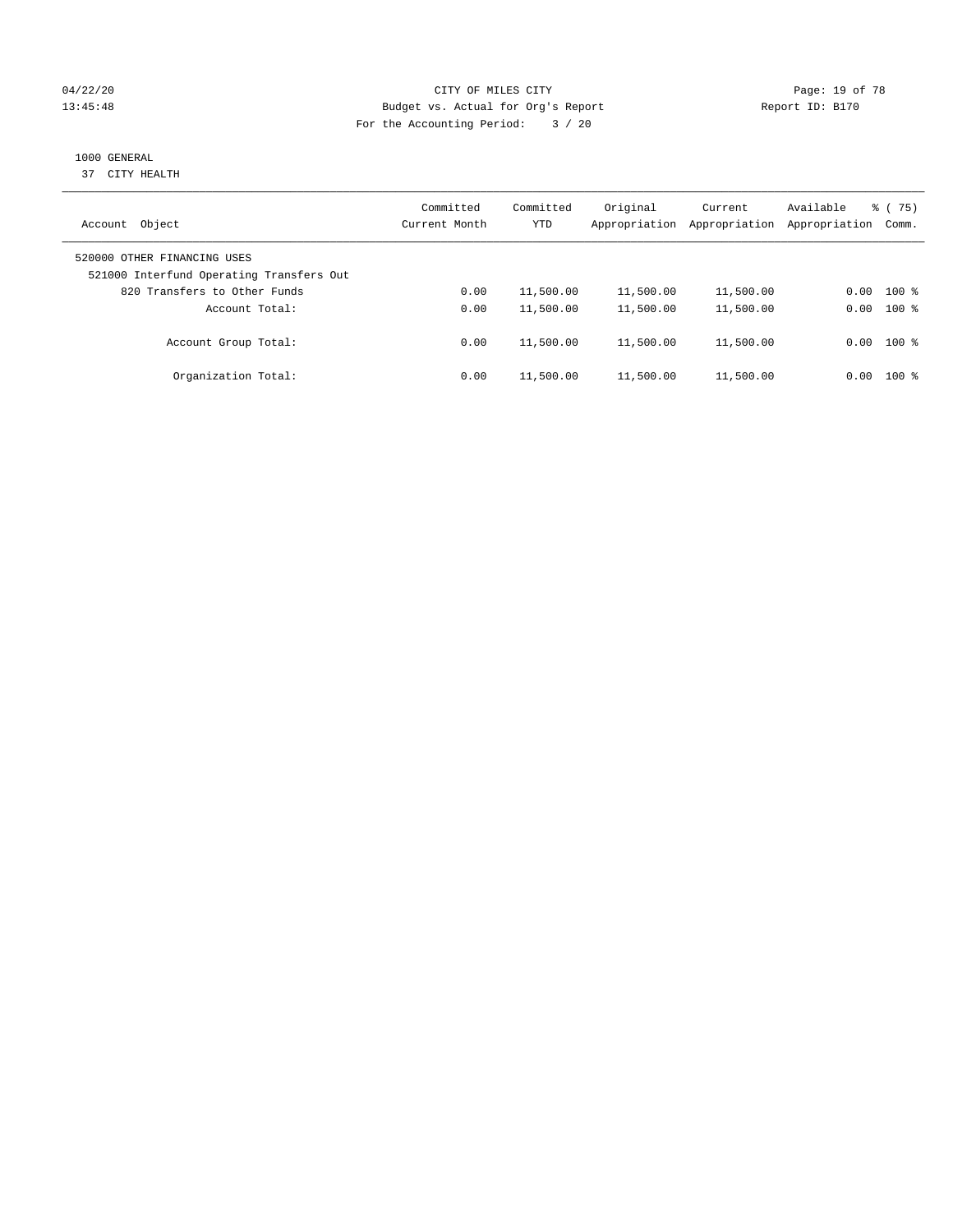CITY OF MILES CITY

Budget vs. Actual for Org's Report

For the Accounting Period: 3 / 20

04/22/20
13:45:48

Report ID: B170

1000 GENERAL
37 CITY HEALTH

| Account Object | Committed Current Month | Committed YTD | Original Appropriation | Current Appropriation | Available Appropriation | % ( 75) Comm. |
|---|---|---|---|---|---|---|
| 520000 OTHER FINANCING USES | | | | | | |
| 521000 Interfund Operating Transfers Out | | | | | | |
| 820 Transfers to Other Funds | 0.00 | 11,500.00 | 11,500.00 | 11,500.00 | 0.00 | 100 % |
| Account Total: | 0.00 | 11,500.00 | 11,500.00 | 11,500.00 | 0.00 | 100 % |
| Account Group Total: | 0.00 | 11,500.00 | 11,500.00 | 11,500.00 | 0.00 | 100 % |
| Organization Total: | 0.00 | 11,500.00 | 11,500.00 | 11,500.00 | 0.00 | 100 % |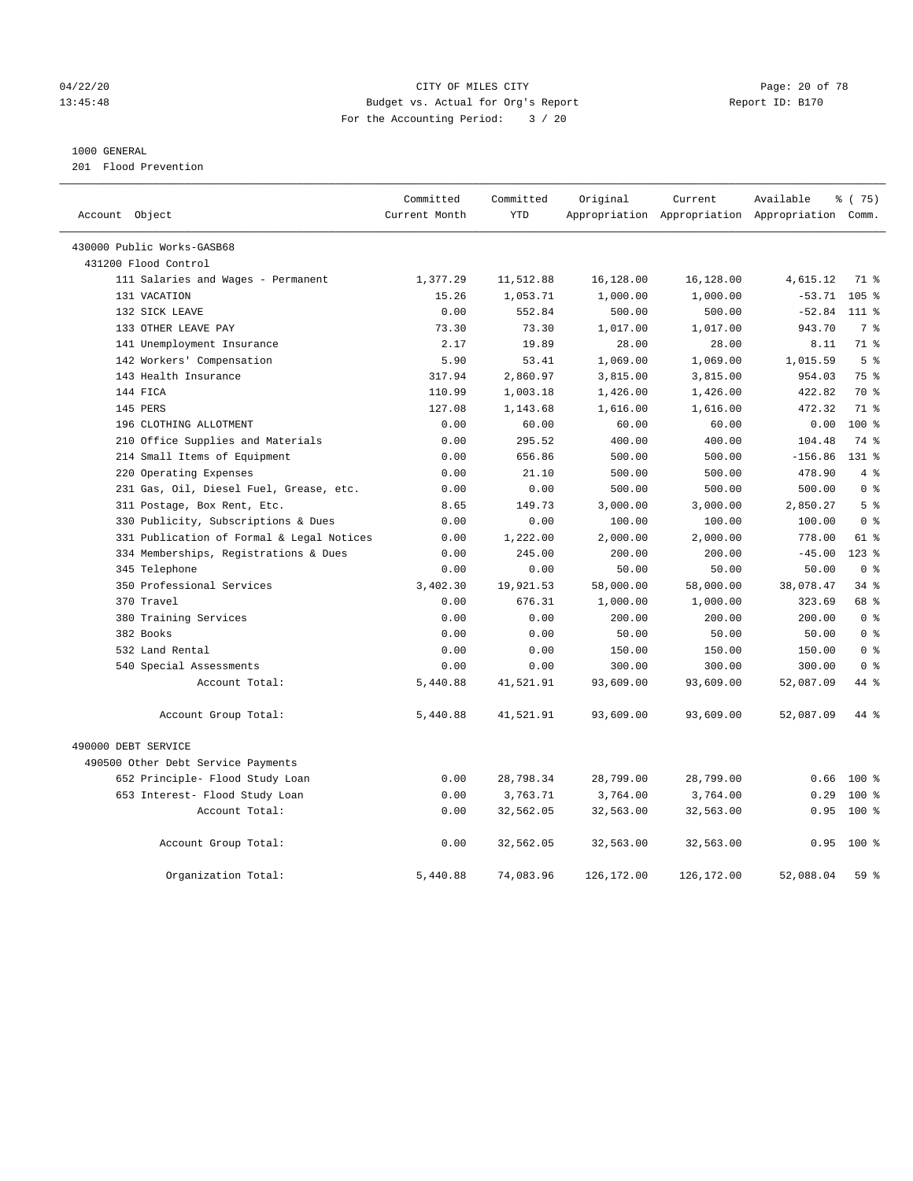04/22/20 CITY OF MILES CITY
13:45:48 Budget vs. Actual for Org's Report Report ID: B170
For the Accounting Period: 3 / 20

1000 GENERAL
201 Flood Prevention

| Account Object | Committed Current Month | Committed YTD | Original Appropriation | Current Appropriation | Available Appropriation | % ( 75) Comm. |
|---|---|---|---|---|---|---|
| 430000 Public Works-GASB68 | | | | | | |
| 431200 Flood Control | | | | | | |
| 111 Salaries and Wages - Permanent | 1,377.29 | 11,512.88 | 16,128.00 | 16,128.00 | 4,615.12 | 71 % |
| 131 VACATION | 15.26 | 1,053.71 | 1,000.00 | 1,000.00 | -53.71 | 105 % |
| 132 SICK LEAVE | 0.00 | 552.84 | 500.00 | 500.00 | -52.84 | 111 % |
| 133 OTHER LEAVE PAY | 73.30 | 73.30 | 1,017.00 | 1,017.00 | 943.70 | 7 % |
| 141 Unemployment Insurance | 2.17 | 19.89 | 28.00 | 28.00 | 8.11 | 71 % |
| 142 Workers' Compensation | 5.90 | 53.41 | 1,069.00 | 1,069.00 | 1,015.59 | 5 % |
| 143 Health Insurance | 317.94 | 2,860.97 | 3,815.00 | 3,815.00 | 954.03 | 75 % |
| 144 FICA | 110.99 | 1,003.18 | 1,426.00 | 1,426.00 | 422.82 | 70 % |
| 145 PERS | 127.08 | 1,143.68 | 1,616.00 | 1,616.00 | 472.32 | 71 % |
| 196 CLOTHING ALLOTMENT | 0.00 | 60.00 | 60.00 | 60.00 | 0.00 | 100 % |
| 210 Office Supplies and Materials | 0.00 | 295.52 | 400.00 | 400.00 | 104.48 | 74 % |
| 214 Small Items of Equipment | 0.00 | 656.86 | 500.00 | 500.00 | -156.86 | 131 % |
| 220 Operating Expenses | 0.00 | 21.10 | 500.00 | 500.00 | 478.90 | 4 % |
| 231 Gas, Oil, Diesel Fuel, Grease, etc. | 0.00 | 0.00 | 500.00 | 500.00 | 500.00 | 0 % |
| 311 Postage, Box Rent, Etc. | 8.65 | 149.73 | 3,000.00 | 3,000.00 | 2,850.27 | 5 % |
| 330 Publicity, Subscriptions & Dues | 0.00 | 0.00 | 100.00 | 100.00 | 100.00 | 0 % |
| 331 Publication of Formal & Legal Notices | 0.00 | 1,222.00 | 2,000.00 | 2,000.00 | 778.00 | 61 % |
| 334 Memberships, Registrations & Dues | 0.00 | 245.00 | 200.00 | 200.00 | -45.00 | 123 % |
| 345 Telephone | 0.00 | 0.00 | 50.00 | 50.00 | 50.00 | 0 % |
| 350 Professional Services | 3,402.30 | 19,921.53 | 58,000.00 | 58,000.00 | 38,078.47 | 34 % |
| 370 Travel | 0.00 | 676.31 | 1,000.00 | 1,000.00 | 323.69 | 68 % |
| 380 Training Services | 0.00 | 0.00 | 200.00 | 200.00 | 200.00 | 0 % |
| 382 Books | 0.00 | 0.00 | 50.00 | 50.00 | 50.00 | 0 % |
| 532 Land Rental | 0.00 | 0.00 | 150.00 | 150.00 | 150.00 | 0 % |
| 540 Special Assessments | 0.00 | 0.00 | 300.00 | 300.00 | 300.00 | 0 % |
| Account Total: | 5,440.88 | 41,521.91 | 93,609.00 | 93,609.00 | 52,087.09 | 44 % |
| Account Group Total: | 5,440.88 | 41,521.91 | 93,609.00 | 93,609.00 | 52,087.09 | 44 % |
| 490000 DEBT SERVICE | | | | | | |
| 490500 Other Debt Service Payments | | | | | | |
| 652 Principle- Flood Study Loan | 0.00 | 28,798.34 | 28,799.00 | 28,799.00 | 0.66 | 100 % |
| 653 Interest- Flood Study Loan | 0.00 | 3,763.71 | 3,764.00 | 3,764.00 | 0.29 | 100 % |
| Account Total: | 0.00 | 32,562.05 | 32,563.00 | 32,563.00 | 0.95 | 100 % |
| Account Group Total: | 0.00 | 32,562.05 | 32,563.00 | 32,563.00 | 0.95 | 100 % |
| Organization Total: | 5,440.88 | 74,083.96 | 126,172.00 | 126,172.00 | 52,088.04 | 59 % |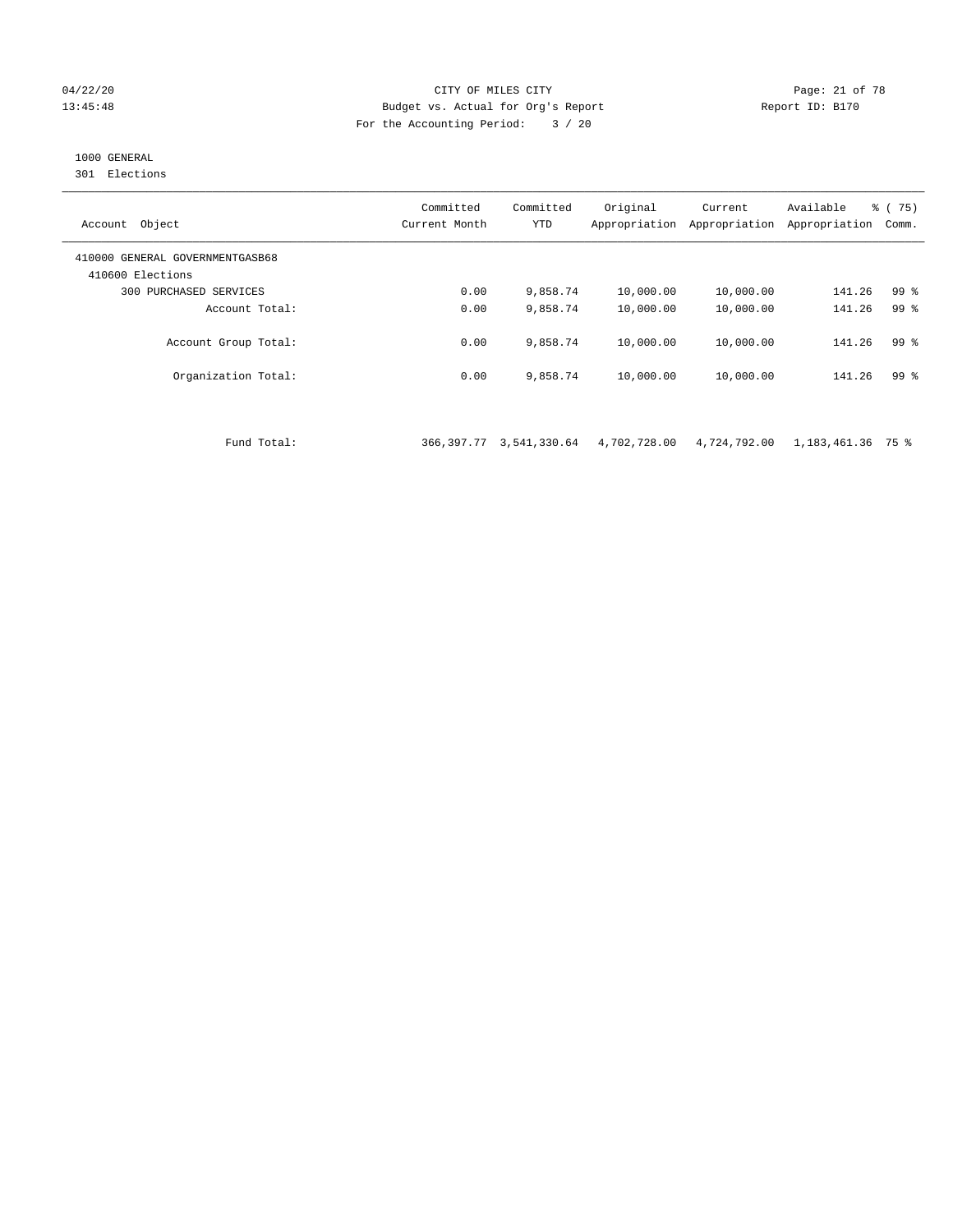CITY OF MILES CITY
Budget vs. Actual for Org's Report
For the Accounting Period: 3 / 20

04/22/20
13:45:48

Report ID: B170

1000 GENERAL
301 Elections

| Account Object | Committed Current Month | Committed YTD | Original Appropriation | Current Appropriation | Available Appropriation | % ( 75) Comm. |
|---|---|---|---|---|---|---|
| 410000 GENERAL GOVERNMENTGASB68 | | | | | | |
| 410600 Elections | | | | | | |
| 300 PURCHASED SERVICES | 0.00 | 9,858.74 | 10,000.00 | 10,000.00 | 141.26 | 99 % |
| Account Total: | 0.00 | 9,858.74 | 10,000.00 | 10,000.00 | 141.26 | 99 % |
| Account Group Total: | 0.00 | 9,858.74 | 10,000.00 | 10,000.00 | 141.26 | 99 % |
| Organization Total: | 0.00 | 9,858.74 | 10,000.00 | 10,000.00 | 141.26 | 99 % |
| Fund Total: | 366,397.77 | 3,541,330.64 | 4,702,728.00 | 4,724,792.00 | 1,183,461.36 | 75 % |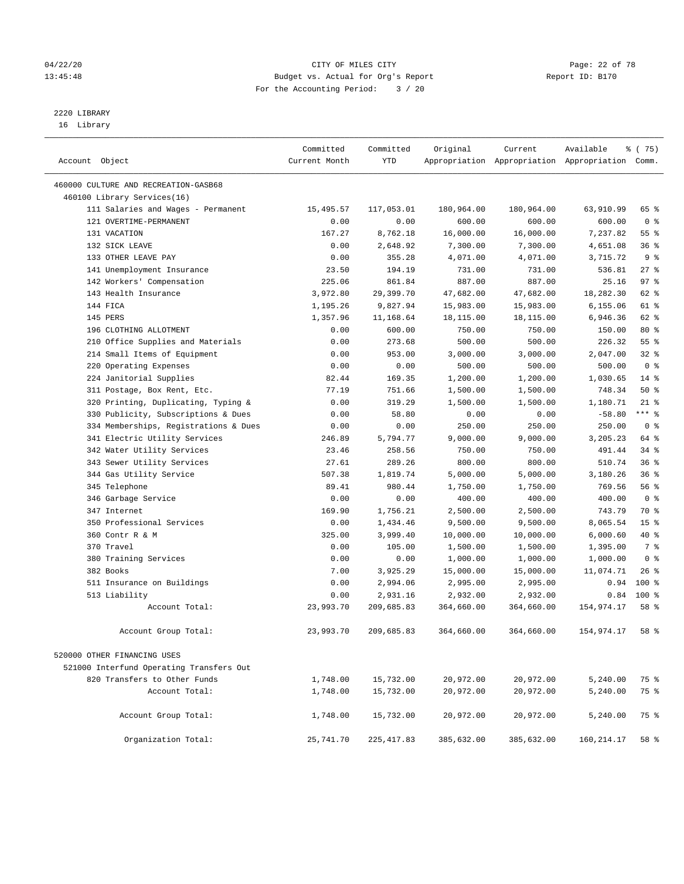CITY OF MILES CITY
Budget vs. Actual for Org's Report
For the Accounting Period: 3 / 20

04/22/20
13:45:48

Report ID: B170

2220 LIBRARY
16 Library

| Account Object | Committed Current Month | Committed YTD | Original Appropriation | Current Appropriation | Available Appropriation | % ( 75) Comm. |
|---|---|---|---|---|---|---|
| 460000 CULTURE AND RECREATION-GASB68 | | | | | | |
| 460100 Library Services(16) | | | | | | |
| 111 Salaries and Wages - Permanent | 15,495.57 | 117,053.01 | 180,964.00 | 180,964.00 | 63,910.99 | 65 % |
| 121 OVERTIME-PERMANENT | 0.00 | 0.00 | 600.00 | 600.00 | 600.00 | 0 % |
| 131 VACATION | 167.27 | 8,762.18 | 16,000.00 | 16,000.00 | 7,237.82 | 55 % |
| 132 SICK LEAVE | 0.00 | 2,648.92 | 7,300.00 | 7,300.00 | 4,651.08 | 36 % |
| 133 OTHER LEAVE PAY | 0.00 | 355.28 | 4,071.00 | 4,071.00 | 3,715.72 | 9 % |
| 141 Unemployment Insurance | 23.50 | 194.19 | 731.00 | 731.00 | 536.81 | 27 % |
| 142 Workers' Compensation | 225.06 | 861.84 | 887.00 | 887.00 | 25.16 | 97 % |
| 143 Health Insurance | 3,972.80 | 29,399.70 | 47,682.00 | 47,682.00 | 18,282.30 | 62 % |
| 144 FICA | 1,195.26 | 9,827.94 | 15,983.00 | 15,983.00 | 6,155.06 | 61 % |
| 145 PERS | 1,357.96 | 11,168.64 | 18,115.00 | 18,115.00 | 6,946.36 | 62 % |
| 196 CLOTHING ALLOTMENT | 0.00 | 600.00 | 750.00 | 750.00 | 150.00 | 80 % |
| 210 Office Supplies and Materials | 0.00 | 273.68 | 500.00 | 500.00 | 226.32 | 55 % |
| 214 Small Items of Equipment | 0.00 | 953.00 | 3,000.00 | 3,000.00 | 2,047.00 | 32 % |
| 220 Operating Expenses | 0.00 | 0.00 | 500.00 | 500.00 | 500.00 | 0 % |
| 224 Janitorial Supplies | 82.44 | 169.35 | 1,200.00 | 1,200.00 | 1,030.65 | 14 % |
| 311 Postage, Box Rent, Etc. | 77.19 | 751.66 | 1,500.00 | 1,500.00 | 748.34 | 50 % |
| 320 Printing, Duplicating, Typing & | 0.00 | 319.29 | 1,500.00 | 1,500.00 | 1,180.71 | 21 % |
| 330 Publicity, Subscriptions & Dues | 0.00 | 58.80 | 0.00 | 0.00 | -58.80 | *** % |
| 334 Memberships, Registrations & Dues | 0.00 | 0.00 | 250.00 | 250.00 | 250.00 | 0 % |
| 341 Electric Utility Services | 246.89 | 5,794.77 | 9,000.00 | 9,000.00 | 3,205.23 | 64 % |
| 342 Water Utility Services | 23.46 | 258.56 | 750.00 | 750.00 | 491.44 | 34 % |
| 343 Sewer Utility Services | 27.61 | 289.26 | 800.00 | 800.00 | 510.74 | 36 % |
| 344 Gas Utility Service | 507.38 | 1,819.74 | 5,000.00 | 5,000.00 | 3,180.26 | 36 % |
| 345 Telephone | 89.41 | 980.44 | 1,750.00 | 1,750.00 | 769.56 | 56 % |
| 346 Garbage Service | 0.00 | 0.00 | 400.00 | 400.00 | 400.00 | 0 % |
| 347 Internet | 169.90 | 1,756.21 | 2,500.00 | 2,500.00 | 743.79 | 70 % |
| 350 Professional Services | 0.00 | 1,434.46 | 9,500.00 | 9,500.00 | 8,065.54 | 15 % |
| 360 Contr R & M | 325.00 | 3,999.40 | 10,000.00 | 10,000.00 | 6,000.60 | 40 % |
| 370 Travel | 0.00 | 105.00 | 1,500.00 | 1,500.00 | 1,395.00 | 7 % |
| 380 Training Services | 0.00 | 0.00 | 1,000.00 | 1,000.00 | 1,000.00 | 0 % |
| 382 Books | 7.00 | 3,925.29 | 15,000.00 | 15,000.00 | 11,074.71 | 26 % |
| 511 Insurance on Buildings | 0.00 | 2,994.06 | 2,995.00 | 2,995.00 | 0.94 | 100 % |
| 513 Liability | 0.00 | 2,931.16 | 2,932.00 | 2,932.00 | 0.84 | 100 % |
| Account Total: | 23,993.70 | 209,685.83 | 364,660.00 | 364,660.00 | 154,974.17 | 58 % |
| Account Group Total: | 23,993.70 | 209,685.83 | 364,660.00 | 364,660.00 | 154,974.17 | 58 % |
| 520000 OTHER FINANCING USES | | | | | | |
| 521000 Interfund Operating Transfers Out | | | | | | |
| 820 Transfers to Other Funds | 1,748.00 | 15,732.00 | 20,972.00 | 20,972.00 | 5,240.00 | 75 % |
| Account Total: | 1,748.00 | 15,732.00 | 20,972.00 | 20,972.00 | 5,240.00 | 75 % |
| Account Group Total: | 1,748.00 | 15,732.00 | 20,972.00 | 20,972.00 | 5,240.00 | 75 % |
| Organization Total: | 25,741.70 | 225,417.83 | 385,632.00 | 385,632.00 | 160,214.17 | 58 % |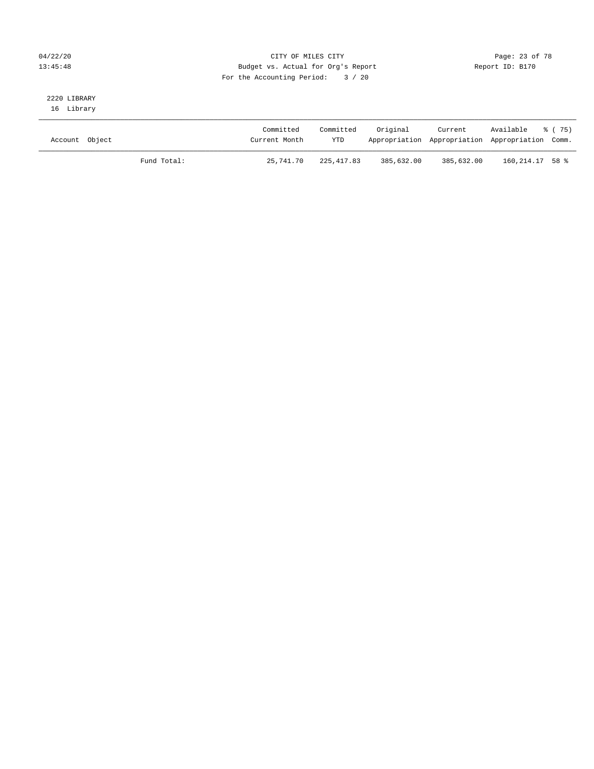CITY OF MILES CITY
Budget vs. Actual for Org's Report
For the Accounting Period: 3 / 20

04/22/20
13:45:48

Report ID: B170

2220 LIBRARY
16 Library

| Account Object | | Committed Current Month | Committed YTD | Original Appropriation | Current Appropriation | Available Appropriation | % ( 75) Comm. |
|---|---|---|---|---|---|---|---|
| | Fund Total: | 25,741.70 | 225,417.83 | 385,632.00 | 385,632.00 | 160,214.17 | 58 % |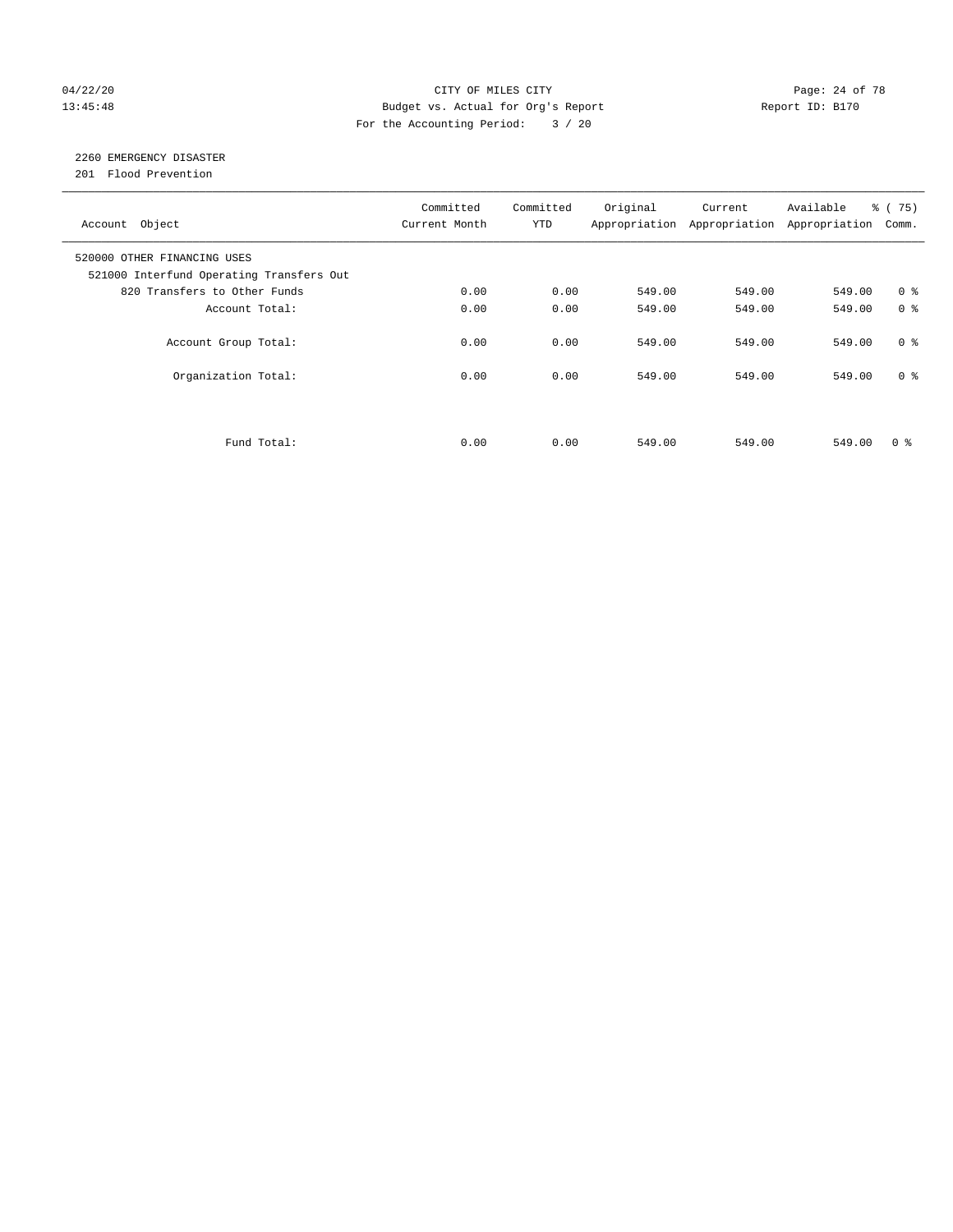CITY OF MILES CITY
Budget vs. Actual for Org's Report
For the Accounting Period: 3 / 20

04/22/20
13:45:48

Report ID: B170

## 2260 EMERGENCY DISASTER

201 Flood Prevention

| Account Object | Committed Current Month | Committed YTD | Original Appropriation | Current Appropriation | Available Appropriation | % ( 75) Comm. |
|---|---|---|---|---|---|---|
| 520000 OTHER FINANCING USES | | | | | | |
| 521000 Interfund Operating Transfers Out | | | | | | |
| 820 Transfers to Other Funds | 0.00 | 0.00 | 549.00 | 549.00 | 549.00 | 0 % |
| Account Total: | 0.00 | 0.00 | 549.00 | 549.00 | 549.00 | 0 % |
| Account Group Total: | 0.00 | 0.00 | 549.00 | 549.00 | 549.00 | 0 % |
| Organization Total: | 0.00 | 0.00 | 549.00 | 549.00 | 549.00 | 0 % |
| Fund Total: | 0.00 | 0.00 | 549.00 | 549.00 | 549.00 | 0 % |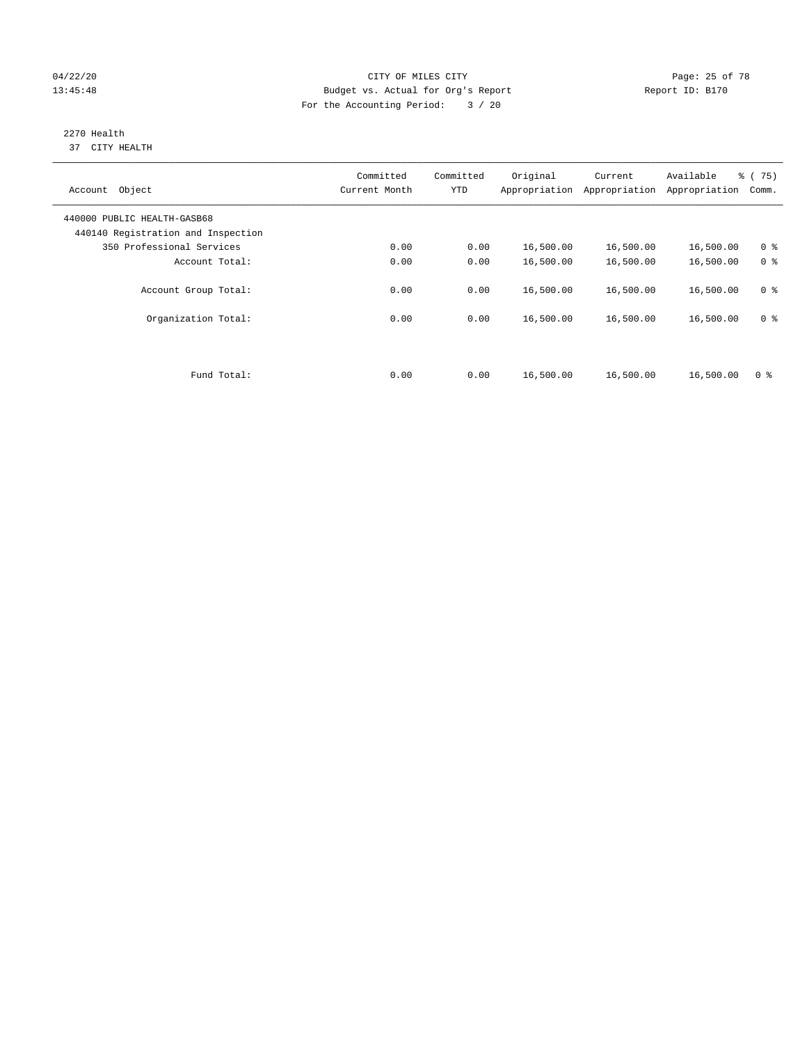04/22/20 CITY OF MILES CITY
13:45:48 Budget vs. Actual for Org's Report Report ID: B170
For the Accounting Period: 3 / 20

2270 Health
37 CITY HEALTH

| Account Object | Committed Current Month | Committed YTD | Original Appropriation | Current Appropriation | Available Appropriation | % ( 75) Comm. |
|---|---|---|---|---|---|---|
| 440000 PUBLIC HEALTH-GASB68 | | | | | | |
| 440140 Registration and Inspection | | | | | | |
| 350 Professional Services | 0.00 | 0.00 | 16,500.00 | 16,500.00 | 16,500.00 | 0 % |
| Account Total: | 0.00 | 0.00 | 16,500.00 | 16,500.00 | 16,500.00 | 0 % |
| Account Group Total: | 0.00 | 0.00 | 16,500.00 | 16,500.00 | 16,500.00 | 0 % |
| Organization Total: | 0.00 | 0.00 | 16,500.00 | 16,500.00 | 16,500.00 | 0 % |
| Fund Total: | 0.00 | 0.00 | 16,500.00 | 16,500.00 | 16,500.00 | 0 % |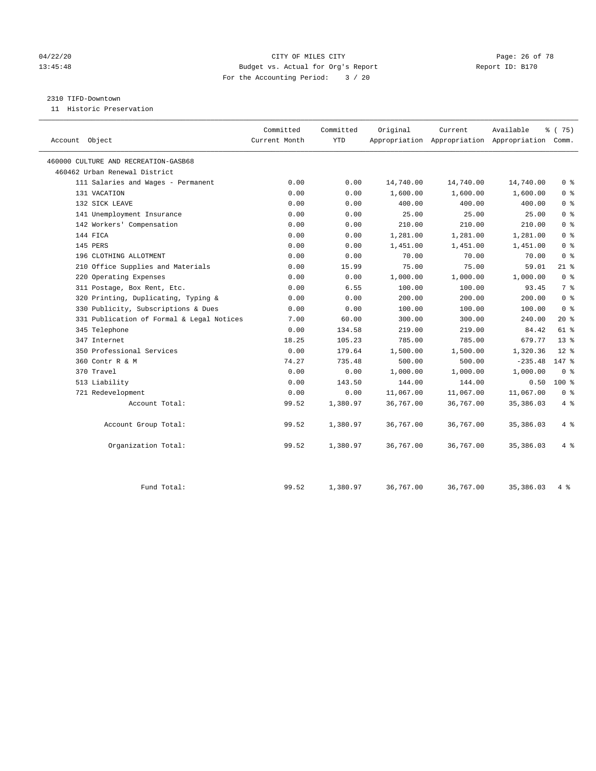CITY OF MILES CITY
Budget vs. Actual for Org's Report
For the Accounting Period: 3 / 20

2310 TIFD-Downtown
11 Historic Preservation

| Account Object | Committed Current Month | Committed YTD | Original Appropriation | Current Appropriation | Available Appropriation | % ( 75) Comm. |
|---|---|---|---|---|---|---|
| 460000 CULTURE AND RECREATION-GASB68 | | | | | | |
| 460462 Urban Renewal District | | | | | | |
| 111 Salaries and Wages - Permanent | 0.00 | 0.00 | 14,740.00 | 14,740.00 | 14,740.00 | 0 % |
| 131 VACATION | 0.00 | 0.00 | 1,600.00 | 1,600.00 | 1,600.00 | 0 % |
| 132 SICK LEAVE | 0.00 | 0.00 | 400.00 | 400.00 | 400.00 | 0 % |
| 141 Unemployment Insurance | 0.00 | 0.00 | 25.00 | 25.00 | 25.00 | 0 % |
| 142 Workers' Compensation | 0.00 | 0.00 | 210.00 | 210.00 | 210.00 | 0 % |
| 144 FICA | 0.00 | 0.00 | 1,281.00 | 1,281.00 | 1,281.00 | 0 % |
| 145 PERS | 0.00 | 0.00 | 1,451.00 | 1,451.00 | 1,451.00 | 0 % |
| 196 CLOTHING ALLOTMENT | 0.00 | 0.00 | 70.00 | 70.00 | 70.00 | 0 % |
| 210 Office Supplies and Materials | 0.00 | 15.99 | 75.00 | 75.00 | 59.01 | 21 % |
| 220 Operating Expenses | 0.00 | 0.00 | 1,000.00 | 1,000.00 | 1,000.00 | 0 % |
| 311 Postage, Box Rent, Etc. | 0.00 | 6.55 | 100.00 | 100.00 | 93.45 | 7 % |
| 320 Printing, Duplicating, Typing & | 0.00 | 0.00 | 200.00 | 200.00 | 200.00 | 0 % |
| 330 Publicity, Subscriptions & Dues | 0.00 | 0.00 | 100.00 | 100.00 | 100.00 | 0 % |
| 331 Publication of Formal & Legal Notices | 7.00 | 60.00 | 300.00 | 300.00 | 240.00 | 20 % |
| 345 Telephone | 0.00 | 134.58 | 219.00 | 219.00 | 84.42 | 61 % |
| 347 Internet | 18.25 | 105.23 | 785.00 | 785.00 | 679.77 | 13 % |
| 350 Professional Services | 0.00 | 179.64 | 1,500.00 | 1,500.00 | 1,320.36 | 12 % |
| 360 Contr R & M | 74.27 | 735.48 | 500.00 | 500.00 | -235.48 | 147 % |
| 370 Travel | 0.00 | 0.00 | 1,000.00 | 1,000.00 | 1,000.00 | 0 % |
| 513 Liability | 0.00 | 143.50 | 144.00 | 144.00 | 0.50 | 100 % |
| 721 Redevelopment | 0.00 | 0.00 | 11,067.00 | 11,067.00 | 11,067.00 | 0 % |
| Account Total: | 99.52 | 1,380.97 | 36,767.00 | 36,767.00 | 35,386.03 | 4 % |
| Account Group Total: | 99.52 | 1,380.97 | 36,767.00 | 36,767.00 | 35,386.03 | 4 % |
| Organization Total: | 99.52 | 1,380.97 | 36,767.00 | 36,767.00 | 35,386.03 | 4 % |
| Fund Total: | 99.52 | 1,380.97 | 36,767.00 | 36,767.00 | 35,386.03 | 4 % |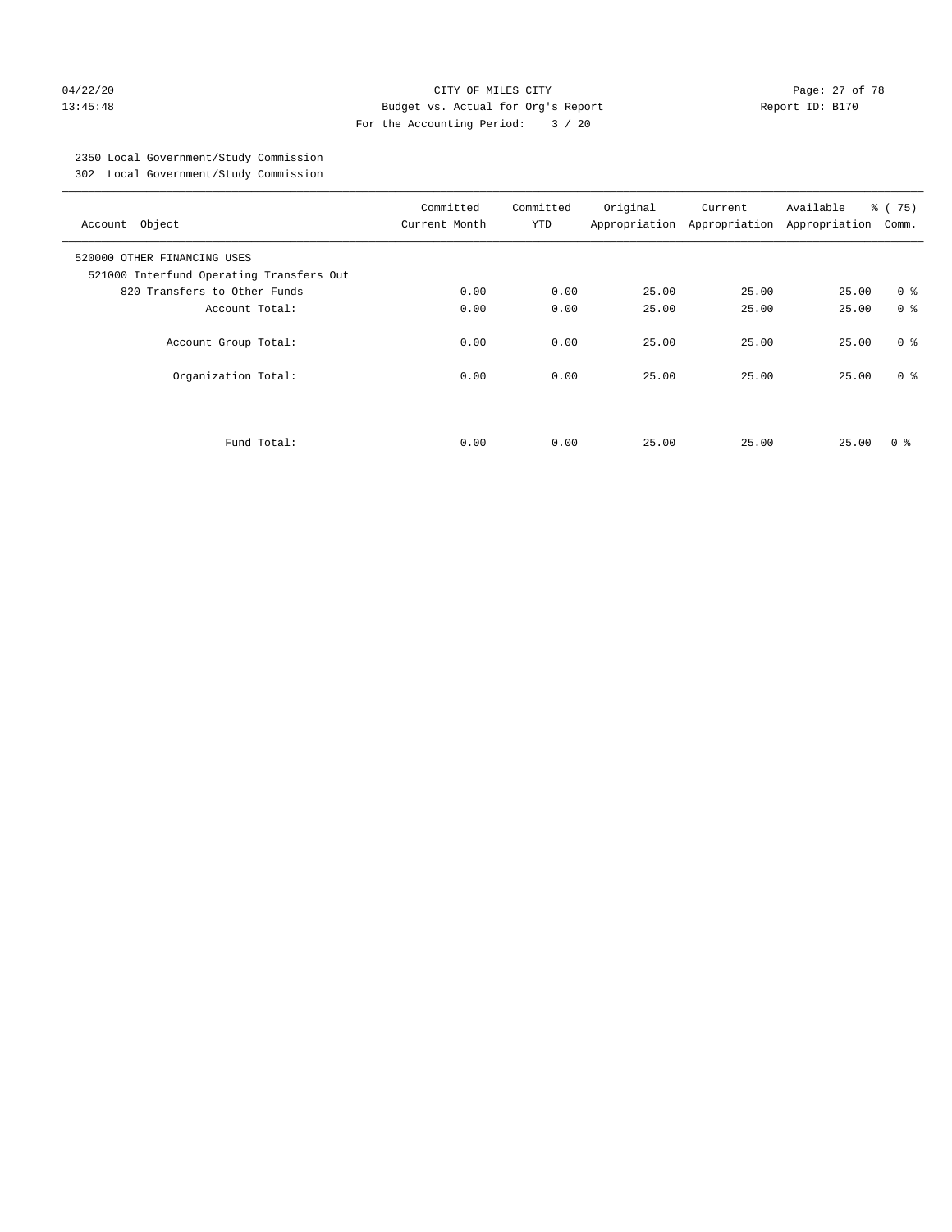CITY OF MILES CITY
Budget vs. Actual for Org's Report
For the Accounting Period: 3 / 20

04/22/20
13:45:48

Report ID: B170

2350 Local Government/Study Commission
302 Local Government/Study Commission

| Account Object | Committed Current Month | Committed YTD | Original Appropriation | Current Appropriation | Available Appropriation | % ( 75) Comm. |
|---|---|---|---|---|---|---|
| 520000 OTHER FINANCING USES | | | | | | |
| 521000 Interfund Operating Transfers Out | | | | | | |
| 820 Transfers to Other Funds | 0.00 | 0.00 | 25.00 | 25.00 | 25.00 | 0 % |
| Account Total: | 0.00 | 0.00 | 25.00 | 25.00 | 25.00 | 0 % |
| Account Group Total: | 0.00 | 0.00 | 25.00 | 25.00 | 25.00 | 0 % |
| Organization Total: | 0.00 | 0.00 | 25.00 | 25.00 | 25.00 | 0 % |
| Fund Total: | 0.00 | 0.00 | 25.00 | 25.00 | 25.00 | 0 % |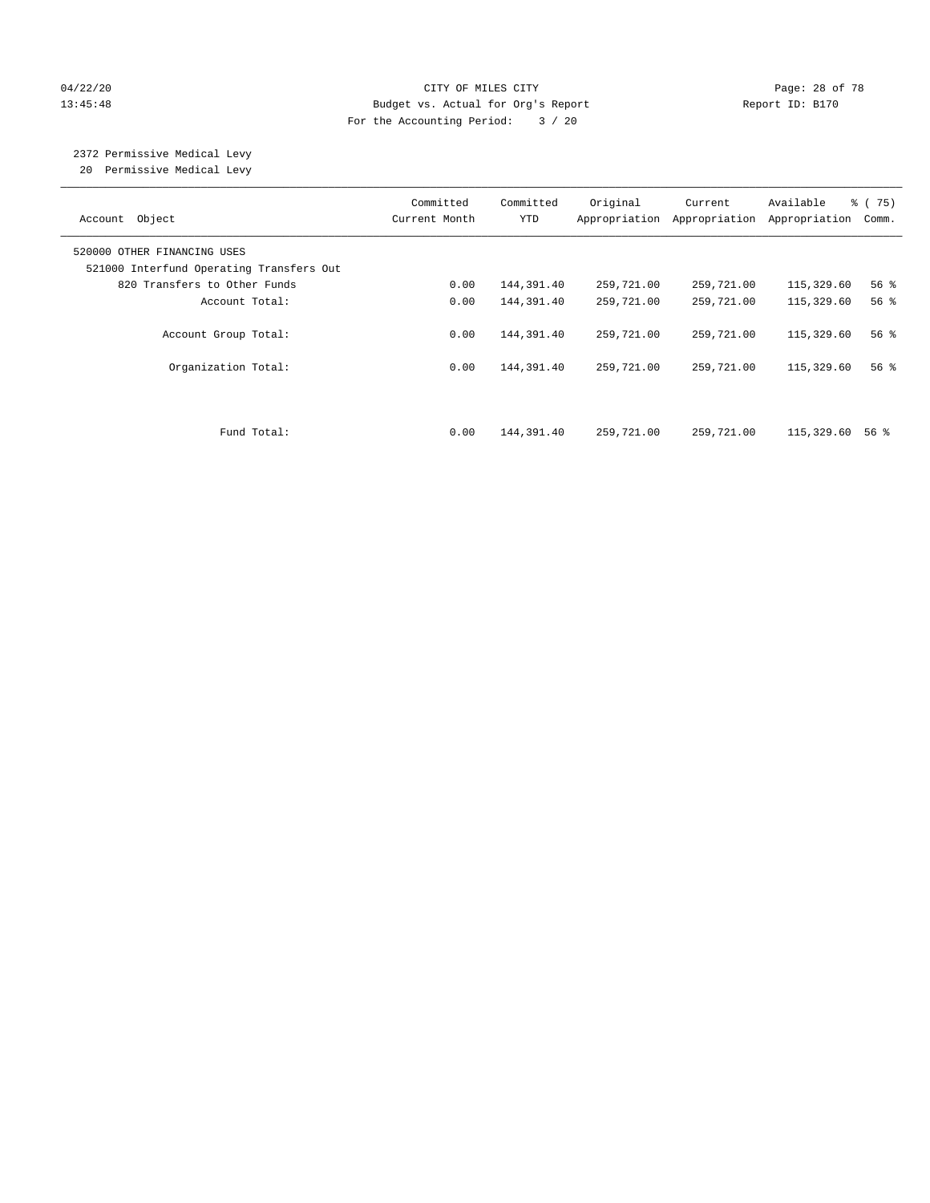CITY OF MILES CITY
Budget vs. Actual for Org's Report
For the Accounting Period: 3 / 20

2372 Permissive Medical Levy
20 Permissive Medical Levy

| Account Object | Committed Current Month | Committed YTD | Original Appropriation | Current Appropriation | Available Appropriation | % ( 75) Comm. |
|---|---|---|---|---|---|---|
| 520000 OTHER FINANCING USES | | | | | | |
| 521000 Interfund Operating Transfers Out | | | | | | |
| 820 Transfers to Other Funds | 0.00 | 144,391.40 | 259,721.00 | 259,721.00 | 115,329.60 | 56 % |
| Account Total: | 0.00 | 144,391.40 | 259,721.00 | 259,721.00 | 115,329.60 | 56 % |
| Account Group Total: | 0.00 | 144,391.40 | 259,721.00 | 259,721.00 | 115,329.60 | 56 % |
| Organization Total: | 0.00 | 144,391.40 | 259,721.00 | 259,721.00 | 115,329.60 | 56 % |
| Fund Total: | 0.00 | 144,391.40 | 259,721.00 | 259,721.00 | 115,329.60 | 56 % |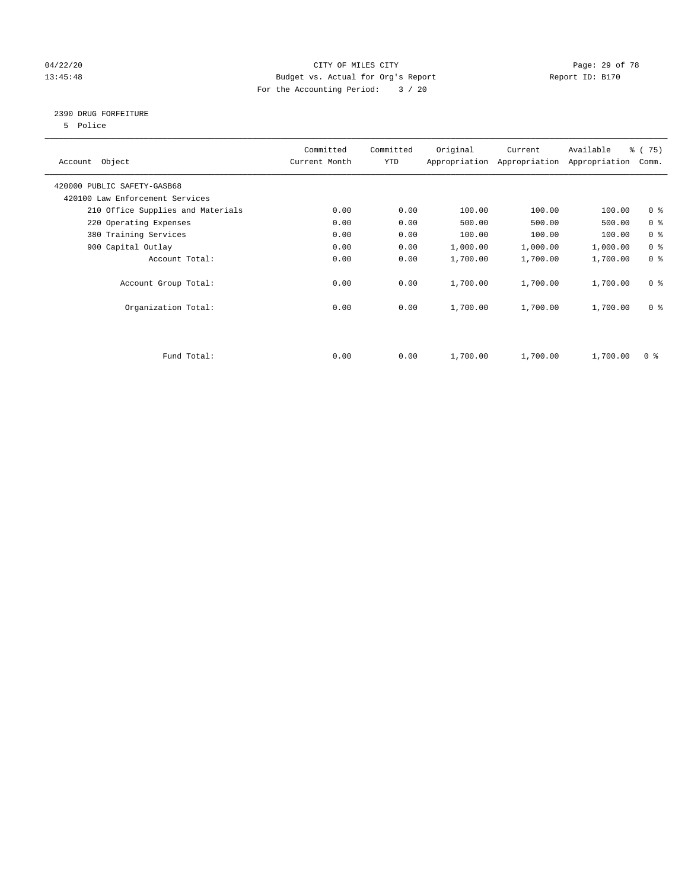CITY OF MILES CITY

Budget vs. Actual for Org's Report

For the Accounting Period: 3 / 20

Report ID: B170

## 2390 DRUG FORFEITURE

5 Police

| Account Object | Committed Current Month | Committed YTD | Original Appropriation | Current Appropriation | Available Appropriation | % ( 75) Comm. |
|---|---|---|---|---|---|---|
| 420000 PUBLIC SAFETY-GASB68 | | | | | | |
| 420100 Law Enforcement Services | | | | | | |
| 210 Office Supplies and Materials | 0.00 | 0.00 | 100.00 | 100.00 | 100.00 | 0 % |
| 220 Operating Expenses | 0.00 | 0.00 | 500.00 | 500.00 | 500.00 | 0 % |
| 380 Training Services | 0.00 | 0.00 | 100.00 | 100.00 | 100.00 | 0 % |
| 900 Capital Outlay | 0.00 | 0.00 | 1,000.00 | 1,000.00 | 1,000.00 | 0 % |
| Account Total: | 0.00 | 0.00 | 1,700.00 | 1,700.00 | 1,700.00 | 0 % |
| Account Group Total: | 0.00 | 0.00 | 1,700.00 | 1,700.00 | 1,700.00 | 0 % |
| Organization Total: | 0.00 | 0.00 | 1,700.00 | 1,700.00 | 1,700.00 | 0 % |
| Fund Total: | 0.00 | 0.00 | 1,700.00 | 1,700.00 | 1,700.00 | 0 % |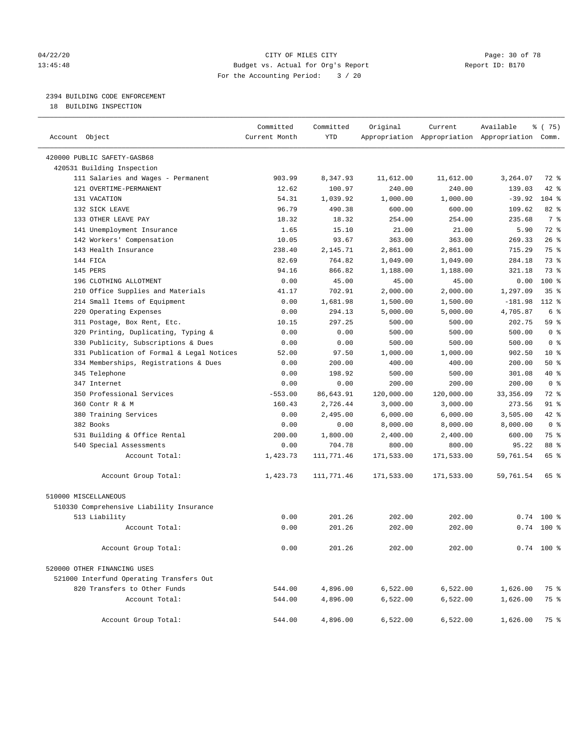CITY OF MILES CITY
Budget vs. Actual for Org's Report
For the Accounting Period: 3 / 20

## 2394 BUILDING CODE ENFORCEMENT
18 BUILDING INSPECTION

| Account Object | Committed Current Month | Committed YTD | Original Appropriation | Current Appropriation | Available Appropriation | % ( 75) Comm. |
|---|---|---|---|---|---|---|
| 420000 PUBLIC SAFETY-GASB68 | | | | | | |
| 420531 Building Inspection | | | | | | |
| 111 Salaries and Wages - Permanent | 903.99 | 8,347.93 | 11,612.00 | 11,612.00 | 3,264.07 | 72 % |
| 121 OVERTIME-PERMANENT | 12.62 | 100.97 | 240.00 | 240.00 | 139.03 | 42 % |
| 131 VACATION | 54.31 | 1,039.92 | 1,000.00 | 1,000.00 | -39.92 | 104 % |
| 132 SICK LEAVE | 96.79 | 490.38 | 600.00 | 600.00 | 109.62 | 82 % |
| 133 OTHER LEAVE PAY | 18.32 | 18.32 | 254.00 | 254.00 | 235.68 | 7 % |
| 141 Unemployment Insurance | 1.65 | 15.10 | 21.00 | 21.00 | 5.90 | 72 % |
| 142 Workers' Compensation | 10.05 | 93.67 | 363.00 | 363.00 | 269.33 | 26 % |
| 143 Health Insurance | 238.40 | 2,145.71 | 2,861.00 | 2,861.00 | 715.29 | 75 % |
| 144 FICA | 82.69 | 764.82 | 1,049.00 | 1,049.00 | 284.18 | 73 % |
| 145 PERS | 94.16 | 866.82 | 1,188.00 | 1,188.00 | 321.18 | 73 % |
| 196 CLOTHING ALLOTMENT | 0.00 | 45.00 | 45.00 | 45.00 | 0.00 | 100 % |
| 210 Office Supplies and Materials | 41.17 | 702.91 | 2,000.00 | 2,000.00 | 1,297.09 | 35 % |
| 214 Small Items of Equipment | 0.00 | 1,681.98 | 1,500.00 | 1,500.00 | -181.98 | 112 % |
| 220 Operating Expenses | 0.00 | 294.13 | 5,000.00 | 5,000.00 | 4,705.87 | 6 % |
| 311 Postage, Box Rent, Etc. | 10.15 | 297.25 | 500.00 | 500.00 | 202.75 | 59 % |
| 320 Printing, Duplicating, Typing & | 0.00 | 0.00 | 500.00 | 500.00 | 500.00 | 0 % |
| 330 Publicity, Subscriptions & Dues | 0.00 | 0.00 | 500.00 | 500.00 | 500.00 | 0 % |
| 331 Publication of Formal & Legal Notices | 52.00 | 97.50 | 1,000.00 | 1,000.00 | 902.50 | 10 % |
| 334 Memberships, Registrations & Dues | 0.00 | 200.00 | 400.00 | 400.00 | 200.00 | 50 % |
| 345 Telephone | 0.00 | 198.92 | 500.00 | 500.00 | 301.08 | 40 % |
| 347 Internet | 0.00 | 0.00 | 200.00 | 200.00 | 200.00 | 0 % |
| 350 Professional Services | -553.00 | 86,643.91 | 120,000.00 | 120,000.00 | 33,356.09 | 72 % |
| 360 Contr R & M | 160.43 | 2,726.44 | 3,000.00 | 3,000.00 | 273.56 | 91 % |
| 380 Training Services | 0.00 | 2,495.00 | 6,000.00 | 6,000.00 | 3,505.00 | 42 % |
| 382 Books | 0.00 | 0.00 | 8,000.00 | 8,000.00 | 8,000.00 | 0 % |
| 531 Building & Office Rental | 200.00 | 1,800.00 | 2,400.00 | 2,400.00 | 600.00 | 75 % |
| 540 Special Assessments | 0.00 | 704.78 | 800.00 | 800.00 | 95.22 | 88 % |
| Account Total: | 1,423.73 | 111,771.46 | 171,533.00 | 171,533.00 | 59,761.54 | 65 % |
| Account Group Total: | 1,423.73 | 111,771.46 | 171,533.00 | 171,533.00 | 59,761.54 | 65 % |
| 510000 MISCELLANEOUS | | | | | | |
| 510330 Comprehensive Liability Insurance | | | | | | |
| 513 Liability | 0.00 | 201.26 | 202.00 | 202.00 | 0.74 | 100 % |
| Account Total: | 0.00 | 201.26 | 202.00 | 202.00 | 0.74 | 100 % |
| Account Group Total: | 0.00 | 201.26 | 202.00 | 202.00 | 0.74 | 100 % |
| 520000 OTHER FINANCING USES | | | | | | |
| 521000 Interfund Operating Transfers Out | | | | | | |
| 820 Transfers to Other Funds | 544.00 | 4,896.00 | 6,522.00 | 6,522.00 | 1,626.00 | 75 % |
| Account Total: | 544.00 | 4,896.00 | 6,522.00 | 6,522.00 | 1,626.00 | 75 % |
| Account Group Total: | 544.00 | 4,896.00 | 6,522.00 | 6,522.00 | 1,626.00 | 75 % |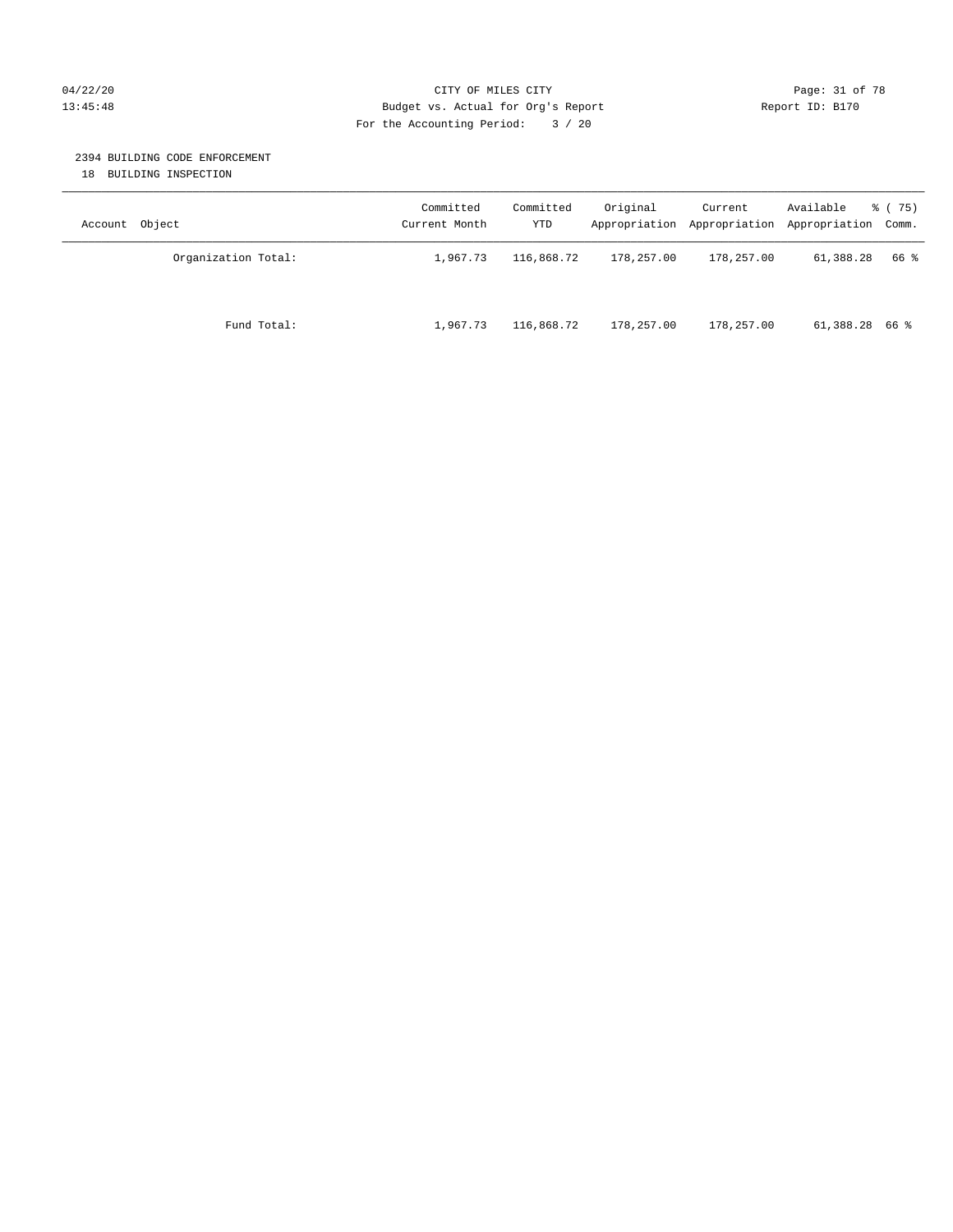CITY OF MILES CITY
Budget vs. Actual for Org's Report
For the Accounting Period: 3 / 20

04/22/20
13:45:48

Report ID: B170

## 2394 BUILDING CODE ENFORCEMENT

18 BUILDING INSPECTION

| Account Object | Committed Current Month | Committed YTD | Original Appropriation | Current Appropriation | Available Appropriation | % ( 75) Comm. |
|---|---|---|---|---|---|---|
| Organization Total: | 1,967.73 | 116,868.72 | 178,257.00 | 178,257.00 | 61,388.28 | 66 % |
| Fund Total: | 1,967.73 | 116,868.72 | 178,257.00 | 178,257.00 | 61,388.28 | 66 % |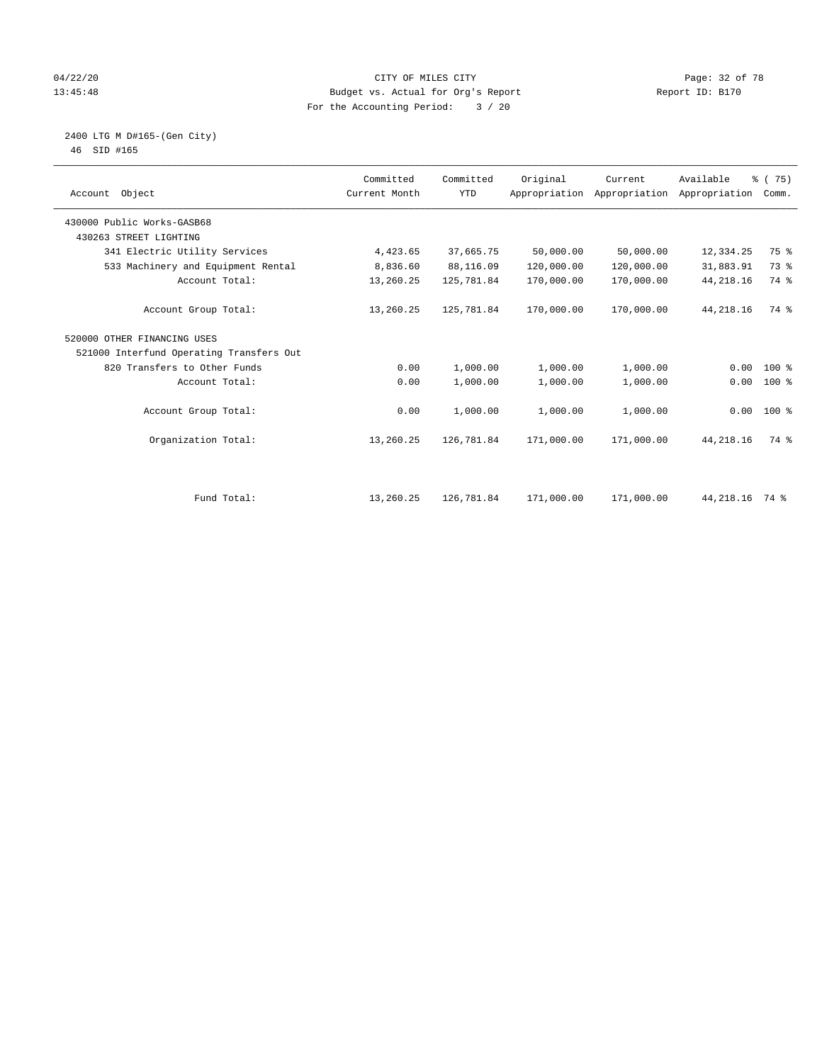CITY OF MILES CITY
Budget vs. Actual for Org's Report
For the Accounting Period: 3 / 20

04/22/20
13:45:48

Report ID: B170

2400 LTG M D#165-(Gen City)
46 SID #165

| Account Object | Committed Current Month | Committed YTD | Original Appropriation | Current Appropriation | Available Appropriation | % ( 75) Comm. |
|---|---|---|---|---|---|---|
| 430000 Public Works-GASB68 | | | | | | |
| 430263 STREET LIGHTING | | | | | | |
| 341 Electric Utility Services | 4,423.65 | 37,665.75 | 50,000.00 | 50,000.00 | 12,334.25 | 75 % |
| 533 Machinery and Equipment Rental | 8,836.60 | 88,116.09 | 120,000.00 | 120,000.00 | 31,883.91 | 73 % |
| Account Total: | 13,260.25 | 125,781.84 | 170,000.00 | 170,000.00 | 44,218.16 | 74 % |
| Account Group Total: | 13,260.25 | 125,781.84 | 170,000.00 | 170,000.00 | 44,218.16 | 74 % |
| 520000 OTHER FINANCING USES | | | | | | |
| 521000 Interfund Operating Transfers Out | | | | | | |
| 820 Transfers to Other Funds | 0.00 | 1,000.00 | 1,000.00 | 1,000.00 | 0.00 | 100 % |
| Account Total: | 0.00 | 1,000.00 | 1,000.00 | 1,000.00 | 0.00 | 100 % |
| Account Group Total: | 0.00 | 1,000.00 | 1,000.00 | 1,000.00 | 0.00 | 100 % |
| Organization Total: | 13,260.25 | 126,781.84 | 171,000.00 | 171,000.00 | 44,218.16 | 74 % |
| Fund Total: | 13,260.25 | 126,781.84 | 171,000.00 | 171,000.00 | 44,218.16 | 74 % |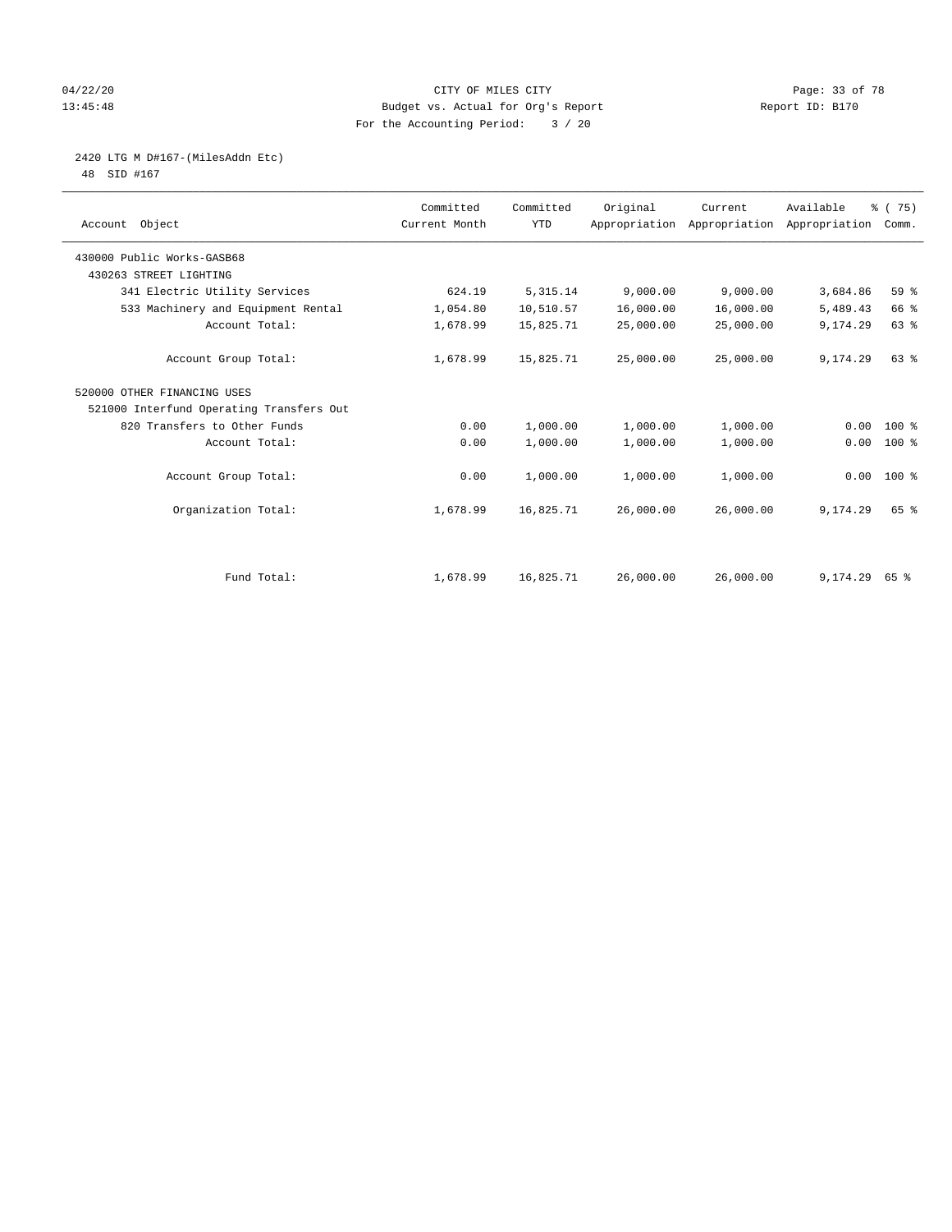CITY OF MILES CITY
Budget vs. Actual for Org's Report
For the Accounting Period: 3 / 20

04/22/20
13:45:48

Report ID: B170

## 2420 LTG M D#167-(MilesAddn Etc)

48 SID #167

| Account Object | Committed Current Month | Committed YTD | Original Appropriation | Current Appropriation | Available Appropriation | % ( 75) Comm. |
|---|---|---|---|---|---|---|
| 430000 Public Works-GASB68 | | | | | | |
| 430263 STREET LIGHTING | | | | | | |
| 341 Electric Utility Services | 624.19 | 5,315.14 | 9,000.00 | 9,000.00 | 3,684.86 | 59 % |
| 533 Machinery and Equipment Rental | 1,054.80 | 10,510.57 | 16,000.00 | 16,000.00 | 5,489.43 | 66 % |
| Account Total: | 1,678.99 | 15,825.71 | 25,000.00 | 25,000.00 | 9,174.29 | 63 % |
| Account Group Total: | 1,678.99 | 15,825.71 | 25,000.00 | 25,000.00 | 9,174.29 | 63 % |
| 520000 OTHER FINANCING USES | | | | | | |
| 521000 Interfund Operating Transfers Out | | | | | | |
| 820 Transfers to Other Funds | 0.00 | 1,000.00 | 1,000.00 | 1,000.00 | 0.00 | 100 % |
| Account Total: | 0.00 | 1,000.00 | 1,000.00 | 1,000.00 | 0.00 | 100 % |
| Account Group Total: | 0.00 | 1,000.00 | 1,000.00 | 1,000.00 | 0.00 | 100 % |
| Organization Total: | 1,678.99 | 16,825.71 | 26,000.00 | 26,000.00 | 9,174.29 | 65 % |
| Fund Total: | 1,678.99 | 16,825.71 | 26,000.00 | 26,000.00 | 9,174.29 | 65 % |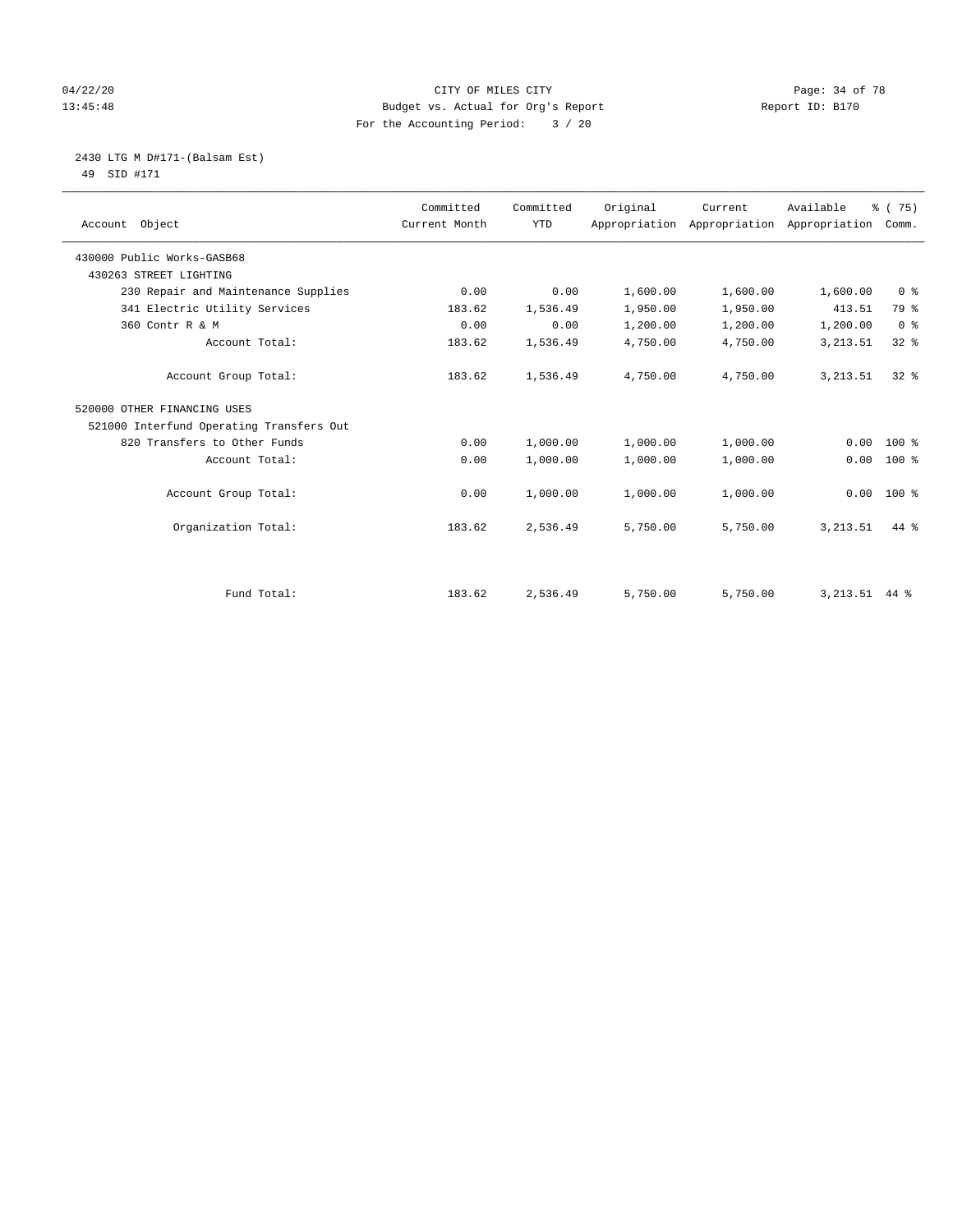CITY OF MILES CITY
Budget vs. Actual for Org's Report
For the Accounting Period: 3 / 20

04/22/20
13:45:48

Report ID: B170

2430 LTG M D#171-(Balsam Est)
49 SID #171

| Account Object | Committed Current Month | Committed YTD | Original Appropriation | Current Appropriation | Available Appropriation | % ( 75) Comm. |
|---|---|---|---|---|---|---|
| 430000 Public Works-GASB68 | | | | | | |
| 430263 STREET LIGHTING | | | | | | |
| 230 Repair and Maintenance Supplies | 0.00 | 0.00 | 1,600.00 | 1,600.00 | 1,600.00 | 0 % |
| 341 Electric Utility Services | 183.62 | 1,536.49 | 1,950.00 | 1,950.00 | 413.51 | 79 % |
| 360 Contr R & M | 0.00 | 0.00 | 1,200.00 | 1,200.00 | 1,200.00 | 0 % |
| Account Total: | 183.62 | 1,536.49 | 4,750.00 | 4,750.00 | 3,213.51 | 32 % |
| Account Group Total: | 183.62 | 1,536.49 | 4,750.00 | 4,750.00 | 3,213.51 | 32 % |
| 520000 OTHER FINANCING USES | | | | | | |
| 521000 Interfund Operating Transfers Out | | | | | | |
| 820 Transfers to Other Funds | 0.00 | 1,000.00 | 1,000.00 | 1,000.00 | 0.00 | 100 % |
| Account Total: | 0.00 | 1,000.00 | 1,000.00 | 1,000.00 | 0.00 | 100 % |
| Account Group Total: | 0.00 | 1,000.00 | 1,000.00 | 1,000.00 | 0.00 | 100 % |
| Organization Total: | 183.62 | 2,536.49 | 5,750.00 | 5,750.00 | 3,213.51 | 44 % |
| Fund Total: | 183.62 | 2,536.49 | 5,750.00 | 5,750.00 | 3,213.51 | 44 % |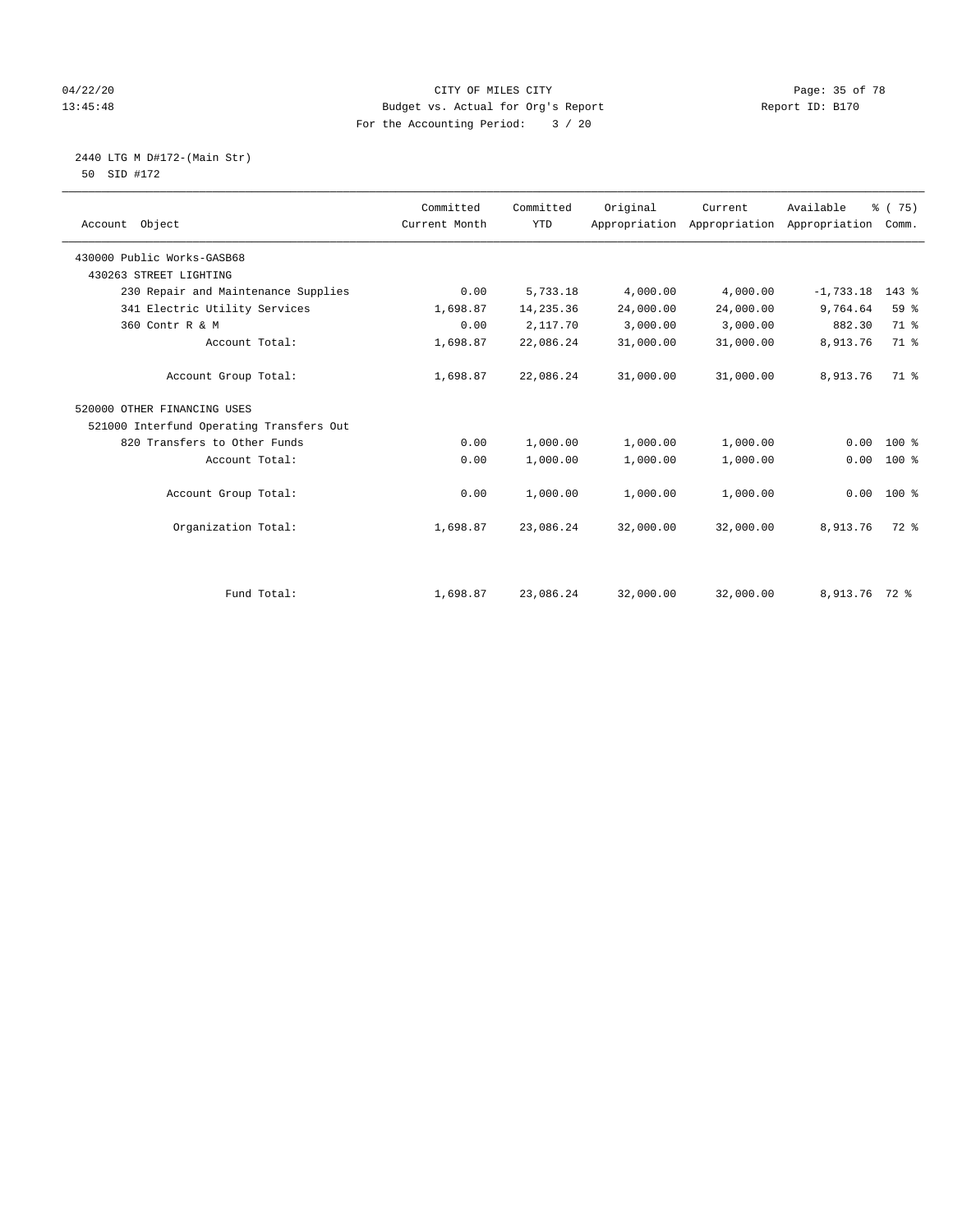CITY OF MILES CITY

Budget vs. Actual for Org's Report

For the Accounting Period: 3 / 20

04/22/20
13:45:48

Report ID: B170

2440 LTG M D#172-(Main Str)
50 SID #172

| Account Object | Committed Current Month | Committed YTD | Original Appropriation | Current Appropriation | Available Appropriation | % ( 75) Comm. |
|---|---|---|---|---|---|---|
| 430000 Public Works-GASB68 | | | | | | |
| 430263 STREET LIGHTING | | | | | | |
| 230 Repair and Maintenance Supplies | 0.00 | 5,733.18 | 4,000.00 | 4,000.00 | -1,733.18 | 143 % |
| 341 Electric Utility Services | 1,698.87 | 14,235.36 | 24,000.00 | 24,000.00 | 9,764.64 | 59 % |
| 360 Contr R & M | 0.00 | 2,117.70 | 3,000.00 | 3,000.00 | 882.30 | 71 % |
| Account Total: | 1,698.87 | 22,086.24 | 31,000.00 | 31,000.00 | 8,913.76 | 71 % |
| Account Group Total: | 1,698.87 | 22,086.24 | 31,000.00 | 31,000.00 | 8,913.76 | 71 % |
| 520000 OTHER FINANCING USES | | | | | | |
| 521000 Interfund Operating Transfers Out | | | | | | |
| 820 Transfers to Other Funds | 0.00 | 1,000.00 | 1,000.00 | 1,000.00 | 0.00 | 100 % |
| Account Total: | 0.00 | 1,000.00 | 1,000.00 | 1,000.00 | 0.00 | 100 % |
| Account Group Total: | 0.00 | 1,000.00 | 1,000.00 | 1,000.00 | 0.00 | 100 % |
| Organization Total: | 1,698.87 | 23,086.24 | 32,000.00 | 32,000.00 | 8,913.76 | 72 % |
| Fund Total: | 1,698.87 | 23,086.24 | 32,000.00 | 32,000.00 | 8,913.76 | 72 % |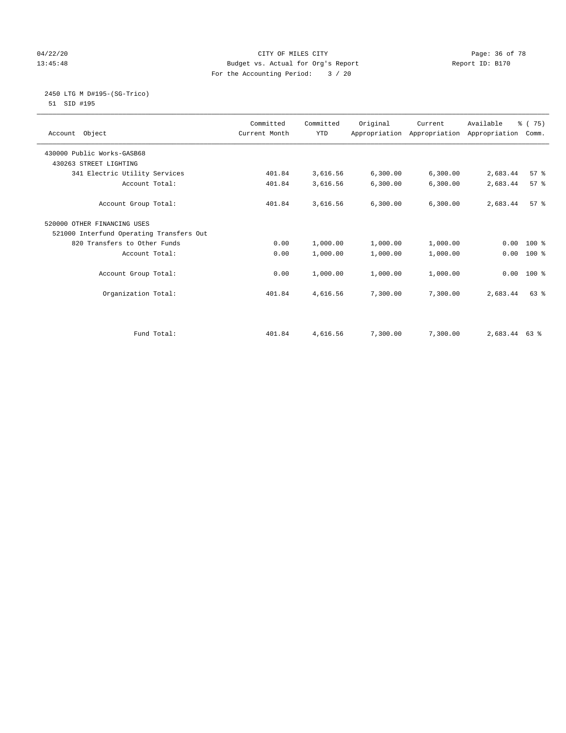04/22/20 CITY OF MILES CITY
13:45:48 Budget vs. Actual for Org's Report Report ID: B170
For the Accounting Period: 3 / 20

2450 LTG M D#195-(SG-Trico)
51 SID #195

| Account Object | Committed Current Month | Committed YTD | Original Appropriation | Current Appropriation | Available Appropriation | % ( 75) Comm. |
|---|---|---|---|---|---|---|
| 430000 Public Works-GASB68 | | | | | | |
| 430263 STREET LIGHTING | | | | | | |
| 341 Electric Utility Services | 401.84 | 3,616.56 | 6,300.00 | 6,300.00 | 2,683.44 | 57 % |
| Account Total: | 401.84 | 3,616.56 | 6,300.00 | 6,300.00 | 2,683.44 | 57 % |
| Account Group Total: | 401.84 | 3,616.56 | 6,300.00 | 6,300.00 | 2,683.44 | 57 % |
| 520000 OTHER FINANCING USES | | | | | | |
| 521000 Interfund Operating Transfers Out | | | | | | |
| 820 Transfers to Other Funds | 0.00 | 1,000.00 | 1,000.00 | 1,000.00 | 0.00 | 100 % |
| Account Total: | 0.00 | 1,000.00 | 1,000.00 | 1,000.00 | 0.00 | 100 % |
| Account Group Total: | 0.00 | 1,000.00 | 1,000.00 | 1,000.00 | 0.00 | 100 % |
| Organization Total: | 401.84 | 4,616.56 | 7,300.00 | 7,300.00 | 2,683.44 | 63 % |
| Fund Total: | 401.84 | 4,616.56 | 7,300.00 | 7,300.00 | 2,683.44 | 63 % |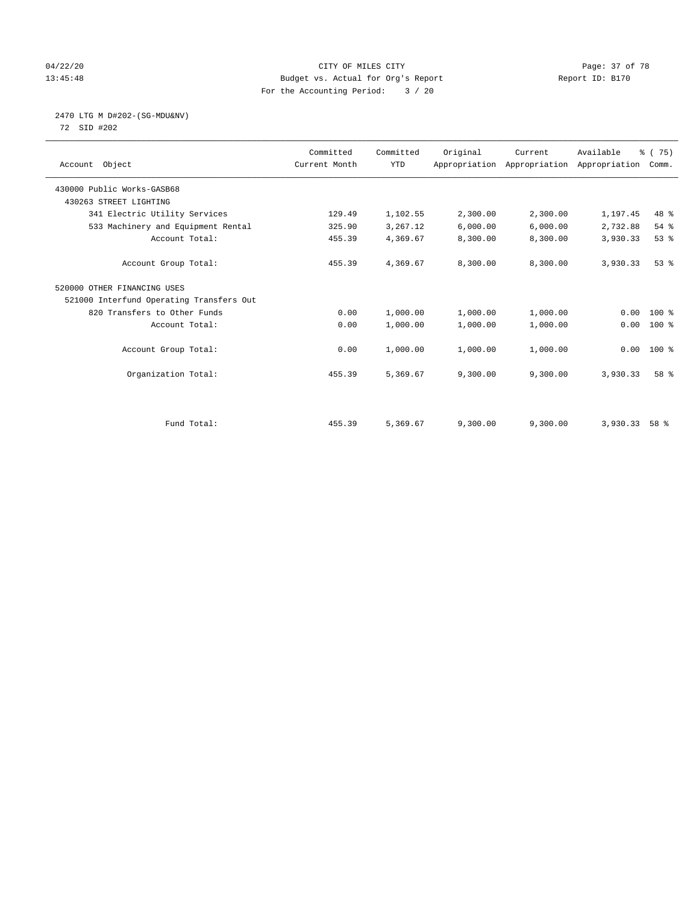CITY OF MILES CITY
Budget vs. Actual for Org's Report
For the Accounting Period: 3 / 20

04/22/20
13:45:48

Report ID: B170

2470 LTG M D#202-(SG-MDU&NV)
72 SID #202

| Account Object | Committed Current Month | Committed YTD | Original Appropriation | Current Appropriation | Available Appropriation | % ( 75) Comm. |
|---|---|---|---|---|---|---|
| 430000 Public Works-GASB68 | | | | | | |
| 430263 STREET LIGHTING | | | | | | |
| 341 Electric Utility Services | 129.49 | 1,102.55 | 2,300.00 | 2,300.00 | 1,197.45 | 48 % |
| 533 Machinery and Equipment Rental | 325.90 | 3,267.12 | 6,000.00 | 6,000.00 | 2,732.88 | 54 % |
| Account Total: | 455.39 | 4,369.67 | 8,300.00 | 8,300.00 | 3,930.33 | 53 % |
| Account Group Total: | 455.39 | 4,369.67 | 8,300.00 | 8,300.00 | 3,930.33 | 53 % |
| 520000 OTHER FINANCING USES | | | | | | |
| 521000 Interfund Operating Transfers Out | | | | | | |
| 820 Transfers to Other Funds | 0.00 | 1,000.00 | 1,000.00 | 1,000.00 | 0.00 | 100 % |
| Account Total: | 0.00 | 1,000.00 | 1,000.00 | 1,000.00 | 0.00 | 100 % |
| Account Group Total: | 0.00 | 1,000.00 | 1,000.00 | 1,000.00 | 0.00 | 100 % |
| Organization Total: | 455.39 | 5,369.67 | 9,300.00 | 9,300.00 | 3,930.33 | 58 % |
| Fund Total: | 455.39 | 5,369.67 | 9,300.00 | 9,300.00 | 3,930.33 | 58 % |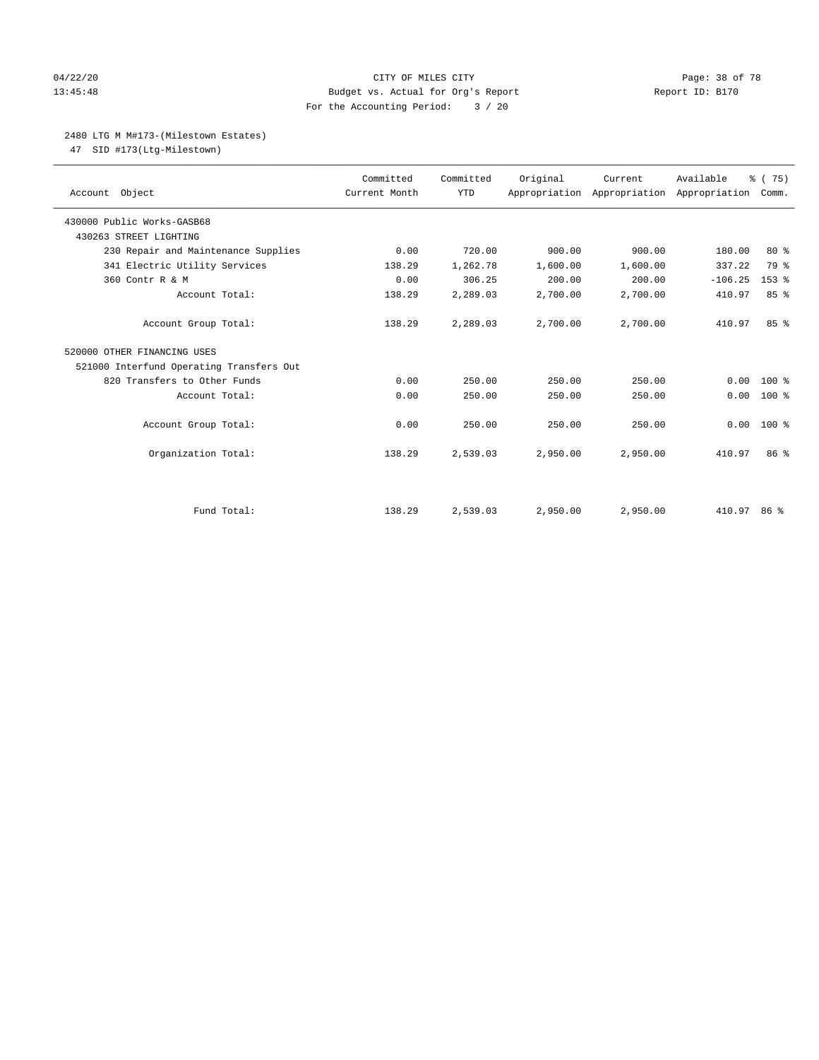CITY OF MILES CITY
Budget vs. Actual for Org's Report
For the Accounting Period: 3 / 20

04/22/20
13:45:48

Report ID: B170

2480 LTG M M#173-(Milestown Estates)
47 SID #173(Ltg-Milestown)

| Account Object | Committed Current Month | Committed YTD | Original Appropriation | Current Appropriation | Available Appropriation | % ( 75) Comm. |
|---|---|---|---|---|---|---|
| 430000 Public Works-GASB68 | | | | | | |
| 430263 STREET LIGHTING | | | | | | |
| 230 Repair and Maintenance Supplies | 0.00 | 720.00 | 900.00 | 900.00 | 180.00 | 80 % |
| 341 Electric Utility Services | 138.29 | 1,262.78 | 1,600.00 | 1,600.00 | 337.22 | 79 % |
| 360 Contr R & M | 0.00 | 306.25 | 200.00 | 200.00 | -106.25 | 153 % |
| Account Total: | 138.29 | 2,289.03 | 2,700.00 | 2,700.00 | 410.97 | 85 % |
| Account Group Total: | 138.29 | 2,289.03 | 2,700.00 | 2,700.00 | 410.97 | 85 % |
| 520000 OTHER FINANCING USES | | | | | | |
| 521000 Interfund Operating Transfers Out | | | | | | |
| 820 Transfers to Other Funds | 0.00 | 250.00 | 250.00 | 250.00 | 0.00 | 100 % |
| Account Total: | 0.00 | 250.00 | 250.00 | 250.00 | 0.00 | 100 % |
| Account Group Total: | 0.00 | 250.00 | 250.00 | 250.00 | 0.00 | 100 % |
| Organization Total: | 138.29 | 2,539.03 | 2,950.00 | 2,950.00 | 410.97 | 86 % |
| Fund Total: | 138.29 | 2,539.03 | 2,950.00 | 2,950.00 | 410.97 | 86 % |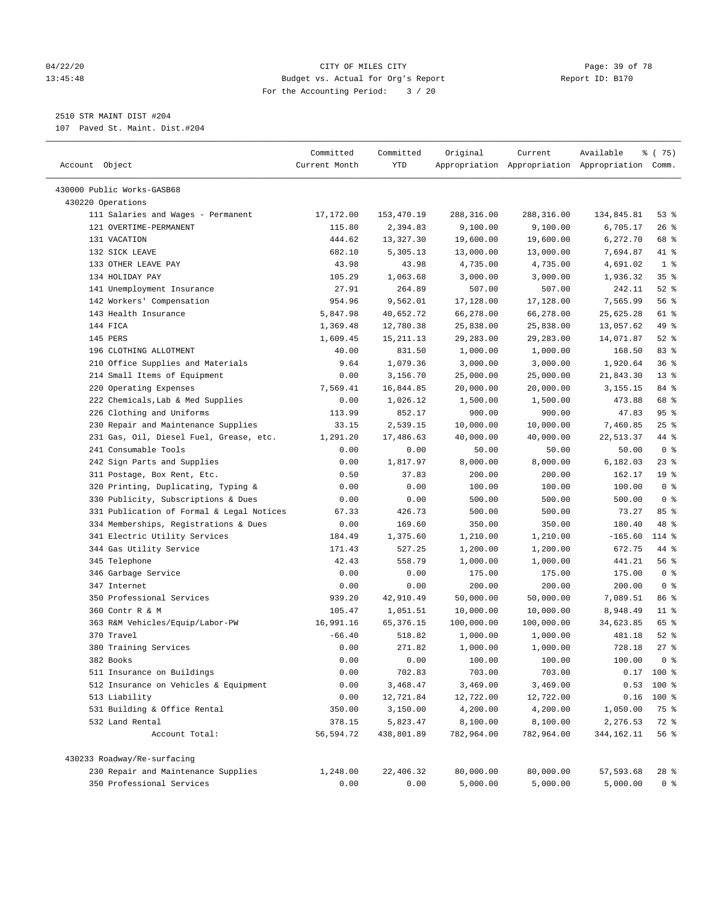04/22/20 CITY OF MILES CITY
13:45:48 Budget vs. Actual for Org's Report Report ID: B170
For the Accounting Period: 3 / 20

2510 STR MAINT DIST #204
107 Paved St. Maint. Dist.#204

| Account Object | Committed Current Month | Committed YTD | Original Appropriation | Current Appropriation | Available Appropriation | % ( 75) Comm. |
|---|---|---|---|---|---|---|
| 430000 Public Works-GASB68 | | | | | | |
| 430220 Operations | | | | | | |
| 111 Salaries and Wages - Permanent | 17,172.00 | 153,470.19 | 288,316.00 | 288,316.00 | 134,845.81 | 53 % |
| 121 OVERTIME-PERMANENT | 115.80 | 2,394.83 | 9,100.00 | 9,100.00 | 6,705.17 | 26 % |
| 131 VACATION | 444.62 | 13,327.30 | 19,600.00 | 19,600.00 | 6,272.70 | 68 % |
| 132 SICK LEAVE | 682.10 | 5,305.13 | 13,000.00 | 13,000.00 | 7,694.87 | 41 % |
| 133 OTHER LEAVE PAY | 43.98 | 43.98 | 4,735.00 | 4,735.00 | 4,691.02 | 1 % |
| 134 HOLIDAY PAY | 105.29 | 1,063.68 | 3,000.00 | 3,000.00 | 1,936.32 | 35 % |
| 141 Unemployment Insurance | 27.91 | 264.89 | 507.00 | 507.00 | 242.11 | 52 % |
| 142 Workers' Compensation | 954.96 | 9,562.01 | 17,128.00 | 17,128.00 | 7,565.99 | 56 % |
| 143 Health Insurance | 5,847.98 | 40,652.72 | 66,278.00 | 66,278.00 | 25,625.28 | 61 % |
| 144 FICA | 1,369.48 | 12,780.38 | 25,838.00 | 25,838.00 | 13,057.62 | 49 % |
| 145 PERS | 1,609.45 | 15,211.13 | 29,283.00 | 29,283.00 | 14,071.87 | 52 % |
| 196 CLOTHING ALLOTMENT | 40.00 | 831.50 | 1,000.00 | 1,000.00 | 168.50 | 83 % |
| 210 Office Supplies and Materials | 9.64 | 1,079.36 | 3,000.00 | 3,000.00 | 1,920.64 | 36 % |
| 214 Small Items of Equipment | 0.00 | 3,156.70 | 25,000.00 | 25,000.00 | 21,843.30 | 13 % |
| 220 Operating Expenses | 7,569.41 | 16,844.85 | 20,000.00 | 20,000.00 | 3,155.15 | 84 % |
| 222 Chemicals,Lab & Med Supplies | 0.00 | 1,026.12 | 1,500.00 | 1,500.00 | 473.88 | 68 % |
| 226 Clothing and Uniforms | 113.99 | 852.17 | 900.00 | 900.00 | 47.83 | 95 % |
| 230 Repair and Maintenance Supplies | 33.15 | 2,539.15 | 10,000.00 | 10,000.00 | 7,460.85 | 25 % |
| 231 Gas, Oil, Diesel Fuel, Grease, etc. | 1,291.20 | 17,486.63 | 40,000.00 | 40,000.00 | 22,513.37 | 44 % |
| 241 Consumable Tools | 0.00 | 0.00 | 50.00 | 50.00 | 50.00 | 0 % |
| 242 Sign Parts and Supplies | 0.00 | 1,817.97 | 8,000.00 | 8,000.00 | 6,182.03 | 23 % |
| 311 Postage, Box Rent, Etc. | 0.50 | 37.83 | 200.00 | 200.00 | 162.17 | 19 % |
| 320 Printing, Duplicating, Typing & | 0.00 | 0.00 | 100.00 | 100.00 | 100.00 | 0 % |
| 330 Publicity, Subscriptions & Dues | 0.00 | 0.00 | 500.00 | 500.00 | 500.00 | 0 % |
| 331 Publication of Formal & Legal Notices | 67.33 | 426.73 | 500.00 | 500.00 | 73.27 | 85 % |
| 334 Memberships, Registrations & Dues | 0.00 | 169.60 | 350.00 | 350.00 | 180.40 | 48 % |
| 341 Electric Utility Services | 184.49 | 1,375.60 | 1,210.00 | 1,210.00 | -165.60 | 114 % |
| 344 Gas Utility Service | 171.43 | 527.25 | 1,200.00 | 1,200.00 | 672.75 | 44 % |
| 345 Telephone | 42.43 | 558.79 | 1,000.00 | 1,000.00 | 441.21 | 56 % |
| 346 Garbage Service | 0.00 | 0.00 | 175.00 | 175.00 | 175.00 | 0 % |
| 347 Internet | 0.00 | 0.00 | 200.00 | 200.00 | 200.00 | 0 % |
| 350 Professional Services | 939.20 | 42,910.49 | 50,000.00 | 50,000.00 | 7,089.51 | 86 % |
| 360 Contr R & M | 105.47 | 1,051.51 | 10,000.00 | 10,000.00 | 8,948.49 | 11 % |
| 363 R&M Vehicles/Equip/Labor-PW | 16,991.16 | 65,376.15 | 100,000.00 | 100,000.00 | 34,623.85 | 65 % |
| 370 Travel | -66.40 | 518.82 | 1,000.00 | 1,000.00 | 481.18 | 52 % |
| 380 Training Services | 0.00 | 271.82 | 1,000.00 | 1,000.00 | 728.18 | 27 % |
| 382 Books | 0.00 | 0.00 | 100.00 | 100.00 | 100.00 | 0 % |
| 511 Insurance on Buildings | 0.00 | 702.83 | 703.00 | 703.00 | 0.17 | 100 % |
| 512 Insurance on Vehicles & Equipment | 0.00 | 3,468.47 | 3,469.00 | 3,469.00 | 0.53 | 100 % |
| 513 Liability | 0.00 | 12,721.84 | 12,722.00 | 12,722.00 | 0.16 | 100 % |
| 531 Building & Office Rental | 350.00 | 3,150.00 | 4,200.00 | 4,200.00 | 1,050.00 | 75 % |
| 532 Land Rental | 378.15 | 5,823.47 | 8,100.00 | 8,100.00 | 2,276.53 | 72 % |
| Account Total: | 56,594.72 | 438,801.89 | 782,964.00 | 782,964.00 | 344,162.11 | 56 % |
| 430233 Roadway/Re-surfacing | | | | | | |
| 230 Repair and Maintenance Supplies | 1,248.00 | 22,406.32 | 80,000.00 | 80,000.00 | 57,593.68 | 28 % |
| 350 Professional Services | 0.00 | 0.00 | 5,000.00 | 5,000.00 | 5,000.00 | 0 % |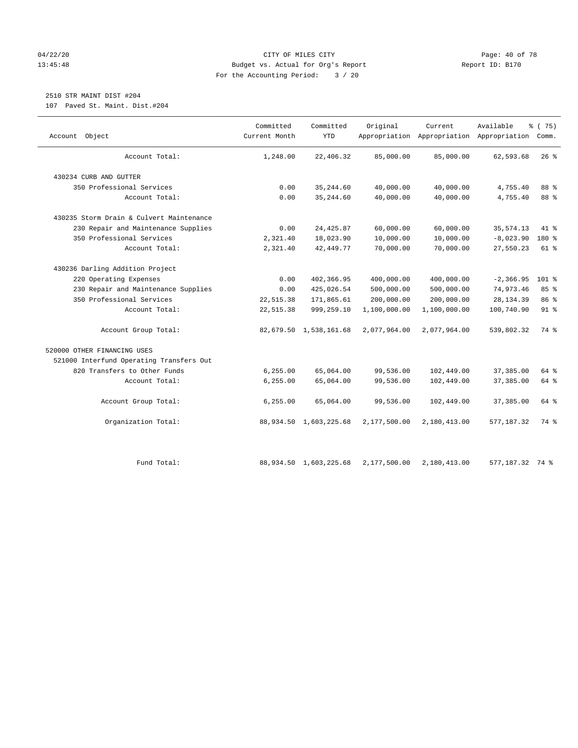CITY OF MILES CITY
Budget vs. Actual for Org's Report
For the Accounting Period: 3 / 20

Report ID: B170

2510 STR MAINT DIST #204
107 Paved St. Maint. Dist.#204

| Account Object | Committed Current Month | Committed YTD | Original Appropriation | Current Appropriation | Available Appropriation | % ( 75) Comm. |
|---|---|---|---|---|---|---|
| Account Total: | 1,248.00 | 22,406.32 | 85,000.00 | 85,000.00 | 62,593.68 | 26 % |
| 430234 CURB AND GUTTER | | | | | | |
| 350 Professional Services | 0.00 | 35,244.60 | 40,000.00 | 40,000.00 | 4,755.40 | 88 % |
| Account Total: | 0.00 | 35,244.60 | 40,000.00 | 40,000.00 | 4,755.40 | 88 % |
| 430235 Storm Drain & Culvert Maintenance | | | | | | |
| 230 Repair and Maintenance Supplies | 0.00 | 24,425.87 | 60,000.00 | 60,000.00 | 35,574.13 | 41 % |
| 350 Professional Services | 2,321.40 | 18,023.90 | 10,000.00 | 10,000.00 | -8,023.90 | 180 % |
| Account Total: | 2,321.40 | 42,449.77 | 70,000.00 | 70,000.00 | 27,550.23 | 61 % |
| 430236 Darling Addition Project | | | | | | |
| 220 Operating Expenses | 0.00 | 402,366.95 | 400,000.00 | 400,000.00 | -2,366.95 | 101 % |
| 230 Repair and Maintenance Supplies | 0.00 | 425,026.54 | 500,000.00 | 500,000.00 | 74,973.46 | 85 % |
| 350 Professional Services | 22,515.38 | 171,865.61 | 200,000.00 | 200,000.00 | 28,134.39 | 86 % |
| Account Total: | 22,515.38 | 999,259.10 | 1,100,000.00 | 1,100,000.00 | 100,740.90 | 91 % |
| Account Group Total: | 82,679.50 | 1,538,161.68 | 2,077,964.00 | 2,077,964.00 | 539,802.32 | 74 % |
| 520000 OTHER FINANCING USES | | | | | | |
| 521000 Interfund Operating Transfers Out | | | | | | |
| 820 Transfers to Other Funds | 6,255.00 | 65,064.00 | 99,536.00 | 102,449.00 | 37,385.00 | 64 % |
| Account Total: | 6,255.00 | 65,064.00 | 99,536.00 | 102,449.00 | 37,385.00 | 64 % |
| Account Group Total: | 6,255.00 | 65,064.00 | 99,536.00 | 102,449.00 | 37,385.00 | 64 % |
| Organization Total: | 88,934.50 | 1,603,225.68 | 2,177,500.00 | 2,180,413.00 | 577,187.32 | 74 % |
| Fund Total: | 88,934.50 | 1,603,225.68 | 2,177,500.00 | 2,180,413.00 | 577,187.32 | 74 % |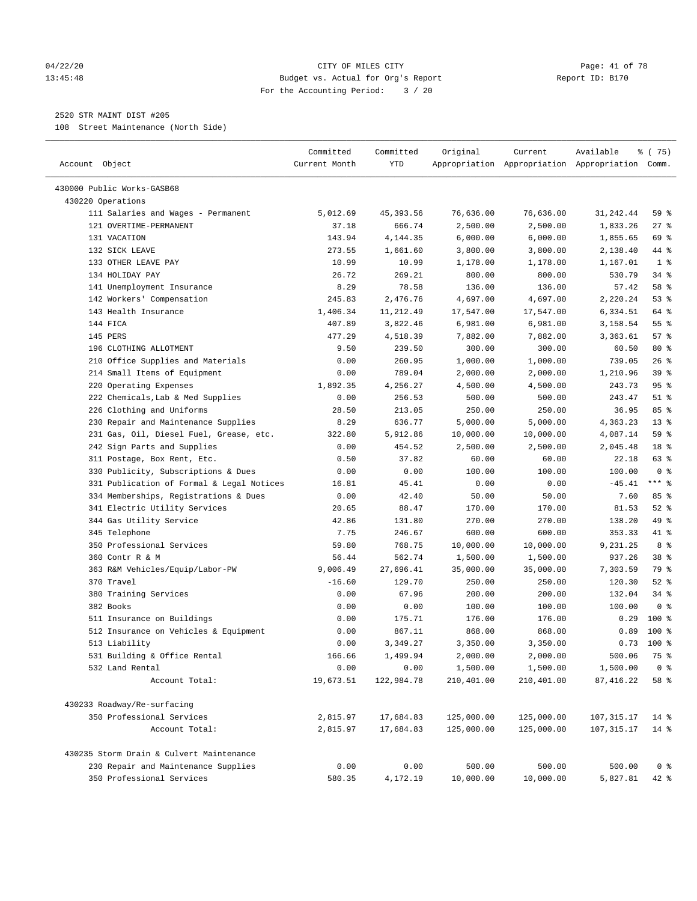CITY OF MILES CITY
Budget vs. Actual for Org's Report
For the Accounting Period: 3 / 20

04/22/20
13:45:48

Report ID: B170

2520 STR MAINT DIST #205
108 Street Maintenance (North Side)

| Account Object | Committed Current Month | Committed YTD | Original Appropriation | Current Appropriation | Available Appropriation | % ( 75) Comm. |
|---|---|---|---|---|---|---|
| 430000 Public Works-GASB68 | | | | | | |
| 430220 Operations | | | | | | |
| 111 Salaries and Wages - Permanent | 5,012.69 | 45,393.56 | 76,636.00 | 76,636.00 | 31,242.44 | 59 % |
| 121 OVERTIME-PERMANENT | 37.18 | 666.74 | 2,500.00 | 2,500.00 | 1,833.26 | 27 % |
| 131 VACATION | 143.94 | 4,144.35 | 6,000.00 | 6,000.00 | 1,855.65 | 69 % |
| 132 SICK LEAVE | 273.55 | 1,661.60 | 3,800.00 | 3,800.00 | 2,138.40 | 44 % |
| 133 OTHER LEAVE PAY | 10.99 | 10.99 | 1,178.00 | 1,178.00 | 1,167.01 | 1 % |
| 134 HOLIDAY PAY | 26.72 | 269.21 | 800.00 | 800.00 | 530.79 | 34 % |
| 141 Unemployment Insurance | 8.29 | 78.58 | 136.00 | 136.00 | 57.42 | 58 % |
| 142 Workers' Compensation | 245.83 | 2,476.76 | 4,697.00 | 4,697.00 | 2,220.24 | 53 % |
| 143 Health Insurance | 1,406.34 | 11,212.49 | 17,547.00 | 17,547.00 | 6,334.51 | 64 % |
| 144 FICA | 407.89 | 3,822.46 | 6,981.00 | 6,981.00 | 3,158.54 | 55 % |
| 145 PERS | 477.29 | 4,518.39 | 7,882.00 | 7,882.00 | 3,363.61 | 57 % |
| 196 CLOTHING ALLOTMENT | 9.50 | 239.50 | 300.00 | 300.00 | 60.50 | 80 % |
| 210 Office Supplies and Materials | 0.00 | 260.95 | 1,000.00 | 1,000.00 | 739.05 | 26 % |
| 214 Small Items of Equipment | 0.00 | 789.04 | 2,000.00 | 2,000.00 | 1,210.96 | 39 % |
| 220 Operating Expenses | 1,892.35 | 4,256.27 | 4,500.00 | 4,500.00 | 243.73 | 95 % |
| 222 Chemicals,Lab & Med Supplies | 0.00 | 256.53 | 500.00 | 500.00 | 243.47 | 51 % |
| 226 Clothing and Uniforms | 28.50 | 213.05 | 250.00 | 250.00 | 36.95 | 85 % |
| 230 Repair and Maintenance Supplies | 8.29 | 636.77 | 5,000.00 | 5,000.00 | 4,363.23 | 13 % |
| 231 Gas, Oil, Diesel Fuel, Grease, etc. | 322.80 | 5,912.86 | 10,000.00 | 10,000.00 | 4,087.14 | 59 % |
| 242 Sign Parts and Supplies | 0.00 | 454.52 | 2,500.00 | 2,500.00 | 2,045.48 | 18 % |
| 311 Postage, Box Rent, Etc. | 0.50 | 37.82 | 60.00 | 60.00 | 22.18 | 63 % |
| 330 Publicity, Subscriptions & Dues | 0.00 | 0.00 | 100.00 | 100.00 | 100.00 | 0 % |
| 331 Publication of Formal & Legal Notices | 16.81 | 45.41 | 0.00 | 0.00 | -45.41 | *** % |
| 334 Memberships, Registrations & Dues | 0.00 | 42.40 | 50.00 | 50.00 | 7.60 | 85 % |
| 341 Electric Utility Services | 20.65 | 88.47 | 170.00 | 170.00 | 81.53 | 52 % |
| 344 Gas Utility Service | 42.86 | 131.80 | 270.00 | 270.00 | 138.20 | 49 % |
| 345 Telephone | 7.75 | 246.67 | 600.00 | 600.00 | 353.33 | 41 % |
| 350 Professional Services | 59.80 | 768.75 | 10,000.00 | 10,000.00 | 9,231.25 | 8 % |
| 360 Contr R & M | 56.44 | 562.74 | 1,500.00 | 1,500.00 | 937.26 | 38 % |
| 363 R&M Vehicles/Equip/Labor-PW | 9,006.49 | 27,696.41 | 35,000.00 | 35,000.00 | 7,303.59 | 79 % |
| 370 Travel | -16.60 | 129.70 | 250.00 | 250.00 | 120.30 | 52 % |
| 380 Training Services | 0.00 | 67.96 | 200.00 | 200.00 | 132.04 | 34 % |
| 382 Books | 0.00 | 0.00 | 100.00 | 100.00 | 100.00 | 0 % |
| 511 Insurance on Buildings | 0.00 | 175.71 | 176.00 | 176.00 | 0.29 | 100 % |
| 512 Insurance on Vehicles & Equipment | 0.00 | 867.11 | 868.00 | 868.00 | 0.89 | 100 % |
| 513 Liability | 0.00 | 3,349.27 | 3,350.00 | 3,350.00 | 0.73 | 100 % |
| 531 Building & Office Rental | 166.66 | 1,499.94 | 2,000.00 | 2,000.00 | 500.06 | 75 % |
| 532 Land Rental | 0.00 | 0.00 | 1,500.00 | 1,500.00 | 1,500.00 | 0 % |
| Account Total: | 19,673.51 | 122,984.78 | 210,401.00 | 210,401.00 | 87,416.22 | 58 % |
| 430233 Roadway/Re-surfacing | | | | | | |
| 350 Professional Services | 2,815.97 | 17,684.83 | 125,000.00 | 125,000.00 | 107,315.17 | 14 % |
| Account Total: | 2,815.97 | 17,684.83 | 125,000.00 | 125,000.00 | 107,315.17 | 14 % |
| 430235 Storm Drain & Culvert Maintenance | | | | | | |
| 230 Repair and Maintenance Supplies | 0.00 | 0.00 | 500.00 | 500.00 | 500.00 | 0 % |
| 350 Professional Services | 580.35 | 4,172.19 | 10,000.00 | 10,000.00 | 5,827.81 | 42 % |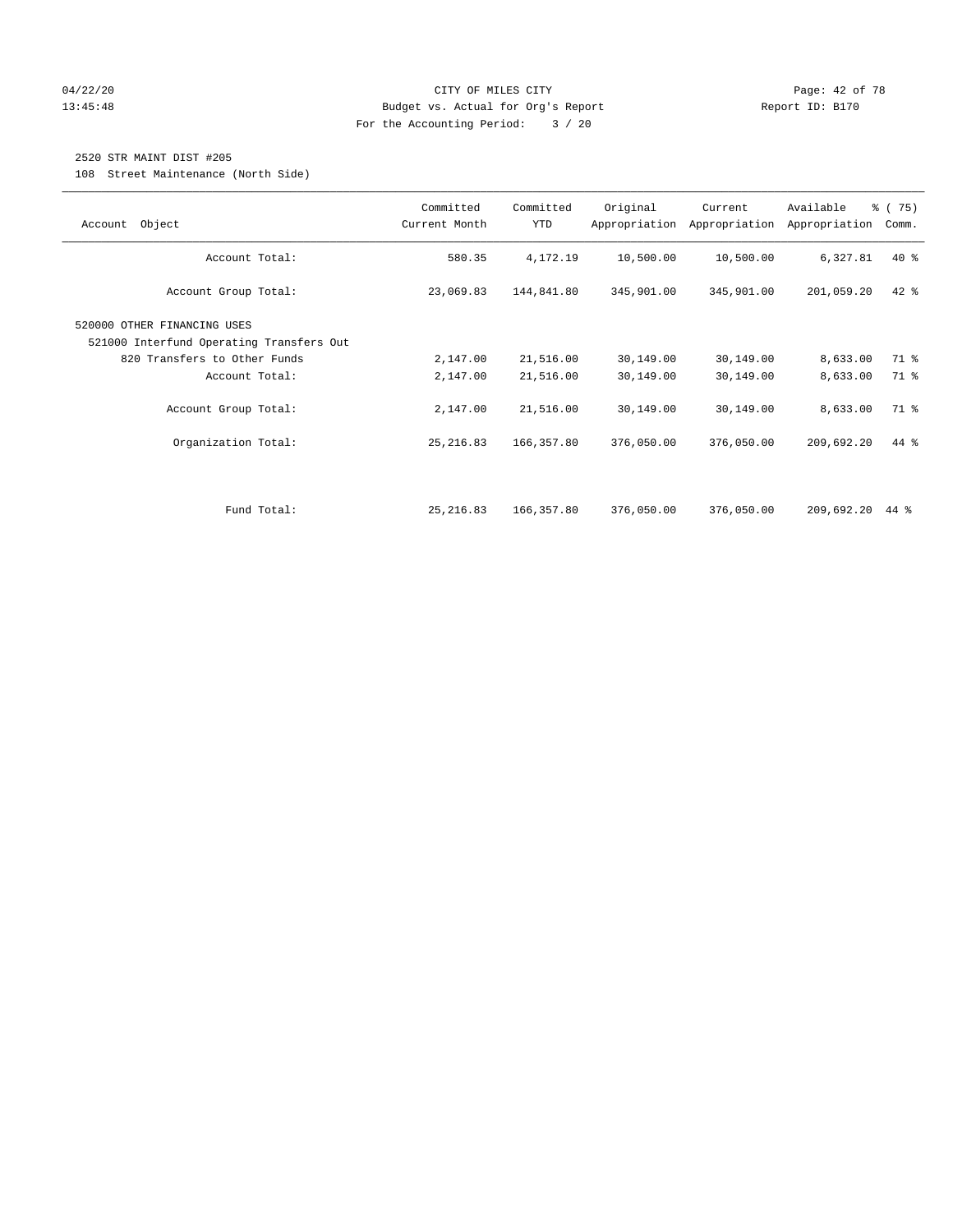CITY OF MILES CITY
Budget vs. Actual for Org's Report
For the Accounting Period: 3 / 20

04/22/20
13:45:48

Report ID: B170

2520 STR MAINT DIST #205
108 Street Maintenance (North Side)

| Account Object | Committed Current Month | Committed YTD | Original Appropriation | Current Appropriation | Available Appropriation | % ( 75) Comm. |
|---|---|---|---|---|---|---|
| Account Total: | 580.35 | 4,172.19 | 10,500.00 | 10,500.00 | 6,327.81 | 40 % |
| Account Group Total: | 23,069.83 | 144,841.80 | 345,901.00 | 345,901.00 | 201,059.20 | 42 % |
| 520000 OTHER FINANCING USES | | | | | | |
| 521000 Interfund Operating Transfers Out | | | | | | |
| 820 Transfers to Other Funds | 2,147.00 | 21,516.00 | 30,149.00 | 30,149.00 | 8,633.00 | 71 % |
| Account Total: | 2,147.00 | 21,516.00 | 30,149.00 | 30,149.00 | 8,633.00 | 71 % |
| Account Group Total: | 2,147.00 | 21,516.00 | 30,149.00 | 30,149.00 | 8,633.00 | 71 % |
| Organization Total: | 25,216.83 | 166,357.80 | 376,050.00 | 376,050.00 | 209,692.20 | 44 % |
| Fund Total: | 25,216.83 | 166,357.80 | 376,050.00 | 376,050.00 | 209,692.20 | 44 % |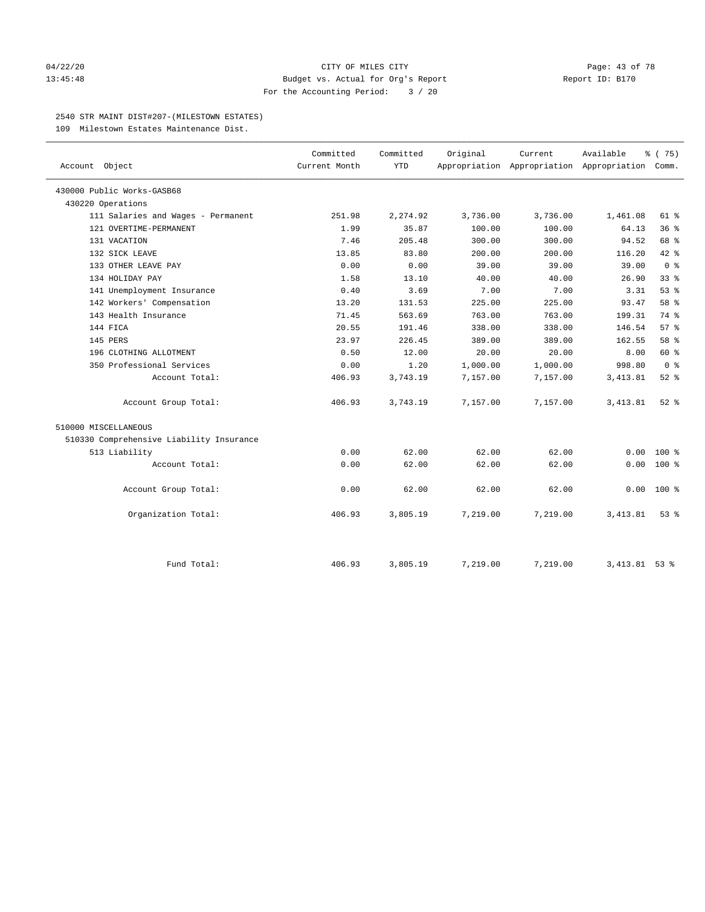04/22/20 CITY OF MILES CITY
13:45:48 Budget vs. Actual for Org's Report Report ID: B170
For the Accounting Period: 3 / 20

2540 STR MAINT DIST#207-(MILESTOWN ESTATES)
109 Milestown Estates Maintenance Dist.

| Account Object | Committed Current Month | Committed YTD | Original Appropriation | Current Appropriation | Available Appropriation | % ( 75) Comm. |
|---|---|---|---|---|---|---|
| 430000 Public Works-GASB68 | | | | | | |
| 430220 Operations | | | | | | |
| 111 Salaries and Wages - Permanent | 251.98 | 2,274.92 | 3,736.00 | 3,736.00 | 1,461.08 | 61 % |
| 121 OVERTIME-PERMANENT | 1.99 | 35.87 | 100.00 | 100.00 | 64.13 | 36 % |
| 131 VACATION | 7.46 | 205.48 | 300.00 | 300.00 | 94.52 | 68 % |
| 132 SICK LEAVE | 13.85 | 83.80 | 200.00 | 200.00 | 116.20 | 42 % |
| 133 OTHER LEAVE PAY | 0.00 | 0.00 | 39.00 | 39.00 | 39.00 | 0 % |
| 134 HOLIDAY PAY | 1.58 | 13.10 | 40.00 | 40.00 | 26.90 | 33 % |
| 141 Unemployment Insurance | 0.40 | 3.69 | 7.00 | 7.00 | 3.31 | 53 % |
| 142 Workers' Compensation | 13.20 | 131.53 | 225.00 | 225.00 | 93.47 | 58 % |
| 143 Health Insurance | 71.45 | 563.69 | 763.00 | 763.00 | 199.31 | 74 % |
| 144 FICA | 20.55 | 191.46 | 338.00 | 338.00 | 146.54 | 57 % |
| 145 PERS | 23.97 | 226.45 | 389.00 | 389.00 | 162.55 | 58 % |
| 196 CLOTHING ALLOTMENT | 0.50 | 12.00 | 20.00 | 20.00 | 8.00 | 60 % |
| 350 Professional Services | 0.00 | 1.20 | 1,000.00 | 1,000.00 | 998.80 | 0 % |
| Account Total: | 406.93 | 3,743.19 | 7,157.00 | 7,157.00 | 3,413.81 | 52 % |
| Account Group Total: | 406.93 | 3,743.19 | 7,157.00 | 7,157.00 | 3,413.81 | 52 % |
| 510000 MISCELLANEOUS | | | | | | |
| 510330 Comprehensive Liability Insurance | | | | | | |
| 513 Liability | 0.00 | 62.00 | 62.00 | 62.00 | 0.00 | 100 % |
| Account Total: | 0.00 | 62.00 | 62.00 | 62.00 | 0.00 | 100 % |
| Account Group Total: | 0.00 | 62.00 | 62.00 | 62.00 | 0.00 | 100 % |
| Organization Total: | 406.93 | 3,805.19 | 7,219.00 | 7,219.00 | 3,413.81 | 53 % |
| Fund Total: | 406.93 | 3,805.19 | 7,219.00 | 7,219.00 | 3,413.81 | 53 % |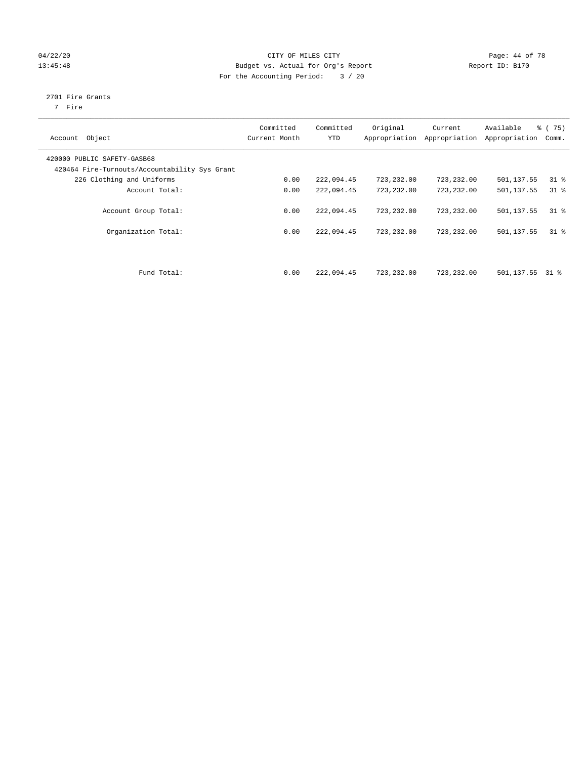04/22/20 CITY OF MILES CITY
13:45:48 Budget vs. Actual for Org's Report Report ID: B170
For the Accounting Period: 3 / 20

2701 Fire Grants
7 Fire

| Account Object | Committed Current Month | Committed YTD | Original Appropriation | Current Appropriation | Available Appropriation | % ( 75) Comm. |
|---|---|---|---|---|---|---|
| 420000 PUBLIC SAFETY-GASB68 | | | | | | |
| 420464 Fire-Turnouts/Accountability Sys Grant | | | | | | |
| 226 Clothing and Uniforms | 0.00 | 222,094.45 | 723,232.00 | 723,232.00 | 501,137.55 | 31 % |
| Account Total: | 0.00 | 222,094.45 | 723,232.00 | 723,232.00 | 501,137.55 | 31 % |
| Account Group Total: | 0.00 | 222,094.45 | 723,232.00 | 723,232.00 | 501,137.55 | 31 % |
| Organization Total: | 0.00 | 222,094.45 | 723,232.00 | 723,232.00 | 501,137.55 | 31 % |
| Fund Total: | 0.00 | 222,094.45 | 723,232.00 | 723,232.00 | 501,137.55 | 31 % |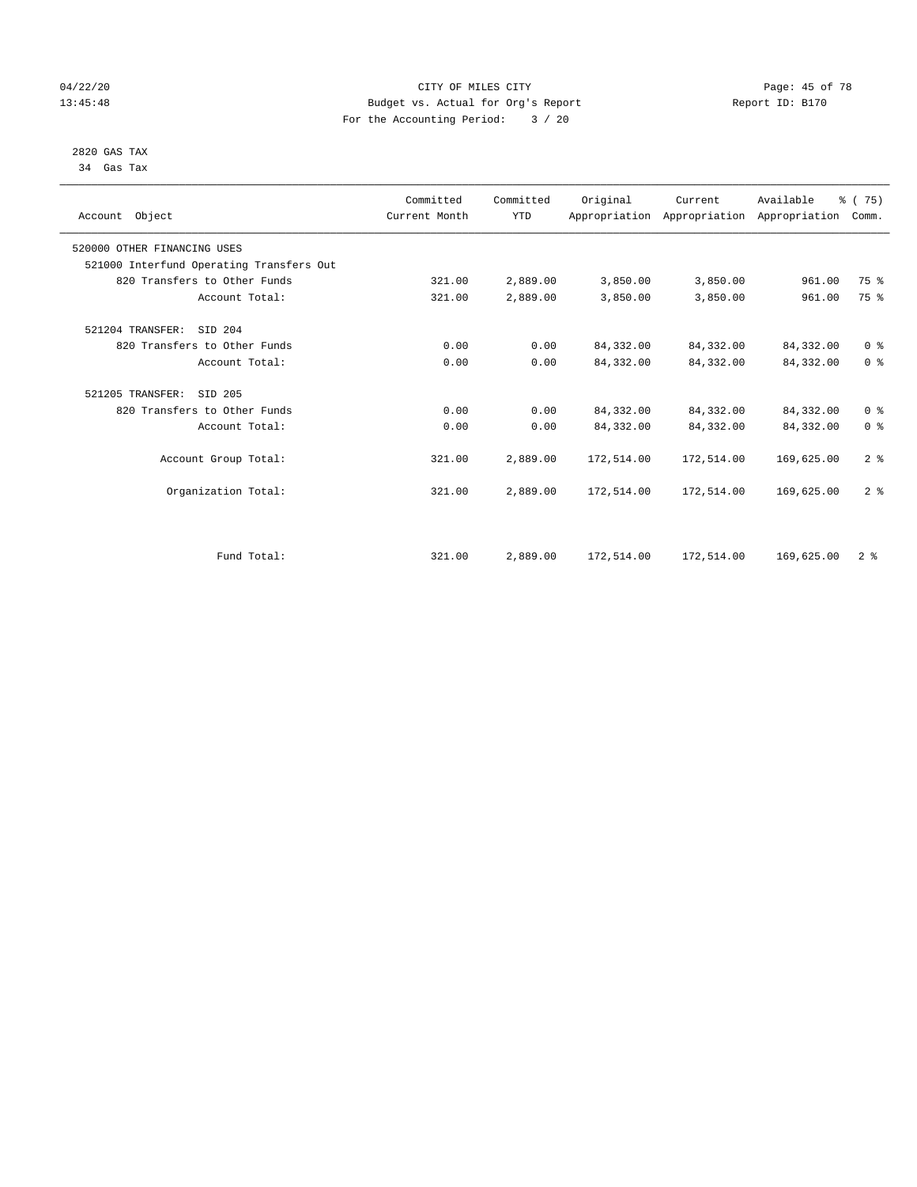# CITY OF MILES CITY

## Budget vs. Actual for Org's Report

For the Accounting Period: 3 / 20

04/22/20 13:45:48 — Report ID: B170

### 2820 GAS TAX
34 Gas Tax

| Account Object | Committed Current Month | Committed YTD | Original Appropriation | Current Appropriation | Available Appropriation | % ( 75) Comm. |
|---|---|---|---|---|---|---|
| 520000 OTHER FINANCING USES | | | | | | |
| 521000 Interfund Operating Transfers Out | | | | | | |
| 820 Transfers to Other Funds | 321.00 | 2,889.00 | 3,850.00 | 3,850.00 | 961.00 | 75 % |
| Account Total: | 321.00 | 2,889.00 | 3,850.00 | 3,850.00 | 961.00 | 75 % |
| 521204 TRANSFER: SID 204 | | | | | | |
| 820 Transfers to Other Funds | 0.00 | 0.00 | 84,332.00 | 84,332.00 | 84,332.00 | 0 % |
| Account Total: | 0.00 | 0.00 | 84,332.00 | 84,332.00 | 84,332.00 | 0 % |
| 521205 TRANSFER: SID 205 | | | | | | |
| 820 Transfers to Other Funds | 0.00 | 0.00 | 84,332.00 | 84,332.00 | 84,332.00 | 0 % |
| Account Total: | 0.00 | 0.00 | 84,332.00 | 84,332.00 | 84,332.00 | 0 % |
| Account Group Total: | 321.00 | 2,889.00 | 172,514.00 | 172,514.00 | 169,625.00 | 2 % |
| Organization Total: | 321.00 | 2,889.00 | 172,514.00 | 172,514.00 | 169,625.00 | 2 % |
| Fund Total: | 321.00 | 2,889.00 | 172,514.00 | 172,514.00 | 169,625.00 | 2 % |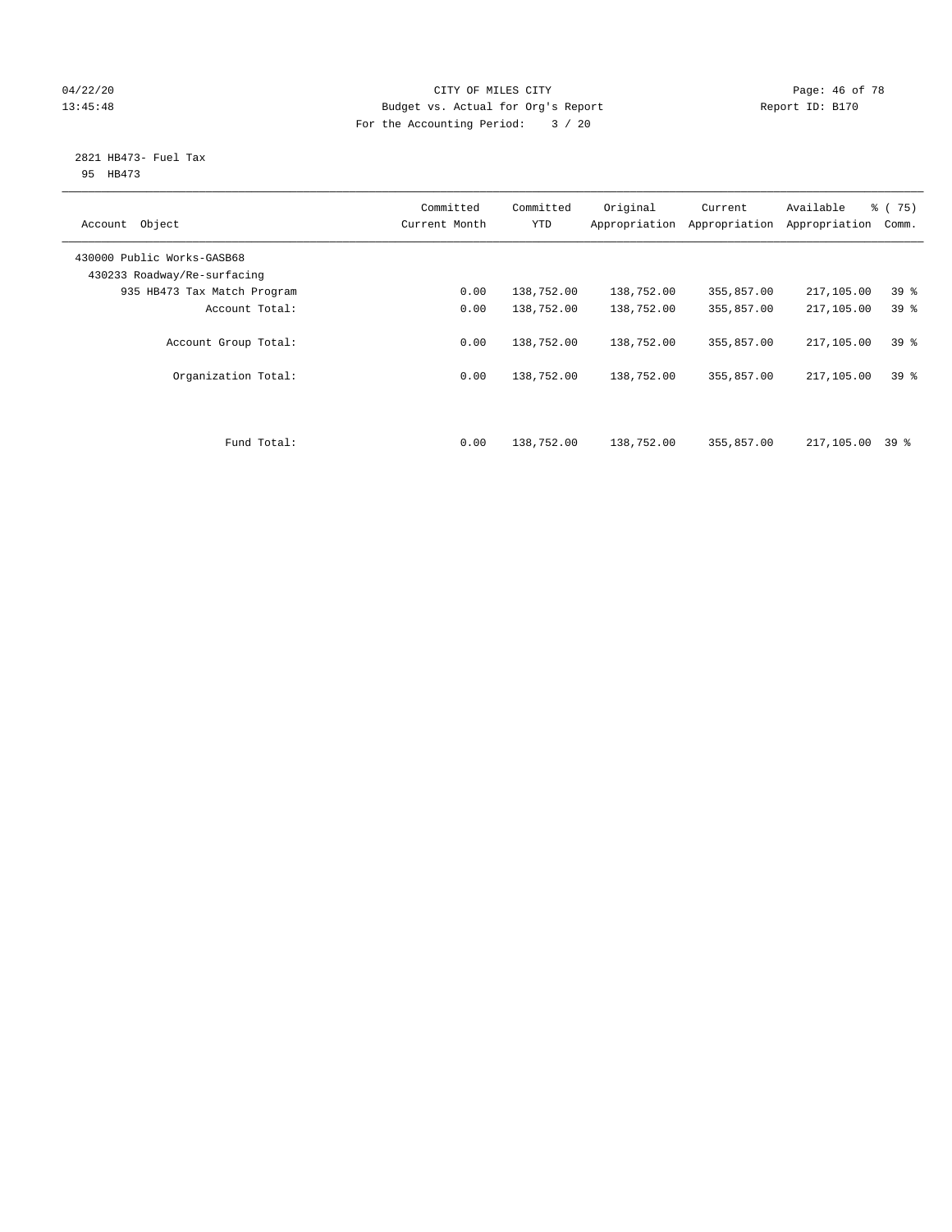CITY OF MILES CITY
Budget vs. Actual for Org's Report
For the Accounting Period: 3 / 20

04/22/20
13:45:48

Report ID: B170

2821 HB473- Fuel Tax
95 HB473

| Account Object | Committed Current Month | Committed YTD | Original Appropriation | Current Appropriation | Available Appropriation | % ( 75) Comm. |
|---|---|---|---|---|---|---|
| 430000 Public Works-GASB68 | | | | | | |
| 430233 Roadway/Re-surfacing | | | | | | |
| 935 HB473 Tax Match Program | 0.00 | 138,752.00 | 138,752.00 | 355,857.00 | 217,105.00 | 39 % |
| Account Total: | 0.00 | 138,752.00 | 138,752.00 | 355,857.00 | 217,105.00 | 39 % |
| Account Group Total: | 0.00 | 138,752.00 | 138,752.00 | 355,857.00 | 217,105.00 | 39 % |
| Organization Total: | 0.00 | 138,752.00 | 138,752.00 | 355,857.00 | 217,105.00 | 39 % |
| Fund Total: | 0.00 | 138,752.00 | 138,752.00 | 355,857.00 | 217,105.00 | 39 % |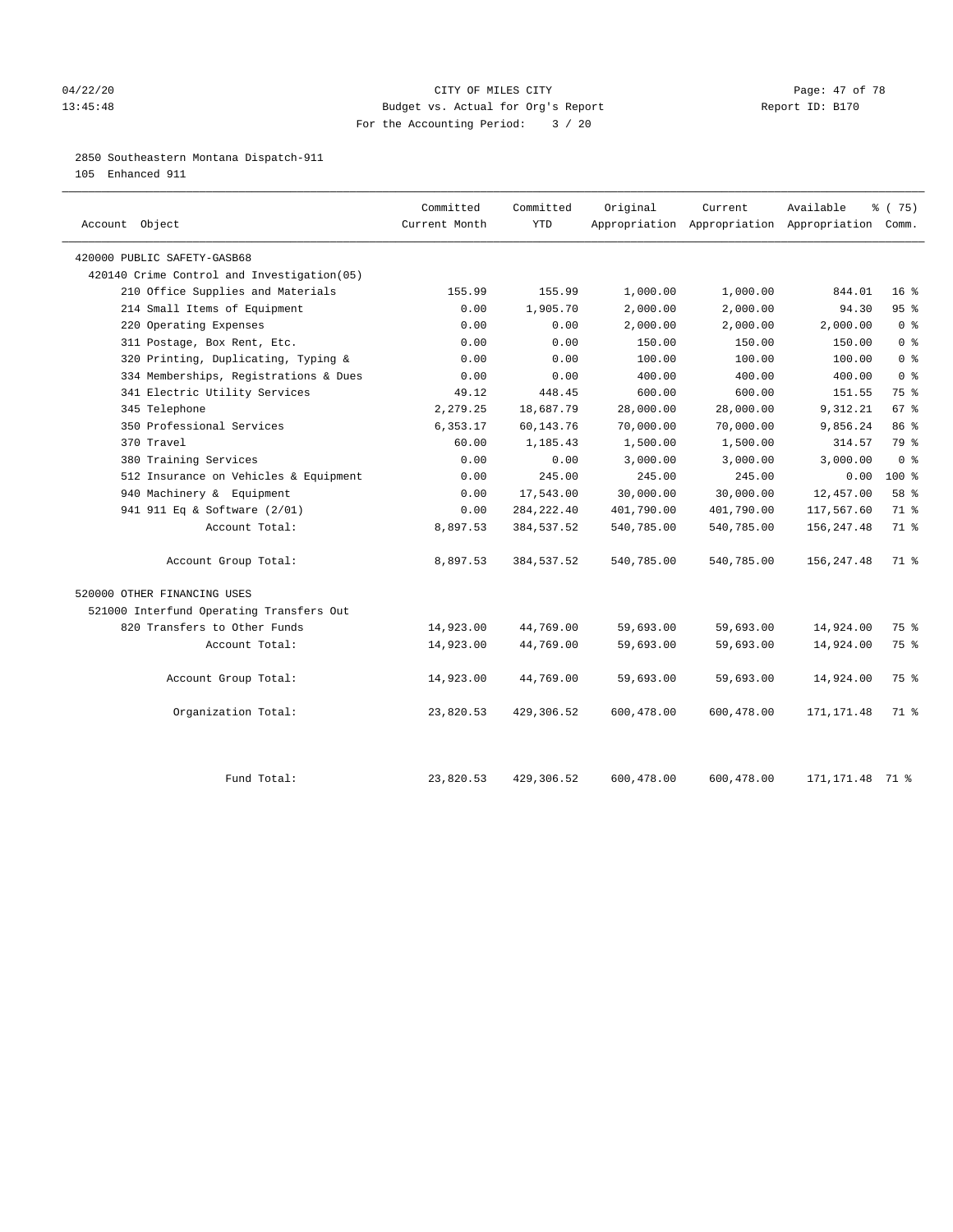CITY OF MILES CITY
Budget vs. Actual for Org's Report
For the Accounting Period: 3 / 20

04/22/20
13:45:48

Report ID: B170

2850 Southeastern Montana Dispatch-911
105 Enhanced 911

| Account Object | Committed Current Month | Committed YTD | Original Appropriation | Current Appropriation | Available Appropriation | % ( 75) Comm. |
|---|---|---|---|---|---|---|
| 420000 PUBLIC SAFETY-GASB68 | | | | | | |
| 420140 Crime Control and Investigation(05) | | | | | | |
| 210 Office Supplies and Materials | 155.99 | 155.99 | 1,000.00 | 1,000.00 | 844.01 | 16 % |
| 214 Small Items of Equipment | 0.00 | 1,905.70 | 2,000.00 | 2,000.00 | 94.30 | 95 % |
| 220 Operating Expenses | 0.00 | 0.00 | 2,000.00 | 2,000.00 | 2,000.00 | 0 % |
| 311 Postage, Box Rent, Etc. | 0.00 | 0.00 | 150.00 | 150.00 | 150.00 | 0 % |
| 320 Printing, Duplicating, Typing & | 0.00 | 0.00 | 100.00 | 100.00 | 100.00 | 0 % |
| 334 Memberships, Registrations & Dues | 0.00 | 0.00 | 400.00 | 400.00 | 400.00 | 0 % |
| 341 Electric Utility Services | 49.12 | 448.45 | 600.00 | 600.00 | 151.55 | 75 % |
| 345 Telephone | 2,279.25 | 18,687.79 | 28,000.00 | 28,000.00 | 9,312.21 | 67 % |
| 350 Professional Services | 6,353.17 | 60,143.76 | 70,000.00 | 70,000.00 | 9,856.24 | 86 % |
| 370 Travel | 60.00 | 1,185.43 | 1,500.00 | 1,500.00 | 314.57 | 79 % |
| 380 Training Services | 0.00 | 0.00 | 3,000.00 | 3,000.00 | 3,000.00 | 0 % |
| 512 Insurance on Vehicles & Equipment | 0.00 | 245.00 | 245.00 | 245.00 | 0.00 | 100 % |
| 940 Machinery & Equipment | 0.00 | 17,543.00 | 30,000.00 | 30,000.00 | 12,457.00 | 58 % |
| 941 911 Eq & Software (2/01) | 0.00 | 284,222.40 | 401,790.00 | 401,790.00 | 117,567.60 | 71 % |
| Account Total: | 8,897.53 | 384,537.52 | 540,785.00 | 540,785.00 | 156,247.48 | 71 % |
| Account Group Total: | 8,897.53 | 384,537.52 | 540,785.00 | 540,785.00 | 156,247.48 | 71 % |
| 520000 OTHER FINANCING USES | | | | | | |
| 521000 Interfund Operating Transfers Out | | | | | | |
| 820 Transfers to Other Funds | 14,923.00 | 44,769.00 | 59,693.00 | 59,693.00 | 14,924.00 | 75 % |
| Account Total: | 14,923.00 | 44,769.00 | 59,693.00 | 59,693.00 | 14,924.00 | 75 % |
| Account Group Total: | 14,923.00 | 44,769.00 | 59,693.00 | 59,693.00 | 14,924.00 | 75 % |
| Organization Total: | 23,820.53 | 429,306.52 | 600,478.00 | 600,478.00 | 171,171.48 | 71 % |
| Fund Total: | 23,820.53 | 429,306.52 | 600,478.00 | 600,478.00 | 171,171.48 | 71 % |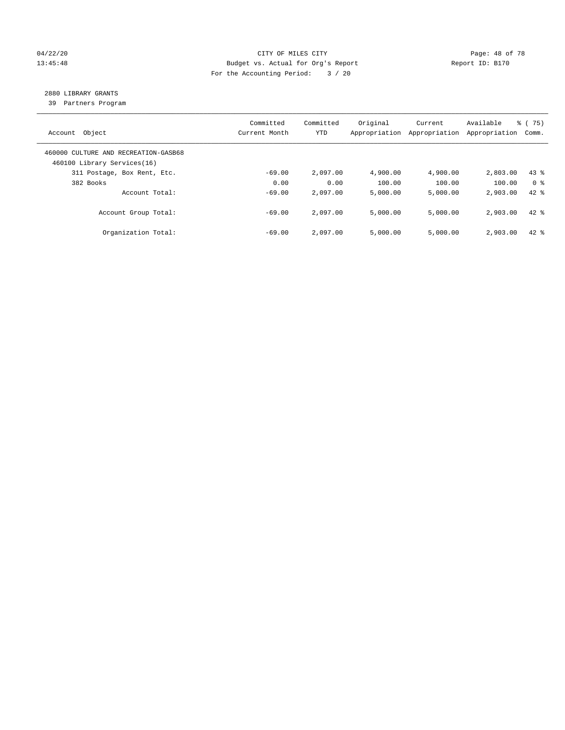CITY OF MILES CITY
Budget vs. Actual for Org's Report
For the Accounting Period: 3 / 20

04/22/20
13:45:48

Report ID: B170

## 2880 LIBRARY GRANTS

39 Partners Program

| Account Object | Committed Current Month | Committed YTD | Original Appropriation | Current Appropriation | Available Appropriation | % ( 75) Comm. |
|---|---|---|---|---|---|---|
| 460000 CULTURE AND RECREATION-GASB68 | | | | | | |
| 460100 Library Services(16) | | | | | | |
| 311 Postage, Box Rent, Etc. | -69.00 | 2,097.00 | 4,900.00 | 4,900.00 | 2,803.00 | 43 % |
| 382 Books | 0.00 | 0.00 | 100.00 | 100.00 | 100.00 | 0 % |
| Account Total: | -69.00 | 2,097.00 | 5,000.00 | 5,000.00 | 2,903.00 | 42 % |
| Account Group Total: | -69.00 | 2,097.00 | 5,000.00 | 5,000.00 | 2,903.00 | 42 % |
| Organization Total: | -69.00 | 2,097.00 | 5,000.00 | 5,000.00 | 2,903.00 | 42 % |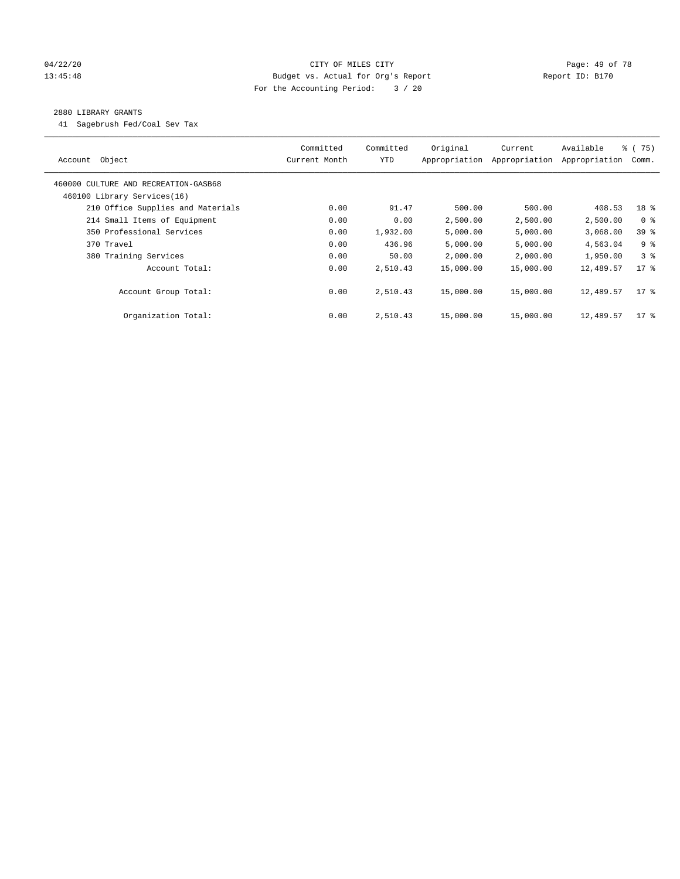CITY OF MILES CITY
Budget vs. Actual for Org's Report
For the Accounting Period: 3 / 20

04/22/20
13:45:48

Report ID: B170

## 2880 LIBRARY GRANTS

41 Sagebrush Fed/Coal Sev Tax

| Account Object | Committed Current Month | Committed YTD | Original Appropriation | Current Appropriation | Available Appropriation | % ( 75) Comm. |
|---|---|---|---|---|---|---|
| 460000 CULTURE AND RECREATION-GASB68 | | | | | | |
| 460100 Library Services(16) | | | | | | |
| 210 Office Supplies and Materials | 0.00 | 91.47 | 500.00 | 500.00 | 408.53 | 18 % |
| 214 Small Items of Equipment | 0.00 | 0.00 | 2,500.00 | 2,500.00 | 2,500.00 | 0 % |
| 350 Professional Services | 0.00 | 1,932.00 | 5,000.00 | 5,000.00 | 3,068.00 | 39 % |
| 370 Travel | 0.00 | 436.96 | 5,000.00 | 5,000.00 | 4,563.04 | 9 % |
| 380 Training Services | 0.00 | 50.00 | 2,000.00 | 2,000.00 | 1,950.00 | 3 % |
| Account Total: | 0.00 | 2,510.43 | 15,000.00 | 15,000.00 | 12,489.57 | 17 % |
| Account Group Total: | 0.00 | 2,510.43 | 15,000.00 | 15,000.00 | 12,489.57 | 17 % |
| Organization Total: | 0.00 | 2,510.43 | 15,000.00 | 15,000.00 | 12,489.57 | 17 % |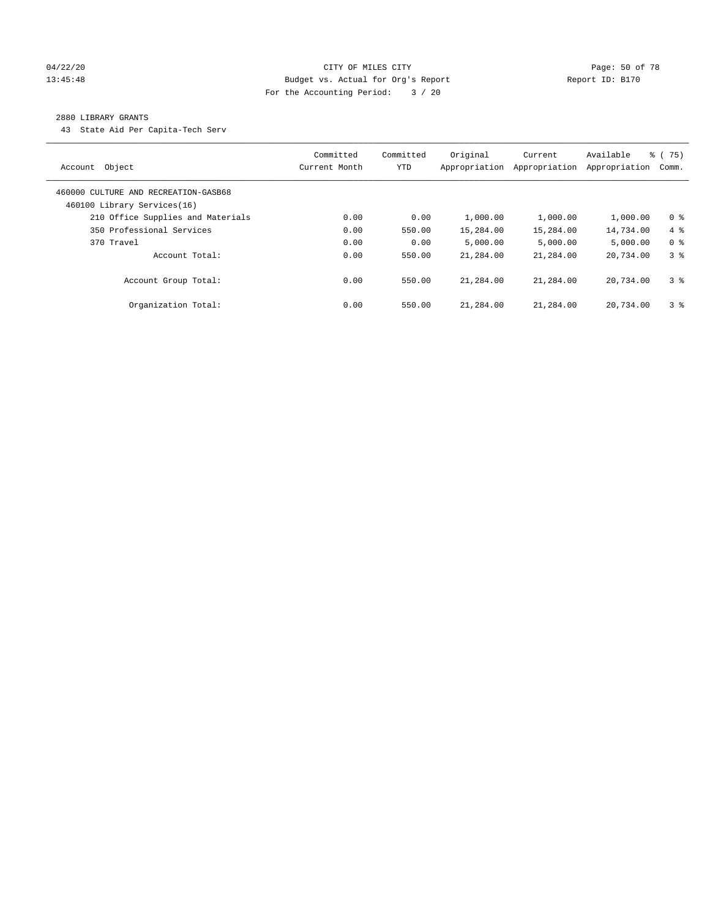CITY OF MILES CITY
Budget vs. Actual for Org's Report
For the Accounting Period: 3 / 20

04/22/20
13:45:48

Report ID: B170

2880 LIBRARY GRANTS

43 State Aid Per Capita-Tech Serv

| Account Object | Committed Current Month | Committed YTD | Original Appropriation | Current Appropriation | Available Appropriation | % ( 75) Comm. |
|---|---|---|---|---|---|---|
| 460000 CULTURE AND RECREATION-GASB68 | | | | | | |
| 460100 Library Services(16) | | | | | | |
| 210 Office Supplies and Materials | 0.00 | 0.00 | 1,000.00 | 1,000.00 | 1,000.00 | 0 % |
| 350 Professional Services | 0.00 | 550.00 | 15,284.00 | 15,284.00 | 14,734.00 | 4 % |
| 370 Travel | 0.00 | 0.00 | 5,000.00 | 5,000.00 | 5,000.00 | 0 % |
| Account Total: | 0.00 | 550.00 | 21,284.00 | 21,284.00 | 20,734.00 | 3 % |
| Account Group Total: | 0.00 | 550.00 | 21,284.00 | 21,284.00 | 20,734.00 | 3 % |
| Organization Total: | 0.00 | 550.00 | 21,284.00 | 21,284.00 | 20,734.00 | 3 % |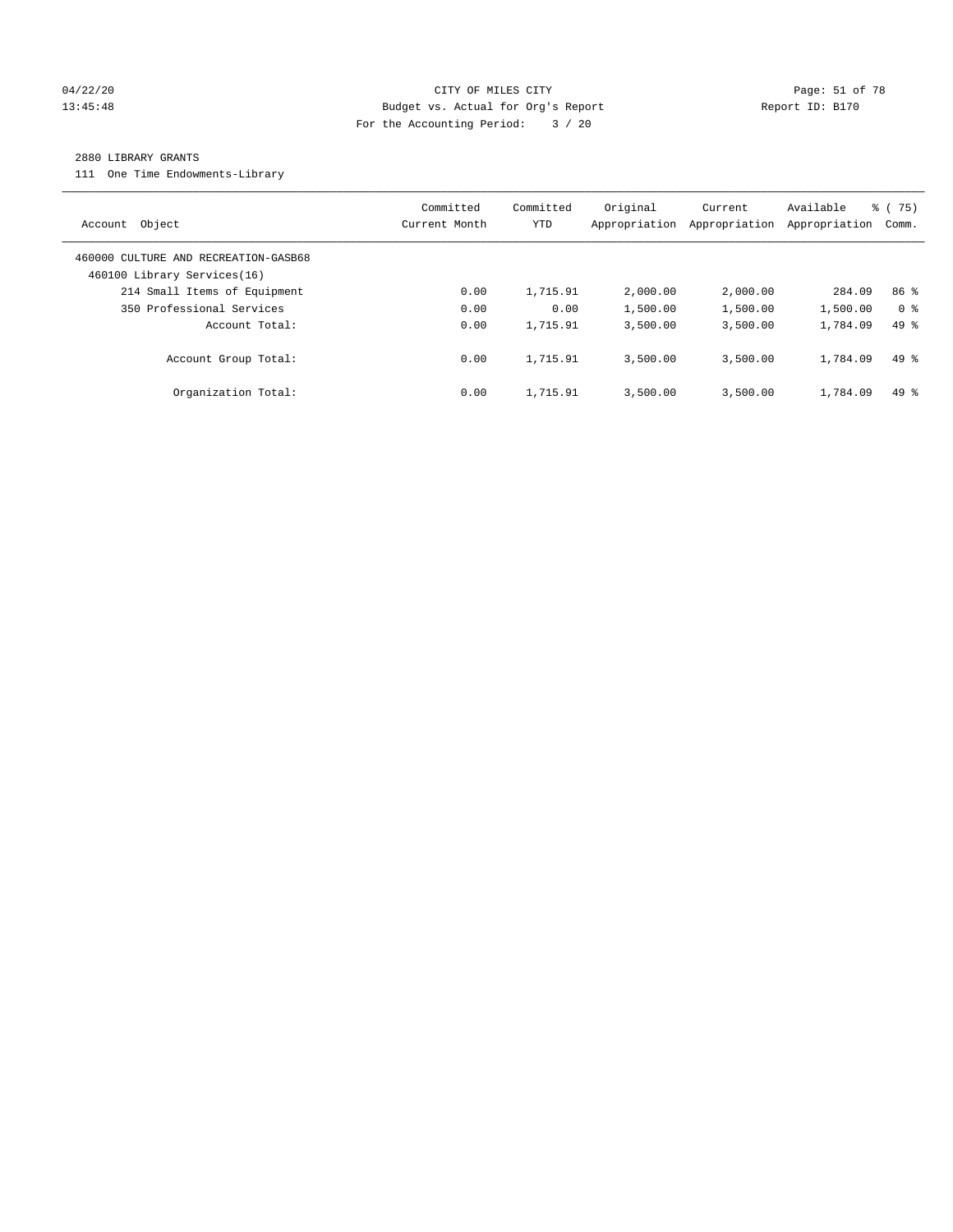CITY OF MILES CITY
Budget vs. Actual for Org's Report
For the Accounting Period: 3 / 20

04/22/20
13:45:48

Report ID: B170

## 2880 LIBRARY GRANTS

111 One Time Endowments-Library

| Account Object | Committed Current Month | Committed YTD | Original Appropriation | Current Appropriation | Available Appropriation | % ( 75) Comm. |
|---|---|---|---|---|---|---|
| 460000 CULTURE AND RECREATION-GASB68 | | | | | | |
| 460100 Library Services(16) | | | | | | |
| 214 Small Items of Equipment | 0.00 | 1,715.91 | 2,000.00 | 2,000.00 | 284.09 | 86 % |
| 350 Professional Services | 0.00 | 0.00 | 1,500.00 | 1,500.00 | 1,500.00 | 0 % |
| Account Total: | 0.00 | 1,715.91 | 3,500.00 | 3,500.00 | 1,784.09 | 49 % |
| Account Group Total: | 0.00 | 1,715.91 | 3,500.00 | 3,500.00 | 1,784.09 | 49 % |
| Organization Total: | 0.00 | 1,715.91 | 3,500.00 | 3,500.00 | 1,784.09 | 49 % |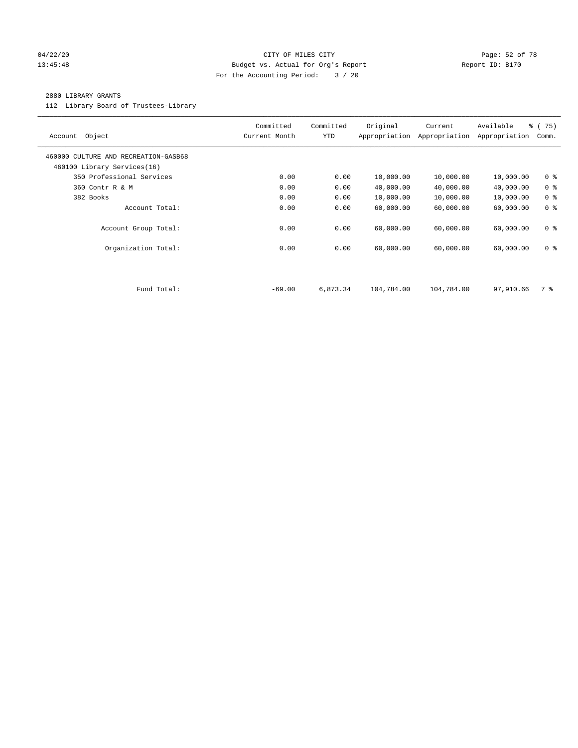CITY OF MILES CITY
Budget vs. Actual for Org's Report
For the Accounting Period: 3 / 20

04/22/20
13:45:48

Report ID: B170

## 2880 LIBRARY GRANTS

112 Library Board of Trustees-Library

| Account Object | Committed Current Month | Committed YTD | Original Appropriation | Current Appropriation | Available Appropriation | % ( 75) Comm. |
|---|---|---|---|---|---|---|
| 460000 CULTURE AND RECREATION-GASB68 | | | | | | |
| 460100 Library Services(16) | | | | | | |
| 350 Professional Services | 0.00 | 0.00 | 10,000.00 | 10,000.00 | 10,000.00 | 0 % |
| 360 Contr R & M | 0.00 | 0.00 | 40,000.00 | 40,000.00 | 40,000.00 | 0 % |
| 382 Books | 0.00 | 0.00 | 10,000.00 | 10,000.00 | 10,000.00 | 0 % |
| Account Total: | 0.00 | 0.00 | 60,000.00 | 60,000.00 | 60,000.00 | 0 % |
| Account Group Total: | 0.00 | 0.00 | 60,000.00 | 60,000.00 | 60,000.00 | 0 % |
| Organization Total: | 0.00 | 0.00 | 60,000.00 | 60,000.00 | 60,000.00 | 0 % |
| Fund Total: | -69.00 | 6,873.34 | 104,784.00 | 104,784.00 | 97,910.66 | 7 % |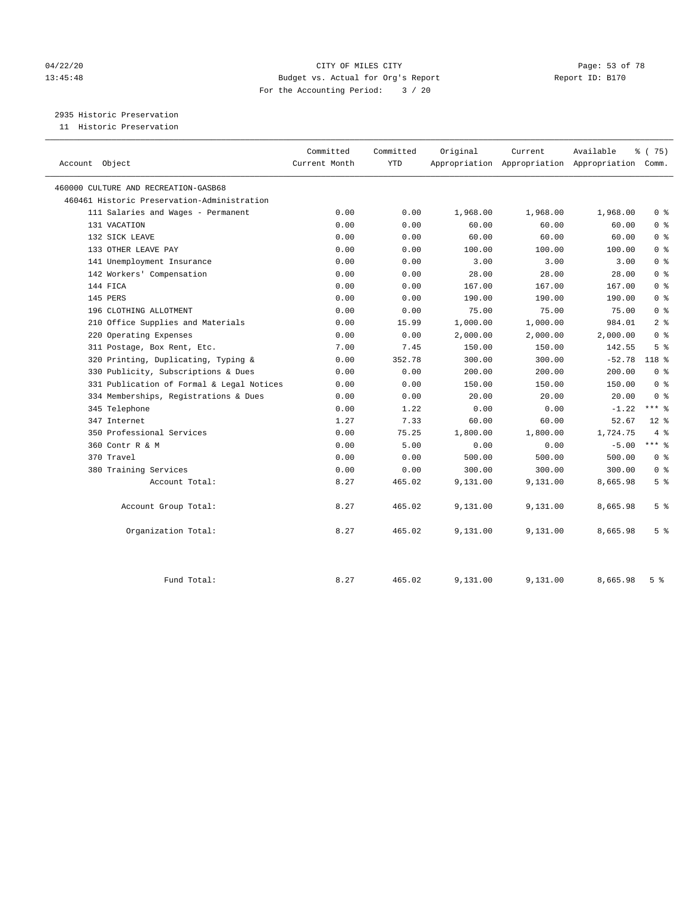CITY OF MILES CITY
Budget vs. Actual for Org's Report
For the Accounting Period: 3 / 20

04/22/20
13:45:48

Report ID: B170

## 2935 Historic Preservation

11 Historic Preservation

| Account Object | Committed Current Month | Committed YTD | Original Appropriation | Current Appropriation | Available Appropriation | % ( 75) Comm. |
|---|---|---|---|---|---|---|
| 460000 CULTURE AND RECREATION-GASB68 | | | | | | |
| 460461 Historic Preservation-Administration | | | | | | |
| 111 Salaries and Wages - Permanent | 0.00 | 0.00 | 1,968.00 | 1,968.00 | 1,968.00 | 0 % |
| 131 VACATION | 0.00 | 0.00 | 60.00 | 60.00 | 60.00 | 0 % |
| 132 SICK LEAVE | 0.00 | 0.00 | 60.00 | 60.00 | 60.00 | 0 % |
| 133 OTHER LEAVE PAY | 0.00 | 0.00 | 100.00 | 100.00 | 100.00 | 0 % |
| 141 Unemployment Insurance | 0.00 | 0.00 | 3.00 | 3.00 | 3.00 | 0 % |
| 142 Workers' Compensation | 0.00 | 0.00 | 28.00 | 28.00 | 28.00 | 0 % |
| 144 FICA | 0.00 | 0.00 | 167.00 | 167.00 | 167.00 | 0 % |
| 145 PERS | 0.00 | 0.00 | 190.00 | 190.00 | 190.00 | 0 % |
| 196 CLOTHING ALLOTMENT | 0.00 | 0.00 | 75.00 | 75.00 | 75.00 | 0 % |
| 210 Office Supplies and Materials | 0.00 | 15.99 | 1,000.00 | 1,000.00 | 984.01 | 2 % |
| 220 Operating Expenses | 0.00 | 0.00 | 2,000.00 | 2,000.00 | 2,000.00 | 0 % |
| 311 Postage, Box Rent, Etc. | 7.00 | 7.45 | 150.00 | 150.00 | 142.55 | 5 % |
| 320 Printing, Duplicating, Typing & | 0.00 | 352.78 | 300.00 | 300.00 | -52.78 | 118 % |
| 330 Publicity, Subscriptions & Dues | 0.00 | 0.00 | 200.00 | 200.00 | 200.00 | 0 % |
| 331 Publication of Formal & Legal Notices | 0.00 | 0.00 | 150.00 | 150.00 | 150.00 | 0 % |
| 334 Memberships, Registrations & Dues | 0.00 | 0.00 | 20.00 | 20.00 | 20.00 | 0 % |
| 345 Telephone | 0.00 | 1.22 | 0.00 | 0.00 | -1.22 | *** % |
| 347 Internet | 1.27 | 7.33 | 60.00 | 60.00 | 52.67 | 12 % |
| 350 Professional Services | 0.00 | 75.25 | 1,800.00 | 1,800.00 | 1,724.75 | 4 % |
| 360 Contr R & M | 0.00 | 5.00 | 0.00 | 0.00 | -5.00 | *** % |
| 370 Travel | 0.00 | 0.00 | 500.00 | 500.00 | 500.00 | 0 % |
| 380 Training Services | 0.00 | 0.00 | 300.00 | 300.00 | 300.00 | 0 % |
| Account Total: | 8.27 | 465.02 | 9,131.00 | 9,131.00 | 8,665.98 | 5 % |
| Account Group Total: | 8.27 | 465.02 | 9,131.00 | 9,131.00 | 8,665.98 | 5 % |
| Organization Total: | 8.27 | 465.02 | 9,131.00 | 9,131.00 | 8,665.98 | 5 % |
| Fund Total: | 8.27 | 465.02 | 9,131.00 | 9,131.00 | 8,665.98 | 5 % |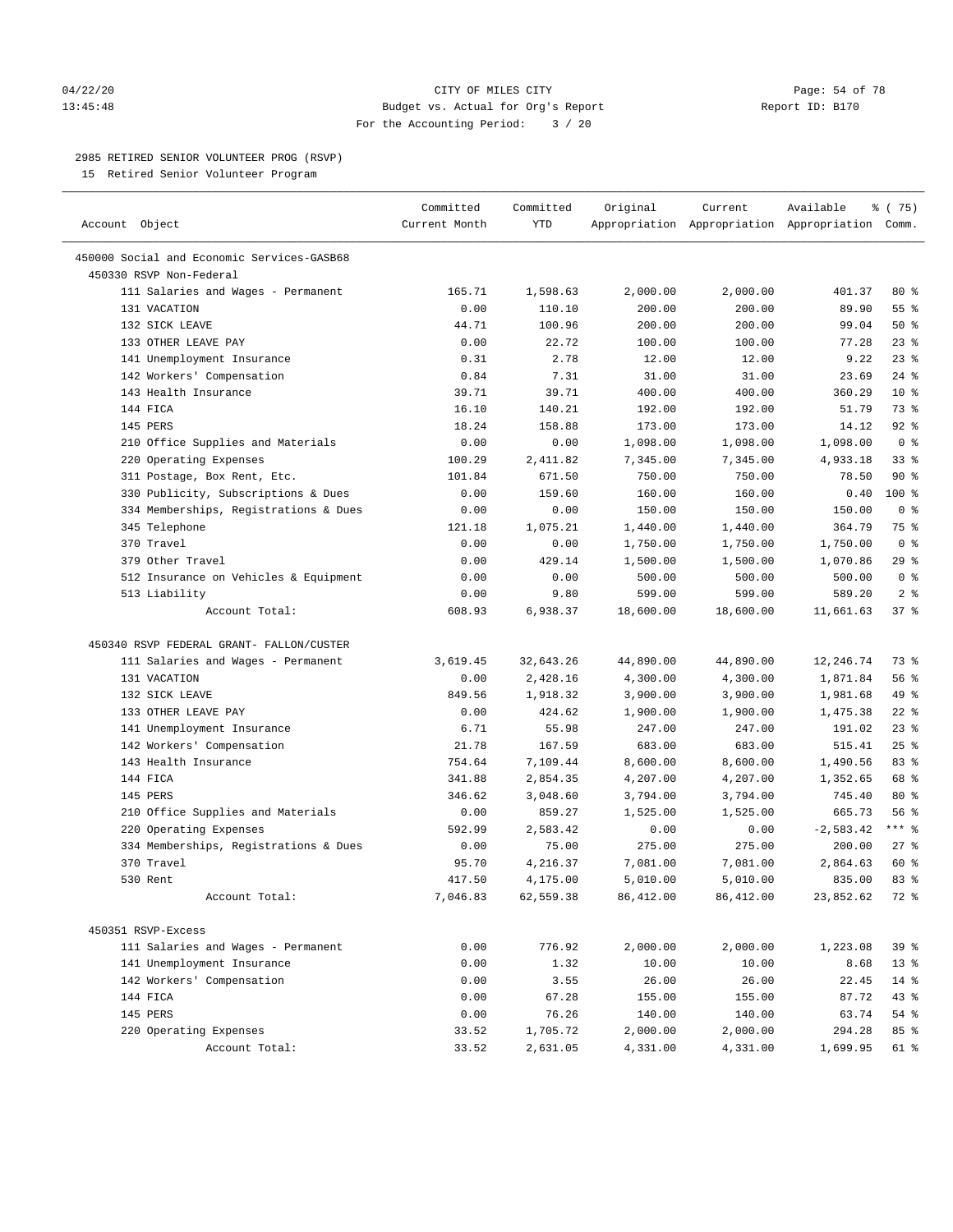CITY OF MILES CITY
Budget vs. Actual for Org's Report
For the Accounting Period: 3 / 20

04/22/20
13:45:48

Report ID: B170

## 2985 RETIRED SENIOR VOLUNTEER PROG (RSVP)

15 Retired Senior Volunteer Program

| Account Object | Committed Current Month | Committed YTD | Original Appropriation | Current Appropriation | Available Appropriation | % ( 75) Comm. |
|---|---|---|---|---|---|---|
| 450000 Social and Economic Services-GASB68 | | | | | | |
| 450330 RSVP Non-Federal | | | | | | |
| 111 Salaries and Wages - Permanent | 165.71 | 1,598.63 | 2,000.00 | 2,000.00 | 401.37 | 80 % |
| 131 VACATION | 0.00 | 110.10 | 200.00 | 200.00 | 89.90 | 55 % |
| 132 SICK LEAVE | 44.71 | 100.96 | 200.00 | 200.00 | 99.04 | 50 % |
| 133 OTHER LEAVE PAY | 0.00 | 22.72 | 100.00 | 100.00 | 77.28 | 23 % |
| 141 Unemployment Insurance | 0.31 | 2.78 | 12.00 | 12.00 | 9.22 | 23 % |
| 142 Workers' Compensation | 0.84 | 7.31 | 31.00 | 31.00 | 23.69 | 24 % |
| 143 Health Insurance | 39.71 | 39.71 | 400.00 | 400.00 | 360.29 | 10 % |
| 144 FICA | 16.10 | 140.21 | 192.00 | 192.00 | 51.79 | 73 % |
| 145 PERS | 18.24 | 158.88 | 173.00 | 173.00 | 14.12 | 92 % |
| 210 Office Supplies and Materials | 0.00 | 0.00 | 1,098.00 | 1,098.00 | 1,098.00 | 0 % |
| 220 Operating Expenses | 100.29 | 2,411.82 | 7,345.00 | 7,345.00 | 4,933.18 | 33 % |
| 311 Postage, Box Rent, Etc. | 101.84 | 671.50 | 750.00 | 750.00 | 78.50 | 90 % |
| 330 Publicity, Subscriptions & Dues | 0.00 | 159.60 | 160.00 | 160.00 | 0.40 | 100 % |
| 334 Memberships, Registrations & Dues | 0.00 | 0.00 | 150.00 | 150.00 | 150.00 | 0 % |
| 345 Telephone | 121.18 | 1,075.21 | 1,440.00 | 1,440.00 | 364.79 | 75 % |
| 370 Travel | 0.00 | 0.00 | 1,750.00 | 1,750.00 | 1,750.00 | 0 % |
| 379 Other Travel | 0.00 | 429.14 | 1,500.00 | 1,500.00 | 1,070.86 | 29 % |
| 512 Insurance on Vehicles & Equipment | 0.00 | 0.00 | 500.00 | 500.00 | 500.00 | 0 % |
| 513 Liability | 0.00 | 9.80 | 599.00 | 599.00 | 589.20 | 2 % |
| Account Total: | 608.93 | 6,938.37 | 18,600.00 | 18,600.00 | 11,661.63 | 37 % |
| 450340 RSVP FEDERAL GRANT- FALLON/CUSTER | | | | | | |
| 111 Salaries and Wages - Permanent | 3,619.45 | 32,643.26 | 44,890.00 | 44,890.00 | 12,246.74 | 73 % |
| 131 VACATION | 0.00 | 2,428.16 | 4,300.00 | 4,300.00 | 1,871.84 | 56 % |
| 132 SICK LEAVE | 849.56 | 1,918.32 | 3,900.00 | 3,900.00 | 1,981.68 | 49 % |
| 133 OTHER LEAVE PAY | 0.00 | 424.62 | 1,900.00 | 1,900.00 | 1,475.38 | 22 % |
| 141 Unemployment Insurance | 6.71 | 55.98 | 247.00 | 247.00 | 191.02 | 23 % |
| 142 Workers' Compensation | 21.78 | 167.59 | 683.00 | 683.00 | 515.41 | 25 % |
| 143 Health Insurance | 754.64 | 7,109.44 | 8,600.00 | 8,600.00 | 1,490.56 | 83 % |
| 144 FICA | 341.88 | 2,854.35 | 4,207.00 | 4,207.00 | 1,352.65 | 68 % |
| 145 PERS | 346.62 | 3,048.60 | 3,794.00 | 3,794.00 | 745.40 | 80 % |
| 210 Office Supplies and Materials | 0.00 | 859.27 | 1,525.00 | 1,525.00 | 665.73 | 56 % |
| 220 Operating Expenses | 592.99 | 2,583.42 | 0.00 | 0.00 | -2,583.42 | *** % |
| 334 Memberships, Registrations & Dues | 0.00 | 75.00 | 275.00 | 275.00 | 200.00 | 27 % |
| 370 Travel | 95.70 | 4,216.37 | 7,081.00 | 7,081.00 | 2,864.63 | 60 % |
| 530 Rent | 417.50 | 4,175.00 | 5,010.00 | 5,010.00 | 835.00 | 83 % |
| Account Total: | 7,046.83 | 62,559.38 | 86,412.00 | 86,412.00 | 23,852.62 | 72 % |
| 450351 RSVP-Excess | | | | | | |
| 111 Salaries and Wages - Permanent | 0.00 | 776.92 | 2,000.00 | 2,000.00 | 1,223.08 | 39 % |
| 141 Unemployment Insurance | 0.00 | 1.32 | 10.00 | 10.00 | 8.68 | 13 % |
| 142 Workers' Compensation | 0.00 | 3.55 | 26.00 | 26.00 | 22.45 | 14 % |
| 144 FICA | 0.00 | 67.28 | 155.00 | 155.00 | 87.72 | 43 % |
| 145 PERS | 0.00 | 76.26 | 140.00 | 140.00 | 63.74 | 54 % |
| 220 Operating Expenses | 33.52 | 1,705.72 | 2,000.00 | 2,000.00 | 294.28 | 85 % |
| Account Total: | 33.52 | 2,631.05 | 4,331.00 | 4,331.00 | 1,699.95 | 61 % |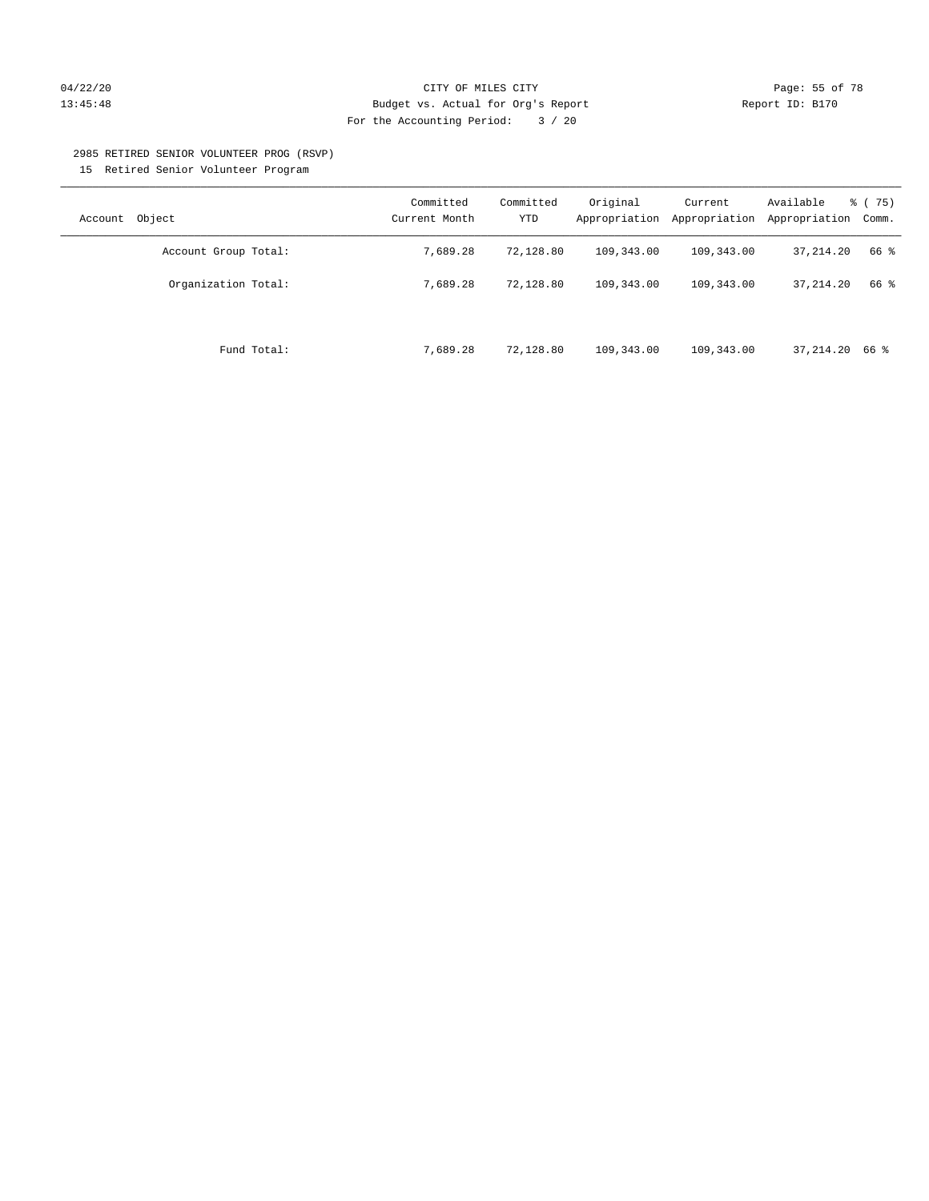CITY OF MILES CITY
Budget vs. Actual for Org's Report
For the Accounting Period: 3 / 20

2985 RETIRED SENIOR VOLUNTEER PROG (RSVP)

15 Retired Senior Volunteer Program

| Account Object | Committed Current Month | Committed YTD | Original Appropriation | Current Appropriation | Available Appropriation | % ( 75) Comm. |
|---|---|---|---|---|---|---|
| Account Group Total: | 7,689.28 | 72,128.80 | 109,343.00 | 109,343.00 | 37,214.20 | 66 % |
| Organization Total: | 7,689.28 | 72,128.80 | 109,343.00 | 109,343.00 | 37,214.20 | 66 % |
| Fund Total: | 7,689.28 | 72,128.80 | 109,343.00 | 109,343.00 | 37,214.20 | 66 % |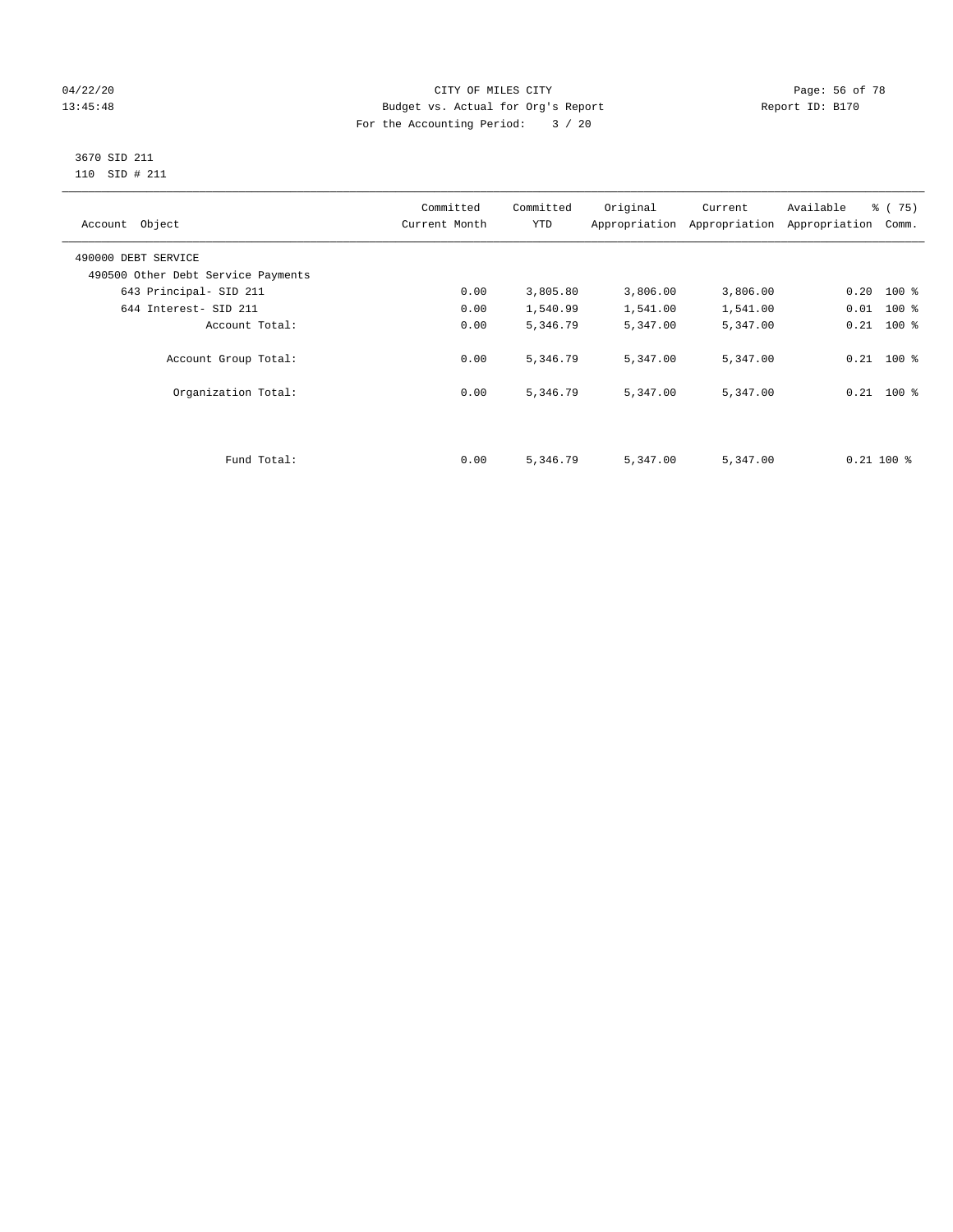CITY OF MILES CITY
Budget vs. Actual for Org's Report
For the Accounting Period: 3 / 20

04/22/20
13:45:48

Report ID: B170

3670 SID 211
110 SID # 211

| Account Object | Committed Current Month | Committed YTD | Original Appropriation | Current Appropriation | Available Appropriation | % ( 75) Comm. |
|---|---|---|---|---|---|---|
| 490000 DEBT SERVICE | | | | | | |
| 490500 Other Debt Service Payments | | | | | | |
| 643 Principal- SID 211 | 0.00 | 3,805.80 | 3,806.00 | 3,806.00 | 0.20 | 100 % |
| 644 Interest- SID 211 | 0.00 | 1,540.99 | 1,541.00 | 1,541.00 | 0.01 | 100 % |
| Account Total: | 0.00 | 5,346.79 | 5,347.00 | 5,347.00 | 0.21 | 100 % |
| Account Group Total: | 0.00 | 5,346.79 | 5,347.00 | 5,347.00 | 0.21 | 100 % |
| Organization Total: | 0.00 | 5,346.79 | 5,347.00 | 5,347.00 | 0.21 | 100 % |
| Fund Total: | 0.00 | 5,346.79 | 5,347.00 | 5,347.00 | 0.21 | 100 % |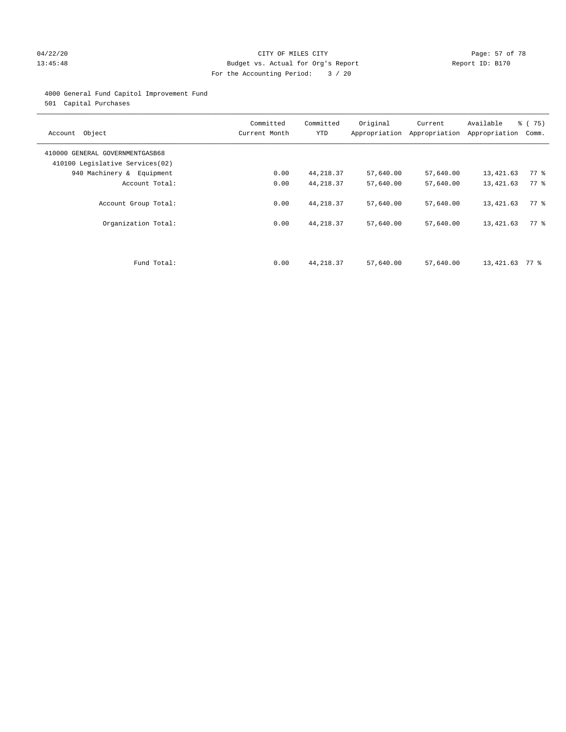CITY OF MILES CITY
Budget vs. Actual for Org's Report
For the Accounting Period: 3 / 20

04/22/20
13:45:48

Report ID: B170

4000 General Fund Capitol Improvement Fund
501 Capital Purchases

| Account Object | Committed Current Month | Committed YTD | Original Appropriation | Current Appropriation | Available Appropriation | % ( 75) Comm. |
|---|---|---|---|---|---|---|
| 410000 GENERAL GOVERNMENTGASB68 | | | | | | |
| 410100 Legislative Services(02) | | | | | | |
| 940 Machinery & Equipment | 0.00 | 44,218.37 | 57,640.00 | 57,640.00 | 13,421.63 | 77 % |
| Account Total: | 0.00 | 44,218.37 | 57,640.00 | 57,640.00 | 13,421.63 | 77 % |
| Account Group Total: | 0.00 | 44,218.37 | 57,640.00 | 57,640.00 | 13,421.63 | 77 % |
| Organization Total: | 0.00 | 44,218.37 | 57,640.00 | 57,640.00 | 13,421.63 | 77 % |
| Fund Total: | 0.00 | 44,218.37 | 57,640.00 | 57,640.00 | 13,421.63 | 77 % |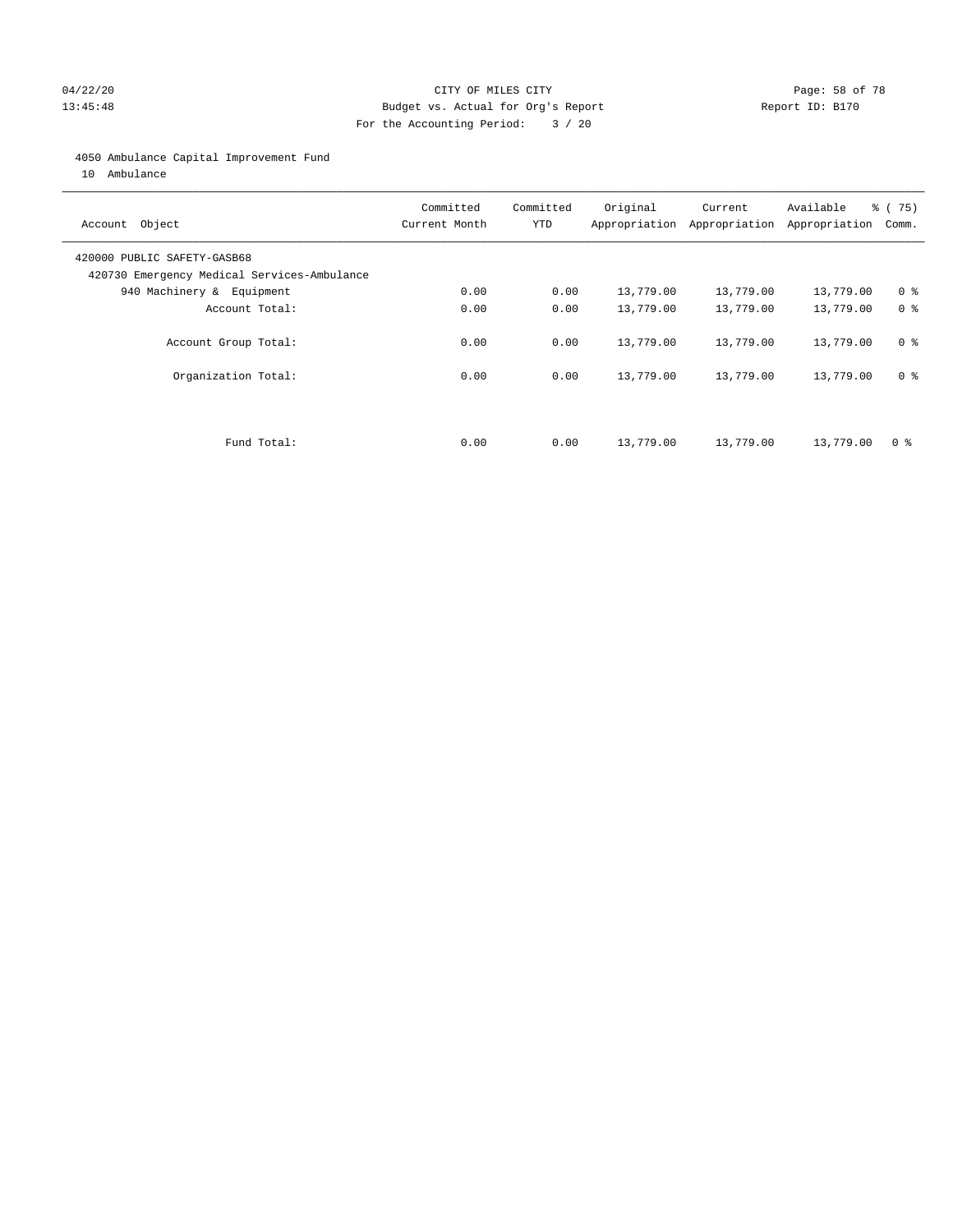CITY OF MILES CITY
Budget vs. Actual for Org's Report
For the Accounting Period: 3 / 20

04/22/20
13:45:48

Report ID: B170

4050 Ambulance Capital Improvement Fund
10 Ambulance

| Account Object | Committed Current Month | Committed YTD | Original Appropriation | Current Appropriation | Available Appropriation | % ( 75) Comm. |
|---|---|---|---|---|---|---|
| 420000 PUBLIC SAFETY-GASB68 | | | | | | |
| 420730 Emergency Medical Services-Ambulance | | | | | | |
| 940 Machinery & Equipment | 0.00 | 0.00 | 13,779.00 | 13,779.00 | 13,779.00 | 0 % |
| Account Total: | 0.00 | 0.00 | 13,779.00 | 13,779.00 | 13,779.00 | 0 % |
| Account Group Total: | 0.00 | 0.00 | 13,779.00 | 13,779.00 | 13,779.00 | 0 % |
| Organization Total: | 0.00 | 0.00 | 13,779.00 | 13,779.00 | 13,779.00 | 0 % |
| Fund Total: | 0.00 | 0.00 | 13,779.00 | 13,779.00 | 13,779.00 | 0 % |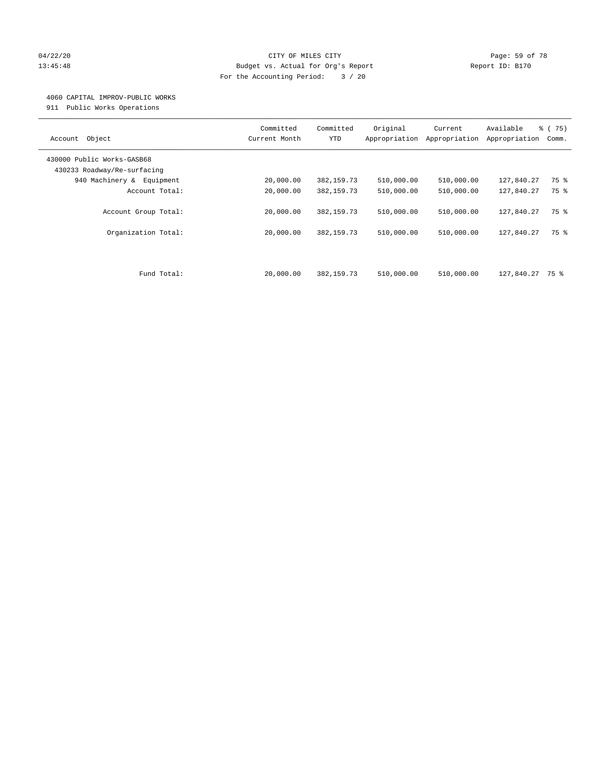CITY OF MILES CITY
Budget vs. Actual for Org's Report
For the Accounting Period: 3 / 20

04/22/20
13:45:48

Report ID: B170

4060 CAPITAL IMPROV-PUBLIC WORKS
911 Public Works Operations

| Account Object | Committed Current Month | Committed YTD | Original Appropriation | Current Appropriation | Available Appropriation | % ( 75) Comm. |
|---|---|---|---|---|---|---|
| 430000 Public Works-GASB68 | | | | | | |
| 430233 Roadway/Re-surfacing | | | | | | |
| 940 Machinery & Equipment | 20,000.00 | 382,159.73 | 510,000.00 | 510,000.00 | 127,840.27 | 75 % |
| Account Total: | 20,000.00 | 382,159.73 | 510,000.00 | 510,000.00 | 127,840.27 | 75 % |
| Account Group Total: | 20,000.00 | 382,159.73 | 510,000.00 | 510,000.00 | 127,840.27 | 75 % |
| Organization Total: | 20,000.00 | 382,159.73 | 510,000.00 | 510,000.00 | 127,840.27 | 75 % |
| Fund Total: | 20,000.00 | 382,159.73 | 510,000.00 | 510,000.00 | 127,840.27 | 75 % |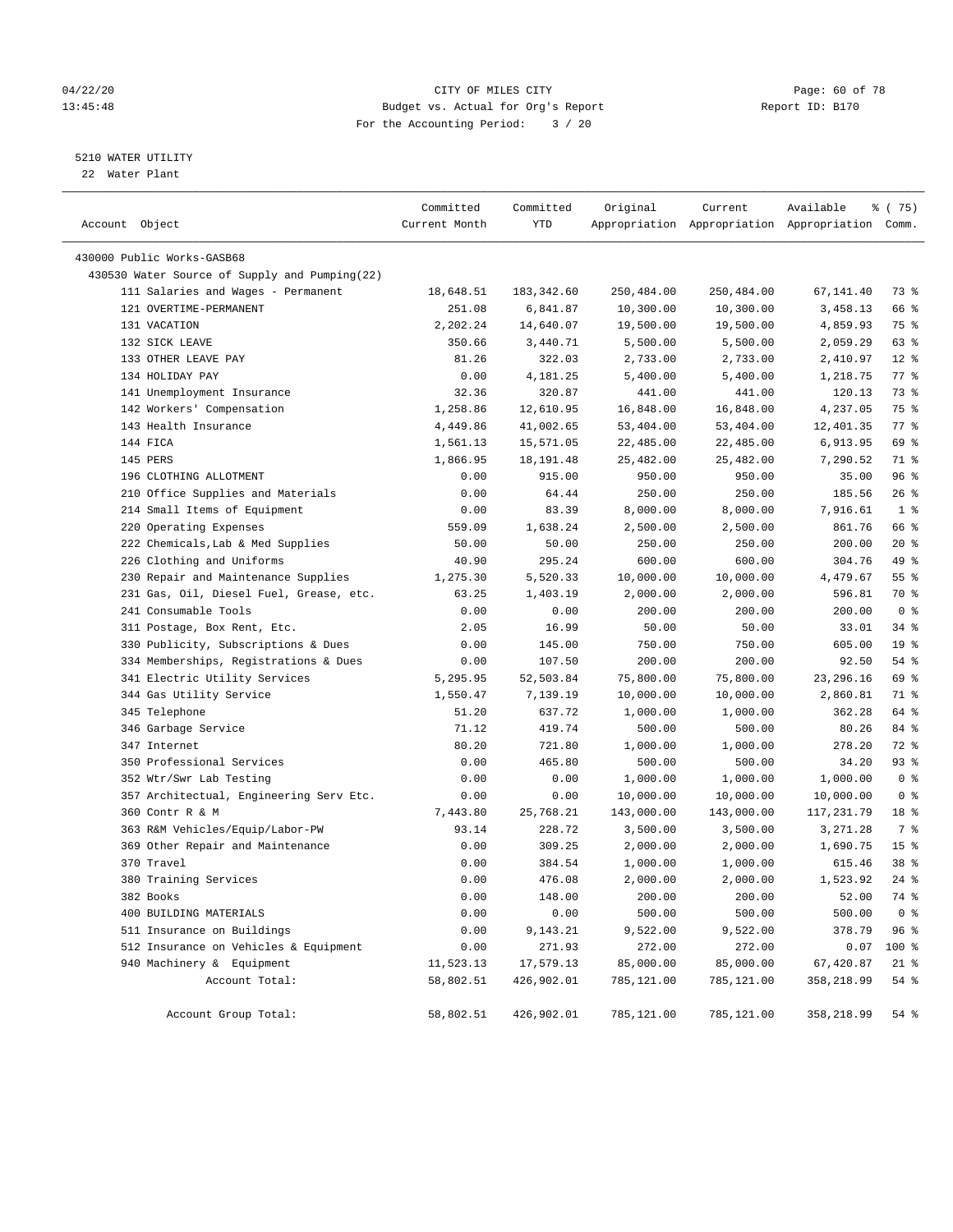CITY OF MILES CITY
Budget vs. Actual for Org's Report
For the Accounting Period: 3 / 20

04/22/20
13:45:48

Report ID: B170

5210 WATER UTILITY
22 Water Plant

| Account Object | Committed Current Month | Committed YTD | Original Appropriation | Current Appropriation | Available Appropriation | % ( 75) Comm. |
|---|---|---|---|---|---|---|
| 430000 Public Works-GASB68 | | | | | | |
| 430530 Water Source of Supply and Pumping(22) | | | | | | |
| 111 Salaries and Wages - Permanent | 18,648.51 | 183,342.60 | 250,484.00 | 250,484.00 | 67,141.40 | 73 % |
| 121 OVERTIME-PERMANENT | 251.08 | 6,841.87 | 10,300.00 | 10,300.00 | 3,458.13 | 66 % |
| 131 VACATION | 2,202.24 | 14,640.07 | 19,500.00 | 19,500.00 | 4,859.93 | 75 % |
| 132 SICK LEAVE | 350.66 | 3,440.71 | 5,500.00 | 5,500.00 | 2,059.29 | 63 % |
| 133 OTHER LEAVE PAY | 81.26 | 322.03 | 2,733.00 | 2,733.00 | 2,410.97 | 12 % |
| 134 HOLIDAY PAY | 0.00 | 4,181.25 | 5,400.00 | 5,400.00 | 1,218.75 | 77 % |
| 141 Unemployment Insurance | 32.36 | 320.87 | 441.00 | 441.00 | 120.13 | 73 % |
| 142 Workers' Compensation | 1,258.86 | 12,610.95 | 16,848.00 | 16,848.00 | 4,237.05 | 75 % |
| 143 Health Insurance | 4,449.86 | 41,002.65 | 53,404.00 | 53,404.00 | 12,401.35 | 77 % |
| 144 FICA | 1,561.13 | 15,571.05 | 22,485.00 | 22,485.00 | 6,913.95 | 69 % |
| 145 PERS | 1,866.95 | 18,191.48 | 25,482.00 | 25,482.00 | 7,290.52 | 71 % |
| 196 CLOTHING ALLOTMENT | 0.00 | 915.00 | 950.00 | 950.00 | 35.00 | 96 % |
| 210 Office Supplies and Materials | 0.00 | 64.44 | 250.00 | 250.00 | 185.56 | 26 % |
| 214 Small Items of Equipment | 0.00 | 83.39 | 8,000.00 | 8,000.00 | 7,916.61 | 1 % |
| 220 Operating Expenses | 559.09 | 1,638.24 | 2,500.00 | 2,500.00 | 861.76 | 66 % |
| 222 Chemicals,Lab & Med Supplies | 50.00 | 50.00 | 250.00 | 250.00 | 200.00 | 20 % |
| 226 Clothing and Uniforms | 40.90 | 295.24 | 600.00 | 600.00 | 304.76 | 49 % |
| 230 Repair and Maintenance Supplies | 1,275.30 | 5,520.33 | 10,000.00 | 10,000.00 | 4,479.67 | 55 % |
| 231 Gas, Oil, Diesel Fuel, Grease, etc. | 63.25 | 1,403.19 | 2,000.00 | 2,000.00 | 596.81 | 70 % |
| 241 Consumable Tools | 0.00 | 0.00 | 200.00 | 200.00 | 200.00 | 0 % |
| 311 Postage, Box Rent, Etc. | 2.05 | 16.99 | 50.00 | 50.00 | 33.01 | 34 % |
| 330 Publicity, Subscriptions & Dues | 0.00 | 145.00 | 750.00 | 750.00 | 605.00 | 19 % |
| 334 Memberships, Registrations & Dues | 0.00 | 107.50 | 200.00 | 200.00 | 92.50 | 54 % |
| 341 Electric Utility Services | 5,295.95 | 52,503.84 | 75,800.00 | 75,800.00 | 23,296.16 | 69 % |
| 344 Gas Utility Service | 1,550.47 | 7,139.19 | 10,000.00 | 10,000.00 | 2,860.81 | 71 % |
| 345 Telephone | 51.20 | 637.72 | 1,000.00 | 1,000.00 | 362.28 | 64 % |
| 346 Garbage Service | 71.12 | 419.74 | 500.00 | 500.00 | 80.26 | 84 % |
| 347 Internet | 80.20 | 721.80 | 1,000.00 | 1,000.00 | 278.20 | 72 % |
| 350 Professional Services | 0.00 | 465.80 | 500.00 | 500.00 | 34.20 | 93 % |
| 352 Wtr/Swr Lab Testing | 0.00 | 0.00 | 1,000.00 | 1,000.00 | 1,000.00 | 0 % |
| 357 Architectual, Engineering Serv Etc. | 0.00 | 0.00 | 10,000.00 | 10,000.00 | 10,000.00 | 0 % |
| 360 Contr R & M | 7,443.80 | 25,768.21 | 143,000.00 | 143,000.00 | 117,231.79 | 18 % |
| 363 R&M Vehicles/Equip/Labor-PW | 93.14 | 228.72 | 3,500.00 | 3,500.00 | 3,271.28 | 7 % |
| 369 Other Repair and Maintenance | 0.00 | 309.25 | 2,000.00 | 2,000.00 | 1,690.75 | 15 % |
| 370 Travel | 0.00 | 384.54 | 1,000.00 | 1,000.00 | 615.46 | 38 % |
| 380 Training Services | 0.00 | 476.08 | 2,000.00 | 2,000.00 | 1,523.92 | 24 % |
| 382 Books | 0.00 | 148.00 | 200.00 | 200.00 | 52.00 | 74 % |
| 400 BUILDING MATERIALS | 0.00 | 0.00 | 500.00 | 500.00 | 500.00 | 0 % |
| 511 Insurance on Buildings | 0.00 | 9,143.21 | 9,522.00 | 9,522.00 | 378.79 | 96 % |
| 512 Insurance on Vehicles & Equipment | 0.00 | 271.93 | 272.00 | 272.00 | 0.07 | 100 % |
| 940 Machinery & Equipment | 11,523.13 | 17,579.13 | 85,000.00 | 85,000.00 | 67,420.87 | 21 % |
| Account Total: | 58,802.51 | 426,902.01 | 785,121.00 | 785,121.00 | 358,218.99 | 54 % |
| Account Group Total: | 58,802.51 | 426,902.01 | 785,121.00 | 785,121.00 | 358,218.99 | 54 % |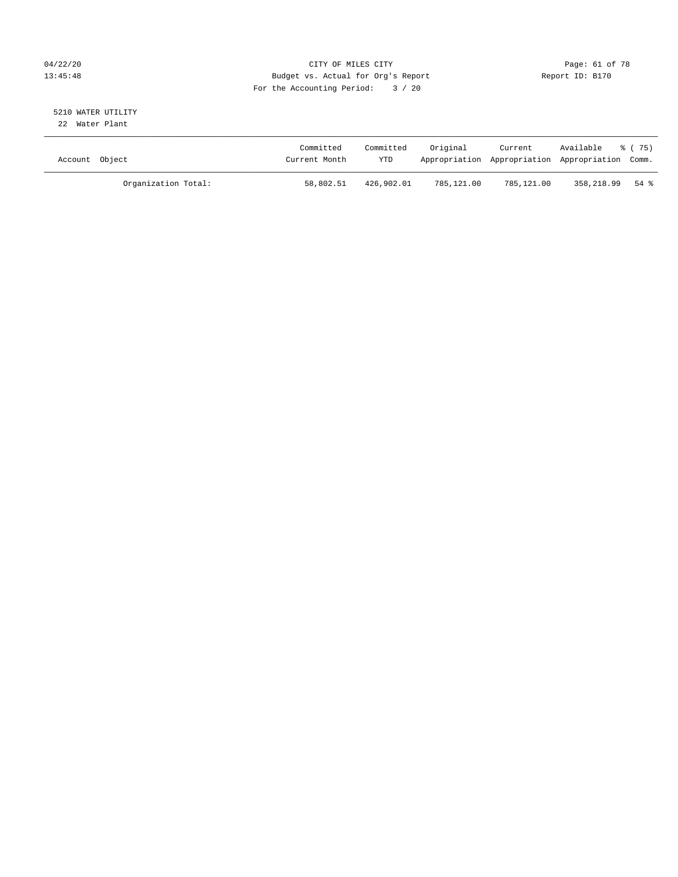CITY OF MILES CITY

Budget vs. Actual for Org's Report

For the Accounting Period: 3 / 20

04/22/20 13:45:48 Report ID: B170

5210 WATER UTILITY

22 Water Plant

| Account Object | Committed Current Month | Committed YTD | Original Appropriation | Current Appropriation | Available Appropriation | % ( 75) Comm. |
|---|---|---|---|---|---|---|
| Organization Total: | 58,802.51 | 426,902.01 | 785,121.00 | 785,121.00 | 358,218.99 | 54 % |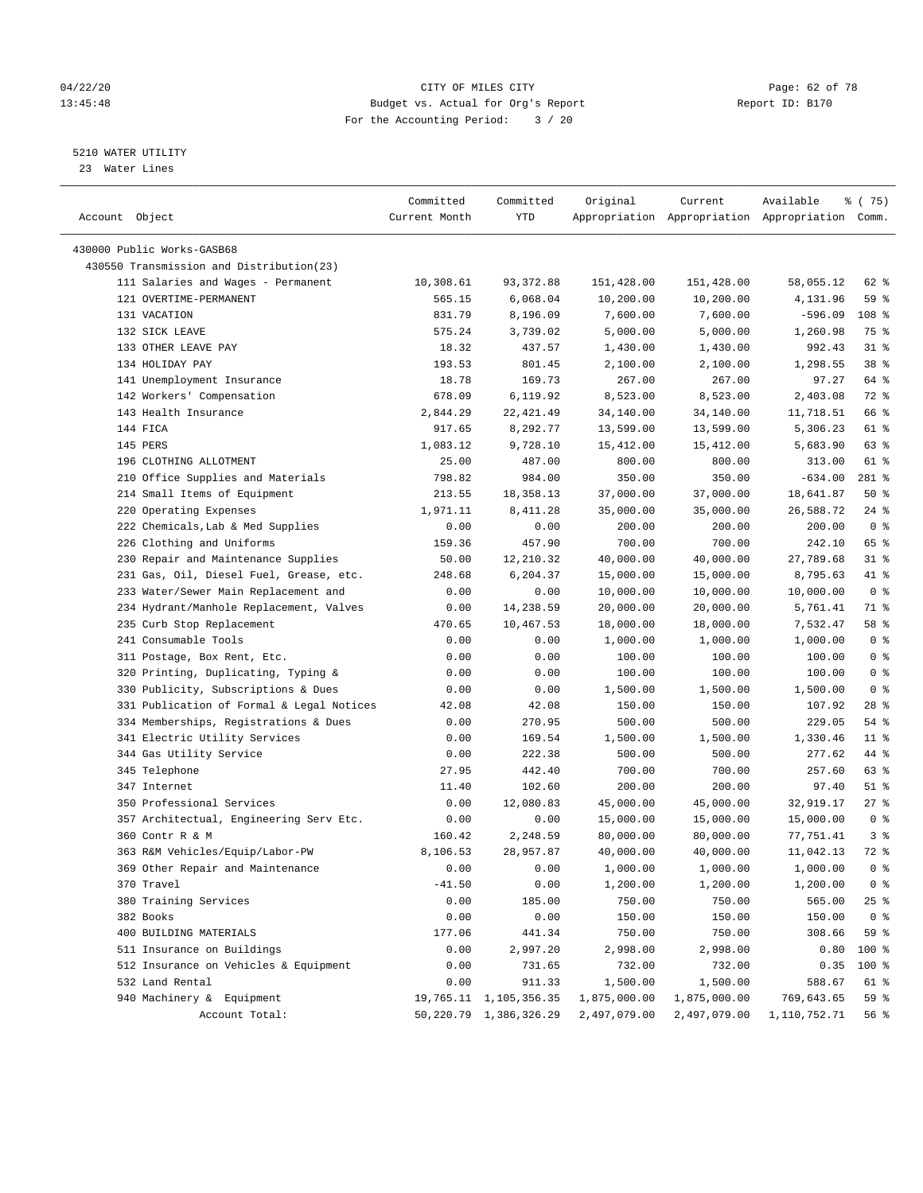04/22/20 CITY OF MILES CITY
13:45:48 Budget vs. Actual for Org's Report Report ID: B170
For the Accounting Period: 3 / 20

5210 WATER UTILITY
23 Water Lines

| Account Object | Committed Current Month | Committed YTD | Original Appropriation | Current Appropriation | Available Appropriation | % ( 75) Comm. |
|---|---|---|---|---|---|---|
| 430000 Public Works-GASB68 | | | | | | |
| 430550 Transmission and Distribution(23) | | | | | | |
| 111 Salaries and Wages - Permanent | 10,308.61 | 93,372.88 | 151,428.00 | 151,428.00 | 58,055.12 | 62 % |
| 121 OVERTIME-PERMANENT | 565.15 | 6,068.04 | 10,200.00 | 10,200.00 | 4,131.96 | 59 % |
| 131 VACATION | 831.79 | 8,196.09 | 7,600.00 | 7,600.00 | -596.09 | 108 % |
| 132 SICK LEAVE | 575.24 | 3,739.02 | 5,000.00 | 5,000.00 | 1,260.98 | 75 % |
| 133 OTHER LEAVE PAY | 18.32 | 437.57 | 1,430.00 | 1,430.00 | 992.43 | 31 % |
| 134 HOLIDAY PAY | 193.53 | 801.45 | 2,100.00 | 2,100.00 | 1,298.55 | 38 % |
| 141 Unemployment Insurance | 18.78 | 169.73 | 267.00 | 267.00 | 97.27 | 64 % |
| 142 Workers' Compensation | 678.09 | 6,119.92 | 8,523.00 | 8,523.00 | 2,403.08 | 72 % |
| 143 Health Insurance | 2,844.29 | 22,421.49 | 34,140.00 | 34,140.00 | 11,718.51 | 66 % |
| 144 FICA | 917.65 | 8,292.77 | 13,599.00 | 13,599.00 | 5,306.23 | 61 % |
| 145 PERS | 1,083.12 | 9,728.10 | 15,412.00 | 15,412.00 | 5,683.90 | 63 % |
| 196 CLOTHING ALLOTMENT | 25.00 | 487.00 | 800.00 | 800.00 | 313.00 | 61 % |
| 210 Office Supplies and Materials | 798.82 | 984.00 | 350.00 | 350.00 | -634.00 | 281 % |
| 214 Small Items of Equipment | 213.55 | 18,358.13 | 37,000.00 | 37,000.00 | 18,641.87 | 50 % |
| 220 Operating Expenses | 1,971.11 | 8,411.28 | 35,000.00 | 35,000.00 | 26,588.72 | 24 % |
| 222 Chemicals,Lab & Med Supplies | 0.00 | 0.00 | 200.00 | 200.00 | 200.00 | 0 % |
| 226 Clothing and Uniforms | 159.36 | 457.90 | 700.00 | 700.00 | 242.10 | 65 % |
| 230 Repair and Maintenance Supplies | 50.00 | 12,210.32 | 40,000.00 | 40,000.00 | 27,789.68 | 31 % |
| 231 Gas, Oil, Diesel Fuel, Grease, etc. | 248.68 | 6,204.37 | 15,000.00 | 15,000.00 | 8,795.63 | 41 % |
| 233 Water/Sewer Main Replacement and | 0.00 | 0.00 | 10,000.00 | 10,000.00 | 10,000.00 | 0 % |
| 234 Hydrant/Manhole Replacement, Valves | 0.00 | 14,238.59 | 20,000.00 | 20,000.00 | 5,761.41 | 71 % |
| 235 Curb Stop Replacement | 470.65 | 10,467.53 | 18,000.00 | 18,000.00 | 7,532.47 | 58 % |
| 241 Consumable Tools | 0.00 | 0.00 | 1,000.00 | 1,000.00 | 1,000.00 | 0 % |
| 311 Postage, Box Rent, Etc. | 0.00 | 0.00 | 100.00 | 100.00 | 100.00 | 0 % |
| 320 Printing, Duplicating, Typing & | 0.00 | 0.00 | 100.00 | 100.00 | 100.00 | 0 % |
| 330 Publicity, Subscriptions & Dues | 0.00 | 0.00 | 1,500.00 | 1,500.00 | 1,500.00 | 0 % |
| 331 Publication of Formal & Legal Notices | 42.08 | 42.08 | 150.00 | 150.00 | 107.92 | 28 % |
| 334 Memberships, Registrations & Dues | 0.00 | 270.95 | 500.00 | 500.00 | 229.05 | 54 % |
| 341 Electric Utility Services | 0.00 | 169.54 | 1,500.00 | 1,500.00 | 1,330.46 | 11 % |
| 344 Gas Utility Service | 0.00 | 222.38 | 500.00 | 500.00 | 277.62 | 44 % |
| 345 Telephone | 27.95 | 442.40 | 700.00 | 700.00 | 257.60 | 63 % |
| 347 Internet | 11.40 | 102.60 | 200.00 | 200.00 | 97.40 | 51 % |
| 350 Professional Services | 0.00 | 12,080.83 | 45,000.00 | 45,000.00 | 32,919.17 | 27 % |
| 357 Architectual, Engineering Serv Etc. | 0.00 | 0.00 | 15,000.00 | 15,000.00 | 15,000.00 | 0 % |
| 360 Contr R & M | 160.42 | 2,248.59 | 80,000.00 | 80,000.00 | 77,751.41 | 3 % |
| 363 R&M Vehicles/Equip/Labor-PW | 8,106.53 | 28,957.87 | 40,000.00 | 40,000.00 | 11,042.13 | 72 % |
| 369 Other Repair and Maintenance | 0.00 | 0.00 | 1,000.00 | 1,000.00 | 1,000.00 | 0 % |
| 370 Travel | -41.50 | 0.00 | 1,200.00 | 1,200.00 | 1,200.00 | 0 % |
| 380 Training Services | 0.00 | 185.00 | 750.00 | 750.00 | 565.00 | 25 % |
| 382 Books | 0.00 | 0.00 | 150.00 | 150.00 | 150.00 | 0 % |
| 400 BUILDING MATERIALS | 177.06 | 441.34 | 750.00 | 750.00 | 308.66 | 59 % |
| 511 Insurance on Buildings | 0.00 | 2,997.20 | 2,998.00 | 2,998.00 | 0.80 | 100 % |
| 512 Insurance on Vehicles & Equipment | 0.00 | 731.65 | 732.00 | 732.00 | 0.35 | 100 % |
| 532 Land Rental | 0.00 | 911.33 | 1,500.00 | 1,500.00 | 588.67 | 61 % |
| 940 Machinery & Equipment | 19,765.11 | 1,105,356.35 | 1,875,000.00 | 1,875,000.00 | 769,643.65 | 59 % |
| Account Total: | 50,220.79 | 1,386,326.29 | 2,497,079.00 | 2,497,079.00 | 1,110,752.71 | 56 % |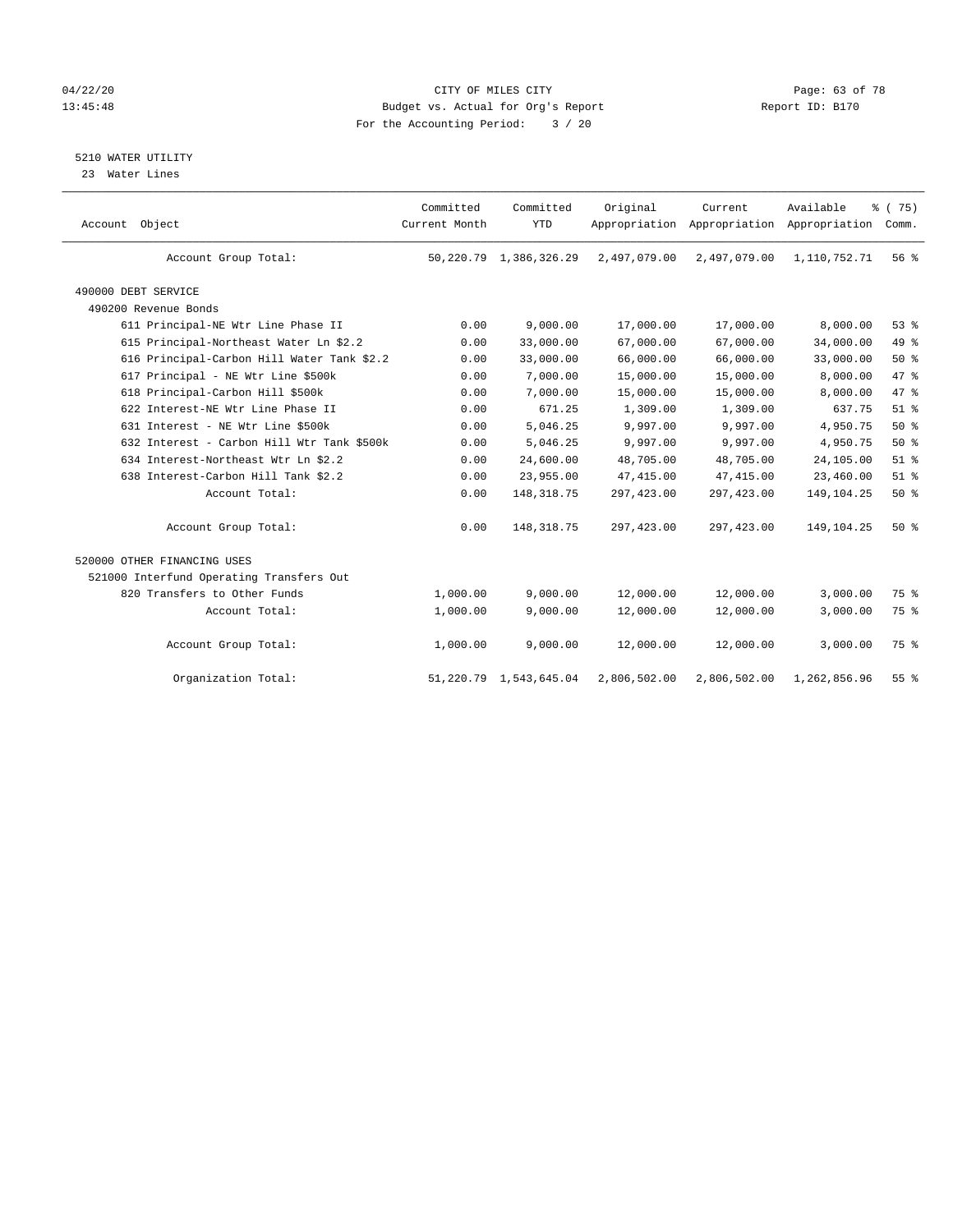CITY OF MILES CITY
Budget vs. Actual for Org's Report
For the Accounting Period: 3 / 20

04/22/20
13:45:48

Report ID: B170

## 5210 WATER UTILITY

23 Water Lines

| Account Object | Committed Current Month | Committed YTD | Original Appropriation | Current Appropriation | Available Appropriation | % ( 75) Comm. |
|---|---|---|---|---|---|---|
| Account Group Total: | 50,220.79 | 1,386,326.29 | 2,497,079.00 | 2,497,079.00 | 1,110,752.71 | 56 % |
| 490000 DEBT SERVICE | | | | | | |
| 490200 Revenue Bonds | | | | | | |
| 611 Principal-NE Wtr Line Phase II | 0.00 | 9,000.00 | 17,000.00 | 17,000.00 | 8,000.00 | 53 % |
| 615 Principal-Northeast Water Ln $2.2 | 0.00 | 33,000.00 | 67,000.00 | 67,000.00 | 34,000.00 | 49 % |
| 616 Principal-Carbon Hill Water Tank $2.2 | 0.00 | 33,000.00 | 66,000.00 | 66,000.00 | 33,000.00 | 50 % |
| 617 Principal - NE Wtr Line $500k | 0.00 | 7,000.00 | 15,000.00 | 15,000.00 | 8,000.00 | 47 % |
| 618 Principal-Carbon Hill $500k | 0.00 | 7,000.00 | 15,000.00 | 15,000.00 | 8,000.00 | 47 % |
| 622 Interest-NE Wtr Line Phase II | 0.00 | 671.25 | 1,309.00 | 1,309.00 | 637.75 | 51 % |
| 631 Interest - NE Wtr Line $500k | 0.00 | 5,046.25 | 9,997.00 | 9,997.00 | 4,950.75 | 50 % |
| 632 Interest - Carbon Hill Wtr Tank $500k | 0.00 | 5,046.25 | 9,997.00 | 9,997.00 | 4,950.75 | 50 % |
| 634 Interest-Northeast Wtr Ln $2.2 | 0.00 | 24,600.00 | 48,705.00 | 48,705.00 | 24,105.00 | 51 % |
| 638 Interest-Carbon Hill Tank $2.2 | 0.00 | 23,955.00 | 47,415.00 | 47,415.00 | 23,460.00 | 51 % |
| Account Total: | 0.00 | 148,318.75 | 297,423.00 | 297,423.00 | 149,104.25 | 50 % |
| Account Group Total: | 0.00 | 148,318.75 | 297,423.00 | 297,423.00 | 149,104.25 | 50 % |
| 520000 OTHER FINANCING USES | | | | | | |
| 521000 Interfund Operating Transfers Out | | | | | | |
| 820 Transfers to Other Funds | 1,000.00 | 9,000.00 | 12,000.00 | 12,000.00 | 3,000.00 | 75 % |
| Account Total: | 1,000.00 | 9,000.00 | 12,000.00 | 12,000.00 | 3,000.00 | 75 % |
| Account Group Total: | 1,000.00 | 9,000.00 | 12,000.00 | 12,000.00 | 3,000.00 | 75 % |
| Organization Total: | 51,220.79 | 1,543,645.04 | 2,806,502.00 | 2,806,502.00 | 1,262,856.96 | 55 % |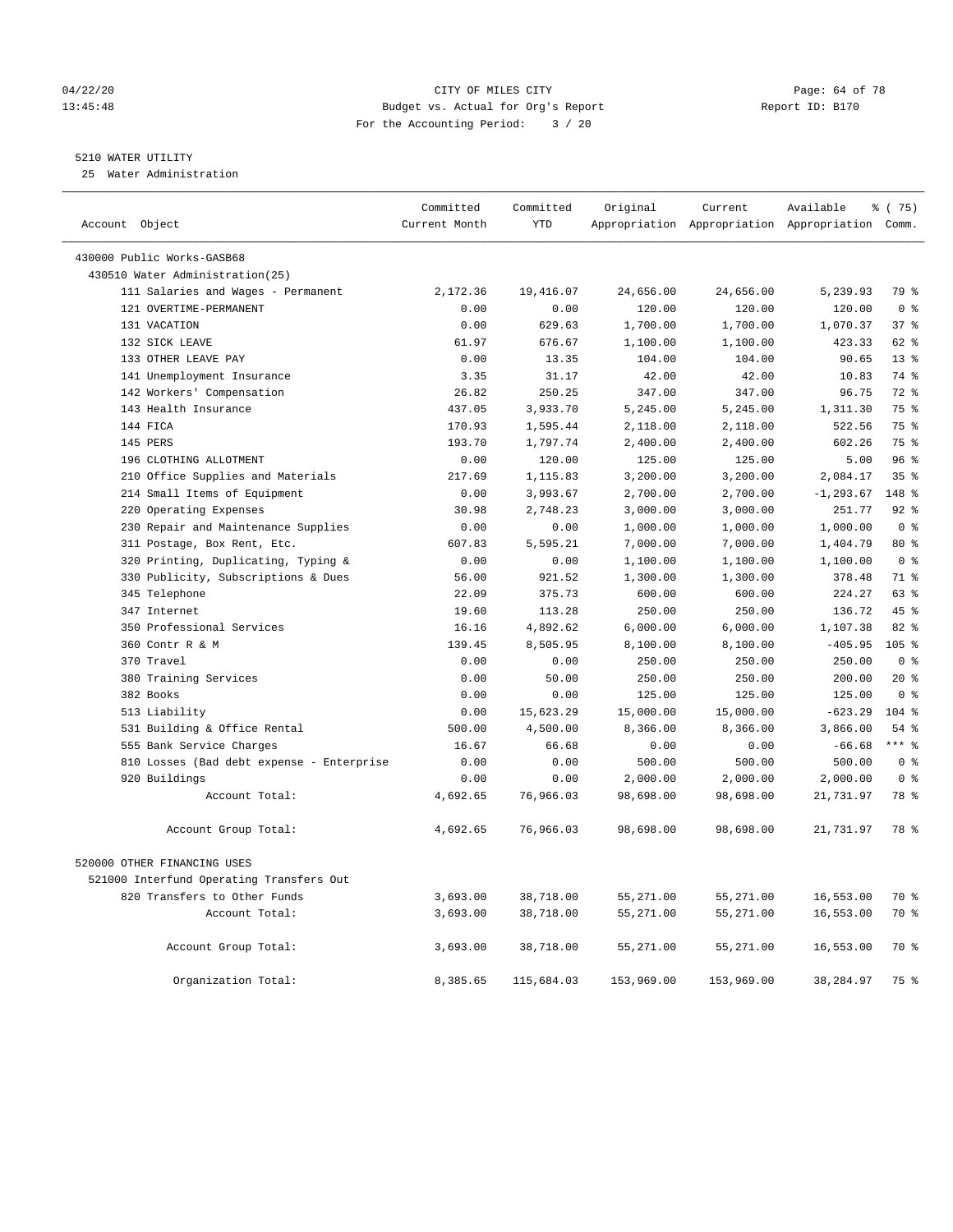CITY OF MILES CITY
Budget vs. Actual for Org's Report
For the Accounting Period: 3 / 20

04/22/20
13:45:48

Report ID: B170

5210 WATER UTILITY
25 Water Administration

| Account Object | Committed Current Month | Committed YTD | Original Appropriation | Current Appropriation | Available Appropriation | % ( 75) Comm. |
|---|---|---|---|---|---|---|
| 430000 Public Works-GASB68 | | | | | | |
| 430510 Water Administration(25) | | | | | | |
| 111 Salaries and Wages - Permanent | 2,172.36 | 19,416.07 | 24,656.00 | 24,656.00 | 5,239.93 | 79 % |
| 121 OVERTIME-PERMANENT | 0.00 | 0.00 | 120.00 | 120.00 | 120.00 | 0 % |
| 131 VACATION | 0.00 | 629.63 | 1,700.00 | 1,700.00 | 1,070.37 | 37 % |
| 132 SICK LEAVE | 61.97 | 676.67 | 1,100.00 | 1,100.00 | 423.33 | 62 % |
| 133 OTHER LEAVE PAY | 0.00 | 13.35 | 104.00 | 104.00 | 90.65 | 13 % |
| 141 Unemployment Insurance | 3.35 | 31.17 | 42.00 | 42.00 | 10.83 | 74 % |
| 142 Workers' Compensation | 26.82 | 250.25 | 347.00 | 347.00 | 96.75 | 72 % |
| 143 Health Insurance | 437.05 | 3,933.70 | 5,245.00 | 5,245.00 | 1,311.30 | 75 % |
| 144 FICA | 170.93 | 1,595.44 | 2,118.00 | 2,118.00 | 522.56 | 75 % |
| 145 PERS | 193.70 | 1,797.74 | 2,400.00 | 2,400.00 | 602.26 | 75 % |
| 196 CLOTHING ALLOTMENT | 0.00 | 120.00 | 125.00 | 125.00 | 5.00 | 96 % |
| 210 Office Supplies and Materials | 217.69 | 1,115.83 | 3,200.00 | 3,200.00 | 2,084.17 | 35 % |
| 214 Small Items of Equipment | 0.00 | 3,993.67 | 2,700.00 | 2,700.00 | -1,293.67 | 148 % |
| 220 Operating Expenses | 30.98 | 2,748.23 | 3,000.00 | 3,000.00 | 251.77 | 92 % |
| 230 Repair and Maintenance Supplies | 0.00 | 0.00 | 1,000.00 | 1,000.00 | 1,000.00 | 0 % |
| 311 Postage, Box Rent, Etc. | 607.83 | 5,595.21 | 7,000.00 | 7,000.00 | 1,404.79 | 80 % |
| 320 Printing, Duplicating, Typing & | 0.00 | 0.00 | 1,100.00 | 1,100.00 | 1,100.00 | 0 % |
| 330 Publicity, Subscriptions & Dues | 56.00 | 921.52 | 1,300.00 | 1,300.00 | 378.48 | 71 % |
| 345 Telephone | 22.09 | 375.73 | 600.00 | 600.00 | 224.27 | 63 % |
| 347 Internet | 19.60 | 113.28 | 250.00 | 250.00 | 136.72 | 45 % |
| 350 Professional Services | 16.16 | 4,892.62 | 6,000.00 | 6,000.00 | 1,107.38 | 82 % |
| 360 Contr R & M | 139.45 | 8,505.95 | 8,100.00 | 8,100.00 | -405.95 | 105 % |
| 370 Travel | 0.00 | 0.00 | 250.00 | 250.00 | 250.00 | 0 % |
| 380 Training Services | 0.00 | 50.00 | 250.00 | 250.00 | 200.00 | 20 % |
| 382 Books | 0.00 | 0.00 | 125.00 | 125.00 | 125.00 | 0 % |
| 513 Liability | 0.00 | 15,623.29 | 15,000.00 | 15,000.00 | -623.29 | 104 % |
| 531 Building & Office Rental | 500.00 | 4,500.00 | 8,366.00 | 8,366.00 | 3,866.00 | 54 % |
| 555 Bank Service Charges | 16.67 | 66.68 | 0.00 | 0.00 | -66.68 | *** % |
| 810 Losses (Bad debt expense - Enterprise | 0.00 | 0.00 | 500.00 | 500.00 | 500.00 | 0 % |
| 920 Buildings | 0.00 | 0.00 | 2,000.00 | 2,000.00 | 2,000.00 | 0 % |
| Account Total: | 4,692.65 | 76,966.03 | 98,698.00 | 98,698.00 | 21,731.97 | 78 % |
| Account Group Total: | 4,692.65 | 76,966.03 | 98,698.00 | 98,698.00 | 21,731.97 | 78 % |
| 520000 OTHER FINANCING USES | | | | | | |
| 521000 Interfund Operating Transfers Out | | | | | | |
| 820 Transfers to Other Funds | 3,693.00 | 38,718.00 | 55,271.00 | 55,271.00 | 16,553.00 | 70 % |
| Account Total: | 3,693.00 | 38,718.00 | 55,271.00 | 55,271.00 | 16,553.00 | 70 % |
| Account Group Total: | 3,693.00 | 38,718.00 | 55,271.00 | 55,271.00 | 16,553.00 | 70 % |
| Organization Total: | 8,385.65 | 115,684.03 | 153,969.00 | 153,969.00 | 38,284.97 | 75 % |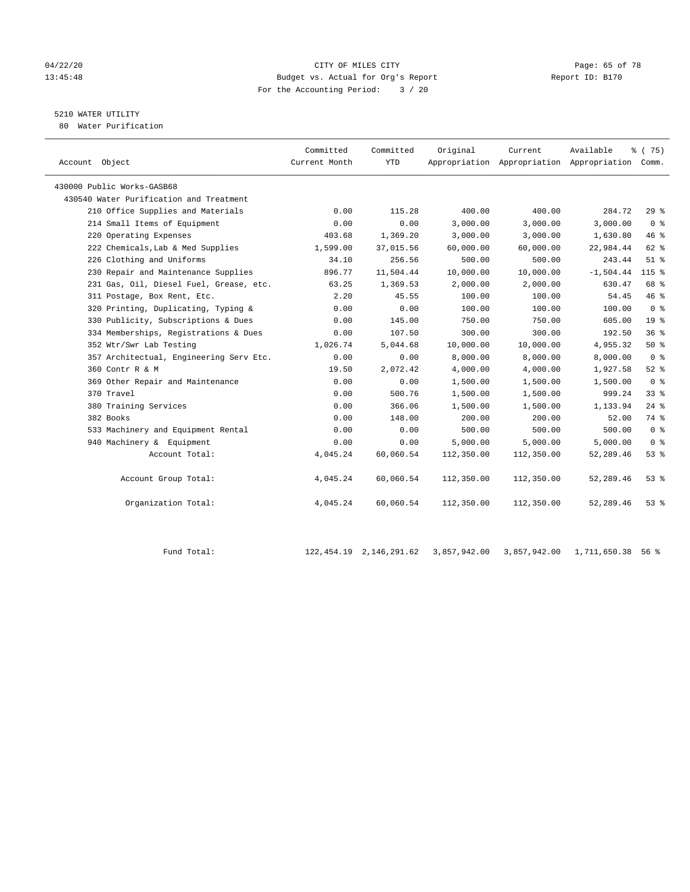CITY OF MILES CITY
Budget vs. Actual for Org's Report
For the Accounting Period: 3 / 20

04/22/20
13:45:48

Report ID: B170

## 5210 WATER UTILITY

80 Water Purification

| Account Object | Committed Current Month | Committed YTD | Original Appropriation | Current Appropriation | Available Appropriation | % ( 75) Comm. |
|---|---|---|---|---|---|---|
| 430000 Public Works-GASB68 | | | | | | |
| 430540 Water Purification and Treatment | | | | | | |
| 210 Office Supplies and Materials | 0.00 | 115.28 | 400.00 | 400.00 | 284.72 | 29 % |
| 214 Small Items of Equipment | 0.00 | 0.00 | 3,000.00 | 3,000.00 | 3,000.00 | 0 % |
| 220 Operating Expenses | 403.68 | 1,369.20 | 3,000.00 | 3,000.00 | 1,630.80 | 46 % |
| 222 Chemicals,Lab & Med Supplies | 1,599.00 | 37,015.56 | 60,000.00 | 60,000.00 | 22,984.44 | 62 % |
| 226 Clothing and Uniforms | 34.10 | 256.56 | 500.00 | 500.00 | 243.44 | 51 % |
| 230 Repair and Maintenance Supplies | 896.77 | 11,504.44 | 10,000.00 | 10,000.00 | -1,504.44 | 115 % |
| 231 Gas, Oil, Diesel Fuel, Grease, etc. | 63.25 | 1,369.53 | 2,000.00 | 2,000.00 | 630.47 | 68 % |
| 311 Postage, Box Rent, Etc. | 2.20 | 45.55 | 100.00 | 100.00 | 54.45 | 46 % |
| 320 Printing, Duplicating, Typing & | 0.00 | 0.00 | 100.00 | 100.00 | 100.00 | 0 % |
| 330 Publicity, Subscriptions & Dues | 0.00 | 145.00 | 750.00 | 750.00 | 605.00 | 19 % |
| 334 Memberships, Registrations & Dues | 0.00 | 107.50 | 300.00 | 300.00 | 192.50 | 36 % |
| 352 Wtr/Swr Lab Testing | 1,026.74 | 5,044.68 | 10,000.00 | 10,000.00 | 4,955.32 | 50 % |
| 357 Architectual, Engineering Serv Etc. | 0.00 | 0.00 | 8,000.00 | 8,000.00 | 8,000.00 | 0 % |
| 360 Contr R & M | 19.50 | 2,072.42 | 4,000.00 | 4,000.00 | 1,927.58 | 52 % |
| 369 Other Repair and Maintenance | 0.00 | 0.00 | 1,500.00 | 1,500.00 | 1,500.00 | 0 % |
| 370 Travel | 0.00 | 500.76 | 1,500.00 | 1,500.00 | 999.24 | 33 % |
| 380 Training Services | 0.00 | 366.06 | 1,500.00 | 1,500.00 | 1,133.94 | 24 % |
| 382 Books | 0.00 | 148.00 | 200.00 | 200.00 | 52.00 | 74 % |
| 533 Machinery and Equipment Rental | 0.00 | 0.00 | 500.00 | 500.00 | 500.00 | 0 % |
| 940 Machinery & Equipment | 0.00 | 0.00 | 5,000.00 | 5,000.00 | 5,000.00 | 0 % |
| Account Total: | 4,045.24 | 60,060.54 | 112,350.00 | 112,350.00 | 52,289.46 | 53 % |
| Account Group Total: | 4,045.24 | 60,060.54 | 112,350.00 | 112,350.00 | 52,289.46 | 53 % |
| Organization Total: | 4,045.24 | 60,060.54 | 112,350.00 | 112,350.00 | 52,289.46 | 53 % |
| Fund Total: | 122,454.19 | 2,146,291.62 | 3,857,942.00 | 3,857,942.00 | 1,711,650.38 | 56 % |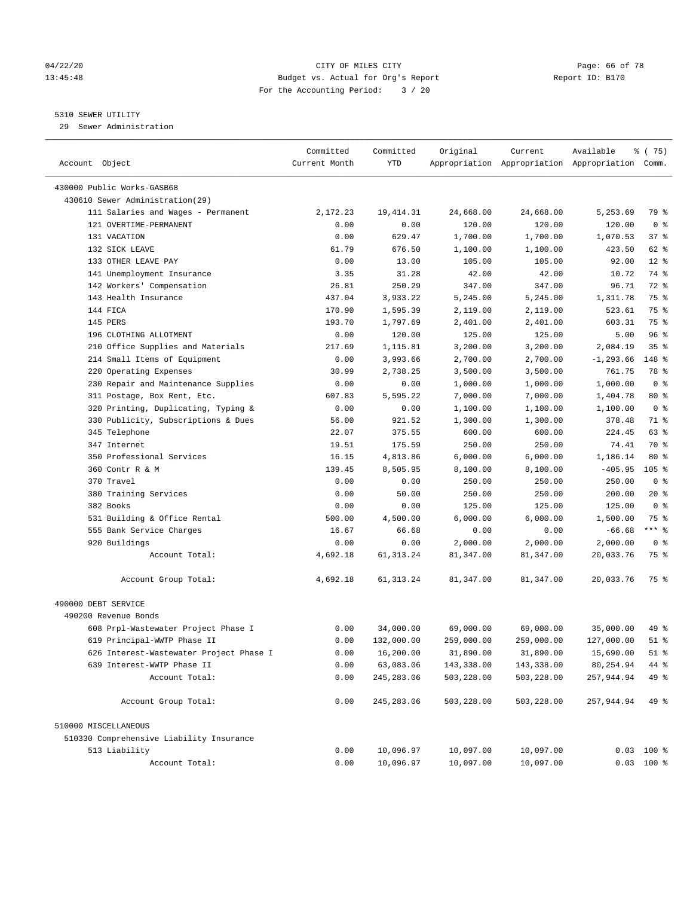04/22/20 CITY OF MILES CITY
13:45:48 Budget vs. Actual for Org's Report Report ID: B170
For the Accounting Period: 3 / 20

5310 SEWER UTILITY
29 Sewer Administration

| Account Object | Committed Current Month | Committed YTD | Original Appropriation | Current Appropriation | Available Appropriation | % ( 75) Comm. |
|---|---|---|---|---|---|---|
| 430000 Public Works-GASB68 | | | | | | |
| 430610 Sewer Administration(29) | | | | | | |
| 111 Salaries and Wages - Permanent | 2,172.23 | 19,414.31 | 24,668.00 | 24,668.00 | 5,253.69 | 79 % |
| 121 OVERTIME-PERMANENT | 0.00 | 0.00 | 120.00 | 120.00 | 120.00 | 0 % |
| 131 VACATION | 0.00 | 629.47 | 1,700.00 | 1,700.00 | 1,070.53 | 37 % |
| 132 SICK LEAVE | 61.79 | 676.50 | 1,100.00 | 1,100.00 | 423.50 | 62 % |
| 133 OTHER LEAVE PAY | 0.00 | 13.00 | 105.00 | 105.00 | 92.00 | 12 % |
| 141 Unemployment Insurance | 3.35 | 31.28 | 42.00 | 42.00 | 10.72 | 74 % |
| 142 Workers' Compensation | 26.81 | 250.29 | 347.00 | 347.00 | 96.71 | 72 % |
| 143 Health Insurance | 437.04 | 3,933.22 | 5,245.00 | 5,245.00 | 1,311.78 | 75 % |
| 144 FICA | 170.90 | 1,595.39 | 2,119.00 | 2,119.00 | 523.61 | 75 % |
| 145 PERS | 193.70 | 1,797.69 | 2,401.00 | 2,401.00 | 603.31 | 75 % |
| 196 CLOTHING ALLOTMENT | 0.00 | 120.00 | 125.00 | 125.00 | 5.00 | 96 % |
| 210 Office Supplies and Materials | 217.69 | 1,115.81 | 3,200.00 | 3,200.00 | 2,084.19 | 35 % |
| 214 Small Items of Equipment | 0.00 | 3,993.66 | 2,700.00 | 2,700.00 | -1,293.66 | 148 % |
| 220 Operating Expenses | 30.99 | 2,738.25 | 3,500.00 | 3,500.00 | 761.75 | 78 % |
| 230 Repair and Maintenance Supplies | 0.00 | 0.00 | 1,000.00 | 1,000.00 | 1,000.00 | 0 % |
| 311 Postage, Box Rent, Etc. | 607.83 | 5,595.22 | 7,000.00 | 7,000.00 | 1,404.78 | 80 % |
| 320 Printing, Duplicating, Typing & | 0.00 | 0.00 | 1,100.00 | 1,100.00 | 1,100.00 | 0 % |
| 330 Publicity, Subscriptions & Dues | 56.00 | 921.52 | 1,300.00 | 1,300.00 | 378.48 | 71 % |
| 345 Telephone | 22.07 | 375.55 | 600.00 | 600.00 | 224.45 | 63 % |
| 347 Internet | 19.51 | 175.59 | 250.00 | 250.00 | 74.41 | 70 % |
| 350 Professional Services | 16.15 | 4,813.86 | 6,000.00 | 6,000.00 | 1,186.14 | 80 % |
| 360 Contr R & M | 139.45 | 8,505.95 | 8,100.00 | 8,100.00 | -405.95 | 105 % |
| 370 Travel | 0.00 | 0.00 | 250.00 | 250.00 | 250.00 | 0 % |
| 380 Training Services | 0.00 | 50.00 | 250.00 | 250.00 | 200.00 | 20 % |
| 382 Books | 0.00 | 0.00 | 125.00 | 125.00 | 125.00 | 0 % |
| 531 Building & Office Rental | 500.00 | 4,500.00 | 6,000.00 | 6,000.00 | 1,500.00 | 75 % |
| 555 Bank Service Charges | 16.67 | 66.68 | 0.00 | 0.00 | -66.68 | *** % |
| 920 Buildings | 0.00 | 0.00 | 2,000.00 | 2,000.00 | 2,000.00 | 0 % |
| Account Total: | 4,692.18 | 61,313.24 | 81,347.00 | 81,347.00 | 20,033.76 | 75 % |
| Account Group Total: | 4,692.18 | 61,313.24 | 81,347.00 | 81,347.00 | 20,033.76 | 75 % |
| 490000 DEBT SERVICE | | | | | | |
| 490200 Revenue Bonds | | | | | | |
| 608 Prpl-Wastewater Project Phase I | 0.00 | 34,000.00 | 69,000.00 | 69,000.00 | 35,000.00 | 49 % |
| 619 Principal-WWTP Phase II | 0.00 | 132,000.00 | 259,000.00 | 259,000.00 | 127,000.00 | 51 % |
| 626 Interest-Wastewater Project Phase I | 0.00 | 16,200.00 | 31,890.00 | 31,890.00 | 15,690.00 | 51 % |
| 639 Interest-WWTP Phase II | 0.00 | 63,083.06 | 143,338.00 | 143,338.00 | 80,254.94 | 44 % |
| Account Total: | 0.00 | 245,283.06 | 503,228.00 | 503,228.00 | 257,944.94 | 49 % |
| Account Group Total: | 0.00 | 245,283.06 | 503,228.00 | 503,228.00 | 257,944.94 | 49 % |
| 510000 MISCELLANEOUS | | | | | | |
| 510330 Comprehensive Liability Insurance | | | | | | |
| 513 Liability | 0.00 | 10,096.97 | 10,097.00 | 10,097.00 | 0.03 | 100 % |
| Account Total: | 0.00 | 10,096.97 | 10,097.00 | 10,097.00 | 0.03 | 100 % |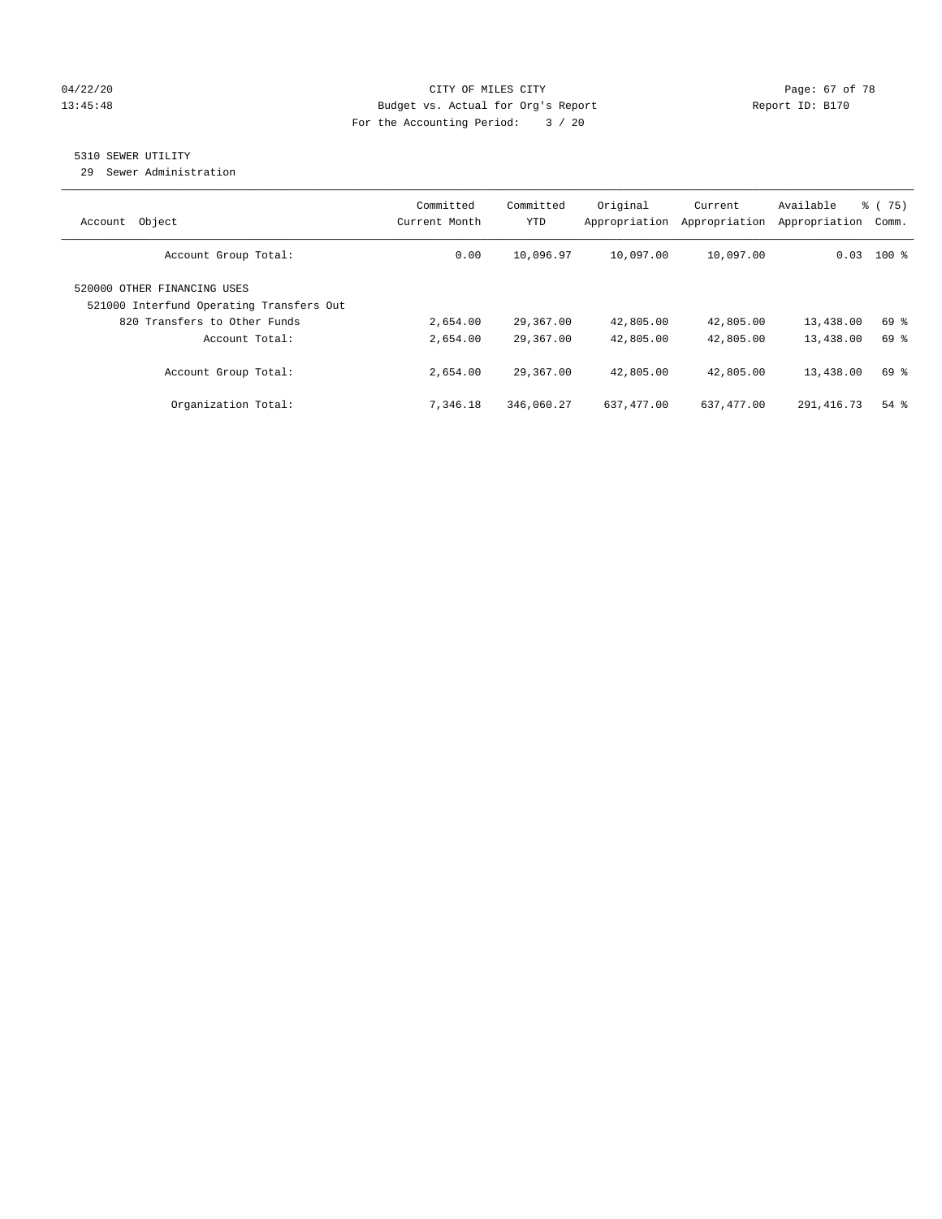CITY OF MILES CITY
Budget vs. Actual for Org's Report
For the Accounting Period: 3 / 20

## 5310 SEWER UTILITY

29 Sewer Administration

| Account Object | Committed Current Month | Committed YTD | Original Appropriation | Current Appropriation | Available Appropriation | % ( 75) Comm. |
|---|---|---|---|---|---|---|
| Account Group Total: | 0.00 | 10,096.97 | 10,097.00 | 10,097.00 | 0.03 | 100 % |
| 520000 OTHER FINANCING USES | | | | | | |
| 521000 Interfund Operating Transfers Out | | | | | | |
| 820 Transfers to Other Funds | 2,654.00 | 29,367.00 | 42,805.00 | 42,805.00 | 13,438.00 | 69 % |
| Account Total: | 2,654.00 | 29,367.00 | 42,805.00 | 42,805.00 | 13,438.00 | 69 % |
| Account Group Total: | 2,654.00 | 29,367.00 | 42,805.00 | 42,805.00 | 13,438.00 | 69 % |
| Organization Total: | 7,346.18 | 346,060.27 | 637,477.00 | 637,477.00 | 291,416.73 | 54 % |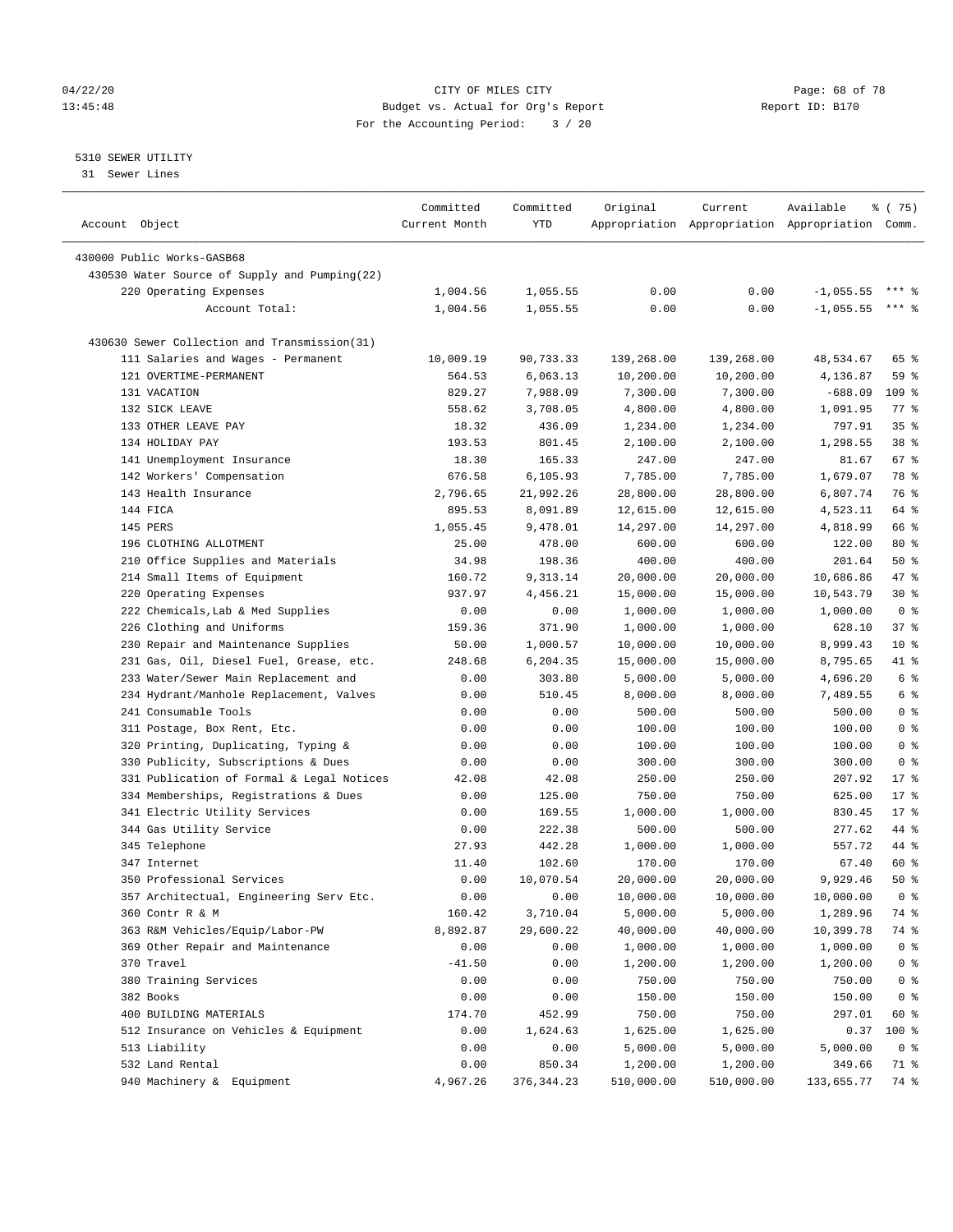CITY OF MILES CITY
Budget vs. Actual for Org's Report
For the Accounting Period: 3 / 20

04/22/20
13:45:48

Report ID: B170

5310 SEWER UTILITY
31 Sewer Lines

| Account Object | Committed Current Month | Committed YTD | Original Appropriation | Current Appropriation | Available Appropriation | % ( 75) Comm. |
|---|---|---|---|---|---|---|
| 430000 Public Works-GASB68 | | | | | | |
| 430530 Water Source of Supply and Pumping(22) | | | | | | |
| 220 Operating Expenses | 1,004.56 | 1,055.55 | 0.00 | 0.00 | -1,055.55 | *** % |
| Account Total: | 1,004.56 | 1,055.55 | 0.00 | 0.00 | -1,055.55 | *** % |
| 430630 Sewer Collection and Transmission(31) | | | | | | |
| 111 Salaries and Wages - Permanent | 10,009.19 | 90,733.33 | 139,268.00 | 139,268.00 | 48,534.67 | 65 % |
| 121 OVERTIME-PERMANENT | 564.53 | 6,063.13 | 10,200.00 | 10,200.00 | 4,136.87 | 59 % |
| 131 VACATION | 829.27 | 7,988.09 | 7,300.00 | 7,300.00 | -688.09 | 109 % |
| 132 SICK LEAVE | 558.62 | 3,708.05 | 4,800.00 | 4,800.00 | 1,091.95 | 77 % |
| 133 OTHER LEAVE PAY | 18.32 | 436.09 | 1,234.00 | 1,234.00 | 797.91 | 35 % |
| 134 HOLIDAY PAY | 193.53 | 801.45 | 2,100.00 | 2,100.00 | 1,298.55 | 38 % |
| 141 Unemployment Insurance | 18.30 | 165.33 | 247.00 | 247.00 | 81.67 | 67 % |
| 142 Workers' Compensation | 676.58 | 6,105.93 | 7,785.00 | 7,785.00 | 1,679.07 | 78 % |
| 143 Health Insurance | 2,796.65 | 21,992.26 | 28,800.00 | 28,800.00 | 6,807.74 | 76 % |
| 144 FICA | 895.53 | 8,091.89 | 12,615.00 | 12,615.00 | 4,523.11 | 64 % |
| 145 PERS | 1,055.45 | 9,478.01 | 14,297.00 | 14,297.00 | 4,818.99 | 66 % |
| 196 CLOTHING ALLOTMENT | 25.00 | 478.00 | 600.00 | 600.00 | 122.00 | 80 % |
| 210 Office Supplies and Materials | 34.98 | 198.36 | 400.00 | 400.00 | 201.64 | 50 % |
| 214 Small Items of Equipment | 160.72 | 9,313.14 | 20,000.00 | 20,000.00 | 10,686.86 | 47 % |
| 220 Operating Expenses | 937.97 | 4,456.21 | 15,000.00 | 15,000.00 | 10,543.79 | 30 % |
| 222 Chemicals,Lab & Med Supplies | 0.00 | 0.00 | 1,000.00 | 1,000.00 | 1,000.00 | 0 % |
| 226 Clothing and Uniforms | 159.36 | 371.90 | 1,000.00 | 1,000.00 | 628.10 | 37 % |
| 230 Repair and Maintenance Supplies | 50.00 | 1,000.57 | 10,000.00 | 10,000.00 | 8,999.43 | 10 % |
| 231 Gas, Oil, Diesel Fuel, Grease, etc. | 248.68 | 6,204.35 | 15,000.00 | 15,000.00 | 8,795.65 | 41 % |
| 233 Water/Sewer Main Replacement and | 0.00 | 303.80 | 5,000.00 | 5,000.00 | 4,696.20 | 6 % |
| 234 Hydrant/Manhole Replacement, Valves | 0.00 | 510.45 | 8,000.00 | 8,000.00 | 7,489.55 | 6 % |
| 241 Consumable Tools | 0.00 | 0.00 | 500.00 | 500.00 | 500.00 | 0 % |
| 311 Postage, Box Rent, Etc. | 0.00 | 0.00 | 100.00 | 100.00 | 100.00 | 0 % |
| 320 Printing, Duplicating, Typing & | 0.00 | 0.00 | 100.00 | 100.00 | 100.00 | 0 % |
| 330 Publicity, Subscriptions & Dues | 0.00 | 0.00 | 300.00 | 300.00 | 300.00 | 0 % |
| 331 Publication of Formal & Legal Notices | 42.08 | 42.08 | 250.00 | 250.00 | 207.92 | 17 % |
| 334 Memberships, Registrations & Dues | 0.00 | 125.00 | 750.00 | 750.00 | 625.00 | 17 % |
| 341 Electric Utility Services | 0.00 | 169.55 | 1,000.00 | 1,000.00 | 830.45 | 17 % |
| 344 Gas Utility Service | 0.00 | 222.38 | 500.00 | 500.00 | 277.62 | 44 % |
| 345 Telephone | 27.93 | 442.28 | 1,000.00 | 1,000.00 | 557.72 | 44 % |
| 347 Internet | 11.40 | 102.60 | 170.00 | 170.00 | 67.40 | 60 % |
| 350 Professional Services | 0.00 | 10,070.54 | 20,000.00 | 20,000.00 | 9,929.46 | 50 % |
| 357 Architectual, Engineering Serv Etc. | 0.00 | 0.00 | 10,000.00 | 10,000.00 | 10,000.00 | 0 % |
| 360 Contr R & M | 160.42 | 3,710.04 | 5,000.00 | 5,000.00 | 1,289.96 | 74 % |
| 363 R&M Vehicles/Equip/Labor-PW | 8,892.87 | 29,600.22 | 40,000.00 | 40,000.00 | 10,399.78 | 74 % |
| 369 Other Repair and Maintenance | 0.00 | 0.00 | 1,000.00 | 1,000.00 | 1,000.00 | 0 % |
| 370 Travel | -41.50 | 0.00 | 1,200.00 | 1,200.00 | 1,200.00 | 0 % |
| 380 Training Services | 0.00 | 0.00 | 750.00 | 750.00 | 750.00 | 0 % |
| 382 Books | 0.00 | 0.00 | 150.00 | 150.00 | 150.00 | 0 % |
| 400 BUILDING MATERIALS | 174.70 | 452.99 | 750.00 | 750.00 | 297.01 | 60 % |
| 512 Insurance on Vehicles & Equipment | 0.00 | 1,624.63 | 1,625.00 | 1,625.00 | 0.37 | 100 % |
| 513 Liability | 0.00 | 0.00 | 5,000.00 | 5,000.00 | 5,000.00 | 0 % |
| 532 Land Rental | 0.00 | 850.34 | 1,200.00 | 1,200.00 | 349.66 | 71 % |
| 940 Machinery & Equipment | 4,967.26 | 376,344.23 | 510,000.00 | 510,000.00 | 133,655.77 | 74 % |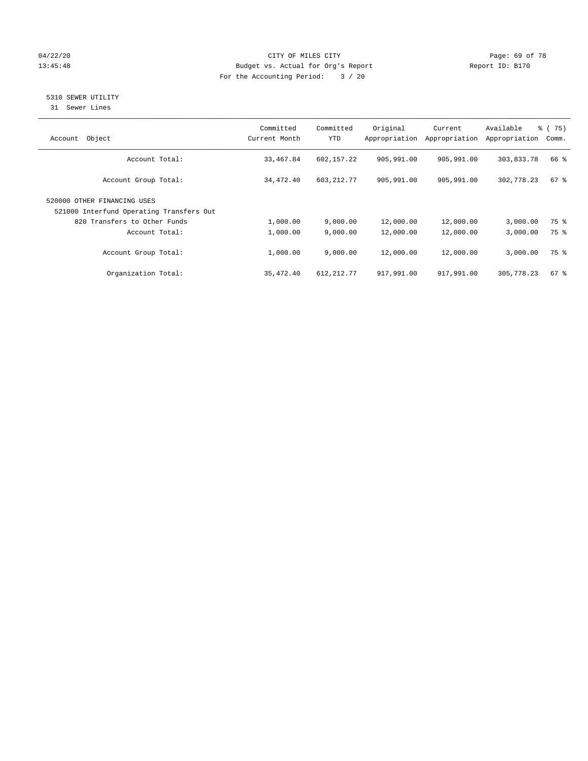CITY OF MILES CITY
Budget vs. Actual for Org's Report
For the Accounting Period: 3 / 20

04/22/20
13:45:48

Report ID: B170

## 5310 SEWER UTILITY

31 Sewer Lines

| Account Object | Committed Current Month | Committed YTD | Original Appropriation | Current Appropriation | Available Appropriation | % ( 75) Comm. |
|---|---|---|---|---|---|---|
| Account Total: | 33,467.84 | 602,157.22 | 905,991.00 | 905,991.00 | 303,833.78 | 66 % |
| Account Group Total: | 34,472.40 | 603,212.77 | 905,991.00 | 905,991.00 | 302,778.23 | 67 % |
| 520000 OTHER FINANCING USES | | | | | | |
| 521000 Interfund Operating Transfers Out | | | | | | |
| 820 Transfers to Other Funds | 1,000.00 | 9,000.00 | 12,000.00 | 12,000.00 | 3,000.00 | 75 % |
| Account Total: | 1,000.00 | 9,000.00 | 12,000.00 | 12,000.00 | 3,000.00 | 75 % |
| Account Group Total: | 1,000.00 | 9,000.00 | 12,000.00 | 12,000.00 | 3,000.00 | 75 % |
| Organization Total: | 35,472.40 | 612,212.77 | 917,991.00 | 917,991.00 | 305,778.23 | 67 % |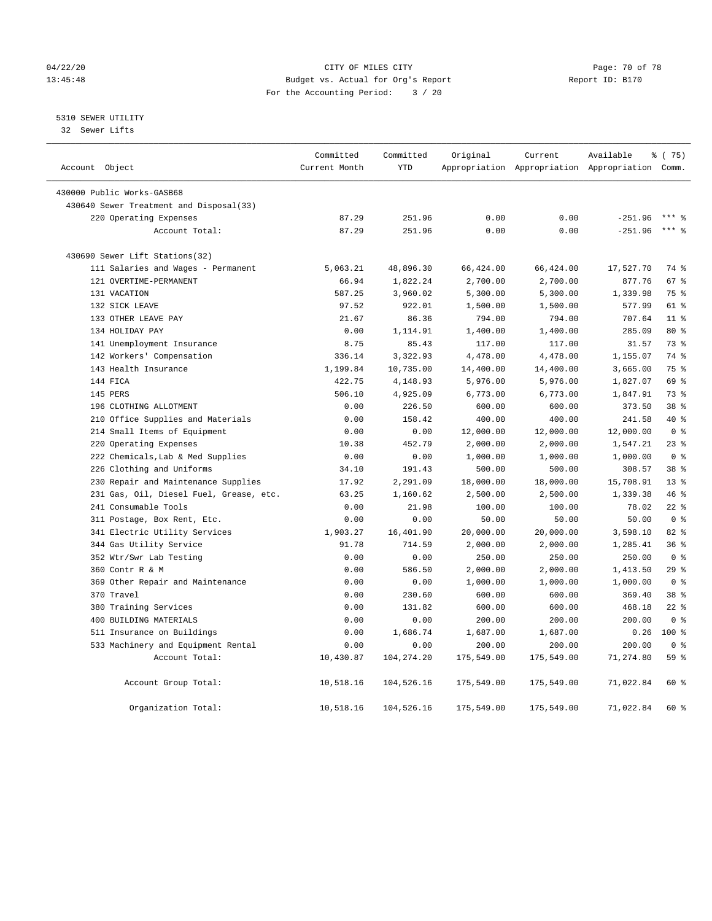04/22/20 CITY OF MILES CITY
13:45:48 Budget vs. Actual for Org's Report Report ID: B170
For the Accounting Period: 3 / 20

5310 SEWER UTILITY
32 Sewer Lifts

| Account Object | Committed Current Month | Committed YTD | Original Appropriation | Current Appropriation | Available Appropriation | % ( 75) Comm. |
|---|---|---|---|---|---|---|
| 430000 Public Works-GASB68 | | | | | | |
| 430640 Sewer Treatment and Disposal(33) | | | | | | |
| 220 Operating Expenses | 87.29 | 251.96 | 0.00 | 0.00 | -251.96 | *** % |
| Account Total: | 87.29 | 251.96 | 0.00 | 0.00 | -251.96 | *** % |
| 430690 Sewer Lift Stations(32) | | | | | | |
| 111 Salaries and Wages - Permanent | 5,063.21 | 48,896.30 | 66,424.00 | 66,424.00 | 17,527.70 | 74 % |
| 121 OVERTIME-PERMANENT | 66.94 | 1,822.24 | 2,700.00 | 2,700.00 | 877.76 | 67 % |
| 131 VACATION | 587.25 | 3,960.02 | 5,300.00 | 5,300.00 | 1,339.98 | 75 % |
| 132 SICK LEAVE | 97.52 | 922.01 | 1,500.00 | 1,500.00 | 577.99 | 61 % |
| 133 OTHER LEAVE PAY | 21.67 | 86.36 | 794.00 | 794.00 | 707.64 | 11 % |
| 134 HOLIDAY PAY | 0.00 | 1,114.91 | 1,400.00 | 1,400.00 | 285.09 | 80 % |
| 141 Unemployment Insurance | 8.75 | 85.43 | 117.00 | 117.00 | 31.57 | 73 % |
| 142 Workers' Compensation | 336.14 | 3,322.93 | 4,478.00 | 4,478.00 | 1,155.07 | 74 % |
| 143 Health Insurance | 1,199.84 | 10,735.00 | 14,400.00 | 14,400.00 | 3,665.00 | 75 % |
| 144 FICA | 422.75 | 4,148.93 | 5,976.00 | 5,976.00 | 1,827.07 | 69 % |
| 145 PERS | 506.10 | 4,925.09 | 6,773.00 | 6,773.00 | 1,847.91 | 73 % |
| 196 CLOTHING ALLOTMENT | 0.00 | 226.50 | 600.00 | 600.00 | 373.50 | 38 % |
| 210 Office Supplies and Materials | 0.00 | 158.42 | 400.00 | 400.00 | 241.58 | 40 % |
| 214 Small Items of Equipment | 0.00 | 0.00 | 12,000.00 | 12,000.00 | 12,000.00 | 0 % |
| 220 Operating Expenses | 10.38 | 452.79 | 2,000.00 | 2,000.00 | 1,547.21 | 23 % |
| 222 Chemicals,Lab & Med Supplies | 0.00 | 0.00 | 1,000.00 | 1,000.00 | 1,000.00 | 0 % |
| 226 Clothing and Uniforms | 34.10 | 191.43 | 500.00 | 500.00 | 308.57 | 38 % |
| 230 Repair and Maintenance Supplies | 17.92 | 2,291.09 | 18,000.00 | 18,000.00 | 15,708.91 | 13 % |
| 231 Gas, Oil, Diesel Fuel, Grease, etc. | 63.25 | 1,160.62 | 2,500.00 | 2,500.00 | 1,339.38 | 46 % |
| 241 Consumable Tools | 0.00 | 21.98 | 100.00 | 100.00 | 78.02 | 22 % |
| 311 Postage, Box Rent, Etc. | 0.00 | 0.00 | 50.00 | 50.00 | 50.00 | 0 % |
| 341 Electric Utility Services | 1,903.27 | 16,401.90 | 20,000.00 | 20,000.00 | 3,598.10 | 82 % |
| 344 Gas Utility Service | 91.78 | 714.59 | 2,000.00 | 2,000.00 | 1,285.41 | 36 % |
| 352 Wtr/Swr Lab Testing | 0.00 | 0.00 | 250.00 | 250.00 | 250.00 | 0 % |
| 360 Contr R & M | 0.00 | 586.50 | 2,000.00 | 2,000.00 | 1,413.50 | 29 % |
| 369 Other Repair and Maintenance | 0.00 | 0.00 | 1,000.00 | 1,000.00 | 1,000.00 | 0 % |
| 370 Travel | 0.00 | 230.60 | 600.00 | 600.00 | 369.40 | 38 % |
| 380 Training Services | 0.00 | 131.82 | 600.00 | 600.00 | 468.18 | 22 % |
| 400 BUILDING MATERIALS | 0.00 | 0.00 | 200.00 | 200.00 | 200.00 | 0 % |
| 511 Insurance on Buildings | 0.00 | 1,686.74 | 1,687.00 | 1,687.00 | 0.26 | 100 % |
| 533 Machinery and Equipment Rental | 0.00 | 0.00 | 200.00 | 200.00 | 200.00 | 0 % |
| Account Total: | 10,430.87 | 104,274.20 | 175,549.00 | 175,549.00 | 71,274.80 | 59 % |
| Account Group Total: | 10,518.16 | 104,526.16 | 175,549.00 | 175,549.00 | 71,022.84 | 60 % |
| Organization Total: | 10,518.16 | 104,526.16 | 175,549.00 | 175,549.00 | 71,022.84 | 60 % |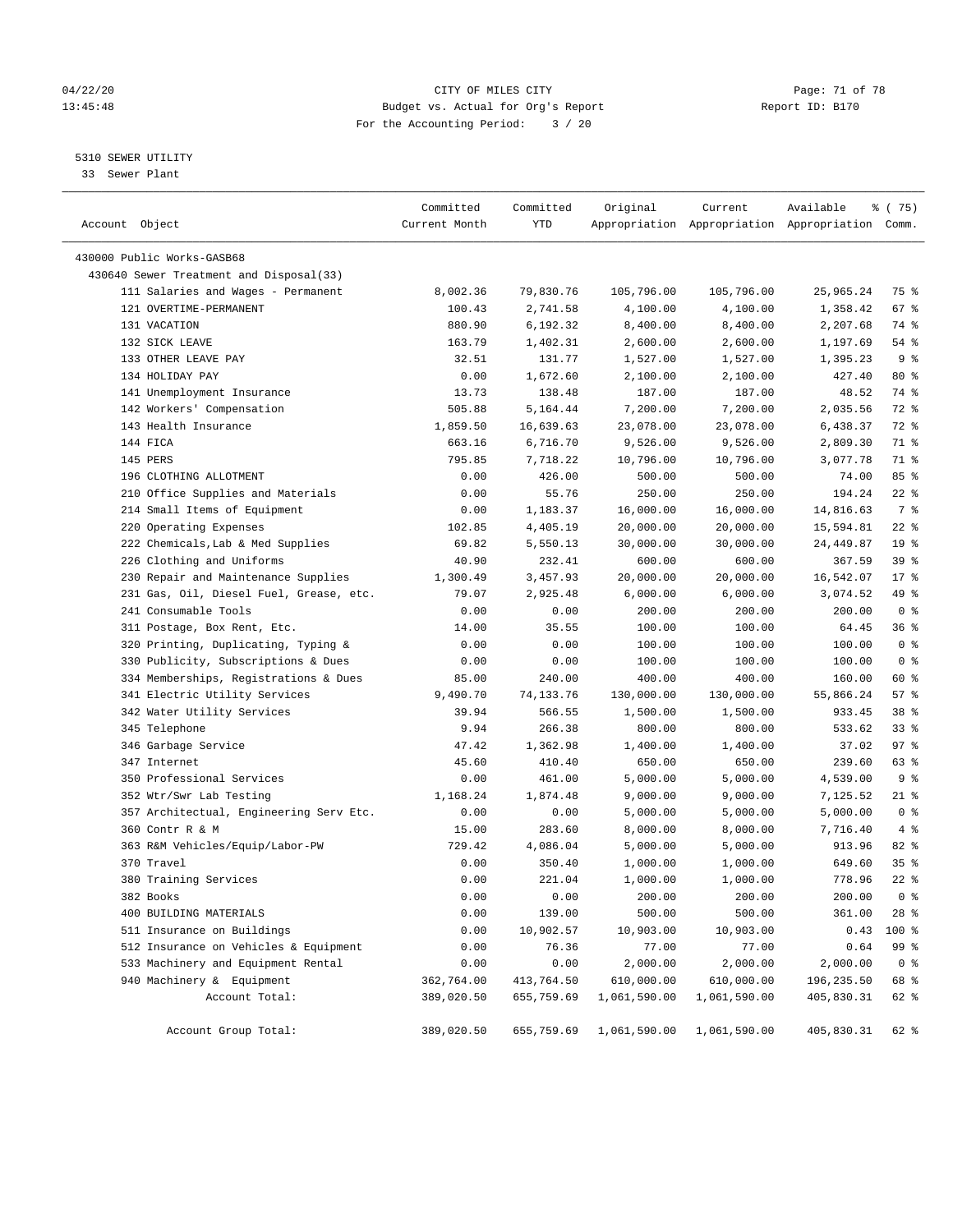CITY OF MILES CITY
Budget vs. Actual for Org's Report
For the Accounting Period: 3 / 20

5310 SEWER UTILITY
33 Sewer Plant

| Account Object | Committed Current Month | Committed YTD | Original Appropriation | Current Appropriation | Available Appropriation | % ( 75) Comm. |
|---|---|---|---|---|---|---|
| 430000 Public Works-GASB68 | | | | | | |
| 430640 Sewer Treatment and Disposal(33) | | | | | | |
| 111 Salaries and Wages - Permanent | 8,002.36 | 79,830.76 | 105,796.00 | 105,796.00 | 25,965.24 | 75 % |
| 121 OVERTIME-PERMANENT | 100.43 | 2,741.58 | 4,100.00 | 4,100.00 | 1,358.42 | 67 % |
| 131 VACATION | 880.90 | 6,192.32 | 8,400.00 | 8,400.00 | 2,207.68 | 74 % |
| 132 SICK LEAVE | 163.79 | 1,402.31 | 2,600.00 | 2,600.00 | 1,197.69 | 54 % |
| 133 OTHER LEAVE PAY | 32.51 | 131.77 | 1,527.00 | 1,527.00 | 1,395.23 | 9 % |
| 134 HOLIDAY PAY | 0.00 | 1,672.60 | 2,100.00 | 2,100.00 | 427.40 | 80 % |
| 141 Unemployment Insurance | 13.73 | 138.48 | 187.00 | 187.00 | 48.52 | 74 % |
| 142 Workers' Compensation | 505.88 | 5,164.44 | 7,200.00 | 7,200.00 | 2,035.56 | 72 % |
| 143 Health Insurance | 1,859.50 | 16,639.63 | 23,078.00 | 23,078.00 | 6,438.37 | 72 % |
| 144 FICA | 663.16 | 6,716.70 | 9,526.00 | 9,526.00 | 2,809.30 | 71 % |
| 145 PERS | 795.85 | 7,718.22 | 10,796.00 | 10,796.00 | 3,077.78 | 71 % |
| 196 CLOTHING ALLOTMENT | 0.00 | 426.00 | 500.00 | 500.00 | 74.00 | 85 % |
| 210 Office Supplies and Materials | 0.00 | 55.76 | 250.00 | 250.00 | 194.24 | 22 % |
| 214 Small Items of Equipment | 0.00 | 1,183.37 | 16,000.00 | 16,000.00 | 14,816.63 | 7 % |
| 220 Operating Expenses | 102.85 | 4,405.19 | 20,000.00 | 20,000.00 | 15,594.81 | 22 % |
| 222 Chemicals,Lab & Med Supplies | 69.82 | 5,550.13 | 30,000.00 | 30,000.00 | 24,449.87 | 19 % |
| 226 Clothing and Uniforms | 40.90 | 232.41 | 600.00 | 600.00 | 367.59 | 39 % |
| 230 Repair and Maintenance Supplies | 1,300.49 | 3,457.93 | 20,000.00 | 20,000.00 | 16,542.07 | 17 % |
| 231 Gas, Oil, Diesel Fuel, Grease, etc. | 79.07 | 2,925.48 | 6,000.00 | 6,000.00 | 3,074.52 | 49 % |
| 241 Consumable Tools | 0.00 | 0.00 | 200.00 | 200.00 | 200.00 | 0 % |
| 311 Postage, Box Rent, Etc. | 14.00 | 35.55 | 100.00 | 100.00 | 64.45 | 36 % |
| 320 Printing, Duplicating, Typing & | 0.00 | 0.00 | 100.00 | 100.00 | 100.00 | 0 % |
| 330 Publicity, Subscriptions & Dues | 0.00 | 0.00 | 100.00 | 100.00 | 100.00 | 0 % |
| 334 Memberships, Registrations & Dues | 85.00 | 240.00 | 400.00 | 400.00 | 160.00 | 60 % |
| 341 Electric Utility Services | 9,490.70 | 74,133.76 | 130,000.00 | 130,000.00 | 55,866.24 | 57 % |
| 342 Water Utility Services | 39.94 | 566.55 | 1,500.00 | 1,500.00 | 933.45 | 38 % |
| 345 Telephone | 9.94 | 266.38 | 800.00 | 800.00 | 533.62 | 33 % |
| 346 Garbage Service | 47.42 | 1,362.98 | 1,400.00 | 1,400.00 | 37.02 | 97 % |
| 347 Internet | 45.60 | 410.40 | 650.00 | 650.00 | 239.60 | 63 % |
| 350 Professional Services | 0.00 | 461.00 | 5,000.00 | 5,000.00 | 4,539.00 | 9 % |
| 352 Wtr/Swr Lab Testing | 1,168.24 | 1,874.48 | 9,000.00 | 9,000.00 | 7,125.52 | 21 % |
| 357 Architectual, Engineering Serv Etc. | 0.00 | 0.00 | 5,000.00 | 5,000.00 | 5,000.00 | 0 % |
| 360 Contr R & M | 15.00 | 283.60 | 8,000.00 | 8,000.00 | 7,716.40 | 4 % |
| 363 R&M Vehicles/Equip/Labor-PW | 729.42 | 4,086.04 | 5,000.00 | 5,000.00 | 913.96 | 82 % |
| 370 Travel | 0.00 | 350.40 | 1,000.00 | 1,000.00 | 649.60 | 35 % |
| 380 Training Services | 0.00 | 221.04 | 1,000.00 | 1,000.00 | 778.96 | 22 % |
| 382 Books | 0.00 | 0.00 | 200.00 | 200.00 | 200.00 | 0 % |
| 400 BUILDING MATERIALS | 0.00 | 139.00 | 500.00 | 500.00 | 361.00 | 28 % |
| 511 Insurance on Buildings | 0.00 | 10,902.57 | 10,903.00 | 10,903.00 | 0.43 | 100 % |
| 512 Insurance on Vehicles & Equipment | 0.00 | 76.36 | 77.00 | 77.00 | 0.64 | 99 % |
| 533 Machinery and Equipment Rental | 0.00 | 0.00 | 2,000.00 | 2,000.00 | 2,000.00 | 0 % |
| 940 Machinery & Equipment | 362,764.00 | 413,764.50 | 610,000.00 | 610,000.00 | 196,235.50 | 68 % |
| Account Total: | 389,020.50 | 655,759.69 | 1,061,590.00 | 1,061,590.00 | 405,830.31 | 62 % |
| Account Group Total: | 389,020.50 | 655,759.69 | 1,061,590.00 | 1,061,590.00 | 405,830.31 | 62 % |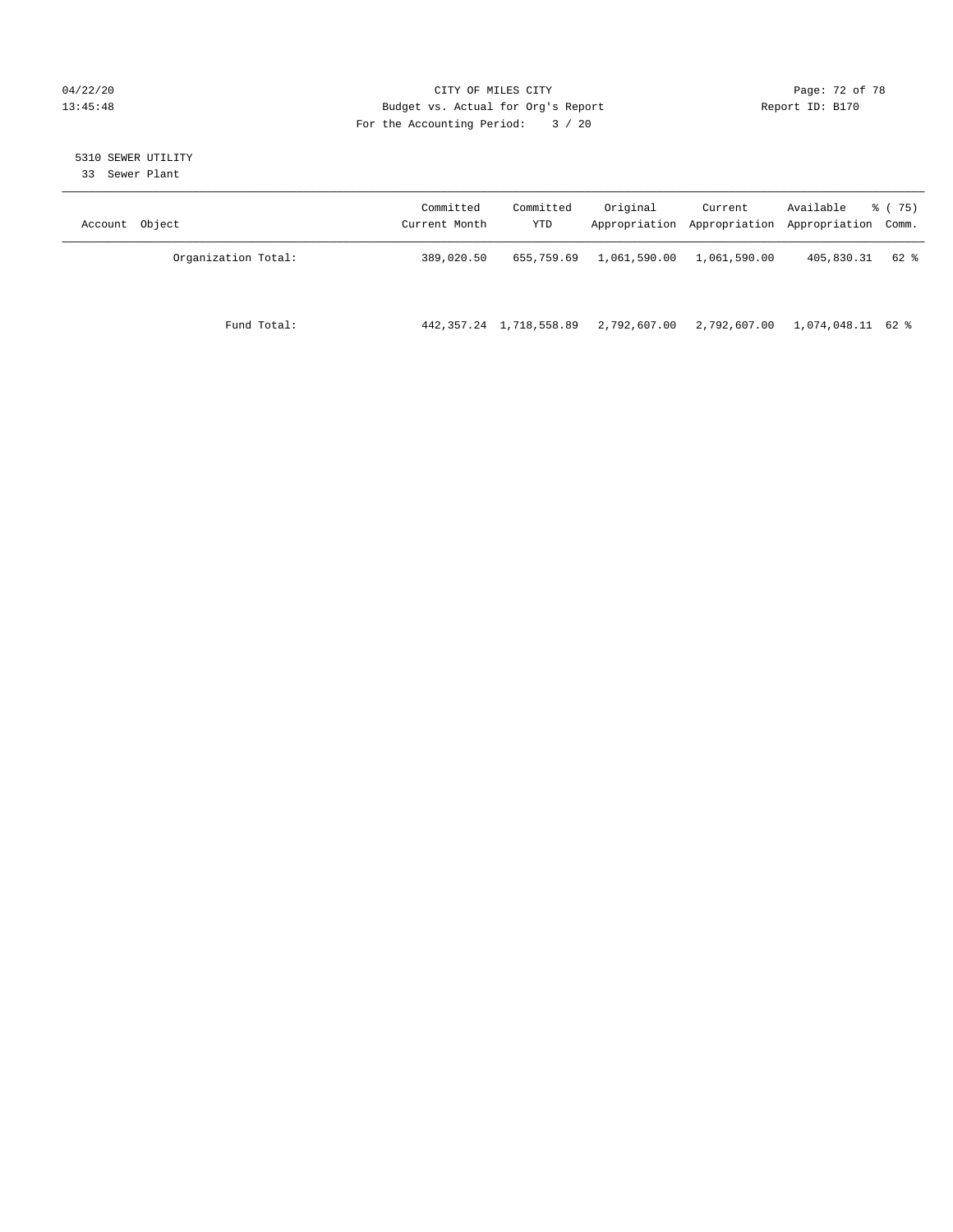CITY OF MILES CITY
Budget vs. Actual for Org's Report
For the Accounting Period: 3 / 20

Report ID: B170

5310 SEWER UTILITY
33 Sewer Plant

| Account Object | Committed Current Month | Committed YTD | Original Appropriation | Current Appropriation | Available Appropriation | % ( 75) Comm. |
|---|---|---|---|---|---|---|
| Organization Total: | 389,020.50 | 655,759.69 | 1,061,590.00 | 1,061,590.00 | 405,830.31 | 62 % |
| Fund Total: | 442,357.24 | 1,718,558.89 | 2,792,607.00 | 2,792,607.00 | 1,074,048.11 | 62 % |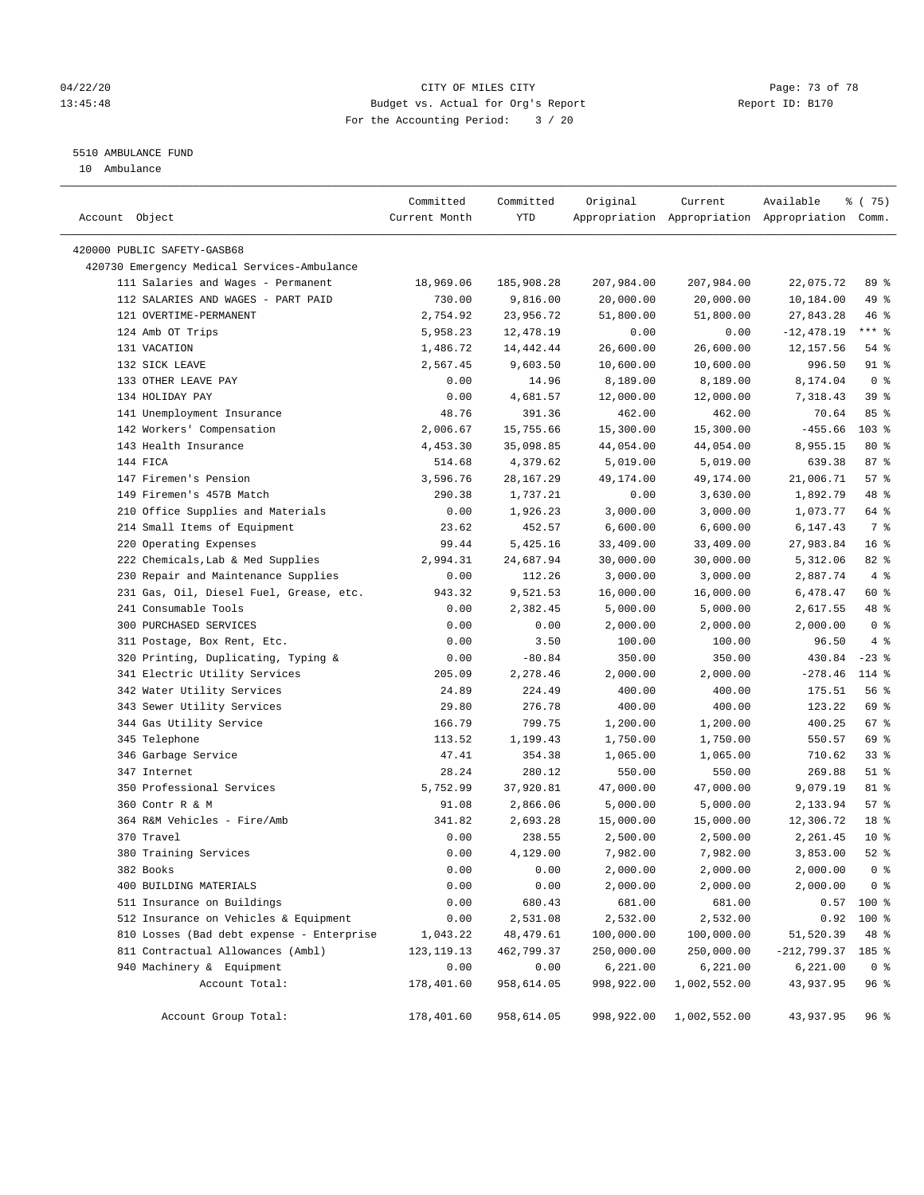04/22/20 CITY OF MILES CITY
13:45:48 Budget vs. Actual for Org's Report Report ID: B170
For the Accounting Period: 3 / 20

5510 AMBULANCE FUND
10 Ambulance

| Account Object | Committed Current Month | Committed YTD | Original Appropriation | Current Appropriation | Available Appropriation | % ( 75) Comm. |
|---|---|---|---|---|---|---|
| 420000 PUBLIC SAFETY-GASB68 | | | | | | |
| 420730 Emergency Medical Services-Ambulance | | | | | | |
| 111 Salaries and Wages - Permanent | 18,969.06 | 185,908.28 | 207,984.00 | 207,984.00 | 22,075.72 | 89 % |
| 112 SALARIES AND WAGES - PART PAID | 730.00 | 9,816.00 | 20,000.00 | 20,000.00 | 10,184.00 | 49 % |
| 121 OVERTIME-PERMANENT | 2,754.92 | 23,956.72 | 51,800.00 | 51,800.00 | 27,843.28 | 46 % |
| 124 Amb OT Trips | 5,958.23 | 12,478.19 | 0.00 | 0.00 | -12,478.19 | *** % |
| 131 VACATION | 1,486.72 | 14,442.44 | 26,600.00 | 26,600.00 | 12,157.56 | 54 % |
| 132 SICK LEAVE | 2,567.45 | 9,603.50 | 10,600.00 | 10,600.00 | 996.50 | 91 % |
| 133 OTHER LEAVE PAY | 0.00 | 14.96 | 8,189.00 | 8,189.00 | 8,174.04 | 0 % |
| 134 HOLIDAY PAY | 0.00 | 4,681.57 | 12,000.00 | 12,000.00 | 7,318.43 | 39 % |
| 141 Unemployment Insurance | 48.76 | 391.36 | 462.00 | 462.00 | 70.64 | 85 % |
| 142 Workers' Compensation | 2,006.67 | 15,755.66 | 15,300.00 | 15,300.00 | -455.66 | 103 % |
| 143 Health Insurance | 4,453.30 | 35,098.85 | 44,054.00 | 44,054.00 | 8,955.15 | 80 % |
| 144 FICA | 514.68 | 4,379.62 | 5,019.00 | 5,019.00 | 639.38 | 87 % |
| 147 Firemen's Pension | 3,596.76 | 28,167.29 | 49,174.00 | 49,174.00 | 21,006.71 | 57 % |
| 149 Firemen's 457B Match | 290.38 | 1,737.21 | 0.00 | 3,630.00 | 1,892.79 | 48 % |
| 210 Office Supplies and Materials | 0.00 | 1,926.23 | 3,000.00 | 3,000.00 | 1,073.77 | 64 % |
| 214 Small Items of Equipment | 23.62 | 452.57 | 6,600.00 | 6,600.00 | 6,147.43 | 7 % |
| 220 Operating Expenses | 99.44 | 5,425.16 | 33,409.00 | 33,409.00 | 27,983.84 | 16 % |
| 222 Chemicals,Lab & Med Supplies | 2,994.31 | 24,687.94 | 30,000.00 | 30,000.00 | 5,312.06 | 82 % |
| 230 Repair and Maintenance Supplies | 0.00 | 112.26 | 3,000.00 | 3,000.00 | 2,887.74 | 4 % |
| 231 Gas, Oil, Diesel Fuel, Grease, etc. | 943.32 | 9,521.53 | 16,000.00 | 16,000.00 | 6,478.47 | 60 % |
| 241 Consumable Tools | 0.00 | 2,382.45 | 5,000.00 | 5,000.00 | 2,617.55 | 48 % |
| 300 PURCHASED SERVICES | 0.00 | 0.00 | 2,000.00 | 2,000.00 | 2,000.00 | 0 % |
| 311 Postage, Box Rent, Etc. | 0.00 | 3.50 | 100.00 | 100.00 | 96.50 | 4 % |
| 320 Printing, Duplicating, Typing & | 0.00 | -80.84 | 350.00 | 350.00 | 430.84 | -23 % |
| 341 Electric Utility Services | 205.09 | 2,278.46 | 2,000.00 | 2,000.00 | -278.46 | 114 % |
| 342 Water Utility Services | 24.89 | 224.49 | 400.00 | 400.00 | 175.51 | 56 % |
| 343 Sewer Utility Services | 29.80 | 276.78 | 400.00 | 400.00 | 123.22 | 69 % |
| 344 Gas Utility Service | 166.79 | 799.75 | 1,200.00 | 1,200.00 | 400.25 | 67 % |
| 345 Telephone | 113.52 | 1,199.43 | 1,750.00 | 1,750.00 | 550.57 | 69 % |
| 346 Garbage Service | 47.41 | 354.38 | 1,065.00 | 1,065.00 | 710.62 | 33 % |
| 347 Internet | 28.24 | 280.12 | 550.00 | 550.00 | 269.88 | 51 % |
| 350 Professional Services | 5,752.99 | 37,920.81 | 47,000.00 | 47,000.00 | 9,079.19 | 81 % |
| 360 Contr R & M | 91.08 | 2,866.06 | 5,000.00 | 5,000.00 | 2,133.94 | 57 % |
| 364 R&M Vehicles - Fire/Amb | 341.82 | 2,693.28 | 15,000.00 | 15,000.00 | 12,306.72 | 18 % |
| 370 Travel | 0.00 | 238.55 | 2,500.00 | 2,500.00 | 2,261.45 | 10 % |
| 380 Training Services | 0.00 | 4,129.00 | 7,982.00 | 7,982.00 | 3,853.00 | 52 % |
| 382 Books | 0.00 | 0.00 | 2,000.00 | 2,000.00 | 2,000.00 | 0 % |
| 400 BUILDING MATERIALS | 0.00 | 0.00 | 2,000.00 | 2,000.00 | 2,000.00 | 0 % |
| 511 Insurance on Buildings | 0.00 | 680.43 | 681.00 | 681.00 | 0.57 | 100 % |
| 512 Insurance on Vehicles & Equipment | 0.00 | 2,531.08 | 2,532.00 | 2,532.00 | 0.92 | 100 % |
| 810 Losses (Bad debt expense - Enterprise | 1,043.22 | 48,479.61 | 100,000.00 | 100,000.00 | 51,520.39 | 48 % |
| 811 Contractual Allowances (Ambl) | 123,119.13 | 462,799.37 | 250,000.00 | 250,000.00 | -212,799.37 | 185 % |
| 940 Machinery & Equipment | 0.00 | 0.00 | 6,221.00 | 6,221.00 | 6,221.00 | 0 % |
| Account Total: | 178,401.60 | 958,614.05 | 998,922.00 | 1,002,552.00 | 43,937.95 | 96 % |
| Account Group Total: | 178,401.60 | 958,614.05 | 998,922.00 | 1,002,552.00 | 43,937.95 | 96 % |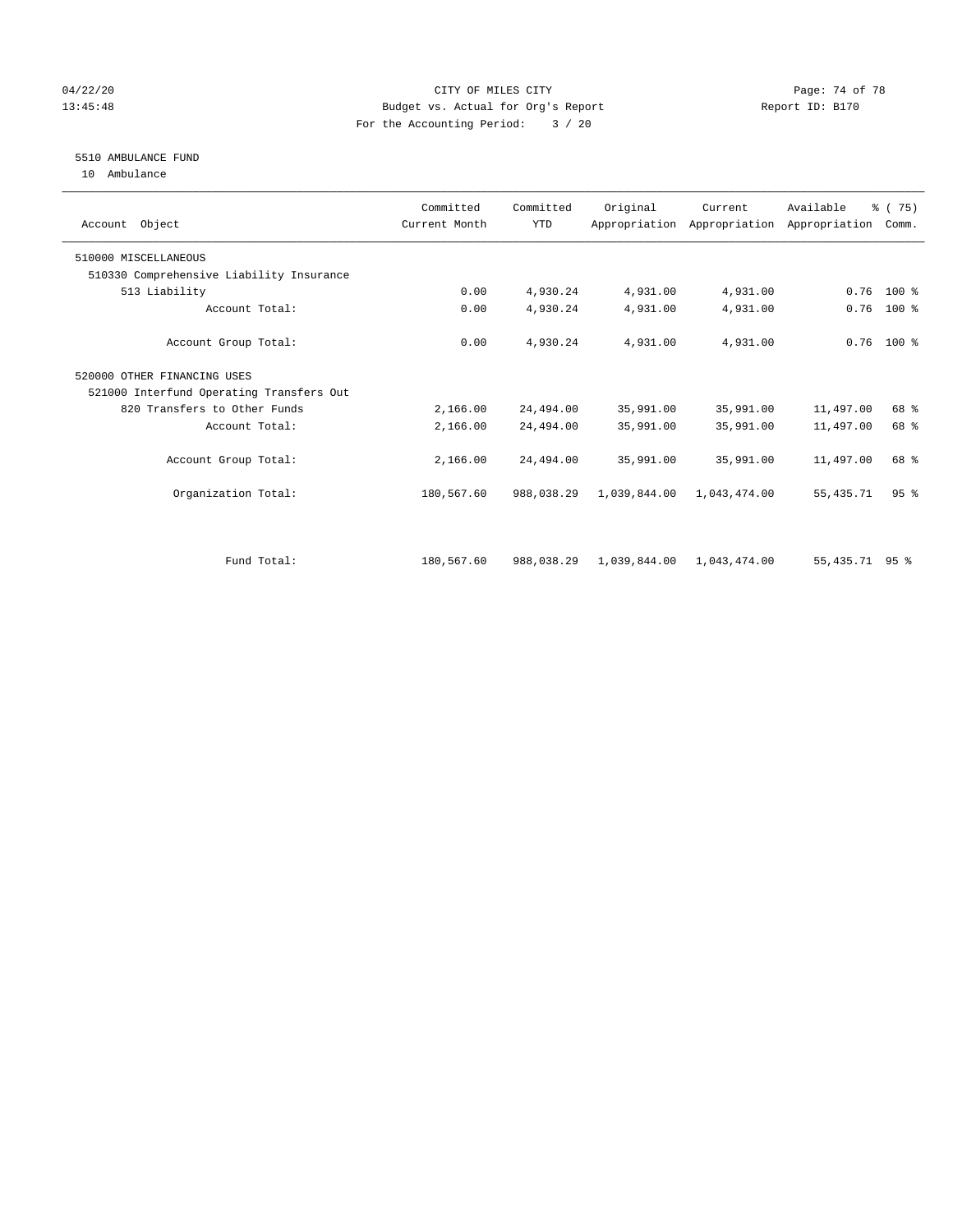CITY OF MILES CITY
Budget vs. Actual for Org's Report
For the Accounting Period: 3 / 20

04/22/20
13:45:48

Report ID: B170

## 5510 AMBULANCE FUND

10 Ambulance

| Account Object | Committed Current Month | Committed YTD | Original Appropriation | Current Appropriation | Available Appropriation | % ( 75) Comm. |
|---|---|---|---|---|---|---|
| 510000 MISCELLANEOUS | | | | | | |
| 510330 Comprehensive Liability Insurance | | | | | | |
| 513 Liability | 0.00 | 4,930.24 | 4,931.00 | 4,931.00 | 0.76 | 100 % |
| Account Total: | 0.00 | 4,930.24 | 4,931.00 | 4,931.00 | 0.76 | 100 % |
| Account Group Total: | 0.00 | 4,930.24 | 4,931.00 | 4,931.00 | 0.76 | 100 % |
| 520000 OTHER FINANCING USES | | | | | | |
| 521000 Interfund Operating Transfers Out | | | | | | |
| 820 Transfers to Other Funds | 2,166.00 | 24,494.00 | 35,991.00 | 35,991.00 | 11,497.00 | 68 % |
| Account Total: | 2,166.00 | 24,494.00 | 35,991.00 | 35,991.00 | 11,497.00 | 68 % |
| Account Group Total: | 2,166.00 | 24,494.00 | 35,991.00 | 35,991.00 | 11,497.00 | 68 % |
| Organization Total: | 180,567.60 | 988,038.29 | 1,039,844.00 | 1,043,474.00 | 55,435.71 | 95 % |
| Fund Total: | 180,567.60 | 988,038.29 | 1,039,844.00 | 1,043,474.00 | 55,435.71 | 95 % |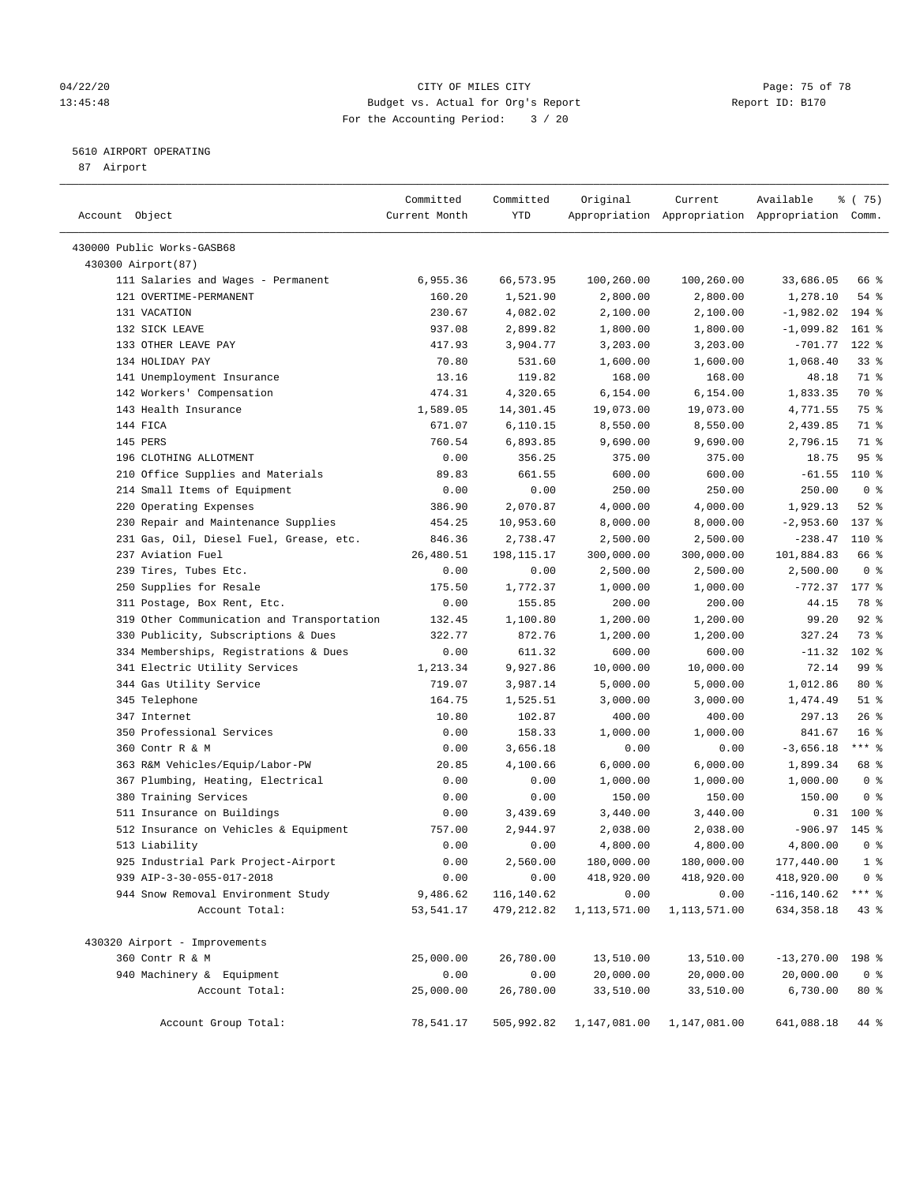CITY OF MILES CITY
Budget vs. Actual for Org's Report
For the Accounting Period: 3 / 20

04/22/20
13:45:48

Report ID: B170

5610 AIRPORT OPERATING
87 Airport

| Account Object | Committed Current Month | Committed YTD | Original Appropriation | Current Appropriation | Available Appropriation | % ( 75) Comm. |
|---|---|---|---|---|---|---|
| 430000 Public Works-GASB68 | | | | | | |
| 430300 Airport(87) | | | | | | |
| 111 Salaries and Wages - Permanent | 6,955.36 | 66,573.95 | 100,260.00 | 100,260.00 | 33,686.05 | 66 % |
| 121 OVERTIME-PERMANENT | 160.20 | 1,521.90 | 2,800.00 | 2,800.00 | 1,278.10 | 54 % |
| 131 VACATION | 230.67 | 4,082.02 | 2,100.00 | 2,100.00 | -1,982.02 | 194 % |
| 132 SICK LEAVE | 937.08 | 2,899.82 | 1,800.00 | 1,800.00 | -1,099.82 | 161 % |
| 133 OTHER LEAVE PAY | 417.93 | 3,904.77 | 3,203.00 | 3,203.00 | -701.77 | 122 % |
| 134 HOLIDAY PAY | 70.80 | 531.60 | 1,600.00 | 1,600.00 | 1,068.40 | 33 % |
| 141 Unemployment Insurance | 13.16 | 119.82 | 168.00 | 168.00 | 48.18 | 71 % |
| 142 Workers' Compensation | 474.31 | 4,320.65 | 6,154.00 | 6,154.00 | 1,833.35 | 70 % |
| 143 Health Insurance | 1,589.05 | 14,301.45 | 19,073.00 | 19,073.00 | 4,771.55 | 75 % |
| 144 FICA | 671.07 | 6,110.15 | 8,550.00 | 8,550.00 | 2,439.85 | 71 % |
| 145 PERS | 760.54 | 6,893.85 | 9,690.00 | 9,690.00 | 2,796.15 | 71 % |
| 196 CLOTHING ALLOTMENT | 0.00 | 356.25 | 375.00 | 375.00 | 18.75 | 95 % |
| 210 Office Supplies and Materials | 89.83 | 661.55 | 600.00 | 600.00 | -61.55 | 110 % |
| 214 Small Items of Equipment | 0.00 | 0.00 | 250.00 | 250.00 | 250.00 | 0 % |
| 220 Operating Expenses | 386.90 | 2,070.87 | 4,000.00 | 4,000.00 | 1,929.13 | 52 % |
| 230 Repair and Maintenance Supplies | 454.25 | 10,953.60 | 8,000.00 | 8,000.00 | -2,953.60 | 137 % |
| 231 Gas, Oil, Diesel Fuel, Grease, etc. | 846.36 | 2,738.47 | 2,500.00 | 2,500.00 | -238.47 | 110 % |
| 237 Aviation Fuel | 26,480.51 | 198,115.17 | 300,000.00 | 300,000.00 | 101,884.83 | 66 % |
| 239 Tires, Tubes Etc. | 0.00 | 0.00 | 2,500.00 | 2,500.00 | 2,500.00 | 0 % |
| 250 Supplies for Resale | 175.50 | 1,772.37 | 1,000.00 | 1,000.00 | -772.37 | 177 % |
| 311 Postage, Box Rent, Etc. | 0.00 | 155.85 | 200.00 | 200.00 | 44.15 | 78 % |
| 319 Other Communication and Transportation | 132.45 | 1,100.80 | 1,200.00 | 1,200.00 | 99.20 | 92 % |
| 330 Publicity, Subscriptions & Dues | 322.77 | 872.76 | 1,200.00 | 1,200.00 | 327.24 | 73 % |
| 334 Memberships, Registrations & Dues | 0.00 | 611.32 | 600.00 | 600.00 | -11.32 | 102 % |
| 341 Electric Utility Services | 1,213.34 | 9,927.86 | 10,000.00 | 10,000.00 | 72.14 | 99 % |
| 344 Gas Utility Service | 719.07 | 3,987.14 | 5,000.00 | 5,000.00 | 1,012.86 | 80 % |
| 345 Telephone | 164.75 | 1,525.51 | 3,000.00 | 3,000.00 | 1,474.49 | 51 % |
| 347 Internet | 10.80 | 102.87 | 400.00 | 400.00 | 297.13 | 26 % |
| 350 Professional Services | 0.00 | 158.33 | 1,000.00 | 1,000.00 | 841.67 | 16 % |
| 360 Contr R & M | 0.00 | 3,656.18 | 0.00 | 0.00 | -3,656.18 | *** % |
| 363 R&M Vehicles/Equip/Labor-PW | 20.85 | 4,100.66 | 6,000.00 | 6,000.00 | 1,899.34 | 68 % |
| 367 Plumbing, Heating, Electrical | 0.00 | 0.00 | 1,000.00 | 1,000.00 | 1,000.00 | 0 % |
| 380 Training Services | 0.00 | 0.00 | 150.00 | 150.00 | 150.00 | 0 % |
| 511 Insurance on Buildings | 0.00 | 3,439.69 | 3,440.00 | 3,440.00 | 0.31 | 100 % |
| 512 Insurance on Vehicles & Equipment | 757.00 | 2,944.97 | 2,038.00 | 2,038.00 | -906.97 | 145 % |
| 513 Liability | 0.00 | 0.00 | 4,800.00 | 4,800.00 | 4,800.00 | 0 % |
| 925 Industrial Park Project-Airport | 0.00 | 2,560.00 | 180,000.00 | 180,000.00 | 177,440.00 | 1 % |
| 939 AIP-3-30-055-017-2018 | 0.00 | 0.00 | 418,920.00 | 418,920.00 | 418,920.00 | 0 % |
| 944 Snow Removal Environment Study | 9,486.62 | 116,140.62 | 0.00 | 0.00 | -116,140.62 | *** % |
| Account Total: | 53,541.17 | 479,212.82 | 1,113,571.00 | 1,113,571.00 | 634,358.18 | 43 % |
| 430320 Airport - Improvements | | | | | | |
| 360 Contr R & M | 25,000.00 | 26,780.00 | 13,510.00 | 13,510.00 | -13,270.00 | 198 % |
| 940 Machinery & Equipment | 0.00 | 0.00 | 20,000.00 | 20,000.00 | 20,000.00 | 0 % |
| Account Total: | 25,000.00 | 26,780.00 | 33,510.00 | 33,510.00 | 6,730.00 | 80 % |
| Account Group Total: | 78,541.17 | 505,992.82 | 1,147,081.00 | 1,147,081.00 | 641,088.18 | 44 % |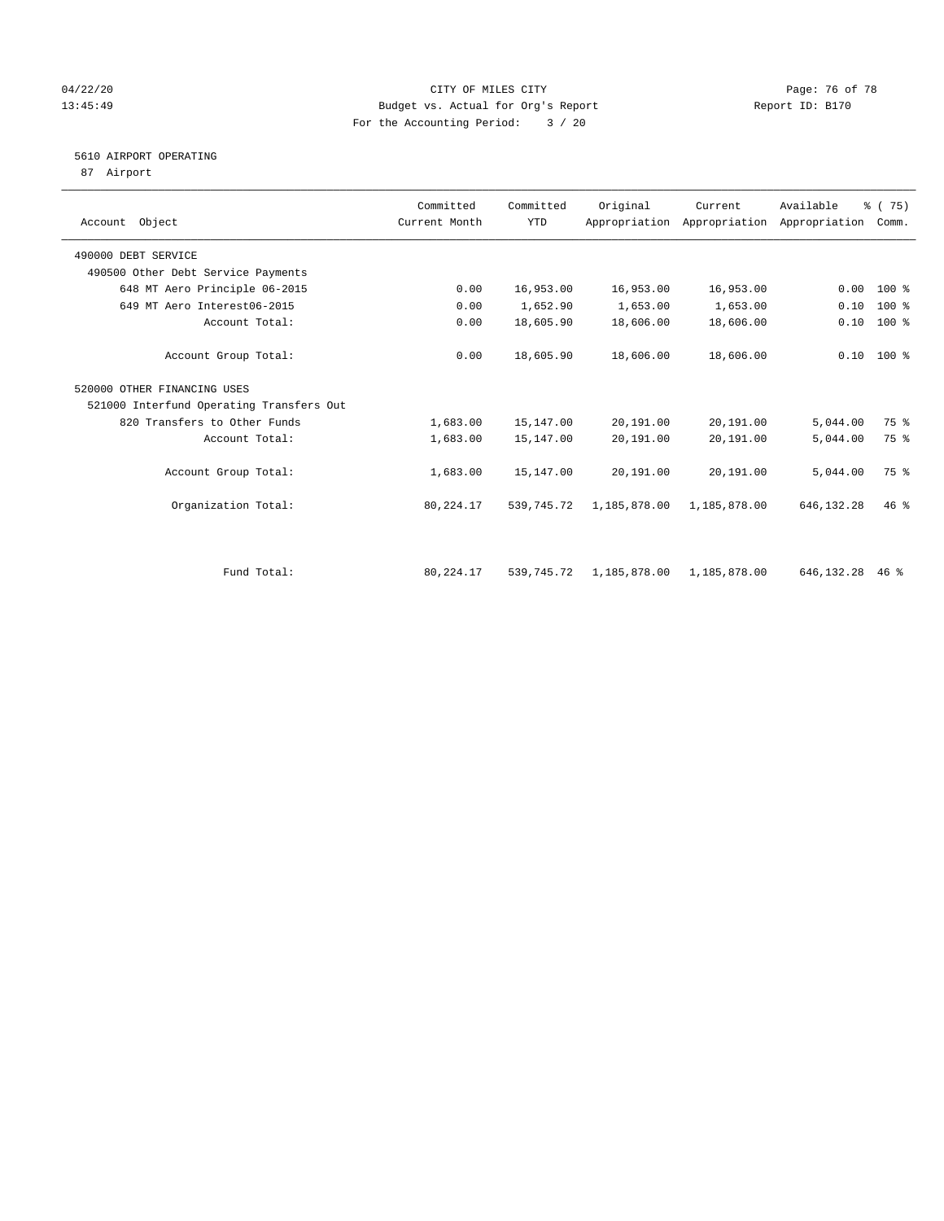CITY OF MILES CITY
Budget vs. Actual for Org's Report
For the Accounting Period: 3 / 20

04/22/20
13:45:49

Report ID: B170

## 5610 AIRPORT OPERATING
87 Airport

| Account Object | Committed Current Month | Committed YTD | Original Appropriation | Current Appropriation | Available Appropriation | % ( 75) Comm. |
|---|---|---|---|---|---|---|
| 490000 DEBT SERVICE | | | | | | |
| 490500 Other Debt Service Payments | | | | | | |
| 648 MT Aero Principle 06-2015 | 0.00 | 16,953.00 | 16,953.00 | 16,953.00 | 0.00 | 100 % |
| 649 MT Aero Interest06-2015 | 0.00 | 1,652.90 | 1,653.00 | 1,653.00 | 0.10 | 100 % |
| Account Total: | 0.00 | 18,605.90 | 18,606.00 | 18,606.00 | 0.10 | 100 % |
| Account Group Total: | 0.00 | 18,605.90 | 18,606.00 | 18,606.00 | 0.10 | 100 % |
| 520000 OTHER FINANCING USES | | | | | | |
| 521000 Interfund Operating Transfers Out | | | | | | |
| 820 Transfers to Other Funds | 1,683.00 | 15,147.00 | 20,191.00 | 20,191.00 | 5,044.00 | 75 % |
| Account Total: | 1,683.00 | 15,147.00 | 20,191.00 | 20,191.00 | 5,044.00 | 75 % |
| Account Group Total: | 1,683.00 | 15,147.00 | 20,191.00 | 20,191.00 | 5,044.00 | 75 % |
| Organization Total: | 80,224.17 | 539,745.72 | 1,185,878.00 | 1,185,878.00 | 646,132.28 | 46 % |
| Fund Total: | 80,224.17 | 539,745.72 | 1,185,878.00 | 1,185,878.00 | 646,132.28 | 46 % |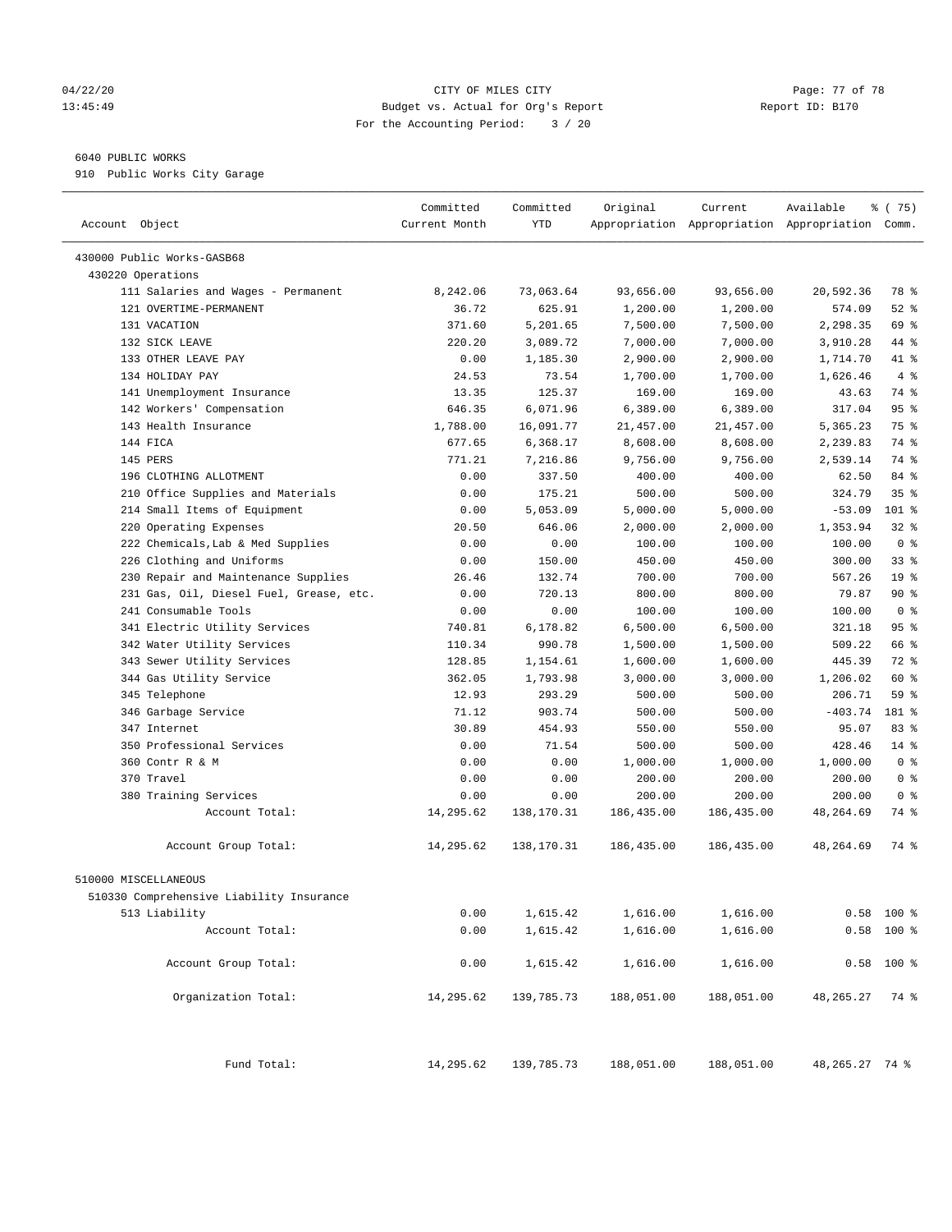CITY OF MILES CITY
Budget vs. Actual for Org's Report
For the Accounting Period: 3 / 20

04/22/20
13:45:49

Report ID: B170

6040 PUBLIC WORKS
910 Public Works City Garage

| Account Object | Committed Current Month | Committed YTD | Original Appropriation | Current Appropriation | Available Appropriation | % ( 75) Comm. |
|---|---|---|---|---|---|---|
| 430000 Public Works-GASB68 | | | | | | |
| 430220 Operations | | | | | | |
| 111 Salaries and Wages - Permanent | 8,242.06 | 73,063.64 | 93,656.00 | 93,656.00 | 20,592.36 | 78 % |
| 121 OVERTIME-PERMANENT | 36.72 | 625.91 | 1,200.00 | 1,200.00 | 574.09 | 52 % |
| 131 VACATION | 371.60 | 5,201.65 | 7,500.00 | 7,500.00 | 2,298.35 | 69 % |
| 132 SICK LEAVE | 220.20 | 3,089.72 | 7,000.00 | 7,000.00 | 3,910.28 | 44 % |
| 133 OTHER LEAVE PAY | 0.00 | 1,185.30 | 2,900.00 | 2,900.00 | 1,714.70 | 41 % |
| 134 HOLIDAY PAY | 24.53 | 73.54 | 1,700.00 | 1,700.00 | 1,626.46 | 4 % |
| 141 Unemployment Insurance | 13.35 | 125.37 | 169.00 | 169.00 | 43.63 | 74 % |
| 142 Workers' Compensation | 646.35 | 6,071.96 | 6,389.00 | 6,389.00 | 317.04 | 95 % |
| 143 Health Insurance | 1,788.00 | 16,091.77 | 21,457.00 | 21,457.00 | 5,365.23 | 75 % |
| 144 FICA | 677.65 | 6,368.17 | 8,608.00 | 8,608.00 | 2,239.83 | 74 % |
| 145 PERS | 771.21 | 7,216.86 | 9,756.00 | 9,756.00 | 2,539.14 | 74 % |
| 196 CLOTHING ALLOTMENT | 0.00 | 337.50 | 400.00 | 400.00 | 62.50 | 84 % |
| 210 Office Supplies and Materials | 0.00 | 175.21 | 500.00 | 500.00 | 324.79 | 35 % |
| 214 Small Items of Equipment | 0.00 | 5,053.09 | 5,000.00 | 5,000.00 | -53.09 | 101 % |
| 220 Operating Expenses | 20.50 | 646.06 | 2,000.00 | 2,000.00 | 1,353.94 | 32 % |
| 222 Chemicals,Lab & Med Supplies | 0.00 | 0.00 | 100.00 | 100.00 | 100.00 | 0 % |
| 226 Clothing and Uniforms | 0.00 | 150.00 | 450.00 | 450.00 | 300.00 | 33 % |
| 230 Repair and Maintenance Supplies | 26.46 | 132.74 | 700.00 | 700.00 | 567.26 | 19 % |
| 231 Gas, Oil, Diesel Fuel, Grease, etc. | 0.00 | 720.13 | 800.00 | 800.00 | 79.87 | 90 % |
| 241 Consumable Tools | 0.00 | 0.00 | 100.00 | 100.00 | 100.00 | 0 % |
| 341 Electric Utility Services | 740.81 | 6,178.82 | 6,500.00 | 6,500.00 | 321.18 | 95 % |
| 342 Water Utility Services | 110.34 | 990.78 | 1,500.00 | 1,500.00 | 509.22 | 66 % |
| 343 Sewer Utility Services | 128.85 | 1,154.61 | 1,600.00 | 1,600.00 | 445.39 | 72 % |
| 344 Gas Utility Service | 362.05 | 1,793.98 | 3,000.00 | 3,000.00 | 1,206.02 | 60 % |
| 345 Telephone | 12.93 | 293.29 | 500.00 | 500.00 | 206.71 | 59 % |
| 346 Garbage Service | 71.12 | 903.74 | 500.00 | 500.00 | -403.74 | 181 % |
| 347 Internet | 30.89 | 454.93 | 550.00 | 550.00 | 95.07 | 83 % |
| 350 Professional Services | 0.00 | 71.54 | 500.00 | 500.00 | 428.46 | 14 % |
| 360 Contr R & M | 0.00 | 0.00 | 1,000.00 | 1,000.00 | 1,000.00 | 0 % |
| 370 Travel | 0.00 | 0.00 | 200.00 | 200.00 | 200.00 | 0 % |
| 380 Training Services | 0.00 | 0.00 | 200.00 | 200.00 | 200.00 | 0 % |
| Account Total: | 14,295.62 | 138,170.31 | 186,435.00 | 186,435.00 | 48,264.69 | 74 % |
| Account Group Total: | 14,295.62 | 138,170.31 | 186,435.00 | 186,435.00 | 48,264.69 | 74 % |
| 510000 MISCELLANEOUS | | | | | | |
| 510330 Comprehensive Liability Insurance | | | | | | |
| 513 Liability | 0.00 | 1,615.42 | 1,616.00 | 1,616.00 | 0.58 | 100 % |
| Account Total: | 0.00 | 1,615.42 | 1,616.00 | 1,616.00 | 0.58 | 100 % |
| Account Group Total: | 0.00 | 1,615.42 | 1,616.00 | 1,616.00 | 0.58 | 100 % |
| Organization Total: | 14,295.62 | 139,785.73 | 188,051.00 | 188,051.00 | 48,265.27 | 74 % |
| Fund Total: | 14,295.62 | 139,785.73 | 188,051.00 | 188,051.00 | 48,265.27 | 74 % |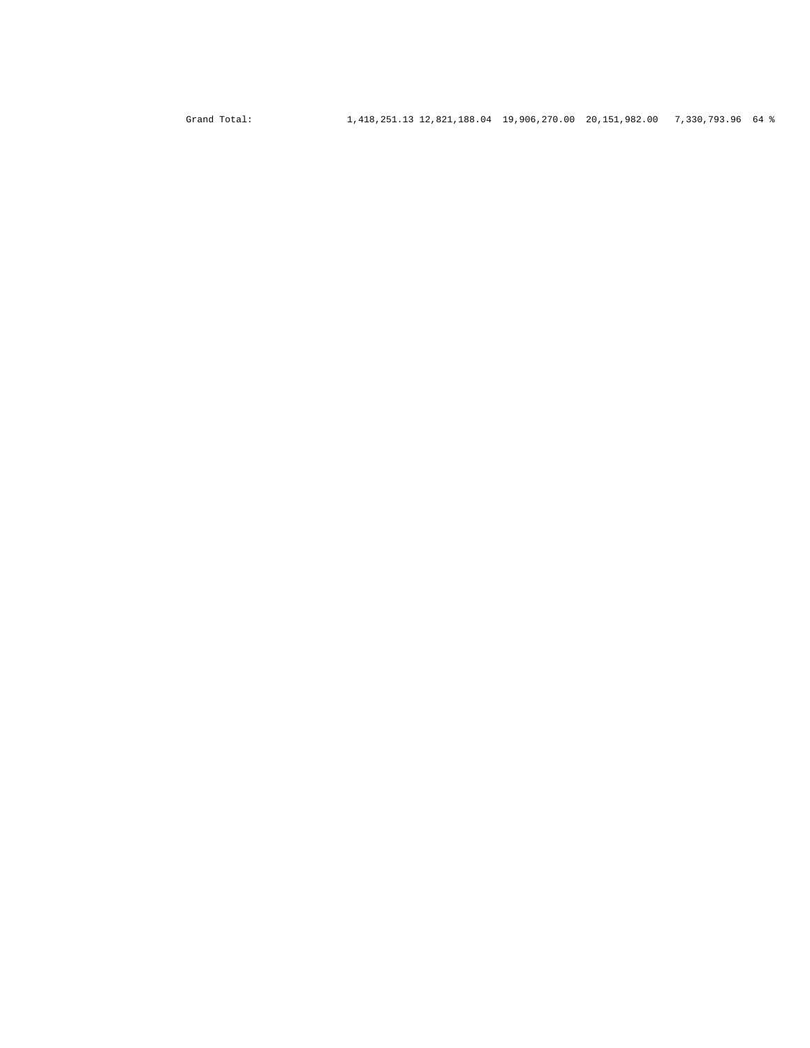| | | | | | | |
|---|---|---|---|---|---|---|
| Grand Total: | 1,418,251.13 | 12,821,188.04 | 19,906,270.00 | 20,151,982.00 | 7,330,793.96 | 64 % |